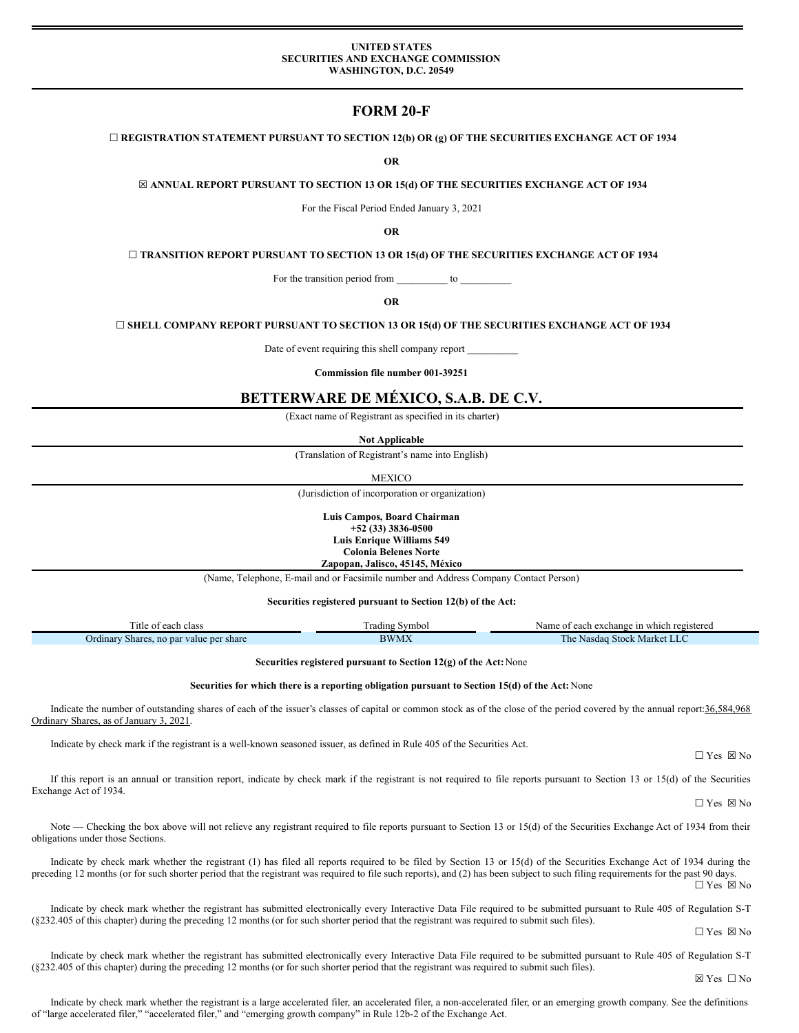**UNITED STATES**
**SECURITIES AND EXCHANGE COMMISSION**
**WASHINGTON, D.C. 20549**

# FORM 20-F

☐ **REGISTRATION STATEMENT PURSUANT TO SECTION 12(b) OR (g) OF THE SECURITIES EXCHANGE ACT OF 1934**

**OR**

☒ **ANNUAL REPORT PURSUANT TO SECTION 13 OR 15(d) OF THE SECURITIES EXCHANGE ACT OF 1934**

For the Fiscal Period Ended January 3, 2021

**OR**

☐ **TRANSITION REPORT PURSUANT TO SECTION 13 OR 15(d) OF THE SECURITIES EXCHANGE ACT OF 1934**

For the transition period from __________ to __________

**OR**

☐ **SHELL COMPANY REPORT PURSUANT TO SECTION 13 OR 15(d) OF THE SECURITIES EXCHANGE ACT OF 1934**

Date of event requiring this shell company report __________

**Commission file number 001-39251**

## BETTERWARE DE MÉXICO, S.A.B. DE C.V.

(Exact name of Registrant as specified in its charter)

**Not Applicable**

(Translation of Registrant's name into English)

MEXICO

(Jurisdiction of incorporation or organization)

**Luis Campos, Board Chairman**
**+52 (33) 3836-0500**
**Luis Enrique Williams 549**
**Colonia Belenes Norte**
**Zapopan, Jalisco, 45145, México**

(Name, Telephone, E-mail and or Facsimile number and Address Company Contact Person)

**Securities registered pursuant to Section 12(b) of the Act:**

| Title of each class | Trading Symbol | Name of each exchange in which registered |
|---|---|---|
| Ordinary Shares, no par value per share | BWMX | The Nasdaq Stock Market LLC |

**Securities registered pursuant to Section 12(g) of the Act:** None

**Securities for which there is a reporting obligation pursuant to Section 15(d) of the Act:** None

Indicate the number of outstanding shares of each of the issuer's classes of capital or common stock as of the close of the period covered by the annual report: 36,584,968 Ordinary Shares, as of January 3, 2021.

Indicate by check mark if the registrant is a well-known seasoned issuer, as defined in Rule 405 of the Securities Act.

☐ Yes ☒ No

If this report is an annual or transition report, indicate by check mark if the registrant is not required to file reports pursuant to Section 13 or 15(d) of the Securities Exchange Act of 1934.

☐ Yes ☒ No

Note — Checking the box above will not relieve any registrant required to file reports pursuant to Section 13 or 15(d) of the Securities Exchange Act of 1934 from their obligations under those Sections.

Indicate by check mark whether the registrant (1) has filed all reports required to be filed by Section 13 or 15(d) of the Securities Exchange Act of 1934 during the preceding 12 months (or for such shorter period that the registrant was required to file such reports), and (2) has been subject to such filing requirements for the past 90 days.

☐ Yes ☒ No

Indicate by check mark whether the registrant has submitted electronically every Interactive Data File required to be submitted pursuant to Rule 405 of Regulation S-T (§232.405 of this chapter) during the preceding 12 months (or for such shorter period that the registrant was required to submit such files).

☐ Yes ☒ No

Indicate by check mark whether the registrant has submitted electronically every Interactive Data File required to be submitted pursuant to Rule 405 of Regulation S-T (§232.405 of this chapter) during the preceding 12 months (or for such shorter period that the registrant was required to submit such files).

☒ Yes ☐ No

Indicate by check mark whether the registrant is a large accelerated filer, an accelerated filer, a non-accelerated filer, or an emerging growth company. See the definitions of "large accelerated filer," "accelerated filer," and "emerging growth company" in Rule 12b-2 of the Exchange Act.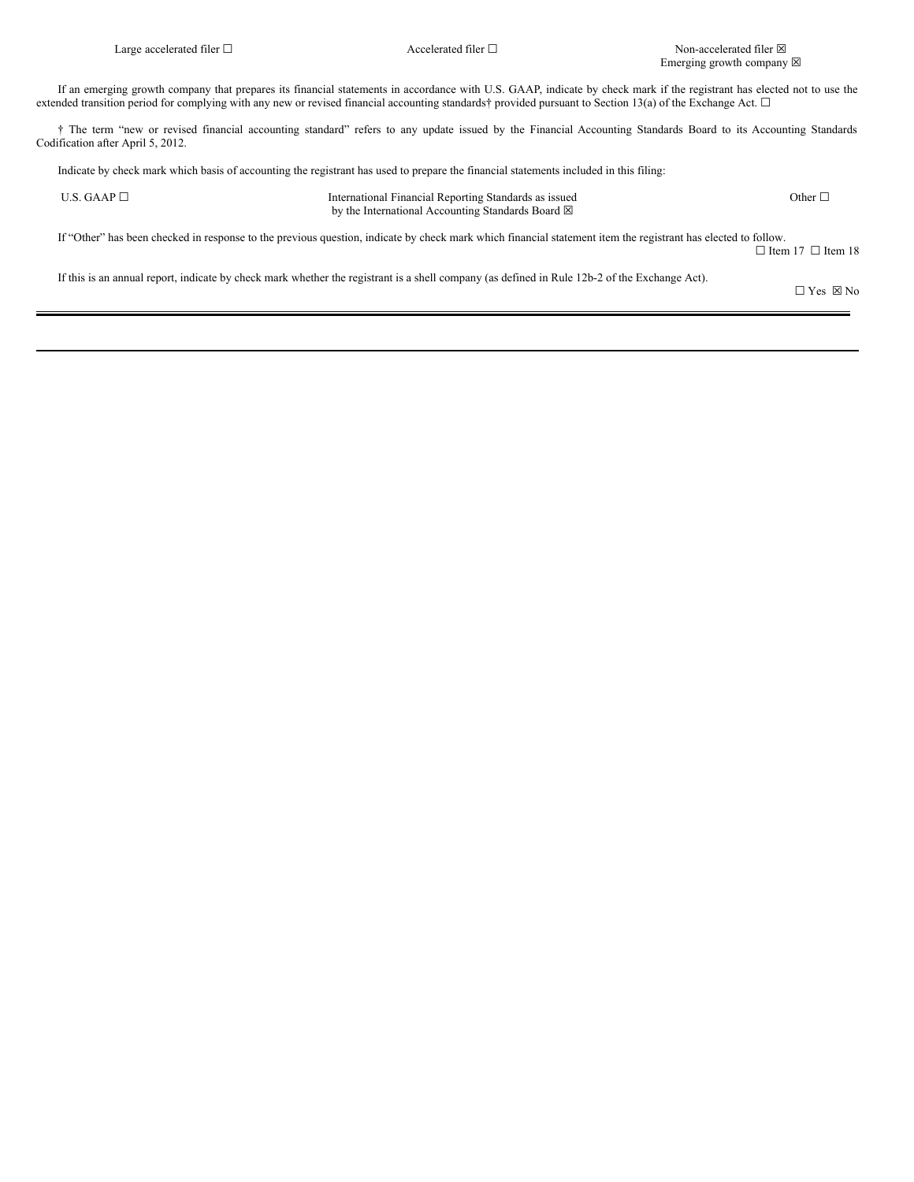| Large accelerated filer ☐ | Accelerated filer ☐ | Non-accelerated filer ☒ |
|---|---|---|
| | | Emerging growth company ☒ |

If an emerging growth company that prepares its financial statements in accordance with U.S. GAAP, indicate by check mark if the registrant has elected not to use the extended transition period for complying with any new or revised financial accounting standards† provided pursuant to Section 13(a) of the Exchange Act. ☐

† The term "new or revised financial accounting standard" refers to any update issued by the Financial Accounting Standards Board to its Accounting Standards Codification after April 5, 2012.

Indicate by check mark which basis of accounting the registrant has used to prepare the financial statements included in this filing:

| U.S. GAAP ☐ | International Financial Reporting Standards as issued by the International Accounting Standards Board ☒ | Other ☐ |
|---|---|---|

If "Other" has been checked in response to the previous question, indicate by check mark which financial statement item the registrant has elected to follow.

☐ Item 17 ☐ Item 18

If this is an annual report, indicate by check mark whether the registrant is a shell company (as defined in Rule 12b-2 of the Exchange Act).

☐ Yes ☒ No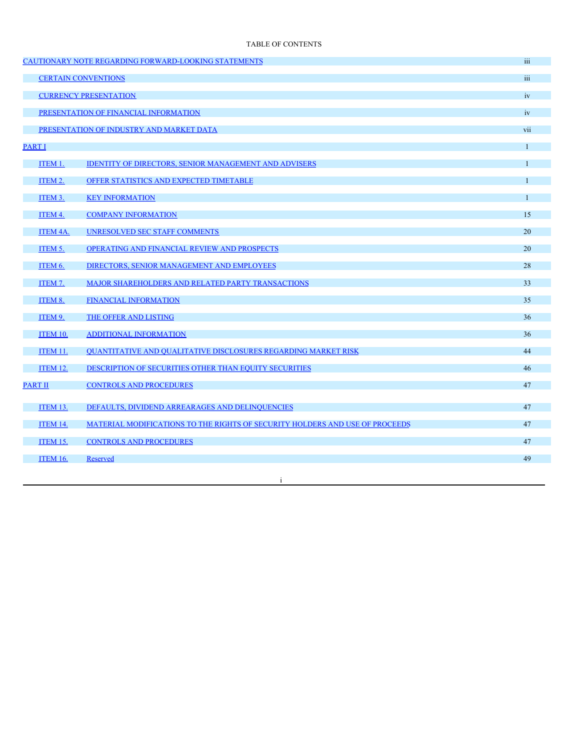TABLE OF CONTENTS

| | | |
|---|---|---|
| CAUTIONARY NOTE REGARDING FORWARD-LOOKING STATEMENTS | | iii |
| CERTAIN CONVENTIONS | | iii |
| CURRENCY PRESENTATION | | iv |
| PRESENTATION OF FINANCIAL INFORMATION | | iv |
| PRESENTATION OF INDUSTRY AND MARKET DATA | | vii |
| PART I | | 1 |
| ITEM 1. | IDENTITY OF DIRECTORS, SENIOR MANAGEMENT AND ADVISERS | 1 |
| ITEM 2. | OFFER STATISTICS AND EXPECTED TIMETABLE | 1 |
| ITEM 3. | KEY INFORMATION | 1 |
| ITEM 4. | COMPANY INFORMATION | 15 |
| ITEM 4A. | UNRESOLVED SEC STAFF COMMENTS | 20 |
| ITEM 5. | OPERATING AND FINANCIAL REVIEW AND PROSPECTS | 20 |
| ITEM 6. | DIRECTORS, SENIOR MANAGEMENT AND EMPLOYEES | 28 |
| ITEM 7. | MAJOR SHAREHOLDERS AND RELATED PARTY TRANSACTIONS | 33 |
| ITEM 8. | FINANCIAL INFORMATION | 35 |
| ITEM 9. | THE OFFER AND LISTING | 36 |
| ITEM 10. | ADDITIONAL INFORMATION | 36 |
| ITEM 11. | QUANTITATIVE AND QUALITATIVE DISCLOSURES REGARDING MARKET RISK | 44 |
| ITEM 12. | DESCRIPTION OF SECURITIES OTHER THAN EQUITY SECURITIES | 46 |
| PART II | CONTROLS AND PROCEDURES | 47 |
| ITEM 13. | DEFAULTS, DIVIDEND ARREARAGES AND DELINQUENCIES | 47 |
| ITEM 14. | MATERIAL MODIFICATIONS TO THE RIGHTS OF SECURITY HOLDERS AND USE OF PROCEEDS | 47 |
| ITEM 15. | CONTROLS AND PROCEDURES | 47 |
| ITEM 16. | Reserved | 49 |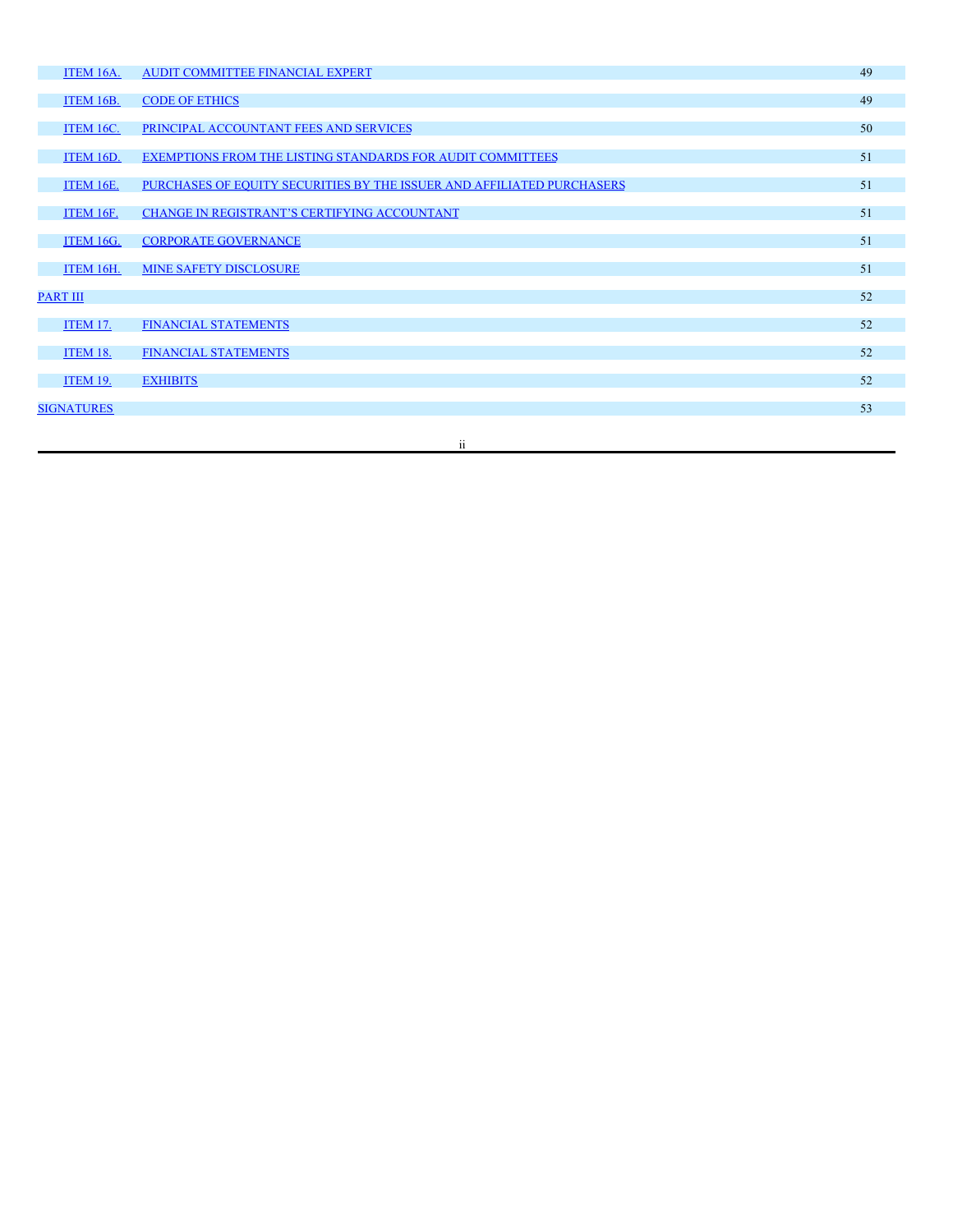| | | |
|---|---|---|
| ITEM 16A. | AUDIT COMMITTEE FINANCIAL EXPERT | 49 |
| ITEM 16B. | CODE OF ETHICS | 49 |
| ITEM 16C. | PRINCIPAL ACCOUNTANT FEES AND SERVICES | 50 |
| ITEM 16D. | EXEMPTIONS FROM THE LISTING STANDARDS FOR AUDIT COMMITTEES | 51 |
| ITEM 16E. | PURCHASES OF EQUITY SECURITIES BY THE ISSUER AND AFFILIATED PURCHASERS | 51 |
| ITEM 16F. | CHANGE IN REGISTRANT'S CERTIFYING ACCOUNTANT | 51 |
| ITEM 16G. | CORPORATE GOVERNANCE | 51 |
| ITEM 16H. | MINE SAFETY DISCLOSURE | 51 |
| PART III | | 52 |
| ITEM 17. | FINANCIAL STATEMENTS | 52 |
| ITEM 18. | FINANCIAL STATEMENTS | 52 |
| ITEM 19. | EXHIBITS | 52 |
| SIGNATURES | | 53 |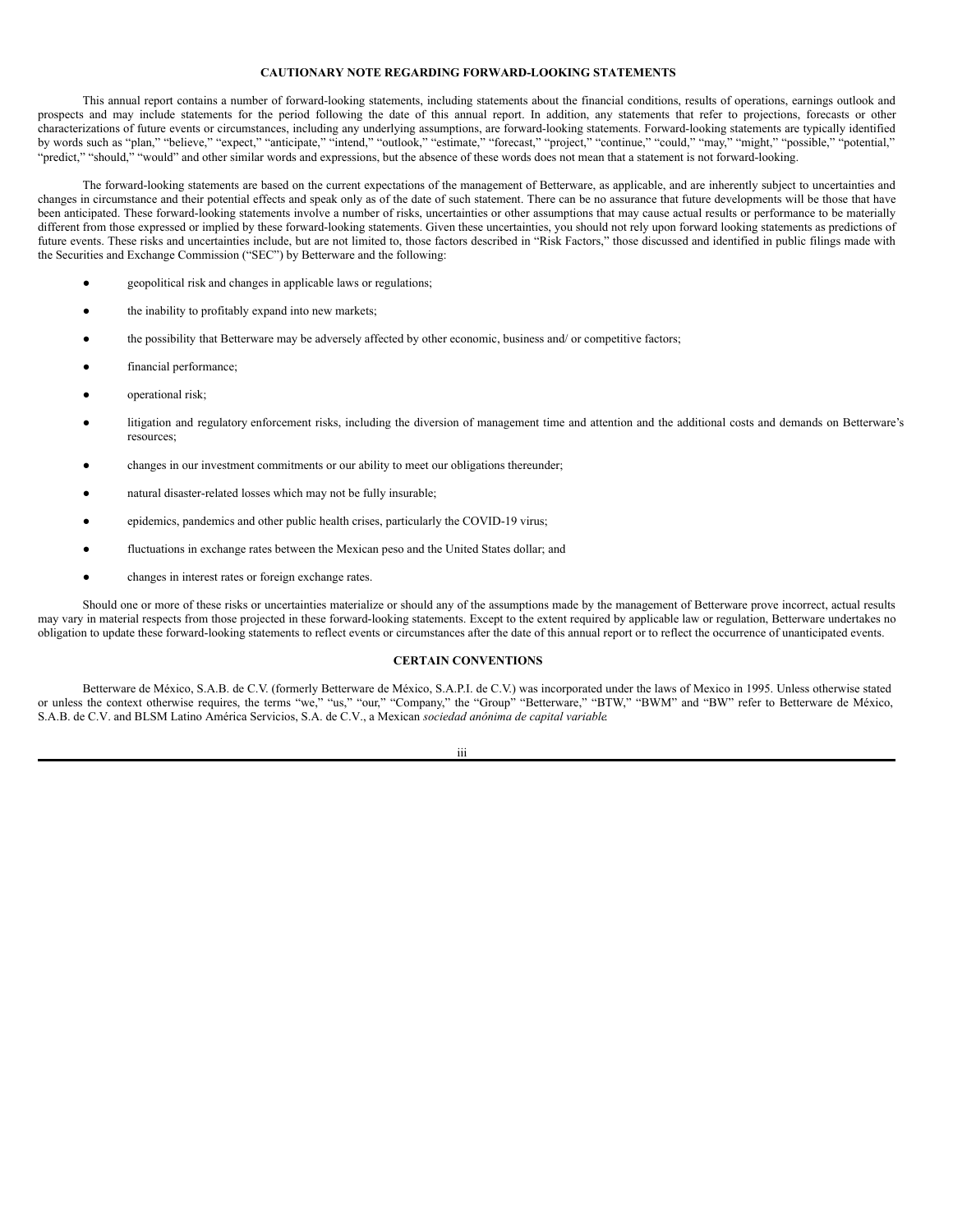## CAUTIONARY NOTE REGARDING FORWARD-LOOKING STATEMENTS

This annual report contains a number of forward-looking statements, including statements about the financial conditions, results of operations, earnings outlook and prospects and may include statements for the period following the date of this annual report. In addition, any statements that refer to projections, forecasts or other characterizations of future events or circumstances, including any underlying assumptions, are forward-looking statements. Forward-looking statements are typically identified by words such as "plan," "believe," "expect," "anticipate," "intend," "outlook," "estimate," "forecast," "project," "continue," "could," "may," "might," "possible," "potential," "predict," "should," "would" and other similar words and expressions, but the absence of these words does not mean that a statement is not forward-looking.

The forward-looking statements are based on the current expectations of the management of Betterware, as applicable, and are inherently subject to uncertainties and changes in circumstance and their potential effects and speak only as of the date of such statement. There can be no assurance that future developments will be those that have been anticipated. These forward-looking statements involve a number of risks, uncertainties or other assumptions that may cause actual results or performance to be materially different from those expressed or implied by these forward-looking statements. Given these uncertainties, you should not rely upon forward looking statements as predictions of future events. These risks and uncertainties include, but are not limited to, those factors described in "Risk Factors," those discussed and identified in public filings made with the Securities and Exchange Commission ("SEC") by Betterware and the following:

- geopolitical risk and changes in applicable laws or regulations;
- the inability to profitably expand into new markets;
- the possibility that Betterware may be adversely affected by other economic, business and/ or competitive factors;
- financial performance;
- operational risk;
- litigation and regulatory enforcement risks, including the diversion of management time and attention and the additional costs and demands on Betterware's resources;
- changes in our investment commitments or our ability to meet our obligations thereunder;
- natural disaster-related losses which may not be fully insurable;
- epidemics, pandemics and other public health crises, particularly the COVID-19 virus;
- fluctuations in exchange rates between the Mexican peso and the United States dollar; and
- changes in interest rates or foreign exchange rates.

Should one or more of these risks or uncertainties materialize or should any of the assumptions made by the management of Betterware prove incorrect, actual results may vary in material respects from those projected in these forward-looking statements. Except to the extent required by applicable law or regulation, Betterware undertakes no obligation to update these forward-looking statements to reflect events or circumstances after the date of this annual report or to reflect the occurrence of unanticipated events.

## CERTAIN CONVENTIONS

Betterware de México, S.A.B. de C.V. (formerly Betterware de México, S.A.P.I. de C.V.) was incorporated under the laws of Mexico in 1995. Unless otherwise stated or unless the context otherwise requires, the terms "we," "us," "our," "Company," the "Group" "Betterware," "BTW," "BWM" and "BW" refer to Betterware de México, S.A.B. de C.V. and BLSM Latino América Servicios, S.A. de C.V., a Mexican *sociedad anónima de capital variable*.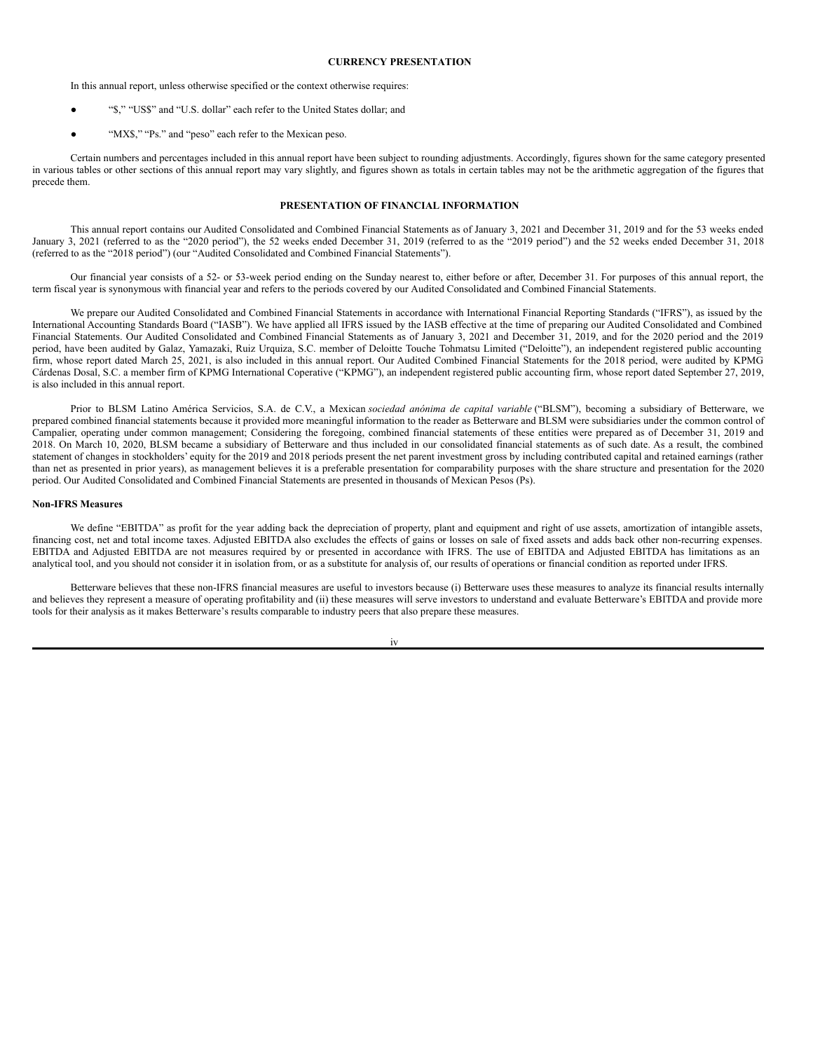## CURRENCY PRESENTATION

In this annual report, unless otherwise specified or the context otherwise requires:

- "$," "US$" and "U.S. dollar" each refer to the United States dollar; and
- "MX$," "Ps." and "peso" each refer to the Mexican peso.

Certain numbers and percentages included in this annual report have been subject to rounding adjustments. Accordingly, figures shown for the same category presented in various tables or other sections of this annual report may vary slightly, and figures shown as totals in certain tables may not be the arithmetic aggregation of the figures that precede them.

## PRESENTATION OF FINANCIAL INFORMATION

This annual report contains our Audited Consolidated and Combined Financial Statements as of January 3, 2021 and December 31, 2019 and for the 53 weeks ended January 3, 2021 (referred to as the "2020 period"), the 52 weeks ended December 31, 2019 (referred to as the "2019 period") and the 52 weeks ended December 31, 2018 (referred to as the "2018 period") (our "Audited Consolidated and Combined Financial Statements").

Our financial year consists of a 52- or 53-week period ending on the Sunday nearest to, either before or after, December 31. For purposes of this annual report, the term fiscal year is synonymous with financial year and refers to the periods covered by our Audited Consolidated and Combined Financial Statements.

We prepare our Audited Consolidated and Combined Financial Statements in accordance with International Financial Reporting Standards ("IFRS"), as issued by the International Accounting Standards Board ("IASB"). We have applied all IFRS issued by the IASB effective at the time of preparing our Audited Consolidated and Combined Financial Statements. Our Audited Consolidated and Combined Financial Statements as of January 3, 2021 and December 31, 2019, and for the 2020 period and the 2019 period, have been audited by Galaz, Yamazaki, Ruiz Urquiza, S.C. member of Deloitte Touche Tohmatsu Limited ("Deloitte"), an independent registered public accounting firm, whose report dated March 25, 2021, is also included in this annual report. Our Audited Combined Financial Statements for the 2018 period, were audited by KPMG Cárdenas Dosal, S.C. a member firm of KPMG International Coperative ("KPMG"), an independent registered public accounting firm, whose report dated September 27, 2019, is also included in this annual report.

Prior to BLSM Latino América Servicios, S.A. de C.V., a Mexican *sociedad anónima de capital variable* ("BLSM"), becoming a subsidiary of Betterware, we prepared combined financial statements because it provided more meaningful information to the reader as Betterware and BLSM were subsidiaries under the common control of Campalier, operating under common management; Considering the foregoing, combined financial statements of these entities were prepared as of December 31, 2019 and 2018. On March 10, 2020, BLSM became a subsidiary of Betterware and thus included in our consolidated financial statements as of such date. As a result, the combined statement of changes in stockholders' equity for the 2019 and 2018 periods present the net parent investment gross by including contributed capital and retained earnings (rather than net as presented in prior years), as management believes it is a preferable presentation for comparability purposes with the share structure and presentation for the 2020 period. Our Audited Consolidated and Combined Financial Statements are presented in thousands of Mexican Pesos (Ps).

### Non-IFRS Measures

We define "EBITDA" as profit for the year adding back the depreciation of property, plant and equipment and right of use assets, amortization of intangible assets, financing cost, net and total income taxes. Adjusted EBITDA also excludes the effects of gains or losses on sale of fixed assets and adds back other non-recurring expenses. EBITDA and Adjusted EBITDA are not measures required by or presented in accordance with IFRS. The use of EBITDA and Adjusted EBITDA has limitations as an analytical tool, and you should not consider it in isolation from, or as a substitute for analysis of, our results of operations or financial condition as reported under IFRS.

Betterware believes that these non-IFRS financial measures are useful to investors because (i) Betterware uses these measures to analyze its financial results internally and believes they represent a measure of operating profitability and (ii) these measures will serve investors to understand and evaluate Betterware's EBITDA and provide more tools for their analysis as it makes Betterware's results comparable to industry peers that also prepare these measures.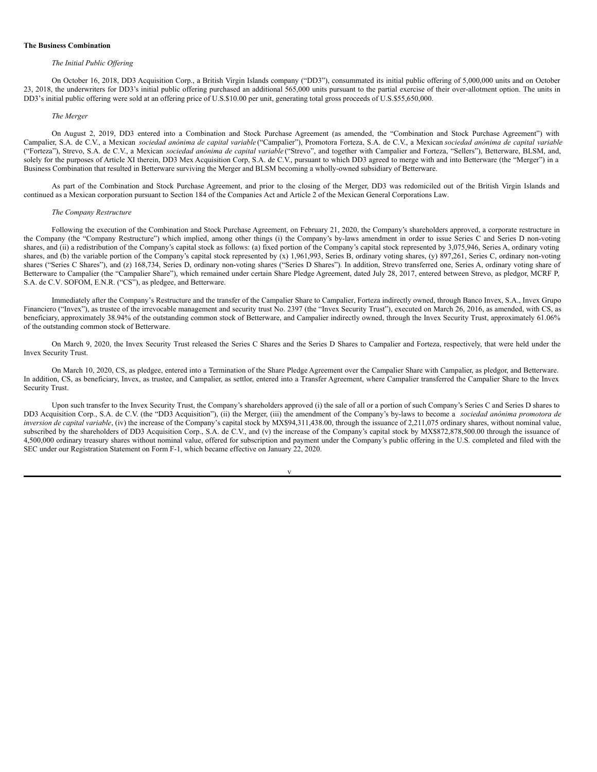**The Business Combination**

*The Initial Public Offering*

On October 16, 2018, DD3 Acquisition Corp., a British Virgin Islands company ("DD3"), consummated its initial public offering of 5,000,000 units and on October 23, 2018, the underwriters for DD3's initial public offering purchased an additional 565,000 units pursuant to the partial exercise of their over-allotment option. The units in DD3's initial public offering were sold at an offering price of U.S.$10.00 per unit, generating total gross proceeds of U.S.$55,650,000.

*The Merger*

On August 2, 2019, DD3 entered into a Combination and Stock Purchase Agreement (as amended, the "Combination and Stock Purchase Agreement") with Campalier, S.A. de C.V., a Mexican *sociedad anónima de capital variable* ("Campalier"), Promotora Forteza, S.A. de C.V., a Mexican *sociedad anónima de capital variable* ("Forteza"), Strevo, S.A. de C.V., a Mexican *sociedad anónima de capital variable* ("Strevo", and together with Campalier and Forteza, "Sellers"), Betterware, BLSM, and, solely for the purposes of Article XI therein, DD3 Mex Acquisition Corp, S.A. de C.V., pursuant to which DD3 agreed to merge with and into Betterware (the "Merger") in a Business Combination that resulted in Betterware surviving the Merger and BLSM becoming a wholly-owned subsidiary of Betterware.

As part of the Combination and Stock Purchase Agreement, and prior to the closing of the Merger, DD3 was redomiciled out of the British Virgin Islands and continued as a Mexican corporation pursuant to Section 184 of the Companies Act and Article 2 of the Mexican General Corporations Law.

*The Company Restructure*

Following the execution of the Combination and Stock Purchase Agreement, on February 21, 2020, the Company's shareholders approved, a corporate restructure in the Company (the "Company Restructure") which implied, among other things (i) the Company's by-laws amendment in order to issue Series C and Series D non-voting shares, and (ii) a redistribution of the Company's capital stock as follows: (a) fixed portion of the Company's capital stock represented by 3,075,946, Series A, ordinary voting shares, and (b) the variable portion of the Company's capital stock represented by (x) 1,961,993, Series B, ordinary voting shares, (y) 897,261, Series C, ordinary non-voting shares ("Series C Shares"), and (z) 168,734, Series D, ordinary non-voting shares ("Series D Shares"). In addition, Strevo transferred one, Series A, ordinary voting share of Betterware to Campalier (the "Campalier Share"), which remained under certain Share Pledge Agreement, dated July 28, 2017, entered between Strevo, as pledgor, MCRF P, S.A. de C.V. SOFOM, E.N.R. ("CS"), as pledgee, and Betterware.

Immediately after the Company's Restructure and the transfer of the Campalier Share to Campalier, Forteza indirectly owned, through Banco Invex, S.A., Invex Grupo Financiero ("Invex"), as trustee of the irrevocable management and security trust No. 2397 (the "Invex Security Trust"), executed on March 26, 2016, as amended, with CS, as beneficiary, approximately 38.94% of the outstanding common stock of Betterware, and Campalier indirectly owned, through the Invex Security Trust, approximately 61.06% of the outstanding common stock of Betterware.

On March 9, 2020, the Invex Security Trust released the Series C Shares and the Series D Shares to Campalier and Forteza, respectively, that were held under the Invex Security Trust.

On March 10, 2020, CS, as pledgee, entered into a Termination of the Share Pledge Agreement over the Campalier Share with Campalier, as pledgor, and Betterware. In addition, CS, as beneficiary, Invex, as trustee, and Campalier, as settlor, entered into a Transfer Agreement, where Campalier transferred the Campalier Share to the Invex Security Trust.

Upon such transfer to the Invex Security Trust, the Company's shareholders approved (i) the sale of all or a portion of such Company's Series C and Series D shares to DD3 Acquisition Corp., S.A. de C.V. (the "DD3 Acquisition"), (ii) the Merger, (iii) the amendment of the Company's by-laws to become a *sociedad anónima promotora de inversion de capital variable*, (iv) the increase of the Company's capital stock by MX$94,311,438.00, through the issuance of 2,211,075 ordinary shares, without nominal value, subscribed by the shareholders of DD3 Acquisition Corp., S.A. de C.V., and (v) the increase of the Company's capital stock by MX$872,878,500.00 through the issuance of 4,500,000 ordinary treasury shares without nominal value, offered for subscription and payment under the Company's public offering in the U.S. completed and filed with the SEC under our Registration Statement on Form F-1, which became effective on January 22, 2020.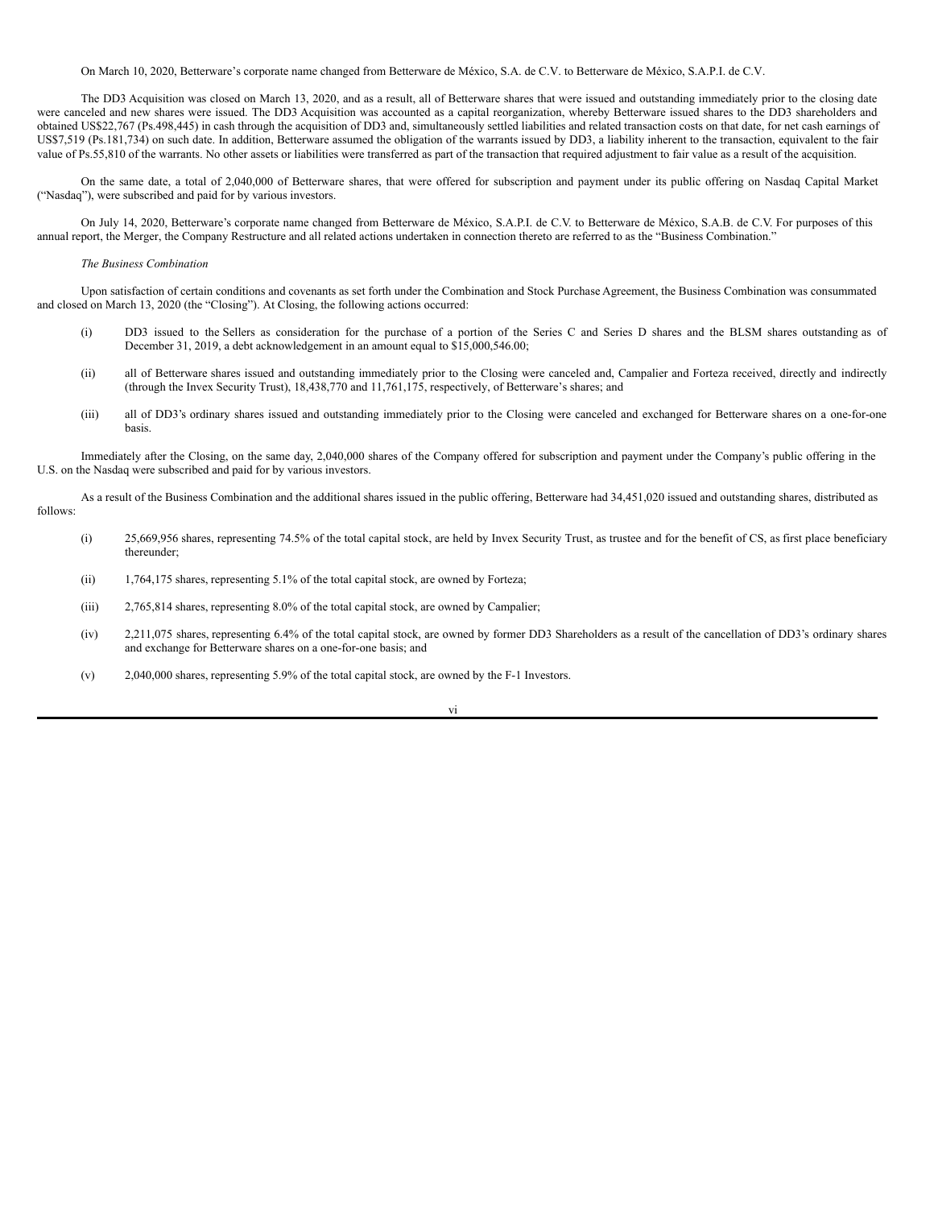On March 10, 2020, Betterware's corporate name changed from Betterware de México, S.A. de C.V. to Betterware de México, S.A.P.I. de C.V.

The DD3 Acquisition was closed on March 13, 2020, and as a result, all of Betterware shares that were issued and outstanding immediately prior to the closing date were canceled and new shares were issued. The DD3 Acquisition was accounted as a capital reorganization, whereby Betterware issued shares to the DD3 shareholders and obtained US$22,767 (Ps.498,445) in cash through the acquisition of DD3 and, simultaneously settled liabilities and related transaction costs on that date, for net cash earnings of US$7,519 (Ps.181,734) on such date. In addition, Betterware assumed the obligation of the warrants issued by DD3, a liability inherent to the transaction, equivalent to the fair value of Ps.55,810 of the warrants. No other assets or liabilities were transferred as part of the transaction that required adjustment to fair value as a result of the acquisition.

On the same date, a total of 2,040,000 of Betterware shares, that were offered for subscription and payment under its public offering on Nasdaq Capital Market ("Nasdaq"), were subscribed and paid for by various investors.

On July 14, 2020, Betterware's corporate name changed from Betterware de México, S.A.P.I. de C.V. to Betterware de México, S.A.B. de C.V. For purposes of this annual report, the Merger, the Company Restructure and all related actions undertaken in connection thereto are referred to as the "Business Combination."

*The Business Combination*

Upon satisfaction of certain conditions and covenants as set forth under the Combination and Stock Purchase Agreement, the Business Combination was consummated and closed on March 13, 2020 (the "Closing"). At Closing, the following actions occurred:

(i) DD3 issued to the Sellers as consideration for the purchase of a portion of the Series C and Series D shares and the BLSM shares outstanding as of December 31, 2019, a debt acknowledgement in an amount equal to $15,000,546.00;

(ii) all of Betterware shares issued and outstanding immediately prior to the Closing were canceled and, Campalier and Forteza received, directly and indirectly (through the Invex Security Trust), 18,438,770 and 11,761,175, respectively, of Betterware's shares; and

(iii) all of DD3's ordinary shares issued and outstanding immediately prior to the Closing were canceled and exchanged for Betterware shares on a one-for-one basis.

Immediately after the Closing, on the same day, 2,040,000 shares of the Company offered for subscription and payment under the Company's public offering in the U.S. on the Nasdaq were subscribed and paid for by various investors.

As a result of the Business Combination and the additional shares issued in the public offering, Betterware had 34,451,020 issued and outstanding shares, distributed as follows:

(i) 25,669,956 shares, representing 74.5% of the total capital stock, are held by Invex Security Trust, as trustee and for the benefit of CS, as first place beneficiary thereunder;

(ii) 1,764,175 shares, representing 5.1% of the total capital stock, are owned by Forteza;

(iii) 2,765,814 shares, representing 8.0% of the total capital stock, are owned by Campalier;

(iv) 2,211,075 shares, representing 6.4% of the total capital stock, are owned by former DD3 Shareholders as a result of the cancellation of DD3's ordinary shares and exchange for Betterware shares on a one-for-one basis; and

(v) 2,040,000 shares, representing 5.9% of the total capital stock, are owned by the F-1 Investors.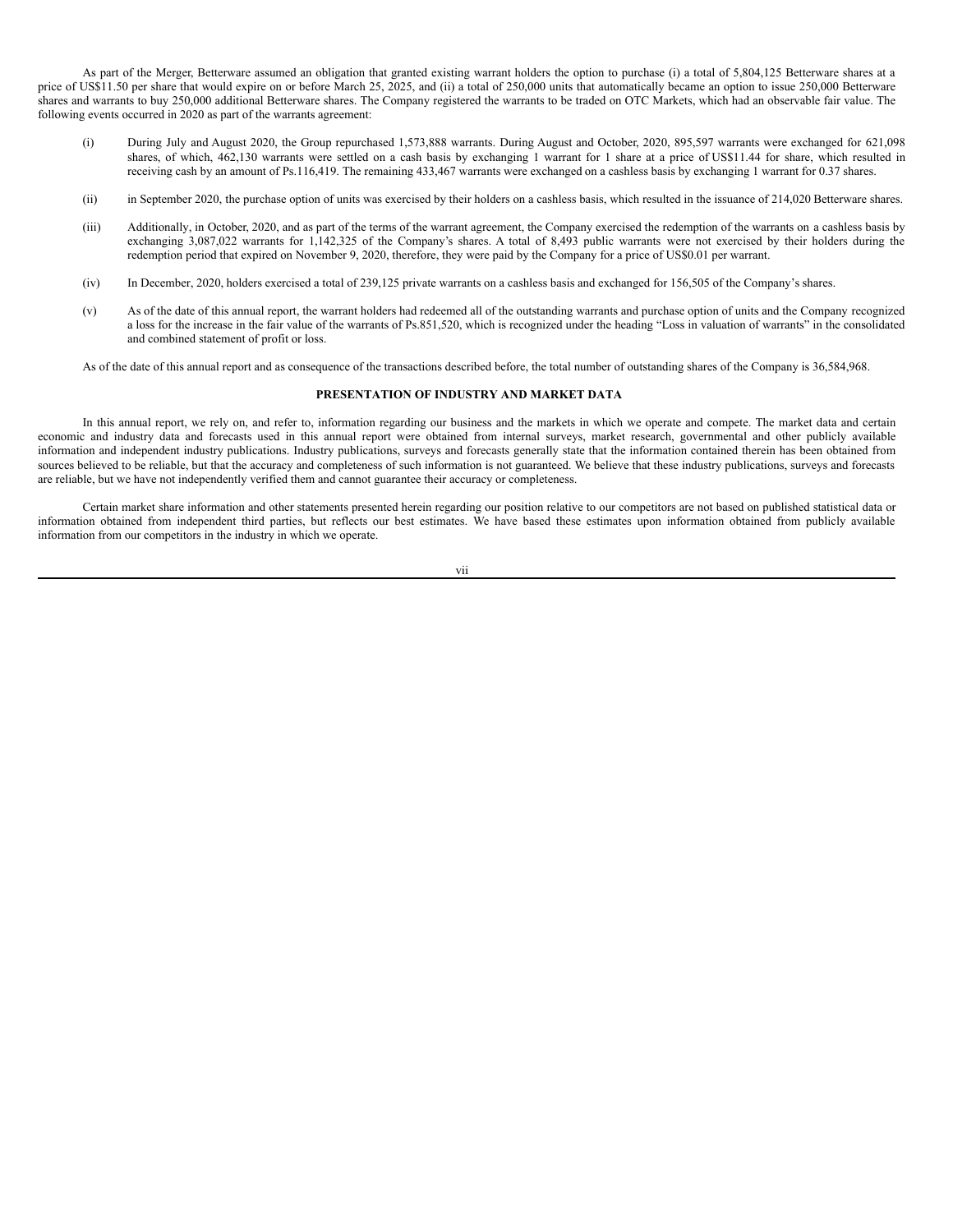As part of the Merger, Betterware assumed an obligation that granted existing warrant holders the option to purchase (i) a total of 5,804,125 Betterware shares at a price of US$11.50 per share that would expire on or before March 25, 2025, and (ii) a total of 250,000 units that automatically became an option to issue 250,000 Betterware shares and warrants to buy 250,000 additional Betterware shares. The Company registered the warrants to be traded on OTC Markets, which had an observable fair value. The following events occurred in 2020 as part of the warrants agreement:

(i) During July and August 2020, the Group repurchased 1,573,888 warrants. During August and October, 2020, 895,597 warrants were exchanged for 621,098 shares, of which, 462,130 warrants were settled on a cash basis by exchanging 1 warrant for 1 share at a price of US$11.44 for share, which resulted in receiving cash by an amount of Ps.116,419. The remaining 433,467 warrants were exchanged on a cashless basis by exchanging 1 warrant for 0.37 shares.

(ii) in September 2020, the purchase option of units was exercised by their holders on a cashless basis, which resulted in the issuance of 214,020 Betterware shares.

(iii) Additionally, in October, 2020, and as part of the terms of the warrant agreement, the Company exercised the redemption of the warrants on a cashless basis by exchanging 3,087,022 warrants for 1,142,325 of the Company's shares. A total of 8,493 public warrants were not exercised by their holders during the redemption period that expired on November 9, 2020, therefore, they were paid by the Company for a price of US$0.01 per warrant.

(iv) In December, 2020, holders exercised a total of 239,125 private warrants on a cashless basis and exchanged for 156,505 of the Company's shares.

(v) As of the date of this annual report, the warrant holders had redeemed all of the outstanding warrants and purchase option of units and the Company recognized a loss for the increase in the fair value of the warrants of Ps.851,520, which is recognized under the heading "Loss in valuation of warrants" in the consolidated and combined statement of profit or loss.

As of the date of this annual report and as consequence of the transactions described before, the total number of outstanding shares of the Company is 36,584,968.

## PRESENTATION OF INDUSTRY AND MARKET DATA

In this annual report, we rely on, and refer to, information regarding our business and the markets in which we operate and compete. The market data and certain economic and industry data and forecasts used in this annual report were obtained from internal surveys, market research, governmental and other publicly available information and independent industry publications. Industry publications, surveys and forecasts generally state that the information contained therein has been obtained from sources believed to be reliable, but that the accuracy and completeness of such information is not guaranteed. We believe that these industry publications, surveys and forecasts are reliable, but we have not independently verified them and cannot guarantee their accuracy or completeness.

Certain market share information and other statements presented herein regarding our position relative to our competitors are not based on published statistical data or information obtained from independent third parties, but reflects our best estimates. We have based these estimates upon information obtained from publicly available information from our competitors in the industry in which we operate.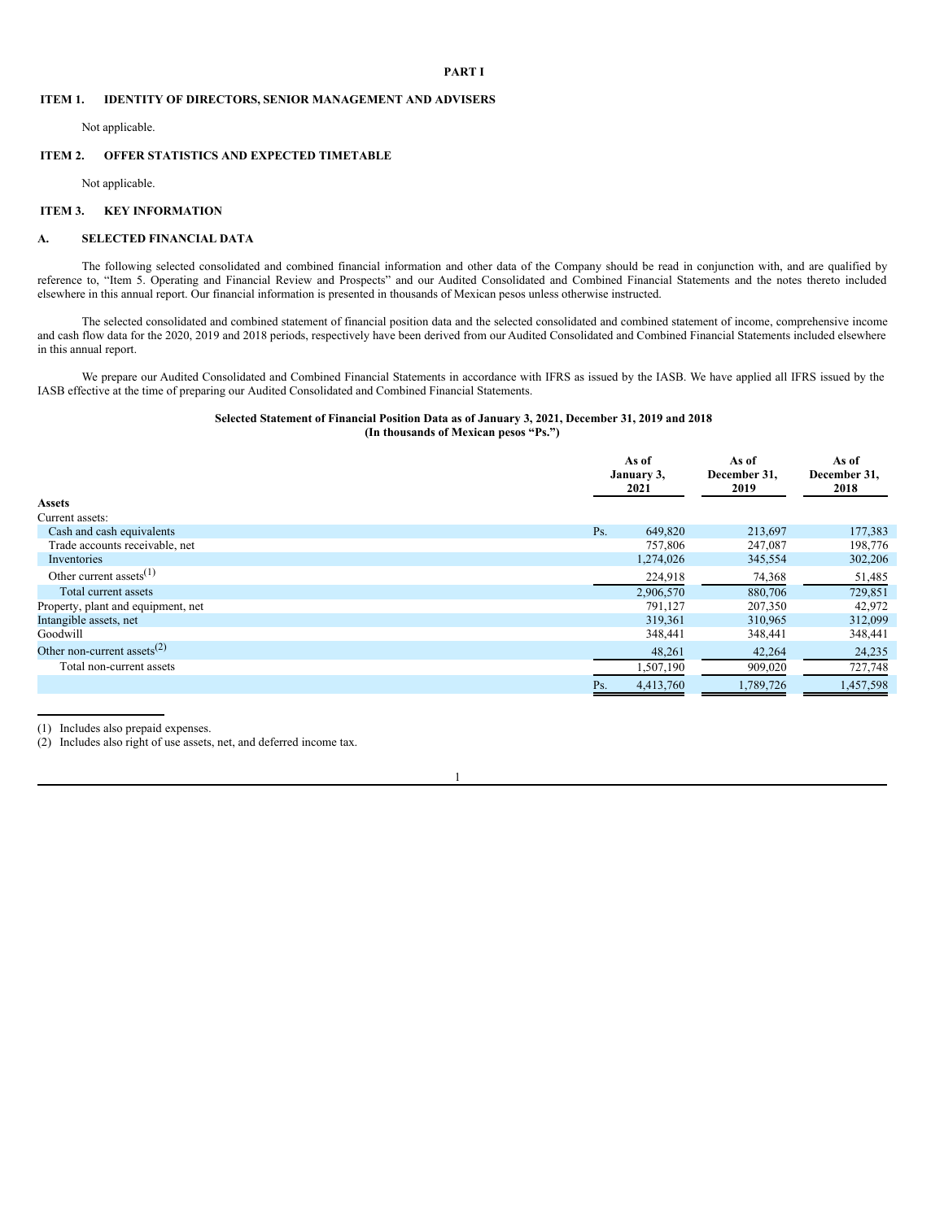# PART I

## ITEM 1. IDENTITY OF DIRECTORS, SENIOR MANAGEMENT AND ADVISERS

Not applicable.

## ITEM 2. OFFER STATISTICS AND EXPECTED TIMETABLE

Not applicable.

## ITEM 3. KEY INFORMATION

### A. SELECTED FINANCIAL DATA

The following selected consolidated and combined financial information and other data of the Company should be read in conjunction with, and are qualified by reference to, "Item 5. Operating and Financial Review and Prospects" and our Audited Consolidated and Combined Financial Statements and the notes thereto included elsewhere in this annual report. Our financial information is presented in thousands of Mexican pesos unless otherwise instructed.

The selected consolidated and combined statement of financial position data and the selected consolidated and combined statement of income, comprehensive income and cash flow data for the 2020, 2019 and 2018 periods, respectively have been derived from our Audited Consolidated and Combined Financial Statements included elsewhere in this annual report.

We prepare our Audited Consolidated and Combined Financial Statements in accordance with IFRS as issued by the IASB. We have applied all IFRS issued by the IASB effective at the time of preparing our Audited Consolidated and Combined Financial Statements.

**Selected Statement of Financial Position Data as of January 3, 2021, December 31, 2019 and 2018**
**(In thousands of Mexican pesos "Ps.")**

| | As of January 3, 2021 | As of December 31, 2019 | As of December 31, 2018 |
|---|---|---|---|
| **Assets** | | | |
| Current assets: | | | |
| Cash and cash equivalents | Ps. 649,820 | 213,697 | 177,383 |
| Trade accounts receivable, net | 757,806 | 247,087 | 198,776 |
| Inventories | 1,274,026 | 345,554 | 302,206 |
| Other current assets[(1)] | 224,918 | 74,368 | 51,485 |
| Total current assets | 2,906,570 | 880,706 | 729,851 |
| Property, plant and equipment, net | 791,127 | 207,350 | 42,972 |
| Intangible assets, net | 319,361 | 310,965 | 312,099 |
| Goodwill | 348,441 | 348,441 | 348,441 |
| Other non-current assets[(2)] | 48,261 | 42,264 | 24,235 |
| Total non-current assets | 1,507,190 | 909,020 | 727,748 |
| | Ps. 4,413,760 | 1,789,726 | 1,457,598 |

(1) Includes also prepaid expenses.
(2) Includes also right of use assets, net, and deferred income tax.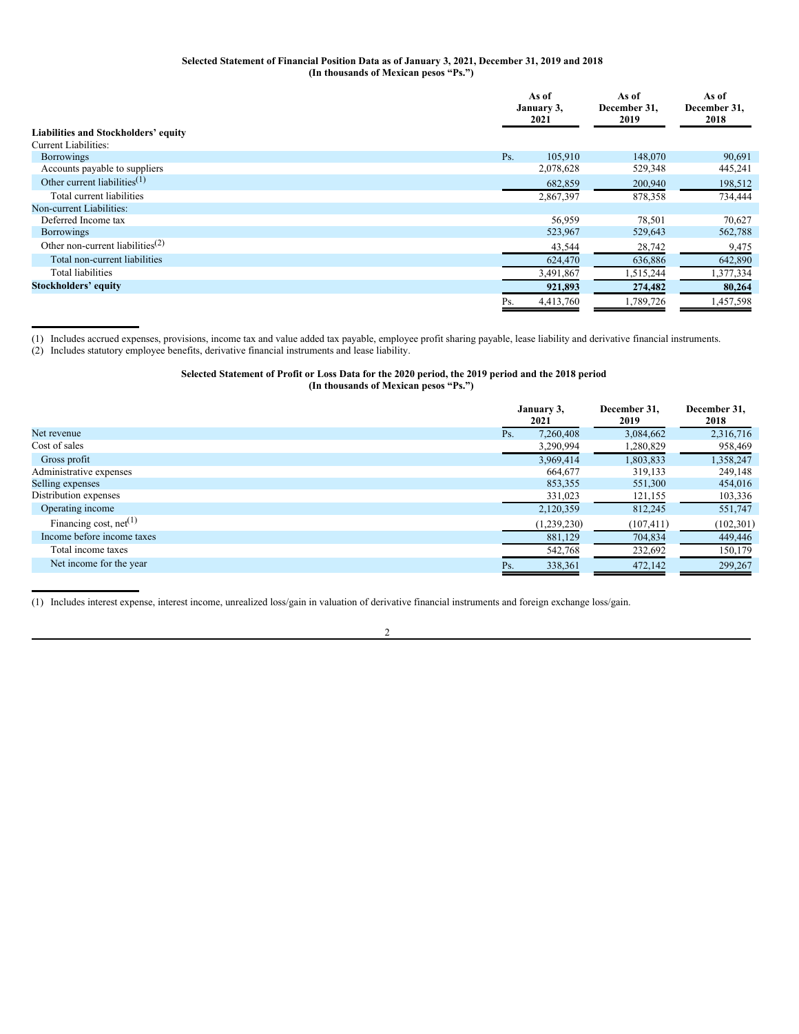**Selected Statement of Financial Position Data as of January 3, 2021, December 31, 2019 and 2018**
**(In thousands of Mexican pesos "Ps.")**

| | As of January 3, 2021 | As of December 31, 2019 | As of December 31, 2018 |
|---|---|---|---|
| **Liabilities and Stockholders' equity** | | | |
| Current Liabilities: | | | |
| Borrowings | Ps. 105,910 | 148,070 | 90,691 |
| Accounts payable to suppliers | 2,078,628 | 529,348 | 445,241 |
| Other current liabilities[1] | 682,859 | 200,940 | 198,512 |
| Total current liabilities | 2,867,397 | 878,358 | 734,444 |
| Non-current Liabilities: | | | |
| Deferred Income tax | 56,959 | 78,501 | 70,627 |
| Borrowings | 523,967 | 529,643 | 562,788 |
| Other non-current liabilities[2] | 43,544 | 28,742 | 9,475 |
| Total non-current liabilities | 624,470 | 636,886 | 642,890 |
| Total liabilities | 3,491,867 | 1,515,244 | 1,377,334 |
| **Stockholders' equity** | **921,893** | **274,482** | **80,264** |
| | Ps. 4,413,760 | 1,789,726 | 1,457,598 |

(1) Includes accrued expenses, provisions, income tax and value added tax payable, employee profit sharing payable, lease liability and derivative financial instruments.

(2) Includes statutory employee benefits, derivative financial instruments and lease liability.

**Selected Statement of Profit or Loss Data for the 2020 period, the 2019 period and the 2018 period**
**(In thousands of Mexican pesos "Ps.")**

| | January 3, 2021 | December 31, 2019 | December 31, 2018 |
|---|---|---|---|
| Net revenue | Ps. 7,260,408 | 3,084,662 | 2,316,716 |
| Cost of sales | 3,290,994 | 1,280,829 | 958,469 |
| Gross profit | 3,969,414 | 1,803,833 | 1,358,247 |
| Administrative expenses | 664,677 | 319,133 | 249,148 |
| Selling expenses | 853,355 | 551,300 | 454,016 |
| Distribution expenses | 331,023 | 121,155 | 103,336 |
| Operating income | 2,120,359 | 812,245 | 551,747 |
| Financing cost, net[1] | (1,239,230) | (107,411) | (102,301) |
| Income before income taxes | 881,129 | 704,834 | 449,446 |
| Total income taxes | 542,768 | 232,692 | 150,179 |
| Net income for the year | Ps. 338,361 | 472,142 | 299,267 |

(1) Includes interest expense, interest income, unrealized loss/gain in valuation of derivative financial instruments and foreign exchange loss/gain.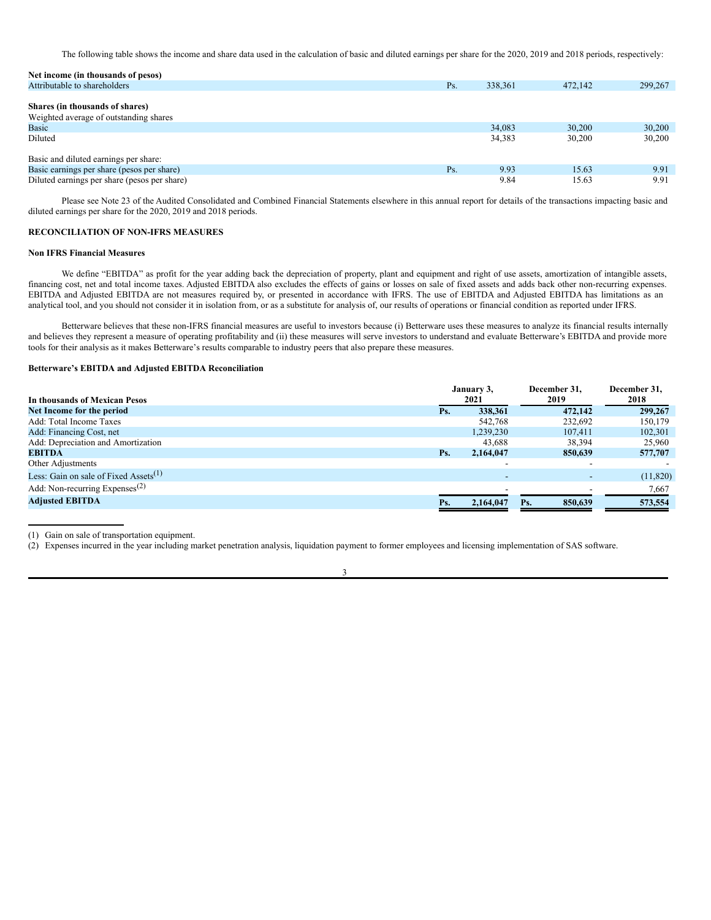The following table shows the income and share data used in the calculation of basic and diluted earnings per share for the 2020, 2019 and 2018 periods, respectively:

| | | | | |
|---|---|---|---|---|
| **Net income (in thousands of pesos)** | | | | |
| Attributable to shareholders | Ps. | 338,361 | 472,142 | 299,267 |
| | | | | |
| **Shares (in thousands of shares)** | | | | |
| Weighted average of outstanding shares | | | | |
| Basic | | 34,083 | 30,200 | 30,200 |
| Diluted | | 34,383 | 30,200 | 30,200 |
| | | | | |
| Basic and diluted earnings per share: | | | | |
| Basic earnings per share (pesos per share) | Ps. | 9.93 | 15.63 | 9.91 |
| Diluted earnings per share (pesos per share) | | 9.84 | 15.63 | 9.91 |

Please see Note 23 of the Audited Consolidated and Combined Financial Statements elsewhere in this annual report for details of the transactions impacting basic and diluted earnings per share for the 2020, 2019 and 2018 periods.

## RECONCILIATION OF NON-IFRS MEASURES

### Non IFRS Financial Measures

We define "EBITDA" as profit for the year adding back the depreciation of property, plant and equipment and right of use assets, amortization of intangible assets, financing cost, net and total income taxes. Adjusted EBITDA also excludes the effects of gains or losses on sale of fixed assets and adds back other non-recurring expenses. EBITDA and Adjusted EBITDA are not measures required by, or presented in accordance with IFRS. The use of EBITDA and Adjusted EBITDA has limitations as an analytical tool, and you should not consider it in isolation from, or as a substitute for analysis of, our results of operations or financial condition as reported under IFRS.

Betterware believes that these non-IFRS financial measures are useful to investors because (i) Betterware uses these measures to analyze its financial results internally and believes they represent a measure of operating profitability and (ii) these measures will serve investors to understand and evaluate Betterware's EBITDA and provide more tools for their analysis as it makes Betterware's results comparable to industry peers that also prepare these measures.

### Betterware's EBITDA and Adjusted EBITDA Reconciliation

| In thousands of Mexican Pesos | | January 3, 2021 | | December 31, 2019 | December 31, 2018 |
|---|---|---|---|---|---|
| **Net Income for the period** | **Ps.** | **338,361** | | **472,142** | **299,267** |
| Add: Total Income Taxes | | 542,768 | | 232,692 | 150,179 |
| Add: Financing Cost, net | | 1,239,230 | | 107,411 | 102,301 |
| Add: Depreciation and Amortization | | 43,688 | | 38,394 | 25,960 |
| **EBITDA** | **Ps.** | **2,164,047** | | **850,639** | **577,707** |
| Other Adjustments | | - | | - | - |
| Less: Gain on sale of Fixed Assets[1] | | - | | - | (11,820) |
| Add: Non-recurring Expenses[2] | | - | | - | 7,667 |
| **Adjusted EBITDA** | **Ps.** | **2,164,047** | **Ps.** | **850,639** | **573,554** |

(1) Gain on sale of transportation equipment.

(2) Expenses incurred in the year including market penetration analysis, liquidation payment to former employees and licensing implementation of SAS software.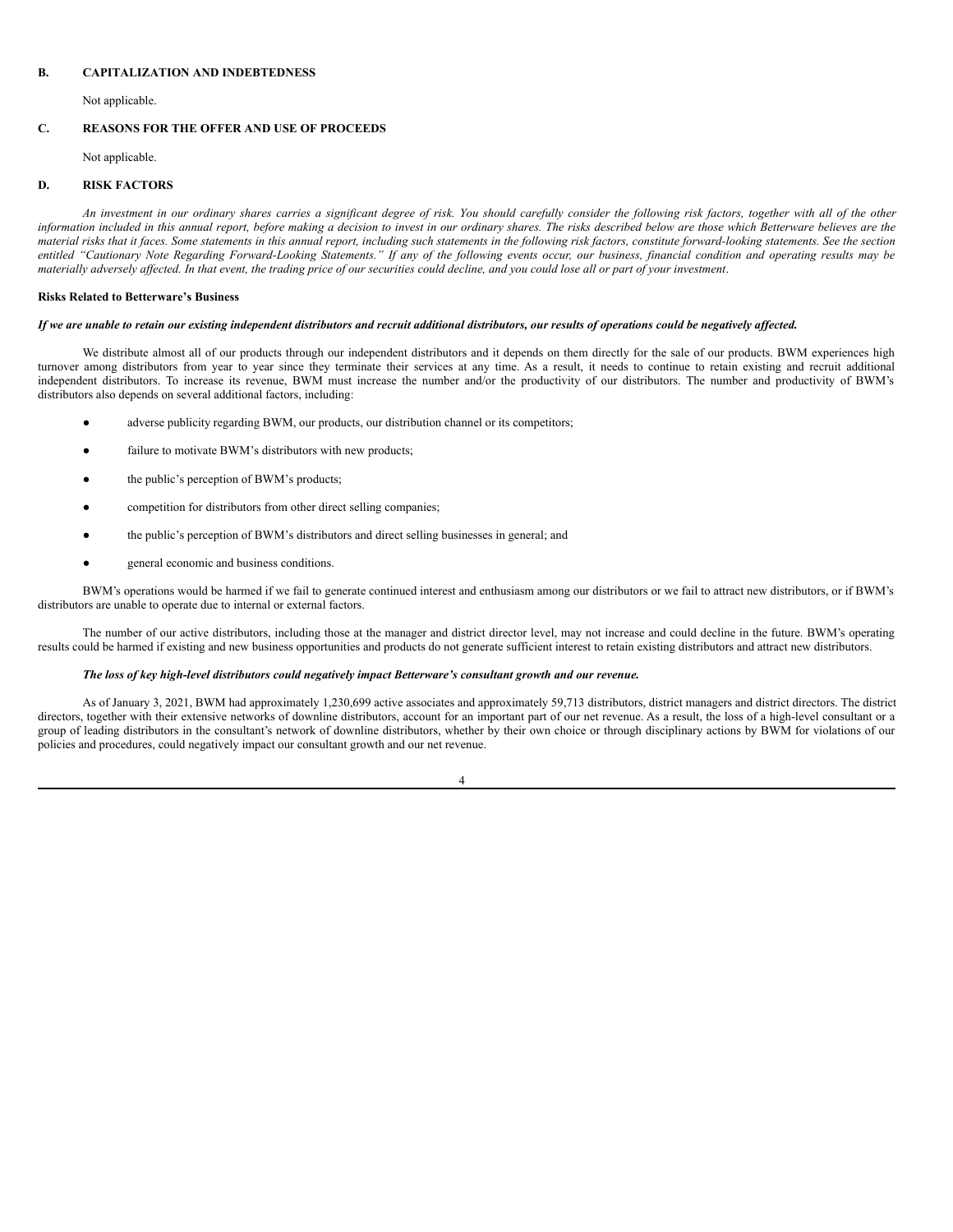## B. CAPITALIZATION AND INDEBTEDNESS

Not applicable.

## C. REASONS FOR THE OFFER AND USE OF PROCEEDS

Not applicable.

## D. RISK FACTORS

*An investment in our ordinary shares carries a significant degree of risk. You should carefully consider the following risk factors, together with all of the other information included in this annual report, before making a decision to invest in our ordinary shares. The risks described below are those which Betterware believes are the material risks that it faces. Some statements in this annual report, including such statements in the following risk factors, constitute forward-looking statements. See the section entitled "Cautionary Note Regarding Forward-Looking Statements." If any of the following events occur, our business, financial condition and operating results may be materially adversely affected. In that event, the trading price of our securities could decline, and you could lose all or part of your investment*.

### Risks Related to Betterware's Business

***If we are unable to retain our existing independent distributors and recruit additional distributors, our results of operations could be negatively affected.***

We distribute almost all of our products through our independent distributors and it depends on them directly for the sale of our products. BWM experiences high turnover among distributors from year to year since they terminate their services at any time. As a result, it needs to continue to retain existing and recruit additional independent distributors. To increase its revenue, BWM must increase the number and/or the productivity of our distributors. The number and productivity of BWM's distributors also depends on several additional factors, including:

- adverse publicity regarding BWM, our products, our distribution channel or its competitors;
- failure to motivate BWM's distributors with new products;
- the public's perception of BWM's products;
- competition for distributors from other direct selling companies;
- the public's perception of BWM's distributors and direct selling businesses in general; and
- general economic and business conditions.

BWM's operations would be harmed if we fail to generate continued interest and enthusiasm among our distributors or we fail to attract new distributors, or if BWM's distributors are unable to operate due to internal or external factors.

The number of our active distributors, including those at the manager and district director level, may not increase and could decline in the future. BWM's operating results could be harmed if existing and new business opportunities and products do not generate sufficient interest to retain existing distributors and attract new distributors.

***The loss of key high-level distributors could negatively impact Betterware's consultant growth and our revenue.***

As of January 3, 2021, BWM had approximately 1,230,699 active associates and approximately 59,713 distributors, district managers and district directors. The district directors, together with their extensive networks of downline distributors, account for an important part of our net revenue. As a result, the loss of a high-level consultant or a group of leading distributors in the consultant's network of downline distributors, whether by their own choice or through disciplinary actions by BWM for violations of our policies and procedures, could negatively impact our consultant growth and our net revenue.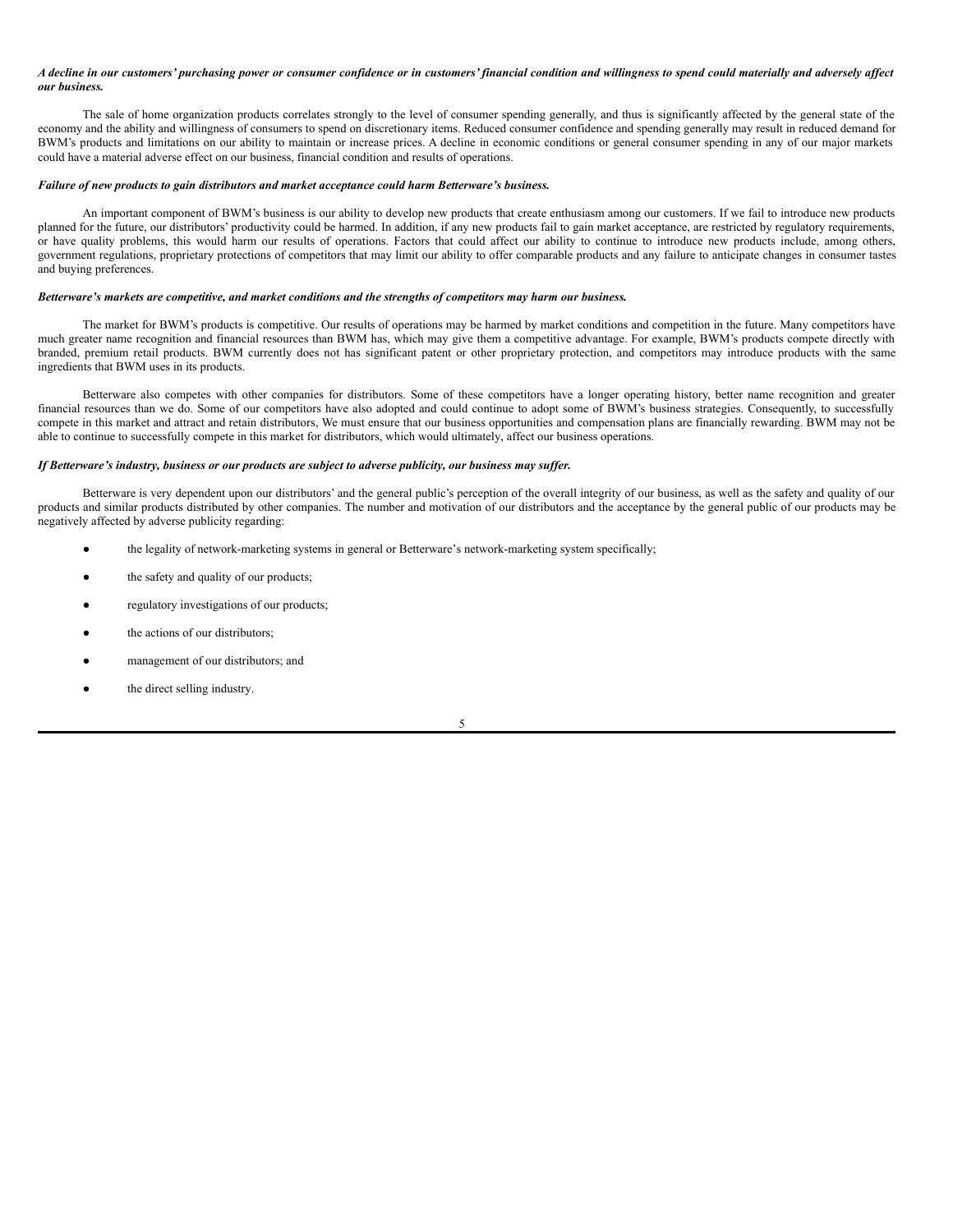***A decline in our customers' purchasing power or consumer confidence or in customers' financial condition and willingness to spend could materially and adversely affect our business.***

The sale of home organization products correlates strongly to the level of consumer spending generally, and thus is significantly affected by the general state of the economy and the ability and willingness of consumers to spend on discretionary items. Reduced consumer confidence and spending generally may result in reduced demand for BWM's products and limitations on our ability to maintain or increase prices. A decline in economic conditions or general consumer spending in any of our major markets could have a material adverse effect on our business, financial condition and results of operations.

***Failure of new products to gain distributors and market acceptance could harm Betterware's business.***

An important component of BWM's business is our ability to develop new products that create enthusiasm among our customers. If we fail to introduce new products planned for the future, our distributors' productivity could be harmed. In addition, if any new products fail to gain market acceptance, are restricted by regulatory requirements, or have quality problems, this would harm our results of operations. Factors that could affect our ability to continue to introduce new products include, among others, government regulations, proprietary protections of competitors that may limit our ability to offer comparable products and any failure to anticipate changes in consumer tastes and buying preferences.

***Betterware's markets are competitive, and market conditions and the strengths of competitors may harm our business.***

The market for BWM's products is competitive. Our results of operations may be harmed by market conditions and competition in the future. Many competitors have much greater name recognition and financial resources than BWM has, which may give them a competitive advantage. For example, BWM's products compete directly with branded, premium retail products. BWM currently does not has significant patent or other proprietary protection, and competitors may introduce products with the same ingredients that BWM uses in its products.

Betterware also competes with other companies for distributors. Some of these competitors have a longer operating history, better name recognition and greater financial resources than we do. Some of our competitors have also adopted and could continue to adopt some of BWM's business strategies. Consequently, to successfully compete in this market and attract and retain distributors, We must ensure that our business opportunities and compensation plans are financially rewarding. BWM may not be able to continue to successfully compete in this market for distributors, which would ultimately, affect our business operations.

***If Betterware's industry, business or our products are subject to adverse publicity, our business may suffer.***

Betterware is very dependent upon our distributors' and the general public's perception of the overall integrity of our business, as well as the safety and quality of our products and similar products distributed by other companies. The number and motivation of our distributors and the acceptance by the general public of our products may be negatively affected by adverse publicity regarding:

- the legality of network-marketing systems in general or Betterware's network-marketing system specifically;
- the safety and quality of our products;
- regulatory investigations of our products;
- the actions of our distributors;
- management of our distributors; and
- the direct selling industry.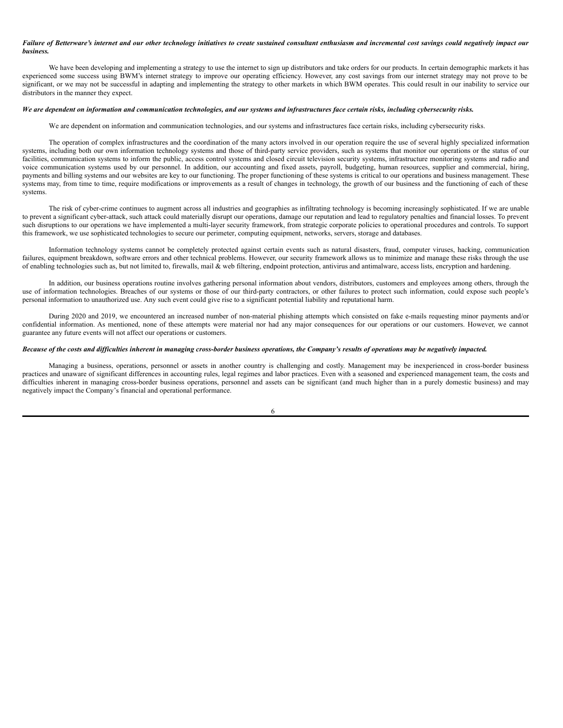***Failure of Betterware's internet and our other technology initiatives to create sustained consultant enthusiasm and incremental cost savings could negatively impact our business.***

We have been developing and implementing a strategy to use the internet to sign up distributors and take orders for our products. In certain demographic markets it has experienced some success using BWM's internet strategy to improve our operating efficiency. However, any cost savings from our internet strategy may not prove to be significant, or we may not be successful in adapting and implementing the strategy to other markets in which BWM operates. This could result in our inability to service our distributors in the manner they expect.

***We are dependent on information and communication technologies, and our systems and infrastructures face certain risks, including cybersecurity risks.***

We are dependent on information and communication technologies, and our systems and infrastructures face certain risks, including cybersecurity risks.

The operation of complex infrastructures and the coordination of the many actors involved in our operation require the use of several highly specialized information systems, including both our own information technology systems and those of third-party service providers, such as systems that monitor our operations or the status of our facilities, communication systems to inform the public, access control systems and closed circuit television security systems, infrastructure monitoring systems and radio and voice communication systems used by our personnel. In addition, our accounting and fixed assets, payroll, budgeting, human resources, supplier and commercial, hiring, payments and billing systems and our websites are key to our functioning. The proper functioning of these systems is critical to our operations and business management. These systems may, from time to time, require modifications or improvements as a result of changes in technology, the growth of our business and the functioning of each of these systems.

The risk of cyber-crime continues to augment across all industries and geographies as infiltrating technology is becoming increasingly sophisticated. If we are unable to prevent a significant cyber-attack, such attack could materially disrupt our operations, damage our reputation and lead to regulatory penalties and financial losses. To prevent such disruptions to our operations we have implemented a multi-layer security framework, from strategic corporate policies to operational procedures and controls. To support this framework, we use sophisticated technologies to secure our perimeter, computing equipment, networks, servers, storage and databases.

Information technology systems cannot be completely protected against certain events such as natural disasters, fraud, computer viruses, hacking, communication failures, equipment breakdown, software errors and other technical problems. However, our security framework allows us to minimize and manage these risks through the use of enabling technologies such as, but not limited to, firewalls, mail & web filtering, endpoint protection, antivirus and antimalware, access lists, encryption and hardening.

In addition, our business operations routine involves gathering personal information about vendors, distributors, customers and employees among others, through the use of information technologies. Breaches of our systems or those of our third-party contractors, or other failures to protect such information, could expose such people's personal information to unauthorized use. Any such event could give rise to a significant potential liability and reputational harm.

During 2020 and 2019, we encountered an increased number of non-material phishing attempts which consisted on fake e-mails requesting minor payments and/or confidential information. As mentioned, none of these attempts were material nor had any major consequences for our operations or our customers. However, we cannot guarantee any future events will not affect our operations or customers.

***Because of the costs and difficulties inherent in managing cross-border business operations, the Company's results of operations may be negatively impacted.***

Managing a business, operations, personnel or assets in another country is challenging and costly. Management may be inexperienced in cross-border business practices and unaware of significant differences in accounting rules, legal regimes and labor practices. Even with a seasoned and experienced management team, the costs and difficulties inherent in managing cross-border business operations, personnel and assets can be significant (and much higher than in a purely domestic business) and may negatively impact the Company's financial and operational performance.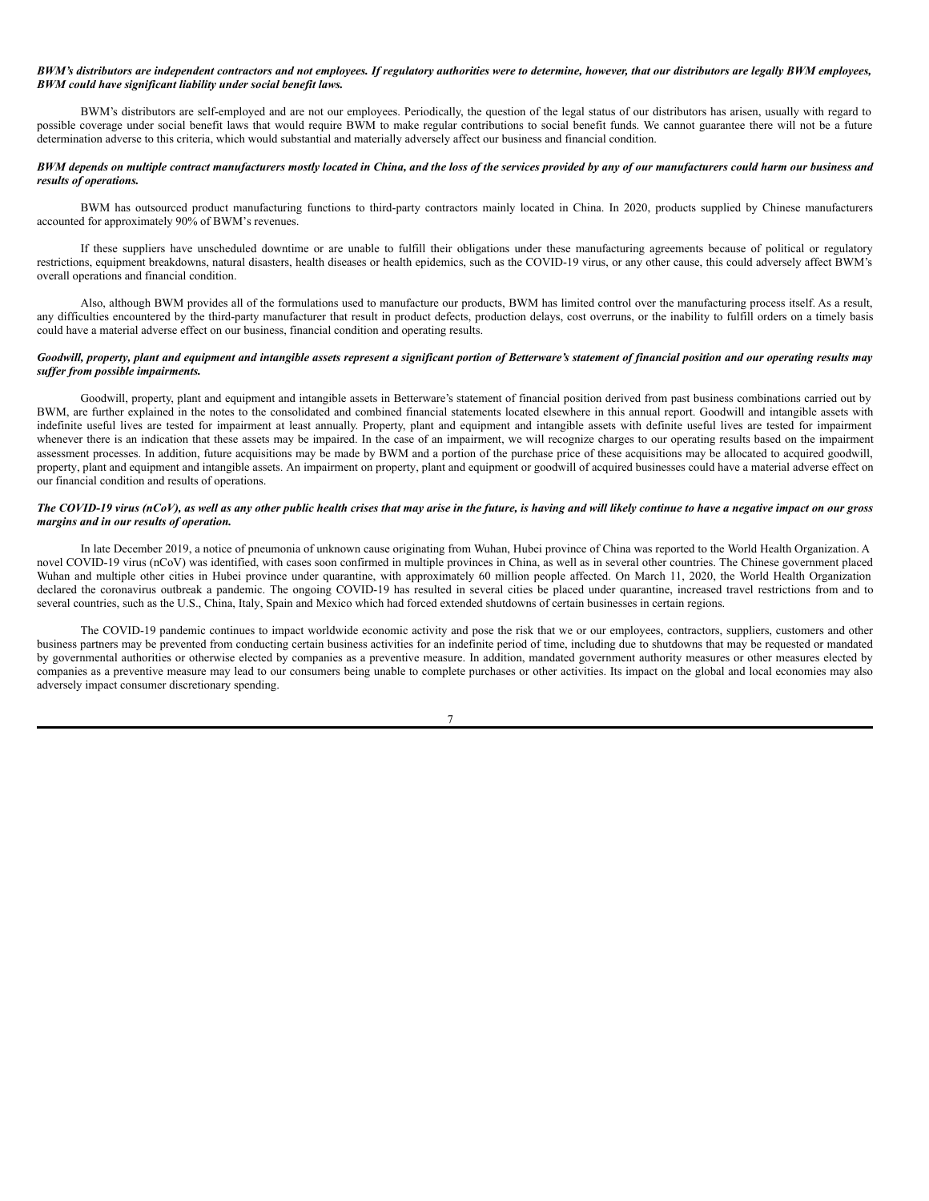***BWM's distributors are independent contractors and not employees. If regulatory authorities were to determine, however, that our distributors are legally BWM employees, BWM could have significant liability under social benefit laws.***

BWM's distributors are self-employed and are not our employees. Periodically, the question of the legal status of our distributors has arisen, usually with regard to possible coverage under social benefit laws that would require BWM to make regular contributions to social benefit funds. We cannot guarantee there will not be a future determination adverse to this criteria, which would substantial and materially adversely affect our business and financial condition.

***BWM depends on multiple contract manufacturers mostly located in China, and the loss of the services provided by any of our manufacturers could harm our business and results of operations.***

BWM has outsourced product manufacturing functions to third-party contractors mainly located in China. In 2020, products supplied by Chinese manufacturers accounted for approximately 90% of BWM's revenues.

If these suppliers have unscheduled downtime or are unable to fulfill their obligations under these manufacturing agreements because of political or regulatory restrictions, equipment breakdowns, natural disasters, health diseases or health epidemics, such as the COVID-19 virus, or any other cause, this could adversely affect BWM's overall operations and financial condition.

Also, although BWM provides all of the formulations used to manufacture our products, BWM has limited control over the manufacturing process itself. As a result, any difficulties encountered by the third-party manufacturer that result in product defects, production delays, cost overruns, or the inability to fulfill orders on a timely basis could have a material adverse effect on our business, financial condition and operating results.

***Goodwill, property, plant and equipment and intangible assets represent a significant portion of Betterware's statement of financial position and our operating results may suffer from possible impairments.***

Goodwill, property, plant and equipment and intangible assets in Betterware's statement of financial position derived from past business combinations carried out by BWM, are further explained in the notes to the consolidated and combined financial statements located elsewhere in this annual report. Goodwill and intangible assets with indefinite useful lives are tested for impairment at least annually. Property, plant and equipment and intangible assets with definite useful lives are tested for impairment whenever there is an indication that these assets may be impaired. In the case of an impairment, we will recognize charges to our operating results based on the impairment assessment processes. In addition, future acquisitions may be made by BWM and a portion of the purchase price of these acquisitions may be allocated to acquired goodwill, property, plant and equipment and intangible assets. An impairment on property, plant and equipment or goodwill of acquired businesses could have a material adverse effect on our financial condition and results of operations.

***The COVID-19 virus (nCoV), as well as any other public health crises that may arise in the future, is having and will likely continue to have a negative impact on our gross margins and in our results of operation.***

In late December 2019, a notice of pneumonia of unknown cause originating from Wuhan, Hubei province of China was reported to the World Health Organization. A novel COVID-19 virus (nCoV) was identified, with cases soon confirmed in multiple provinces in China, as well as in several other countries. The Chinese government placed Wuhan and multiple other cities in Hubei province under quarantine, with approximately 60 million people affected. On March 11, 2020, the World Health Organization declared the coronavirus outbreak a pandemic. The ongoing COVID-19 has resulted in several cities be placed under quarantine, increased travel restrictions from and to several countries, such as the U.S., China, Italy, Spain and Mexico which had forced extended shutdowns of certain businesses in certain regions.

The COVID-19 pandemic continues to impact worldwide economic activity and pose the risk that we or our employees, contractors, suppliers, customers and other business partners may be prevented from conducting certain business activities for an indefinite period of time, including due to shutdowns that may be requested or mandated by governmental authorities or otherwise elected by companies as a preventive measure. In addition, mandated government authority measures or other measures elected by companies as a preventive measure may lead to our consumers being unable to complete purchases or other activities. Its impact on the global and local economies may also adversely impact consumer discretionary spending.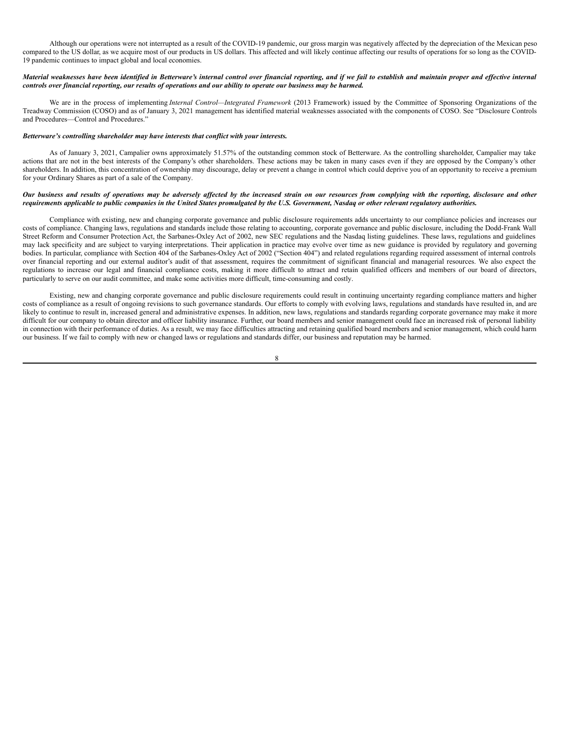Although our operations were not interrupted as a result of the COVID-19 pandemic, our gross margin was negatively affected by the depreciation of the Mexican peso compared to the US dollar, as we acquire most of our products in US dollars. This affected and will likely continue affecting our results of operations for so long as the COVID-19 pandemic continues to impact global and local economies.

***Material weaknesses have been identified in Betterware's internal control over financial reporting, and if we fail to establish and maintain proper and effective internal controls over financial reporting, our results of operations and our ability to operate our business may be harmed.***

We are in the process of implementing *Internal Control—Integrated Framework* (2013 Framework) issued by the Committee of Sponsoring Organizations of the Treadway Commission (COSO) and as of January 3, 2021 management has identified material weaknesses associated with the components of COSO. See "Disclosure Controls and Procedures—Control and Procedures."

***Betterware's controlling shareholder may have interests that conflict with your interests.***

As of January 3, 2021, Campalier owns approximately 51.57% of the outstanding common stock of Betterware. As the controlling shareholder, Campalier may take actions that are not in the best interests of the Company's other shareholders. These actions may be taken in many cases even if they are opposed by the Company's other shareholders. In addition, this concentration of ownership may discourage, delay or prevent a change in control which could deprive you of an opportunity to receive a premium for your Ordinary Shares as part of a sale of the Company.

***Our business and results of operations may be adversely affected by the increased strain on our resources from complying with the reporting, disclosure and other requirements applicable to public companies in the United States promulgated by the U.S. Government, Nasdaq or other relevant regulatory authorities.***

Compliance with existing, new and changing corporate governance and public disclosure requirements adds uncertainty to our compliance policies and increases our costs of compliance. Changing laws, regulations and standards include those relating to accounting, corporate governance and public disclosure, including the Dodd-Frank Wall Street Reform and Consumer Protection Act, the Sarbanes-Oxley Act of 2002, new SEC regulations and the Nasdaq listing guidelines. These laws, regulations and guidelines may lack specificity and are subject to varying interpretations. Their application in practice may evolve over time as new guidance is provided by regulatory and governing bodies. In particular, compliance with Section 404 of the Sarbanes-Oxley Act of 2002 ("Section 404") and related regulations regarding required assessment of internal controls over financial reporting and our external auditor's audit of that assessment, requires the commitment of significant financial and managerial resources. We also expect the regulations to increase our legal and financial compliance costs, making it more difficult to attract and retain qualified officers and members of our board of directors, particularly to serve on our audit committee, and make some activities more difficult, time-consuming and costly.

Existing, new and changing corporate governance and public disclosure requirements could result in continuing uncertainty regarding compliance matters and higher costs of compliance as a result of ongoing revisions to such governance standards. Our efforts to comply with evolving laws, regulations and standards have resulted in, and are likely to continue to result in, increased general and administrative expenses. In addition, new laws, regulations and standards regarding corporate governance may make it more difficult for our company to obtain director and officer liability insurance. Further, our board members and senior management could face an increased risk of personal liability in connection with their performance of duties. As a result, we may face difficulties attracting and retaining qualified board members and senior management, which could harm our business. If we fail to comply with new or changed laws or regulations and standards differ, our business and reputation may be harmed.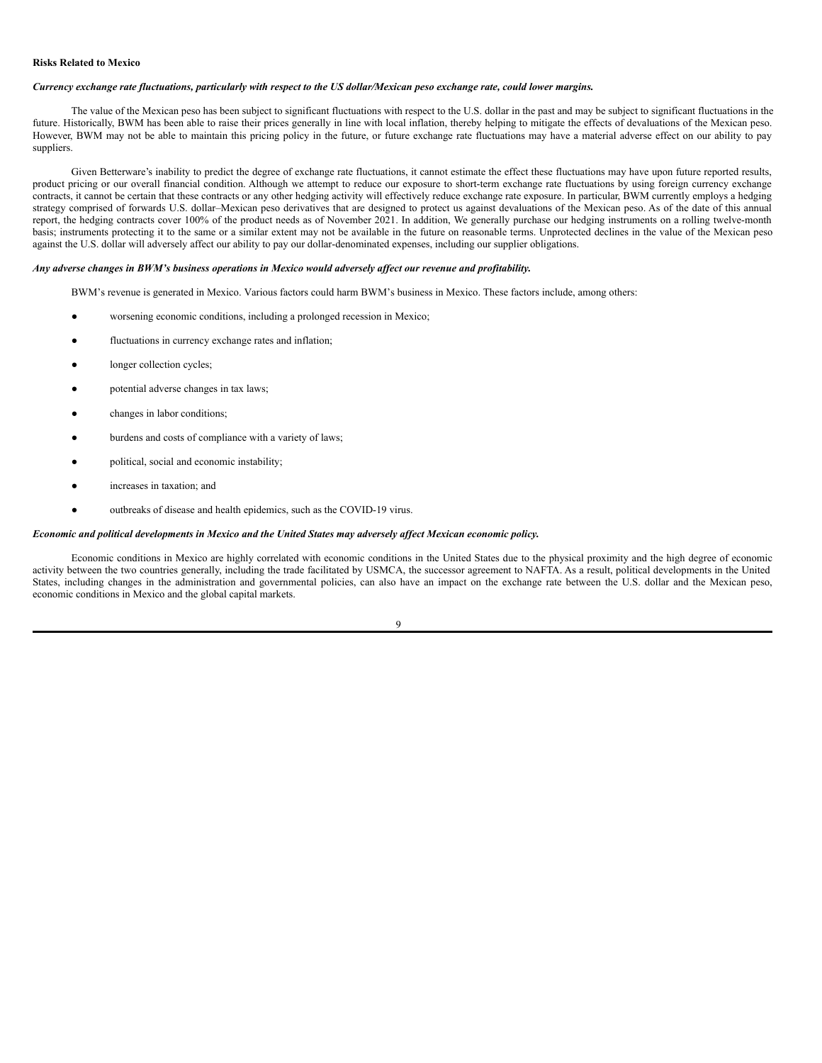**Risks Related to Mexico**

***Currency exchange rate fluctuations, particularly with respect to the US dollar/Mexican peso exchange rate, could lower margins.***

The value of the Mexican peso has been subject to significant fluctuations with respect to the U.S. dollar in the past and may be subject to significant fluctuations in the future. Historically, BWM has been able to raise their prices generally in line with local inflation, thereby helping to mitigate the effects of devaluations of the Mexican peso. However, BWM may not be able to maintain this pricing policy in the future, or future exchange rate fluctuations may have a material adverse effect on our ability to pay suppliers.

Given Betterware's inability to predict the degree of exchange rate fluctuations, it cannot estimate the effect these fluctuations may have upon future reported results, product pricing or our overall financial condition. Although we attempt to reduce our exposure to short-term exchange rate fluctuations by using foreign currency exchange contracts, it cannot be certain that these contracts or any other hedging activity will effectively reduce exchange rate exposure. In particular, BWM currently employs a hedging strategy comprised of forwards U.S. dollar–Mexican peso derivatives that are designed to protect us against devaluations of the Mexican peso. As of the date of this annual report, the hedging contracts cover 100% of the product needs as of November 2021. In addition, We generally purchase our hedging instruments on a rolling twelve-month basis; instruments protecting it to the same or a similar extent may not be available in the future on reasonable terms. Unprotected declines in the value of the Mexican peso against the U.S. dollar will adversely affect our ability to pay our dollar-denominated expenses, including our supplier obligations.

***Any adverse changes in BWM's business operations in Mexico would adversely affect our revenue and profitability.***

BWM's revenue is generated in Mexico. Various factors could harm BWM's business in Mexico. These factors include, among others:

- worsening economic conditions, including a prolonged recession in Mexico;
- fluctuations in currency exchange rates and inflation;
- longer collection cycles;
- potential adverse changes in tax laws;
- changes in labor conditions;
- burdens and costs of compliance with a variety of laws;
- political, social and economic instability;
- increases in taxation; and
- outbreaks of disease and health epidemics, such as the COVID-19 virus.

***Economic and political developments in Mexico and the United States may adversely affect Mexican economic policy.***

Economic conditions in Mexico are highly correlated with economic conditions in the United States due to the physical proximity and the high degree of economic activity between the two countries generally, including the trade facilitated by USMCA, the successor agreement to NAFTA. As a result, political developments in the United States, including changes in the administration and governmental policies, can also have an impact on the exchange rate between the U.S. dollar and the Mexican peso, economic conditions in Mexico and the global capital markets.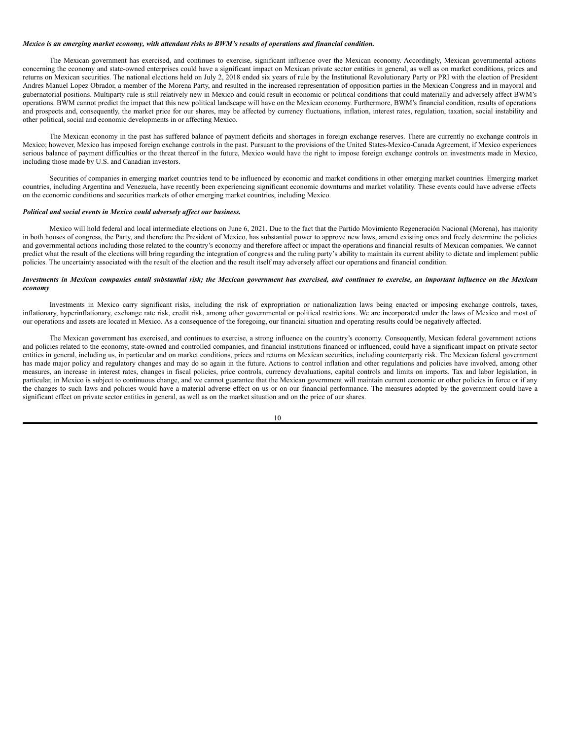*Mexico is an emerging market economy, with attendant risks to BWM's results of operations and financial condition.*

The Mexican government has exercised, and continues to exercise, significant influence over the Mexican economy. Accordingly, Mexican governmental actions concerning the economy and state-owned enterprises could have a significant impact on Mexican private sector entities in general, as well as on market conditions, prices and returns on Mexican securities. The national elections held on July 2, 2018 ended six years of rule by the Institutional Revolutionary Party or PRI with the election of President Andres Manuel Lopez Obrador, a member of the Morena Party, and resulted in the increased representation of opposition parties in the Mexican Congress and in mayoral and gubernatorial positions. Multiparty rule is still relatively new in Mexico and could result in economic or political conditions that could materially and adversely affect BWM's operations. BWM cannot predict the impact that this new political landscape will have on the Mexican economy. Furthermore, BWM's financial condition, results of operations and prospects and, consequently, the market price for our shares, may be affected by currency fluctuations, inflation, interest rates, regulation, taxation, social instability and other political, social and economic developments in or affecting Mexico.

The Mexican economy in the past has suffered balance of payment deficits and shortages in foreign exchange reserves. There are currently no exchange controls in Mexico; however, Mexico has imposed foreign exchange controls in the past. Pursuant to the provisions of the United States-Mexico-Canada Agreement, if Mexico experiences serious balance of payment difficulties or the threat thereof in the future, Mexico would have the right to impose foreign exchange controls on investments made in Mexico, including those made by U.S. and Canadian investors.

Securities of companies in emerging market countries tend to be influenced by economic and market conditions in other emerging market countries. Emerging market countries, including Argentina and Venezuela, have recently been experiencing significant economic downturns and market volatility. These events could have adverse effects on the economic conditions and securities markets of other emerging market countries, including Mexico.

***Political and social events in Mexico could adversely affect our business.***

Mexico will hold federal and local intermediate elections on June 6, 2021. Due to the fact that the Partido Movimiento Regeneración Nacional (Morena), has majority in both houses of congress, the Party, and therefore the President of Mexico, has substantial power to approve new laws, amend existing ones and freely determine the policies and governmental actions including those related to the country's economy and therefore affect or impact the operations and financial results of Mexican companies. We cannot predict what the result of the elections will bring regarding the integration of congress and the ruling party's ability to maintain its current ability to dictate and implement public policies. The uncertainty associated with the result of the election and the result itself may adversely affect our operations and financial condition.

***Investments in Mexican companies entail substantial risk; the Mexican government has exercised, and continues to exercise, an important influence on the Mexican economy***

Investments in Mexico carry significant risks, including the risk of expropriation or nationalization laws being enacted or imposing exchange controls, taxes, inflationary, hyperinflationary, exchange rate risk, credit risk, among other governmental or political restrictions. We are incorporated under the laws of Mexico and most of our operations and assets are located in Mexico. As a consequence of the foregoing, our financial situation and operating results could be negatively affected.

The Mexican government has exercised, and continues to exercise, a strong influence on the country's economy. Consequently, Mexican federal government actions and policies related to the economy, state-owned and controlled companies, and financial institutions financed or influenced, could have a significant impact on private sector entities in general, including us, in particular and on market conditions, prices and returns on Mexican securities, including counterparty risk. The Mexican federal government has made major policy and regulatory changes and may do so again in the future. Actions to control inflation and other regulations and policies have involved, among other measures, an increase in interest rates, changes in fiscal policies, price controls, currency devaluations, capital controls and limits on imports. Tax and labor legislation, in particular, in Mexico is subject to continuous change, and we cannot guarantee that the Mexican government will maintain current economic or other policies in force or if any the changes to such laws and policies would have a material adverse effect on us or on our financial performance. The measures adopted by the government could have a significant effect on private sector entities in general, as well as on the market situation and on the price of our shares.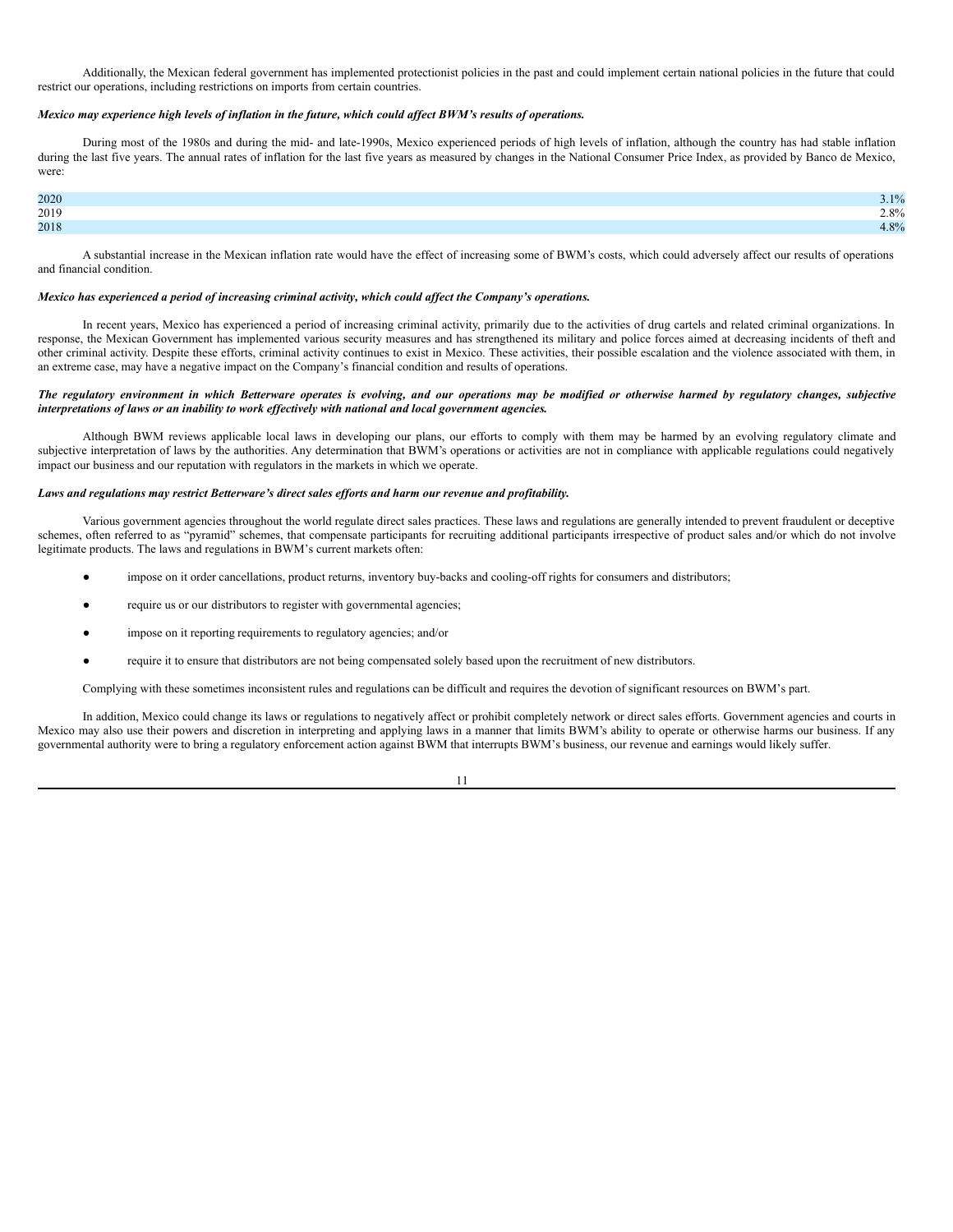Additionally, the Mexican federal government has implemented protectionist policies in the past and could implement certain national policies in the future that could restrict our operations, including restrictions on imports from certain countries.

***Mexico may experience high levels of inflation in the future, which could affect BWM's results of operations.***

During most of the 1980s and during the mid- and late-1990s, Mexico experienced periods of high levels of inflation, although the country has had stable inflation during the last five years. The annual rates of inflation for the last five years as measured by changes in the National Consumer Price Index, as provided by Banco de Mexico, were:

| | |
|---|---|
| 2020 | 3.1% |
| 2019 | 2.8% |
| 2018 | 4.8% |

A substantial increase in the Mexican inflation rate would have the effect of increasing some of BWM's costs, which could adversely affect our results of operations and financial condition.

***Mexico has experienced a period of increasing criminal activity, which could affect the Company's operations.***

In recent years, Mexico has experienced a period of increasing criminal activity, primarily due to the activities of drug cartels and related criminal organizations. In response, the Mexican Government has implemented various security measures and has strengthened its military and police forces aimed at decreasing incidents of theft and other criminal activity. Despite these efforts, criminal activity continues to exist in Mexico. These activities, their possible escalation and the violence associated with them, in an extreme case, may have a negative impact on the Company's financial condition and results of operations.

***The regulatory environment in which Betterware operates is evolving, and our operations may be modified or otherwise harmed by regulatory changes, subjective interpretations of laws or an inability to work effectively with national and local government agencies.***

Although BWM reviews applicable local laws in developing our plans, our efforts to comply with them may be harmed by an evolving regulatory climate and subjective interpretation of laws by the authorities. Any determination that BWM's operations or activities are not in compliance with applicable regulations could negatively impact our business and our reputation with regulators in the markets in which we operate.

***Laws and regulations may restrict Betterware's direct sales efforts and harm our revenue and profitability.***

Various government agencies throughout the world regulate direct sales practices. These laws and regulations are generally intended to prevent fraudulent or deceptive schemes, often referred to as "pyramid" schemes, that compensate participants for recruiting additional participants irrespective of product sales and/or which do not involve legitimate products. The laws and regulations in BWM's current markets often:

- impose on it order cancellations, product returns, inventory buy-backs and cooling-off rights for consumers and distributors;
- require us or our distributors to register with governmental agencies;
- impose on it reporting requirements to regulatory agencies; and/or
- require it to ensure that distributors are not being compensated solely based upon the recruitment of new distributors.

Complying with these sometimes inconsistent rules and regulations can be difficult and requires the devotion of significant resources on BWM's part.

In addition, Mexico could change its laws or regulations to negatively affect or prohibit completely network or direct sales efforts. Government agencies and courts in Mexico may also use their powers and discretion in interpreting and applying laws in a manner that limits BWM's ability to operate or otherwise harms our business. If any governmental authority were to bring a regulatory enforcement action against BWM that interrupts BWM's business, our revenue and earnings would likely suffer.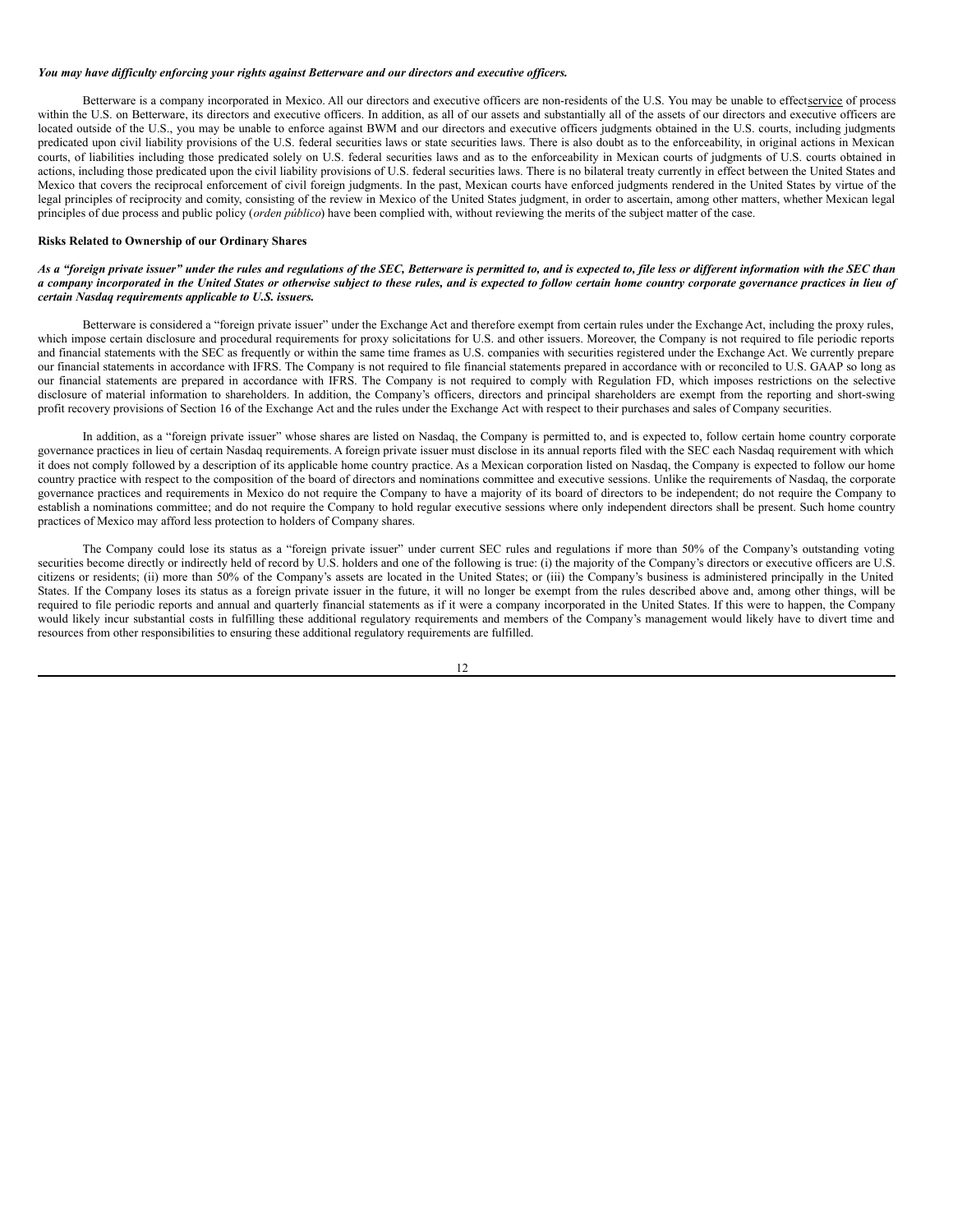*You may have difficulty enforcing your rights against Betterware and our directors and executive officers.*

Betterware is a company incorporated in Mexico. All our directors and executive officers are non-residents of the U.S. You may be unable to effect service of process within the U.S. on Betterware, its directors and executive officers. In addition, as all of our assets and substantially all of the assets of our directors and executive officers are located outside of the U.S., you may be unable to enforce against BWM and our directors and executive officers judgments obtained in the U.S. courts, including judgments predicated upon civil liability provisions of the U.S. federal securities laws or state securities laws. There is also doubt as to the enforceability, in original actions in Mexican courts, of liabilities including those predicated solely on U.S. federal securities laws and as to the enforceability in Mexican courts of judgments of U.S. courts obtained in actions, including those predicated upon the civil liability provisions of U.S. federal securities laws. There is no bilateral treaty currently in effect between the United States and Mexico that covers the reciprocal enforcement of civil foreign judgments. In the past, Mexican courts have enforced judgments rendered in the United States by virtue of the legal principles of reciprocity and comity, consisting of the review in Mexico of the United States judgment, in order to ascertain, among other matters, whether Mexican legal principles of due process and public policy (*orden público*) have been complied with, without reviewing the merits of the subject matter of the case.

**Risks Related to Ownership of our Ordinary Shares**

***As a "foreign private issuer" under the rules and regulations of the SEC, Betterware is permitted to, and is expected to, file less or different information with the SEC than a company incorporated in the United States or otherwise subject to these rules, and is expected to follow certain home country corporate governance practices in lieu of certain Nasdaq requirements applicable to U.S. issuers.***

Betterware is considered a "foreign private issuer" under the Exchange Act and therefore exempt from certain rules under the Exchange Act, including the proxy rules, which impose certain disclosure and procedural requirements for proxy solicitations for U.S. and other issuers. Moreover, the Company is not required to file periodic reports and financial statements with the SEC as frequently or within the same time frames as U.S. companies with securities registered under the Exchange Act. We currently prepare our financial statements in accordance with IFRS. The Company is not required to file financial statements prepared in accordance with or reconciled to U.S. GAAP so long as our financial statements are prepared in accordance with IFRS. The Company is not required to comply with Regulation FD, which imposes restrictions on the selective disclosure of material information to shareholders. In addition, the Company's officers, directors and principal shareholders are exempt from the reporting and short-swing profit recovery provisions of Section 16 of the Exchange Act and the rules under the Exchange Act with respect to their purchases and sales of Company securities.

In addition, as a "foreign private issuer" whose shares are listed on Nasdaq, the Company is permitted to, and is expected to, follow certain home country corporate governance practices in lieu of certain Nasdaq requirements. A foreign private issuer must disclose in its annual reports filed with the SEC each Nasdaq requirement with which it does not comply followed by a description of its applicable home country practice. As a Mexican corporation listed on Nasdaq, the Company is expected to follow our home country practice with respect to the composition of the board of directors and nominations committee and executive sessions. Unlike the requirements of Nasdaq, the corporate governance practices and requirements in Mexico do not require the Company to have a majority of its board of directors to be independent; do not require the Company to establish a nominations committee; and do not require the Company to hold regular executive sessions where only independent directors shall be present. Such home country practices of Mexico may afford less protection to holders of Company shares.

The Company could lose its status as a "foreign private issuer" under current SEC rules and regulations if more than 50% of the Company's outstanding voting securities become directly or indirectly held of record by U.S. holders and one of the following is true: (i) the majority of the Company's directors or executive officers are U.S. citizens or residents; (ii) more than 50% of the Company's assets are located in the United States; or (iii) the Company's business is administered principally in the United States. If the Company loses its status as a foreign private issuer in the future, it will no longer be exempt from the rules described above and, among other things, will be required to file periodic reports and annual and quarterly financial statements as if it were a company incorporated in the United States. If this were to happen, the Company would likely incur substantial costs in fulfilling these additional regulatory requirements and members of the Company's management would likely have to divert time and resources from other responsibilities to ensuring these additional regulatory requirements are fulfilled.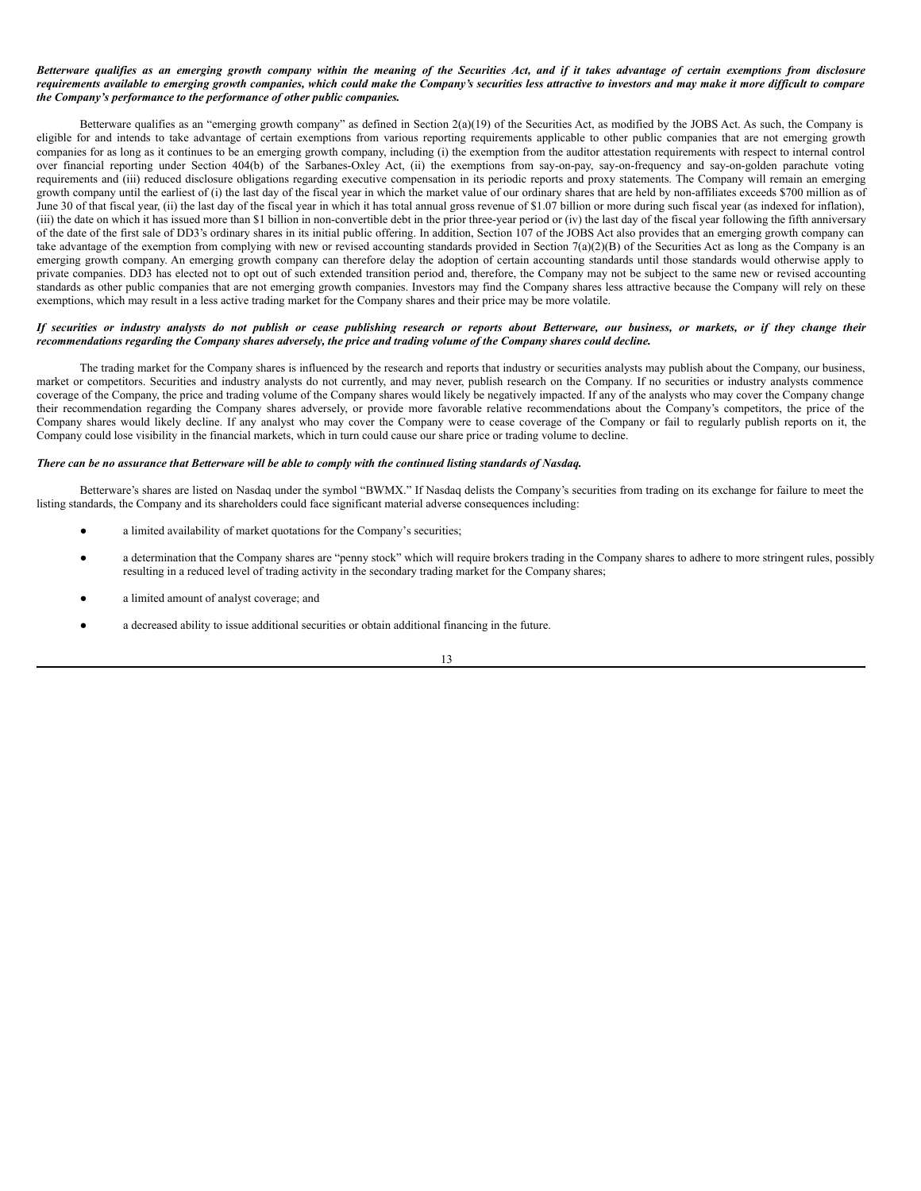***Betterware qualifies as an emerging growth company within the meaning of the Securities Act, and if it takes advantage of certain exemptions from disclosure requirements available to emerging growth companies, which could make the Company's securities less attractive to investors and may make it more difficult to compare the Company's performance to the performance of other public companies.***

Betterware qualifies as an "emerging growth company" as defined in Section 2(a)(19) of the Securities Act, as modified by the JOBS Act. As such, the Company is eligible for and intends to take advantage of certain exemptions from various reporting requirements applicable to other public companies that are not emerging growth companies for as long as it continues to be an emerging growth company, including (i) the exemption from the auditor attestation requirements with respect to internal control over financial reporting under Section 404(b) of the Sarbanes-Oxley Act, (ii) the exemptions from say-on-pay, say-on-frequency and say-on-golden parachute voting requirements and (iii) reduced disclosure obligations regarding executive compensation in its periodic reports and proxy statements. The Company will remain an emerging growth company until the earliest of (i) the last day of the fiscal year in which the market value of our ordinary shares that are held by non-affiliates exceeds $700 million as of June 30 of that fiscal year, (ii) the last day of the fiscal year in which it has total annual gross revenue of $1.07 billion or more during such fiscal year (as indexed for inflation), (iii) the date on which it has issued more than $1 billion in non-convertible debt in the prior three-year period or (iv) the last day of the fiscal year following the fifth anniversary of the date of the first sale of DD3's ordinary shares in its initial public offering. In addition, Section 107 of the JOBS Act also provides that an emerging growth company can take advantage of the exemption from complying with new or revised accounting standards provided in Section 7(a)(2)(B) of the Securities Act as long as the Company is an emerging growth company. An emerging growth company can therefore delay the adoption of certain accounting standards until those standards would otherwise apply to private companies. DD3 has elected not to opt out of such extended transition period and, therefore, the Company may not be subject to the same new or revised accounting standards as other public companies that are not emerging growth companies. Investors may find the Company shares less attractive because the Company will rely on these exemptions, which may result in a less active trading market for the Company shares and their price may be more volatile.

***If securities or industry analysts do not publish or cease publishing research or reports about Betterware, our business, or markets, or if they change their recommendations regarding the Company shares adversely, the price and trading volume of the Company shares could decline.***

The trading market for the Company shares is influenced by the research and reports that industry or securities analysts may publish about the Company, our business, market or competitors. Securities and industry analysts do not currently, and may never, publish research on the Company. If no securities or industry analysts commence coverage of the Company, the price and trading volume of the Company shares would likely be negatively impacted. If any of the analysts who may cover the Company change their recommendation regarding the Company shares adversely, or provide more favorable relative recommendations about the Company's competitors, the price of the Company shares would likely decline. If any analyst who may cover the Company were to cease coverage of the Company or fail to regularly publish reports on it, the Company could lose visibility in the financial markets, which in turn could cause our share price or trading volume to decline.

***There can be no assurance that Betterware will be able to comply with the continued listing standards of Nasdaq.***

Betterware's shares are listed on Nasdaq under the symbol "BWMX." If Nasdaq delists the Company's securities from trading on its exchange for failure to meet the listing standards, the Company and its shareholders could face significant material adverse consequences including:

- a limited availability of market quotations for the Company's securities;
- a determination that the Company shares are "penny stock" which will require brokers trading in the Company shares to adhere to more stringent rules, possibly resulting in a reduced level of trading activity in the secondary trading market for the Company shares;
- a limited amount of analyst coverage; and
- a decreased ability to issue additional securities or obtain additional financing in the future.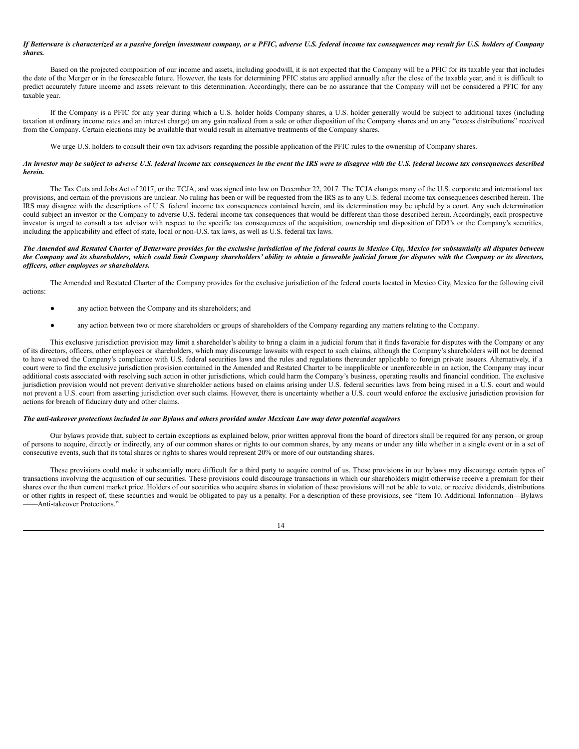***If Betterware is characterized as a passive foreign investment company, or a PFIC, adverse U.S. federal income tax consequences may result for U.S. holders of Company shares.***

Based on the projected composition of our income and assets, including goodwill, it is not expected that the Company will be a PFIC for its taxable year that includes the date of the Merger or in the foreseeable future. However, the tests for determining PFIC status are applied annually after the close of the taxable year, and it is difficult to predict accurately future income and assets relevant to this determination. Accordingly, there can be no assurance that the Company will not be considered a PFIC for any taxable year.

If the Company is a PFIC for any year during which a U.S. holder holds Company shares, a U.S. holder generally would be subject to additional taxes (including taxation at ordinary income rates and an interest charge) on any gain realized from a sale or other disposition of the Company shares and on any "excess distributions" received from the Company. Certain elections may be available that would result in alternative treatments of the Company shares.

We urge U.S. holders to consult their own tax advisors regarding the possible application of the PFIC rules to the ownership of Company shares.

***An investor may be subject to adverse U.S. federal income tax consequences in the event the IRS were to disagree with the U.S. federal income tax consequences described herein.***

The Tax Cuts and Jobs Act of 2017, or the TCJA, and was signed into law on December 22, 2017. The TCJA changes many of the U.S. corporate and international tax provisions, and certain of the provisions are unclear. No ruling has been or will be requested from the IRS as to any U.S. federal income tax consequences described herein. The IRS may disagree with the descriptions of U.S. federal income tax consequences contained herein, and its determination may be upheld by a court. Any such determination could subject an investor or the Company to adverse U.S. federal income tax consequences that would be different than those described herein. Accordingly, each prospective investor is urged to consult a tax advisor with respect to the specific tax consequences of the acquisition, ownership and disposition of DD3's or the Company's securities, including the applicability and effect of state, local or non-U.S. tax laws, as well as U.S. federal tax laws.

***The Amended and Restated Charter of Betterware provides for the exclusive jurisdiction of the federal courts in Mexico City, Mexico for substantially all disputes between the Company and its shareholders, which could limit Company shareholders' ability to obtain a favorable judicial forum for disputes with the Company or its directors, officers, other employees or shareholders.***

The Amended and Restated Charter of the Company provides for the exclusive jurisdiction of the federal courts located in Mexico City, Mexico for the following civil actions:

- any action between the Company and its shareholders; and
- any action between two or more shareholders or groups of shareholders of the Company regarding any matters relating to the Company.

This exclusive jurisdiction provision may limit a shareholder's ability to bring a claim in a judicial forum that it finds favorable for disputes with the Company or any of its directors, officers, other employees or shareholders, which may discourage lawsuits with respect to such claims, although the Company's shareholders will not be deemed to have waived the Company's compliance with U.S. federal securities laws and the rules and regulations thereunder applicable to foreign private issuers. Alternatively, if a court were to find the exclusive jurisdiction provision contained in the Amended and Restated Charter to be inapplicable or unenforceable in an action, the Company may incur additional costs associated with resolving such action in other jurisdictions, which could harm the Company's business, operating results and financial condition. The exclusive jurisdiction provision would not prevent derivative shareholder actions based on claims arising under U.S. federal securities laws from being raised in a U.S. court and would not prevent a U.S. court from asserting jurisdiction over such claims. However, there is uncertainty whether a U.S. court would enforce the exclusive jurisdiction provision for actions for breach of fiduciary duty and other claims.

***The anti-takeover protections included in our Bylaws and others provided under Mexican Law may deter potential acquirors***

Our bylaws provide that, subject to certain exceptions as explained below, prior written approval from the board of directors shall be required for any person, or group of persons to acquire, directly or indirectly, any of our common shares or rights to our common shares, by any means or under any title whether in a single event or in a set of consecutive events, such that its total shares or rights to shares would represent 20% or more of our outstanding shares.

These provisions could make it substantially more difficult for a third party to acquire control of us. These provisions in our bylaws may discourage certain types of transactions involving the acquisition of our securities. These provisions could discourage transactions in which our shareholders might otherwise receive a premium for their shares over the then current market price. Holders of our securities who acquire shares in violation of these provisions will not be able to vote, or receive dividends, distributions or other rights in respect of, these securities and would be obligated to pay us a penalty. For a description of these provisions, see "Item 10. Additional Information—Bylaws——Anti-takeover Protections."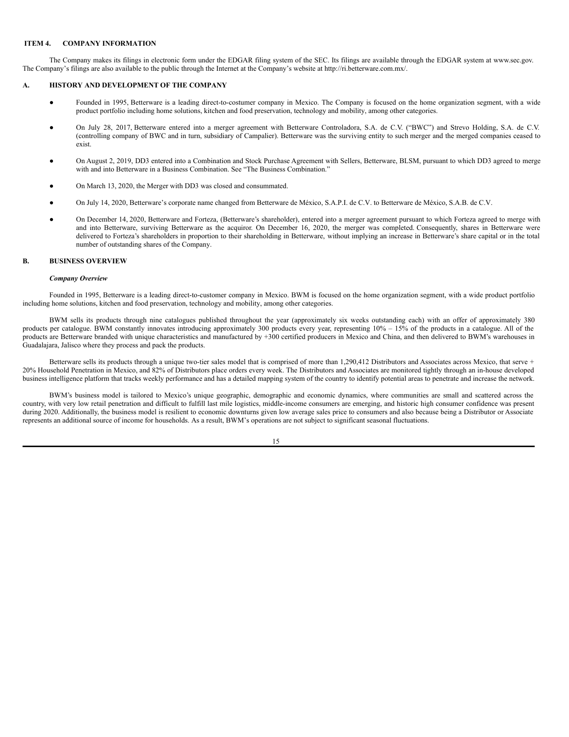## ITEM 4. COMPANY INFORMATION

The Company makes its filings in electronic form under the EDGAR filing system of the SEC. Its filings are available through the EDGAR system at www.sec.gov. The Company's filings are also available to the public through the Internet at the Company's website at http://ri.betterware.com.mx/.

### A. HISTORY AND DEVELOPMENT OF THE COMPANY

- Founded in 1995, Betterware is a leading direct-to-costumer company in Mexico. The Company is focused on the home organization segment, with a wide product portfolio including home solutions, kitchen and food preservation, technology and mobility, among other categories.
- On July 28, 2017, Betterware entered into a merger agreement with Betterware Controladora, S.A. de C.V. ("BWC") and Strevo Holding, S.A. de C.V. (controlling company of BWC and in turn, subsidiary of Campalier). Betterware was the surviving entity to such merger and the merged companies ceased to exist.
- On August 2, 2019, DD3 entered into a Combination and Stock Purchase Agreement with Sellers, Betterware, BLSM, pursuant to which DD3 agreed to merge with and into Betterware in a Business Combination. See "The Business Combination."
- On March 13, 2020, the Merger with DD3 was closed and consummated.
- On July 14, 2020, Betterware's corporate name changed from Betterware de México, S.A.P.I. de C.V. to Betterware de México, S.A.B. de C.V.
- On December 14, 2020, Betterware and Forteza, (Betterware's shareholder), entered into a merger agreement pursuant to which Forteza agreed to merge with and into Betterware, surviving Betterware as the acquiror. On December 16, 2020, the merger was completed. Consequently, shares in Betterware were delivered to Forteza's shareholders in proportion to their shareholding in Betterware, without implying an increase in Betterware's share capital or in the total number of outstanding shares of the Company.

### B. BUSINESS OVERVIEW

*Company Overview*

Founded in 1995, Betterware is a leading direct-to-customer company in Mexico. BWM is focused on the home organization segment, with a wide product portfolio including home solutions, kitchen and food preservation, technology and mobility, among other categories.

BWM sells its products through nine catalogues published throughout the year (approximately six weeks outstanding each) with an offer of approximately 380 products per catalogue. BWM constantly innovates introducing approximately 300 products every year, representing 10% – 15% of the products in a catalogue. All of the products are Betterware branded with unique characteristics and manufactured by +300 certified producers in Mexico and China, and then delivered to BWM's warehouses in Guadalajara, Jalisco where they process and pack the products.

Betterware sells its products through a unique two-tier sales model that is comprised of more than 1,290,412 Distributors and Associates across Mexico, that serve + 20% Household Penetration in Mexico, and 82% of Distributors place orders every week. The Distributors and Associates are monitored tightly through an in-house developed business intelligence platform that tracks weekly performance and has a detailed mapping system of the country to identify potential areas to penetrate and increase the network.

BWM's business model is tailored to Mexico's unique geographic, demographic and economic dynamics, where communities are small and scattered across the country, with very low retail penetration and difficult to fulfill last mile logistics, middle-income consumers are emerging, and historic high consumer confidence was present during 2020. Additionally, the business model is resilient to economic downturns given low average sales price to consumers and also because being a Distributor or Associate represents an additional source of income for households. As a result, BWM's operations are not subject to significant seasonal fluctuations.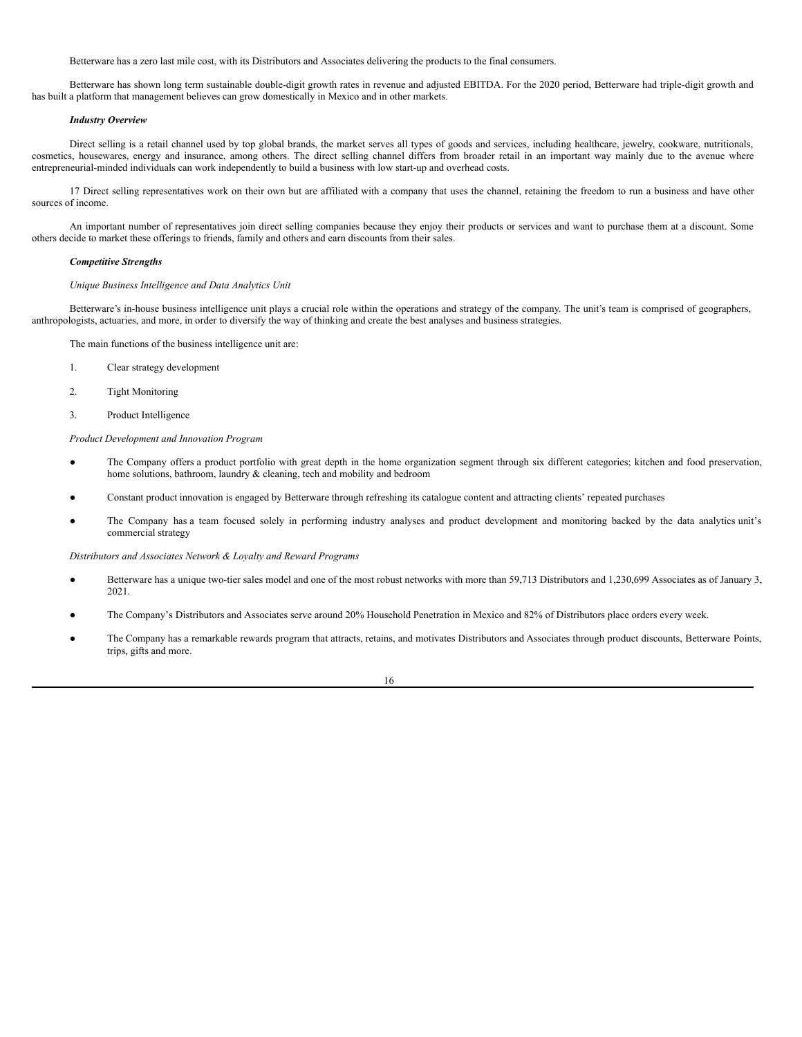Betterware has a zero last mile cost, with its Distributors and Associates delivering the products to the final consumers.

Betterware has shown long term sustainable double-digit growth rates in revenue and adjusted EBITDA. For the 2020 period, Betterware had triple-digit growth and has built a platform that management believes can grow domestically in Mexico and in other markets.

***Industry Overview***

Direct selling is a retail channel used by top global brands, the market serves all types of goods and services, including healthcare, jewelry, cookware, nutritionals, cosmetics, housewares, energy and insurance, among others. The direct selling channel differs from broader retail in an important way mainly due to the avenue where entrepreneurial-minded individuals can work independently to build a business with low start-up and overhead costs.

17 Direct selling representatives work on their own but are affiliated with a company that uses the channel, retaining the freedom to run a business and have other sources of income.

An important number of representatives join direct selling companies because they enjoy their products or services and want to purchase them at a discount. Some others decide to market these offerings to friends, family and others and earn discounts from their sales.

***Competitive Strengths***

*Unique Business Intelligence and Data Analytics Unit*

Betterware's in-house business intelligence unit plays a crucial role within the operations and strategy of the company. The unit's team is comprised of geographers, anthropologists, actuaries, and more, in order to diversify the way of thinking and create the best analyses and business strategies.

The main functions of the business intelligence unit are:

1. Clear strategy development
2. Tight Monitoring
3. Product Intelligence

*Product Development and Innovation Program*

- The Company offers a product portfolio with great depth in the home organization segment through six different categories; kitchen and food preservation, home solutions, bathroom, laundry & cleaning, tech and mobility and bedroom
- Constant product innovation is engaged by Betterware through refreshing its catalogue content and attracting clients' repeated purchases
- The Company has a team focused solely in performing industry analyses and product development and monitoring backed by the data analytics unit's commercial strategy

*Distributors and Associates Network & Loyalty and Reward Programs*

- Betterware has a unique two-tier sales model and one of the most robust networks with more than 59,713 Distributors and 1,230,699 Associates as of January 3, 2021.
- The Company's Distributors and Associates serve around 20% Household Penetration in Mexico and 82% of Distributors place orders every week.
- The Company has a remarkable rewards program that attracts, retains, and motivates Distributors and Associates through product discounts, Betterware Points, trips, gifts and more.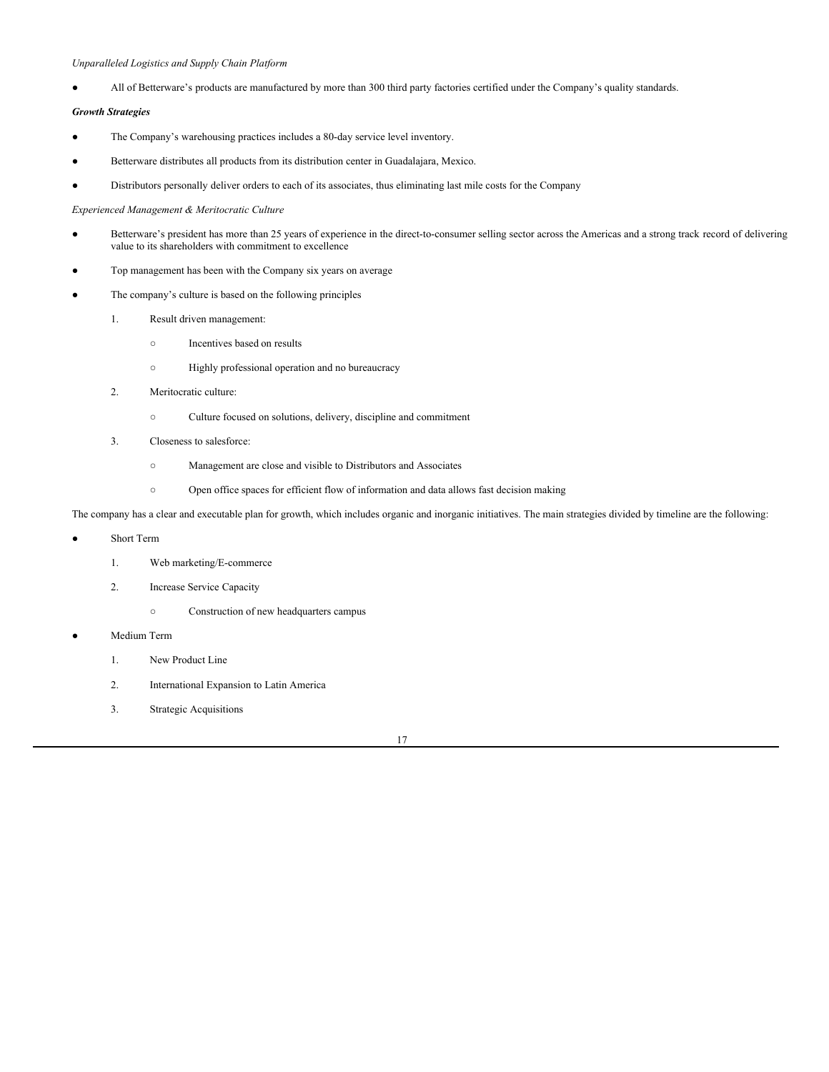*Unparalleled Logistics and Supply Chain Platform*

- All of Betterware's products are manufactured by more than 300 third party factories certified under the Company's quality standards.

***Growth Strategies***

- The Company's warehousing practices includes a 80-day service level inventory.
- Betterware distributes all products from its distribution center in Guadalajara, Mexico.
- Distributors personally deliver orders to each of its associates, thus eliminating last mile costs for the Company

*Experienced Management & Meritocratic Culture*

- Betterware's president has more than 25 years of experience in the direct-to-consumer selling sector across the Americas and a strong track record of delivering value to its shareholders with commitment to excellence
- Top management has been with the Company six years on average
- The company's culture is based on the following principles
  1. Result driven management:
     - Incentives based on results
     - Highly professional operation and no bureaucracy
  2. Meritocratic culture:
     - Culture focused on solutions, delivery, discipline and commitment
  3. Closeness to salesforce:
     - Management are close and visible to Distributors and Associates
     - Open office spaces for efficient flow of information and data allows fast decision making

The company has a clear and executable plan for growth, which includes organic and inorganic initiatives. The main strategies divided by timeline are the following:

- Short Term
  1. Web marketing/E-commerce
  2. Increase Service Capacity
     - Construction of new headquarters campus
- Medium Term
  1. New Product Line
  2. International Expansion to Latin America
  3. Strategic Acquisitions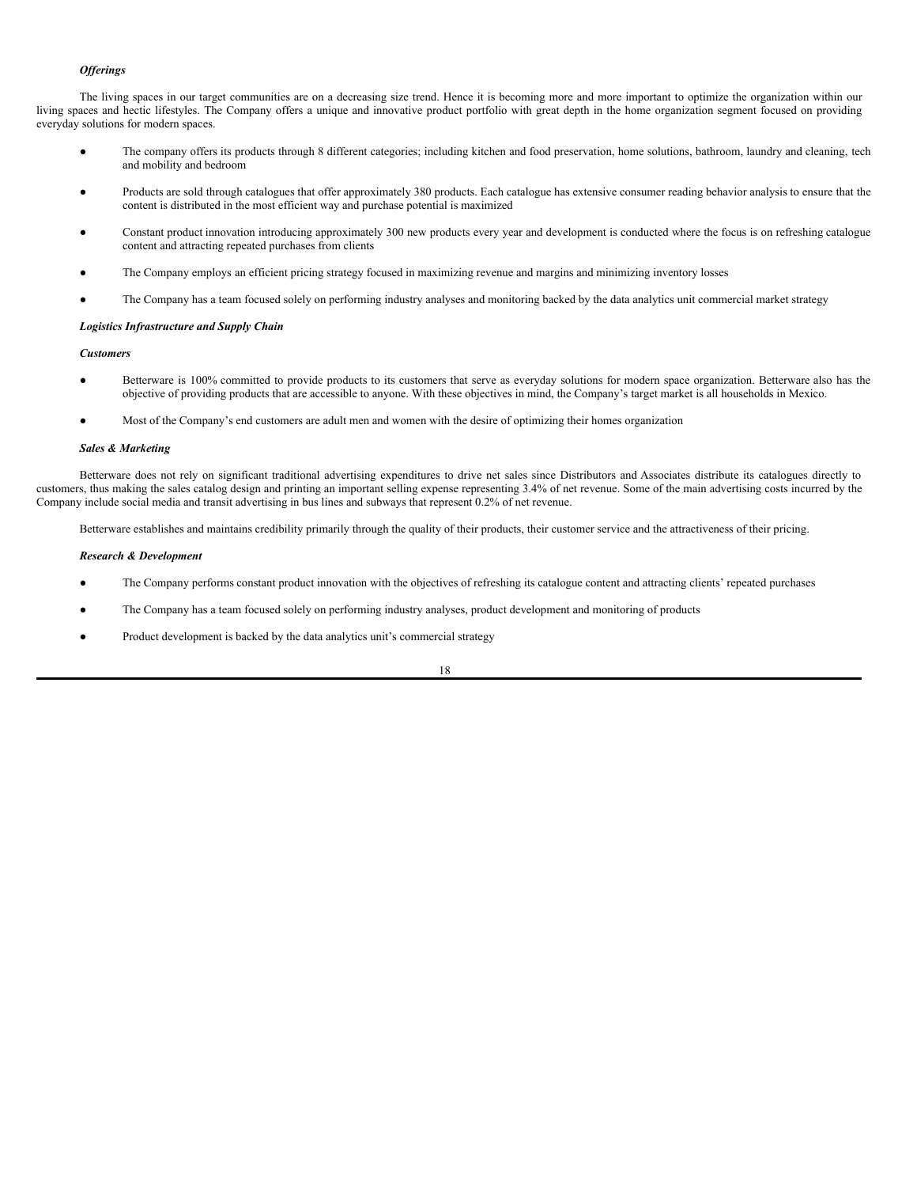### *Offerings*

The living spaces in our target communities are on a decreasing size trend. Hence it is becoming more and more important to optimize the organization within our living spaces and hectic lifestyles. The Company offers a unique and innovative product portfolio with great depth in the home organization segment focused on providing everyday solutions for modern spaces.

- The company offers its products through 8 different categories; including kitchen and food preservation, home solutions, bathroom, laundry and cleaning, tech and mobility and bedroom
- Products are sold through catalogues that offer approximately 380 products. Each catalogue has extensive consumer reading behavior analysis to ensure that the content is distributed in the most efficient way and purchase potential is maximized
- Constant product innovation introducing approximately 300 new products every year and development is conducted where the focus is on refreshing catalogue content and attracting repeated purchases from clients
- The Company employs an efficient pricing strategy focused in maximizing revenue and margins and minimizing inventory losses
- The Company has a team focused solely on performing industry analyses and monitoring backed by the data analytics unit commercial market strategy

### *Logistics Infrastructure and Supply Chain*

### *Customers*

- Betterware is 100% committed to provide products to its customers that serve as everyday solutions for modern space organization. Betterware also has the objective of providing products that are accessible to anyone. With these objectives in mind, the Company's target market is all households in Mexico.
- Most of the Company's end customers are adult men and women with the desire of optimizing their homes organization

### *Sales & Marketing*

Betterware does not rely on significant traditional advertising expenditures to drive net sales since Distributors and Associates distribute its catalogues directly to customers, thus making the sales catalog design and printing an important selling expense representing 3.4% of net revenue. Some of the main advertising costs incurred by the Company include social media and transit advertising in bus lines and subways that represent 0.2% of net revenue.

Betterware establishes and maintains credibility primarily through the quality of their products, their customer service and the attractiveness of their pricing.

### *Research & Development*

- The Company performs constant product innovation with the objectives of refreshing its catalogue content and attracting clients' repeated purchases
- The Company has a team focused solely on performing industry analyses, product development and monitoring of products
- Product development is backed by the data analytics unit's commercial strategy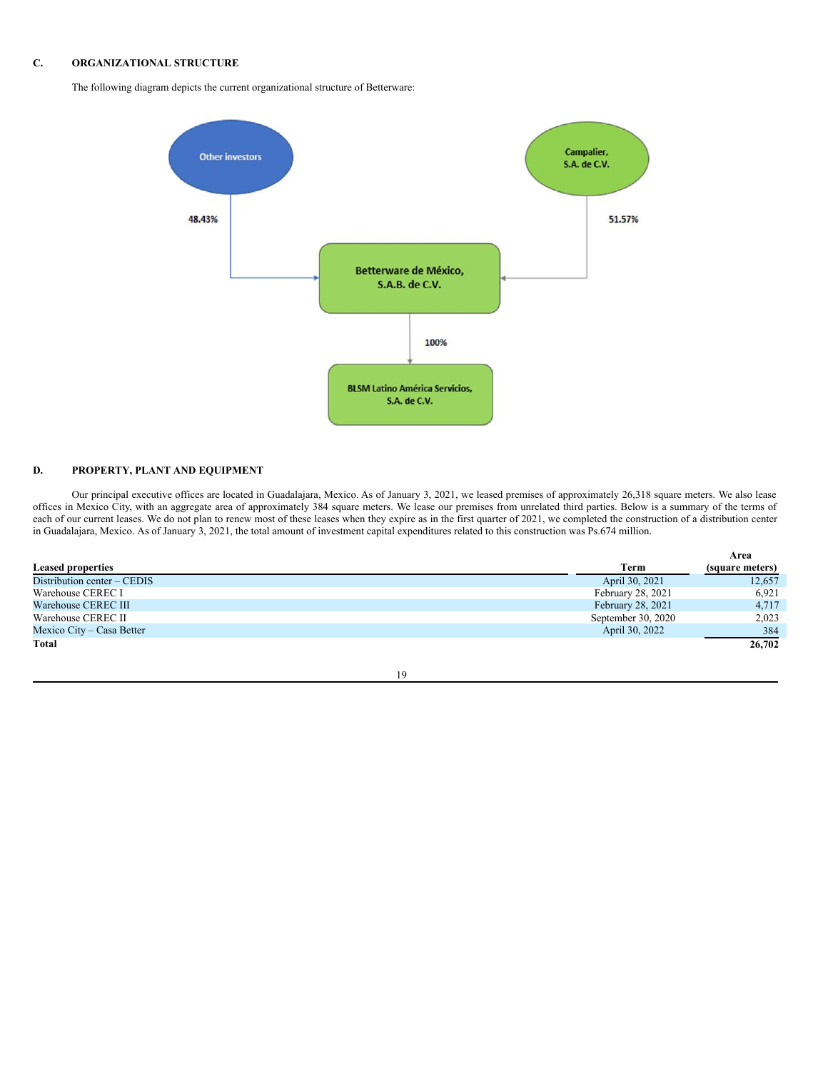### C. ORGANIZATIONAL STRUCTURE

The following diagram depicts the current organizational structure of Betterware:

Other investors — 48.43%

Campalier, S.A. de C.V. — 51.57%

Betterware de México, S.A.B. de C.V.

100%

BLSM Latino América Servicios, S.A. de C.V.

### D. PROPERTY, PLANT AND EQUIPMENT

Our principal executive offices are located in Guadalajara, Mexico. As of January 3, 2021, we leased premises of approximately 26,318 square meters. We also lease offices in Mexico City, with an aggregate area of approximately 384 square meters. We lease our premises from unrelated third parties. Below is a summary of the terms of each of our current leases. We do not plan to renew most of these leases when they expire as in the first quarter of 2021, we completed the construction of a distribution center in Guadalajara, Mexico. As of January 3, 2021, the total amount of investment capital expenditures related to this construction was Ps.674 million.

| Leased properties | Term | Area (square meters) |
|---|---|---|
| Distribution center – CEDIS | April 30, 2021 | 12,657 |
| Warehouse CEREC I | February 28, 2021 | 6,921 |
| Warehouse CEREC III | February 28, 2021 | 4,717 |
| Warehouse CEREC II | September 30, 2020 | 2,023 |
| Mexico City – Casa Better | April 30, 2022 | 384 |
| **Total** | | **26,702** |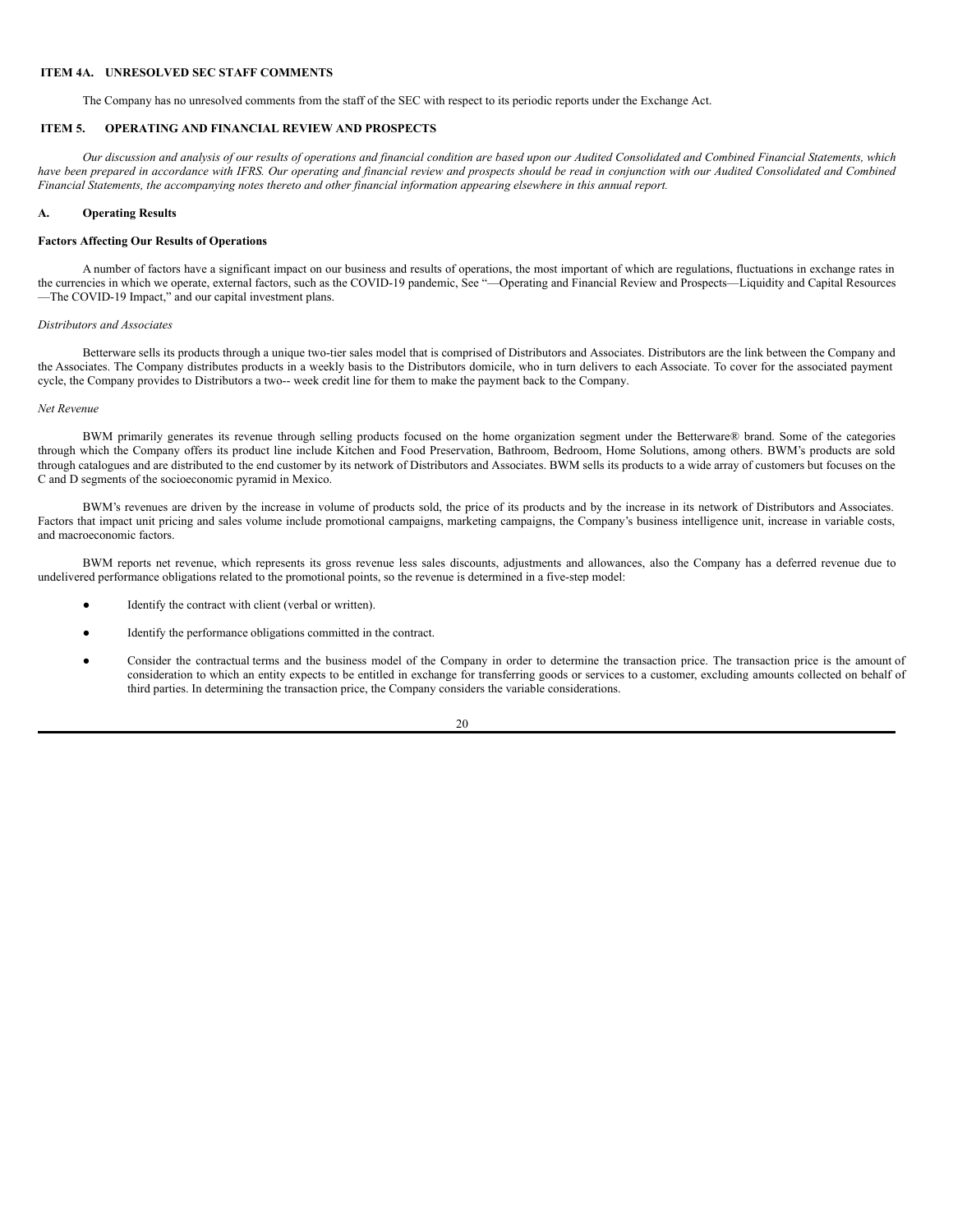## ITEM 4A. UNRESOLVED SEC STAFF COMMENTS

The Company has no unresolved comments from the staff of the SEC with respect to its periodic reports under the Exchange Act.

## ITEM 5. OPERATING AND FINANCIAL REVIEW AND PROSPECTS

*Our discussion and analysis of our results of operations and financial condition are based upon our Audited Consolidated and Combined Financial Statements, which have been prepared in accordance with IFRS. Our operating and financial review and prospects should be read in conjunction with our Audited Consolidated and Combined Financial Statements, the accompanying notes thereto and other financial information appearing elsewhere in this annual report.*

### A. Operating Results

**Factors Affecting Our Results of Operations**

A number of factors have a significant impact on our business and results of operations, the most important of which are regulations, fluctuations in exchange rates in the currencies in which we operate, external factors, such as the COVID-19 pandemic, See "—Operating and Financial Review and Prospects—Liquidity and Capital Resources—The COVID-19 Impact," and our capital investment plans.

*Distributors and Associates*

Betterware sells its products through a unique two-tier sales model that is comprised of Distributors and Associates. Distributors are the link between the Company and the Associates. The Company distributes products in a weekly basis to the Distributors domicile, who in turn delivers to each Associate. To cover for the associated payment cycle, the Company provides to Distributors a two-- week credit line for them to make the payment back to the Company.

*Net Revenue*

BWM primarily generates its revenue through selling products focused on the home organization segment under the Betterware® brand. Some of the categories through which the Company offers its product line include Kitchen and Food Preservation, Bathroom, Bedroom, Home Solutions, among others. BWM's products are sold through catalogues and are distributed to the end customer by its network of Distributors and Associates. BWM sells its products to a wide array of customers but focuses on the C and D segments of the socioeconomic pyramid in Mexico.

BWM's revenues are driven by the increase in volume of products sold, the price of its products and by the increase in its network of Distributors and Associates. Factors that impact unit pricing and sales volume include promotional campaigns, marketing campaigns, the Company's business intelligence unit, increase in variable costs, and macroeconomic factors.

BWM reports net revenue, which represents its gross revenue less sales discounts, adjustments and allowances, also the Company has a deferred revenue due to undelivered performance obligations related to the promotional points, so the revenue is determined in a five-step model:

- Identify the contract with client (verbal or written).
- Identify the performance obligations committed in the contract.
- Consider the contractual terms and the business model of the Company in order to determine the transaction price. The transaction price is the amount of consideration to which an entity expects to be entitled in exchange for transferring goods or services to a customer, excluding amounts collected on behalf of third parties. In determining the transaction price, the Company considers the variable considerations.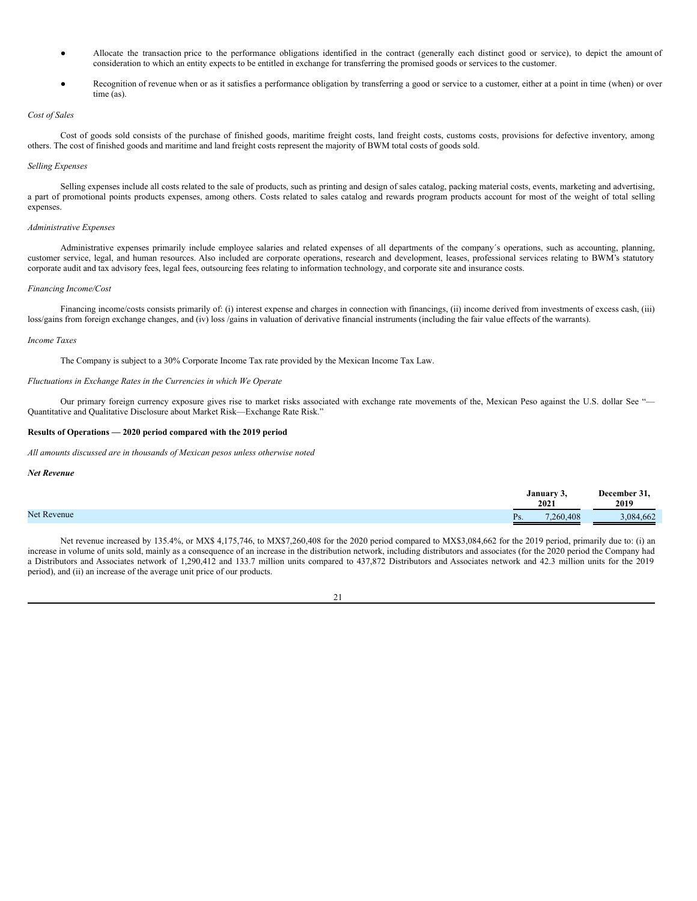- Allocate the transaction price to the performance obligations identified in the contract (generally each distinct good or service), to depict the amount of consideration to which an entity expects to be entitled in exchange for transferring the promised goods or services to the customer.
- Recognition of revenue when or as it satisfies a performance obligation by transferring a good or service to a customer, either at a point in time (when) or over time (as).

*Cost of Sales*

Cost of goods sold consists of the purchase of finished goods, maritime freight costs, land freight costs, customs costs, provisions for defective inventory, among others. The cost of finished goods and maritime and land freight costs represent the majority of BWM total costs of goods sold.

*Selling Expenses*

Selling expenses include all costs related to the sale of products, such as printing and design of sales catalog, packing material costs, events, marketing and advertising, a part of promotional points products expenses, among others. Costs related to sales catalog and rewards program products account for most of the weight of total selling expenses.

*Administrative Expenses*

Administrative expenses primarily include employee salaries and related expenses of all departments of the company´s operations, such as accounting, planning, customer service, legal, and human resources. Also included are corporate operations, research and development, leases, professional services relating to BWM's statutory corporate audit and tax advisory fees, legal fees, outsourcing fees relating to information technology, and corporate site and insurance costs.

*Financing Income/Cost*

Financing income/costs consists primarily of: (i) interest expense and charges in connection with financings, (ii) income derived from investments of excess cash, (iii) loss/gains from foreign exchange changes, and (iv) loss /gains in valuation of derivative financial instruments (including the fair value effects of the warrants).

*Income Taxes*

The Company is subject to a 30% Corporate Income Tax rate provided by the Mexican Income Tax Law.

*Fluctuations in Exchange Rates in the Currencies in which We Operate*

Our primary foreign currency exposure gives rise to market risks associated with exchange rate movements of the, Mexican Peso against the U.S. dollar See "—Quantitative and Qualitative Disclosure about Market Risk—Exchange Rate Risk."

**Results of Operations — 2020 period compared with the 2019 period**

*All amounts discussed are in thousands of Mexican pesos unless otherwise noted*

***Net Revenue***

| | January 3, 2021 | December 31, 2019 |
|---|---|---|
| Net Revenue | Ps. 7,260,408 | 3,084,662 |

Net revenue increased by 135.4%, or MX$ 4,175,746, to MX$7,260,408 for the 2020 period compared to MX$3,084,662 for the 2019 period, primarily due to: (i) an increase in volume of units sold, mainly as a consequence of an increase in the distribution network, including distributors and associates (for the 2020 period the Company had a Distributors and Associates network of 1,290,412 and 133.7 million units compared to 437,872 Distributors and Associates network and 42.3 million units for the 2019 period), and (ii) an increase of the average unit price of our products.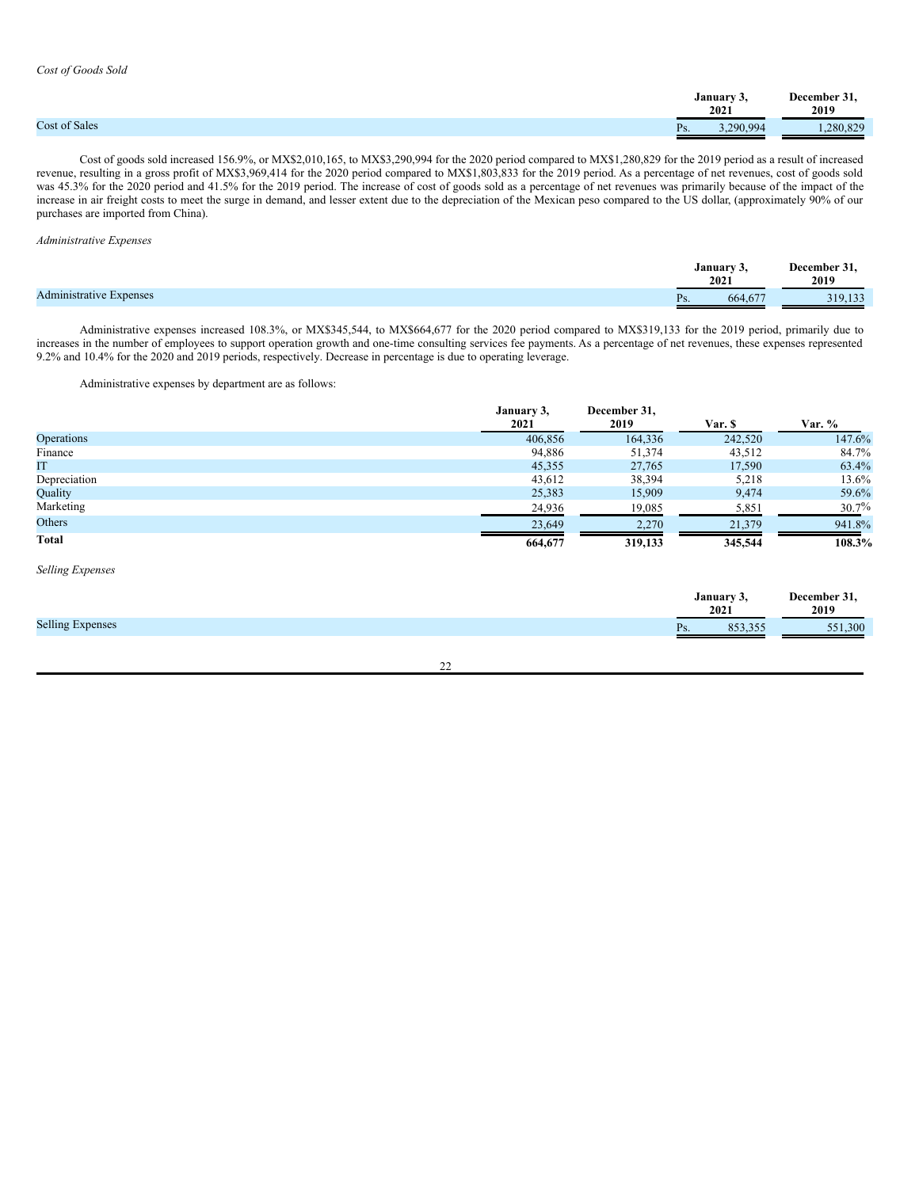*Cost of Goods Sold*

| | January 3, 2021 | December 31, 2019 |
|---|---|---|
| Cost of Sales | Ps. 3,290,994 | 1,280,829 |

Cost of goods sold increased 156.9%, or MX$2,010,165, to MX$3,290,994 for the 2020 period compared to MX$1,280,829 for the 2019 period as a result of increased revenue, resulting in a gross profit of MX$3,969,414 for the 2020 period compared to MX$1,803,833 for the 2019 period. As a percentage of net revenues, cost of goods sold was 45.3% for the 2020 period and 41.5% for the 2019 period. The increase of cost of goods sold as a percentage of net revenues was primarily because of the impact of the increase in air freight costs to meet the surge in demand, and lesser extent due to the depreciation of the Mexican peso compared to the US dollar, (approximately 90% of our purchases are imported from China).

*Administrative Expenses*

| | January 3, 2021 | December 31, 2019 |
|---|---|---|
| Administrative Expenses | Ps. 664,677 | 319,133 |

Administrative expenses increased 108.3%, or MX$345,544, to MX$664,677 for the 2020 period compared to MX$319,133 for the 2019 period, primarily due to increases in the number of employees to support operation growth and one-time consulting services fee payments. As a percentage of net revenues, these expenses represented 9.2% and 10.4% for the 2020 and 2019 periods, respectively. Decrease in percentage is due to operating leverage.

Administrative expenses by department are as follows:

| | January 3, 2021 | December 31, 2019 | Var. $ | Var. % |
|---|---|---|---|---|
| Operations | 406,856 | 164,336 | 242,520 | 147.6% |
| Finance | 94,886 | 51,374 | 43,512 | 84.7% |
| IT | 45,355 | 27,765 | 17,590 | 63.4% |
| Depreciation | 43,612 | 38,394 | 5,218 | 13.6% |
| Quality | 25,383 | 15,909 | 9,474 | 59.6% |
| Marketing | 24,936 | 19,085 | 5,851 | 30.7% |
| Others | 23,649 | 2,270 | 21,379 | 941.8% |
| **Total** | **664,677** | **319,133** | **345,544** | **108.3%** |

*Selling Expenses*

| | January 3, 2021 | December 31, 2019 |
|---|---|---|
| Selling Expenses | Ps. 853,355 | 551,300 |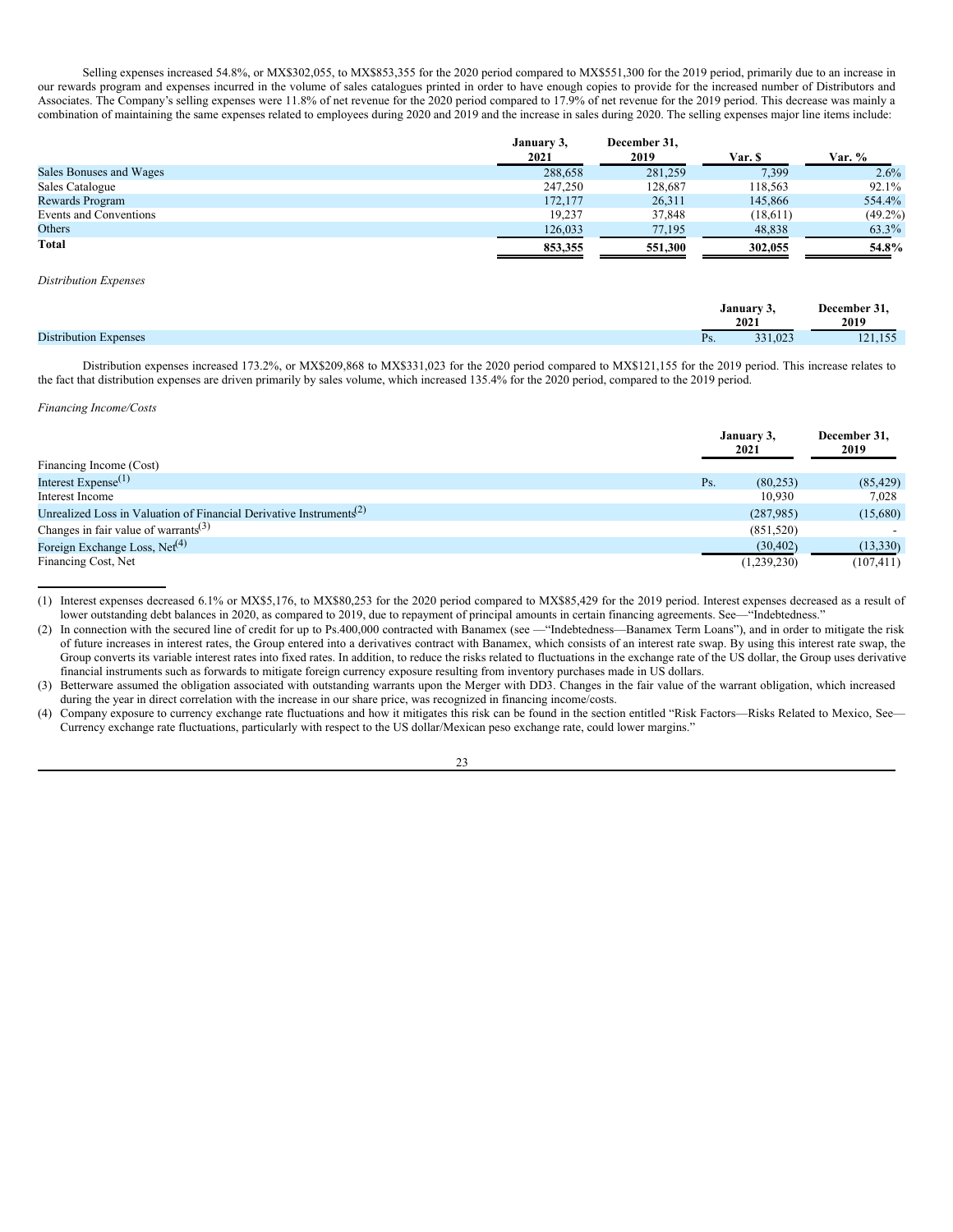Selling expenses increased 54.8%, or MX$302,055, to MX$853,355 for the 2020 period compared to MX$551,300 for the 2019 period, primarily due to an increase in our rewards program and expenses incurred in the volume of sales catalogues printed in order to have enough copies to provide for the increased number of Distributors and Associates. The Company's selling expenses were 11.8% of net revenue for the 2020 period compared to 17.9% of net revenue for the 2019 period. This decrease was mainly a combination of maintaining the same expenses related to employees during 2020 and 2019 and the increase in sales during 2020. The selling expenses major line items include:

| | January 3, 2021 | December 31, 2019 | Var. $ | Var. % |
|---|---|---|---|---|
| Sales Bonuses and Wages | 288,658 | 281,259 | 7,399 | 2.6% |
| Sales Catalogue | 247,250 | 128,687 | 118,563 | 92.1% |
| Rewards Program | 172,177 | 26,311 | 145,866 | 554.4% |
| Events and Conventions | 19,237 | 37,848 | (18,611) | (49.2%) |
| Others | 126,033 | 77,195 | 48,838 | 63.3% |
| **Total** | **853,355** | **551,300** | **302,055** | **54.8%** |

*Distribution Expenses*

| | January 3, 2021 | December 31, 2019 |
|---|---|---|
| Distribution Expenses | Ps. 331,023 | 121,155 |

Distribution expenses increased 173.2%, or MX$209,868 to MX$331,023 for the 2020 period compared to MX$121,155 for the 2019 period. This increase relates to the fact that distribution expenses are driven primarily by sales volume, which increased 135.4% for the 2020 period, compared to the 2019 period.

*Financing Income/Costs*

| | January 3, 2021 | December 31, 2019 |
|---|---|---|
| Financing Income (Cost) | | |
| Interest Expense[(1)] | Ps. (80,253) | (85,429) |
| Interest Income | 10,930 | 7,028 |
| Unrealized Loss in Valuation of Financial Derivative Instruments[(2)] | (287,985) | (15,680) |
| Changes in fair value of warrants[(3)] | (851,520) | - |
| Foreign Exchange Loss, Net[(4)] | (30,402) | (13,330) |
| Financing Cost, Net | (1,239,230) | (107,411) |

(1) Interest expenses decreased 6.1% or MX$5,176, to MX$80,253 for the 2020 period compared to MX$85,429 for the 2019 period. Interest expenses decreased as a result of lower outstanding debt balances in 2020, as compared to 2019, due to repayment of principal amounts in certain financing agreements. See—"Indebtedness."

(2) In connection with the secured line of credit for up to Ps.400,000 contracted with Banamex (see —"Indebtedness—Banamex Term Loans"), and in order to mitigate the risk of future increases in interest rates, the Group entered into a derivatives contract with Banamex, which consists of an interest rate swap. By using this interest rate swap, the Group converts its variable interest rates into fixed rates. In addition, to reduce the risks related to fluctuations in the exchange rate of the US dollar, the Group uses derivative financial instruments such as forwards to mitigate foreign currency exposure resulting from inventory purchases made in US dollars.

(3) Betterware assumed the obligation associated with outstanding warrants upon the Merger with DD3. Changes in the fair value of the warrant obligation, which increased during the year in direct correlation with the increase in our share price, was recognized in financing income/costs.

(4) Company exposure to currency exchange rate fluctuations and how it mitigates this risk can be found in the section entitled "Risk Factors—Risks Related to Mexico, See—Currency exchange rate fluctuations, particularly with respect to the US dollar/Mexican peso exchange rate, could lower margins."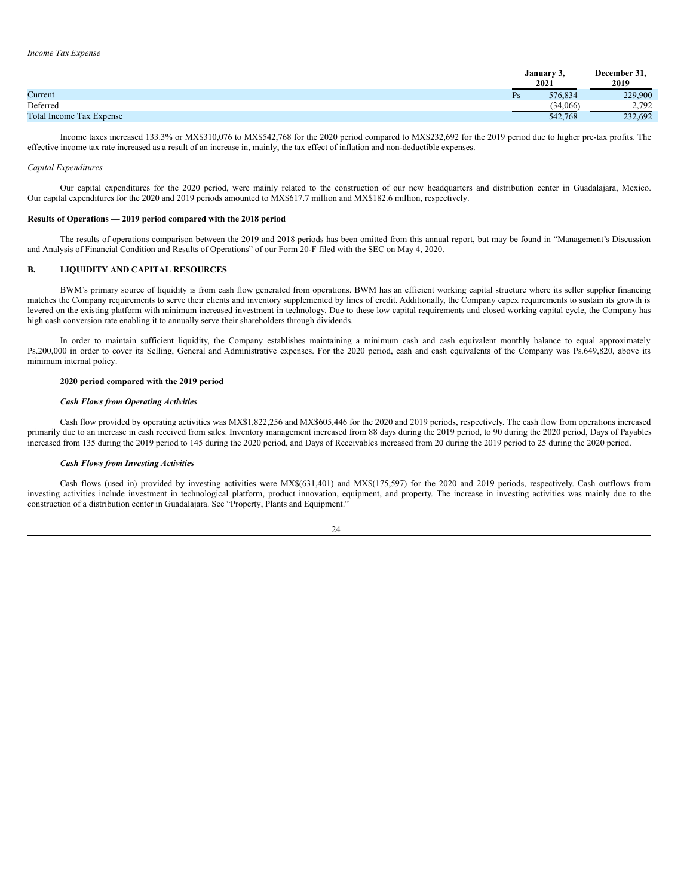*Income Tax Expense*

| | | January 3, 2021 | December 31, 2019 |
|---|---|---|---|
| Current | Ps | 576,834 | 229,900 |
| Deferred | | (34,066) | 2,792 |
| Total Income Tax Expense | | 542,768 | 232,692 |

Income taxes increased 133.3% or MX$310,076 to MX$542,768 for the 2020 period compared to MX$232,692 for the 2019 period due to higher pre-tax profits. The effective income tax rate increased as a result of an increase in, mainly, the tax effect of inflation and non-deductible expenses.

*Capital Expenditures*

Our capital expenditures for the 2020 period, were mainly related to the construction of our new headquarters and distribution center in Guadalajara, Mexico. Our capital expenditures for the 2020 and 2019 periods amounted to MX$617.7 million and MX$182.6 million, respectively.

**Results of Operations — 2019 period compared with the 2018 period**

The results of operations comparison between the 2019 and 2018 periods has been omitted from this annual report, but may be found in "Management's Discussion and Analysis of Financial Condition and Results of Operations" of our Form 20-F filed with the SEC on May 4, 2020.

## B. LIQUIDITY AND CAPITAL RESOURCES

BWM's primary source of liquidity is from cash flow generated from operations. BWM has an efficient working capital structure where its seller supplier financing matches the Company requirements to serve their clients and inventory supplemented by lines of credit. Additionally, the Company capex requirements to sustain its growth is levered on the existing platform with minimum increased investment in technology. Due to these low capital requirements and closed working capital cycle, the Company has high cash conversion rate enabling it to annually serve their shareholders through dividends.

In order to maintain sufficient liquidity, the Company establishes maintaining a minimum cash and cash equivalent monthly balance to equal approximately Ps.200,000 in order to cover its Selling, General and Administrative expenses. For the 2020 period, cash and cash equivalents of the Company was Ps.649,820, above its minimum internal policy.

**2020 period compared with the 2019 period**

***Cash Flows from Operating Activities***

Cash flow provided by operating activities was MX$1,822,256 and MX$605,446 for the 2020 and 2019 periods, respectively. The cash flow from operations increased primarily due to an increase in cash received from sales. Inventory management increased from 88 days during the 2019 period, to 90 during the 2020 period, Days of Payables increased from 135 during the 2019 period to 145 during the 2020 period, and Days of Receivables increased from 20 during the 2019 period to 25 during the 2020 period.

***Cash Flows from Investing Activities***

Cash flows (used in) provided by investing activities were MX$(631,401) and MX$(175,597) for the 2020 and 2019 periods, respectively. Cash outflows from investing activities include investment in technological platform, product innovation, equipment, and property. The increase in investing activities was mainly due to the construction of a distribution center in Guadalajara. See "Property, Plants and Equipment."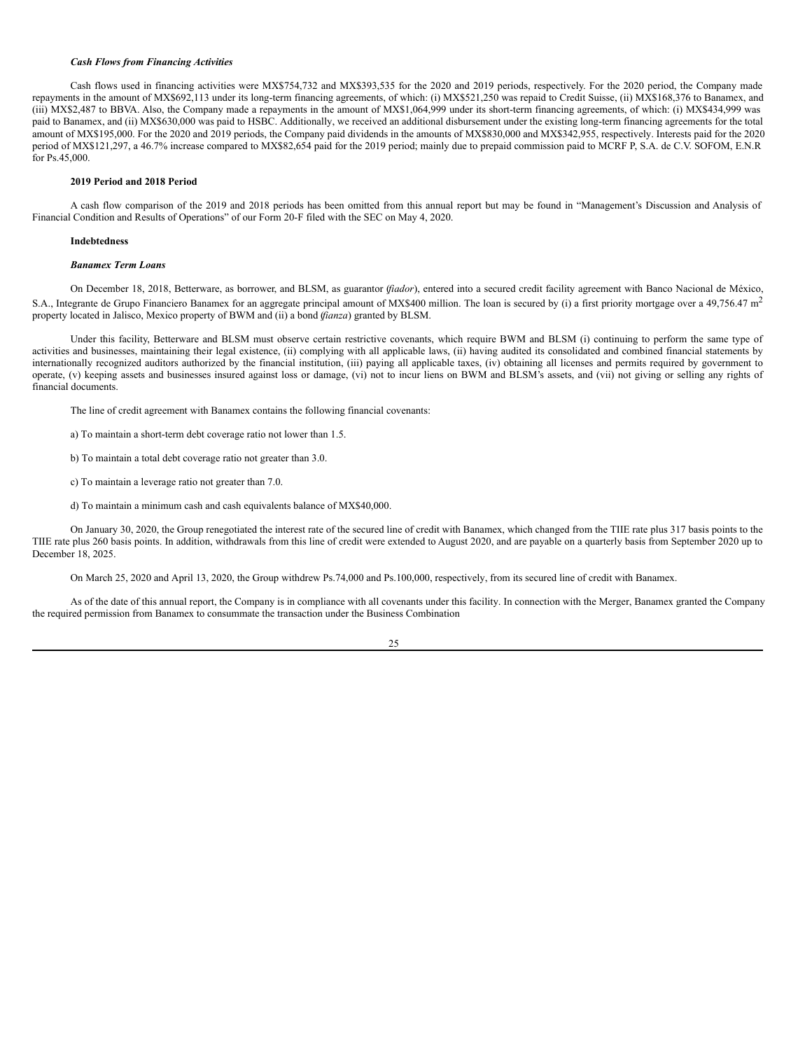***Cash Flows from Financing Activities***

Cash flows used in financing activities were MX$754,732 and MX$393,535 for the 2020 and 2019 periods, respectively. For the 2020 period, the Company made repayments in the amount of MX$692,113 under its long-term financing agreements, of which: (i) MX$521,250 was repaid to Credit Suisse, (ii) MX$168,376 to Banamex, and (iii) MX$2,487 to BBVA. Also, the Company made a repayments in the amount of MX$1,064,999 under its short-term financing agreements, of which: (i) MX$434,999 was paid to Banamex, and (ii) MX$630,000 was paid to HSBC. Additionally, we received an additional disbursement under the existing long-term financing agreements for the total amount of MX$195,000. For the 2020 and 2019 periods, the Company paid dividends in the amounts of MX$830,000 and MX$342,955, respectively. Interests paid for the 2020 period of MX$121,297, a 46.7% increase compared to MX$82,654 paid for the 2019 period; mainly due to prepaid commission paid to MCRF P, S.A. de C.V. SOFOM, E.N.R for Ps.45,000.

**2019 Period and 2018 Period**

A cash flow comparison of the 2019 and 2018 periods has been omitted from this annual report but may be found in "Management's Discussion and Analysis of Financial Condition and Results of Operations" of our Form 20-F filed with the SEC on May 4, 2020.

**Indebtedness**

***Banamex Term Loans***

On December 18, 2018, Betterware, as borrower, and BLSM, as guarantor (*fiador*), entered into a secured credit facility agreement with Banco Nacional de México, S.A., Integrante de Grupo Financiero Banamex for an aggregate principal amount of MX$400 million. The loan is secured by (i) a first priority mortgage over a 49,756.47 $m^2$ property located in Jalisco, Mexico property of BWM and (ii) a bond (*fianza*) granted by BLSM.

Under this facility, Betterware and BLSM must observe certain restrictive covenants, which require BWM and BLSM (i) continuing to perform the same type of activities and businesses, maintaining their legal existence, (ii) complying with all applicable laws, (ii) having audited its consolidated and combined financial statements by internationally recognized auditors authorized by the financial institution, (iii) paying all applicable taxes, (iv) obtaining all licenses and permits required by government to operate, (v) keeping assets and businesses insured against loss or damage, (vi) not to incur liens on BWM and BLSM's assets, and (vii) not giving or selling any rights of financial documents.

The line of credit agreement with Banamex contains the following financial covenants:

a) To maintain a short-term debt coverage ratio not lower than 1.5.

b) To maintain a total debt coverage ratio not greater than 3.0.

c) To maintain a leverage ratio not greater than 7.0.

d) To maintain a minimum cash and cash equivalents balance of MX$40,000.

On January 30, 2020, the Group renegotiated the interest rate of the secured line of credit with Banamex, which changed from the TIIE rate plus 317 basis points to the TIIE rate plus 260 basis points. In addition, withdrawals from this line of credit were extended to August 2020, and are payable on a quarterly basis from September 2020 up to December 18, 2025.

On March 25, 2020 and April 13, 2020, the Group withdrew Ps.74,000 and Ps.100,000, respectively, from its secured line of credit with Banamex.

As of the date of this annual report, the Company is in compliance with all covenants under this facility. In connection with the Merger, Banamex granted the Company the required permission from Banamex to consummate the transaction under the Business Combination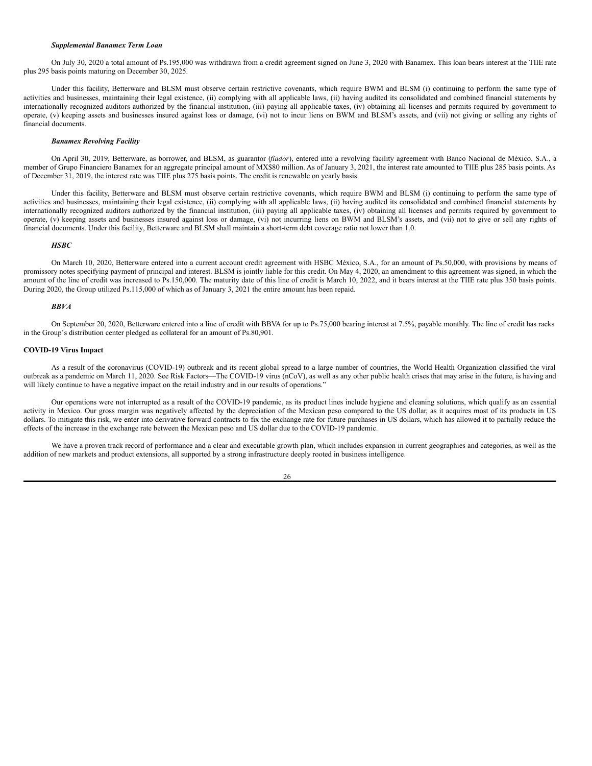***Supplemental Banamex Term Loan***

On July 30, 2020 a total amount of Ps.195,000 was withdrawn from a credit agreement signed on June 3, 2020 with Banamex. This loan bears interest at the TIIE rate plus 295 basis points maturing on December 30, 2025.

Under this facility, Betterware and BLSM must observe certain restrictive covenants, which require BWM and BLSM (i) continuing to perform the same type of activities and businesses, maintaining their legal existence, (ii) complying with all applicable laws, (ii) having audited its consolidated and combined financial statements by internationally recognized auditors authorized by the financial institution, (iii) paying all applicable taxes, (iv) obtaining all licenses and permits required by government to operate, (v) keeping assets and businesses insured against loss or damage, (vi) not to incur liens on BWM and BLSM's assets, and (vii) not giving or selling any rights of financial documents.

***Banamex Revolving Facility***

On April 30, 2019, Betterware, as borrower, and BLSM, as guarantor (*fiador*), entered into a revolving facility agreement with Banco Nacional de México, S.A., a member of Grupo Financiero Banamex for an aggregate principal amount of MX$80 million. As of January 3, 2021, the interest rate amounted to TIIE plus 285 basis points. As of December 31, 2019, the interest rate was TIIE plus 275 basis points. The credit is renewable on yearly basis.

Under this facility, Betterware and BLSM must observe certain restrictive covenants, which require BWM and BLSM (i) continuing to perform the same type of activities and businesses, maintaining their legal existence, (ii) complying with all applicable laws, (ii) having audited its consolidated and combined financial statements by internationally recognized auditors authorized by the financial institution, (iii) paying all applicable taxes, (iv) obtaining all licenses and permits required by government to operate, (v) keeping assets and businesses insured against loss or damage, (vi) not incurring liens on BWM and BLSM's assets, and (vii) not to give or sell any rights of financial documents. Under this facility, Betterware and BLSM shall maintain a short-term debt coverage ratio not lower than 1.0.

***HSBC***

On March 10, 2020, Betterware entered into a current account credit agreement with HSBC México, S.A., for an amount of Ps.50,000, with provisions by means of promissory notes specifying payment of principal and interest. BLSM is jointly liable for this credit. On May 4, 2020, an amendment to this agreement was signed, in which the amount of the line of credit was increased to Ps.150,000. The maturity date of this line of credit is March 10, 2022, and it bears interest at the TIIE rate plus 350 basis points. During 2020, the Group utilized Ps.115,000 of which as of January 3, 2021 the entire amount has been repaid.

***BBVA***

On September 20, 2020, Betterware entered into a line of credit with BBVA for up to Ps.75,000 bearing interest at 7.5%, payable monthly. The line of credit has racks in the Group's distribution center pledged as collateral for an amount of Ps.80,901.

**COVID-19 Virus Impact**

As a result of the coronavirus (COVID-19) outbreak and its recent global spread to a large number of countries, the World Health Organization classified the viral outbreak as a pandemic on March 11, 2020. See Risk Factors—The COVID-19 virus (nCoV), as well as any other public health crises that may arise in the future, is having and will likely continue to have a negative impact on the retail industry and in our results of operations."

Our operations were not interrupted as a result of the COVID-19 pandemic, as its product lines include hygiene and cleaning solutions, which qualify as an essential activity in Mexico. Our gross margin was negatively affected by the depreciation of the Mexican peso compared to the US dollar, as it acquires most of its products in US dollars. To mitigate this risk, we enter into derivative forward contracts to fix the exchange rate for future purchases in US dollars, which has allowed it to partially reduce the effects of the increase in the exchange rate between the Mexican peso and US dollar due to the COVID-19 pandemic.

We have a proven track record of performance and a clear and executable growth plan, which includes expansion in current geographies and categories, as well as the addition of new markets and product extensions, all supported by a strong infrastructure deeply rooted in business intelligence.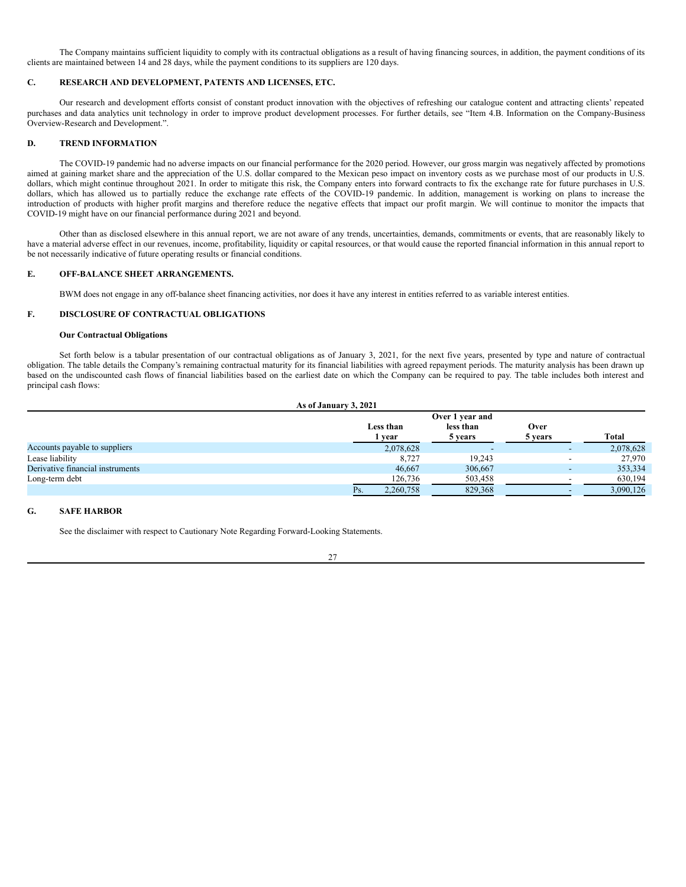The Company maintains sufficient liquidity to comply with its contractual obligations as a result of having financing sources, in addition, the payment conditions of its clients are maintained between 14 and 28 days, while the payment conditions to its suppliers are 120 days.

## C. RESEARCH AND DEVELOPMENT, PATENTS AND LICENSES, ETC.

Our research and development efforts consist of constant product innovation with the objectives of refreshing our catalogue content and attracting clients' repeated purchases and data analytics unit technology in order to improve product development processes. For further details, see "Item 4.B. Information on the Company-Business Overview-Research and Development.".

## D. TREND INFORMATION

The COVID-19 pandemic had no adverse impacts on our financial performance for the 2020 period. However, our gross margin was negatively affected by promotions aimed at gaining market share and the appreciation of the U.S. dollar compared to the Mexican peso impact on inventory costs as we purchase most of our products in U.S. dollars, which might continue throughout 2021. In order to mitigate this risk, the Company enters into forward contracts to fix the exchange rate for future purchases in U.S. dollars, which has allowed us to partially reduce the exchange rate effects of the COVID-19 pandemic. In addition, management is working on plans to increase the introduction of products with higher profit margins and therefore reduce the negative effects that impact our profit margin. We will continue to monitor the impacts that COVID-19 might have on our financial performance during 2021 and beyond.

Other than as disclosed elsewhere in this annual report, we are not aware of any trends, uncertainties, demands, commitments or events, that are reasonably likely to have a material adverse effect in our revenues, income, profitability, liquidity or capital resources, or that would cause the reported financial information in this annual report to be not necessarily indicative of future operating results or financial conditions.

## E. OFF-BALANCE SHEET ARRANGEMENTS.

BWM does not engage in any off-balance sheet financing activities, nor does it have any interest in entities referred to as variable interest entities.

## F. DISCLOSURE OF CONTRACTUAL OBLIGATIONS

**Our Contractual Obligations**

Set forth below is a tabular presentation of our contractual obligations as of January 3, 2021, for the next five years, presented by type and nature of contractual obligation. The table details the Company's remaining contractual maturity for its financial liabilities with agreed repayment periods. The maturity analysis has been drawn up based on the undiscounted cash flows of financial liabilities based on the earliest date on which the Company can be required to pay. The table includes both interest and principal cash flows:

**As of January 3, 2021**

| | Less than 1 year | Over 1 year and less than 5 years | Over 5 years | Total |
|---|---|---|---|---|
| Accounts payable to suppliers | 2,078,628 | - | - | 2,078,628 |
| Lease liability | 8,727 | 19,243 | - | 27,970 |
| Derivative financial instruments | 46,667 | 306,667 | - | 353,334 |
| Long-term debt | 126,736 | 503,458 | - | 630,194 |
| | Ps. 2,260,758 | 829,368 | - | 3,090,126 |

## G. SAFE HARBOR

See the disclaimer with respect to Cautionary Note Regarding Forward-Looking Statements.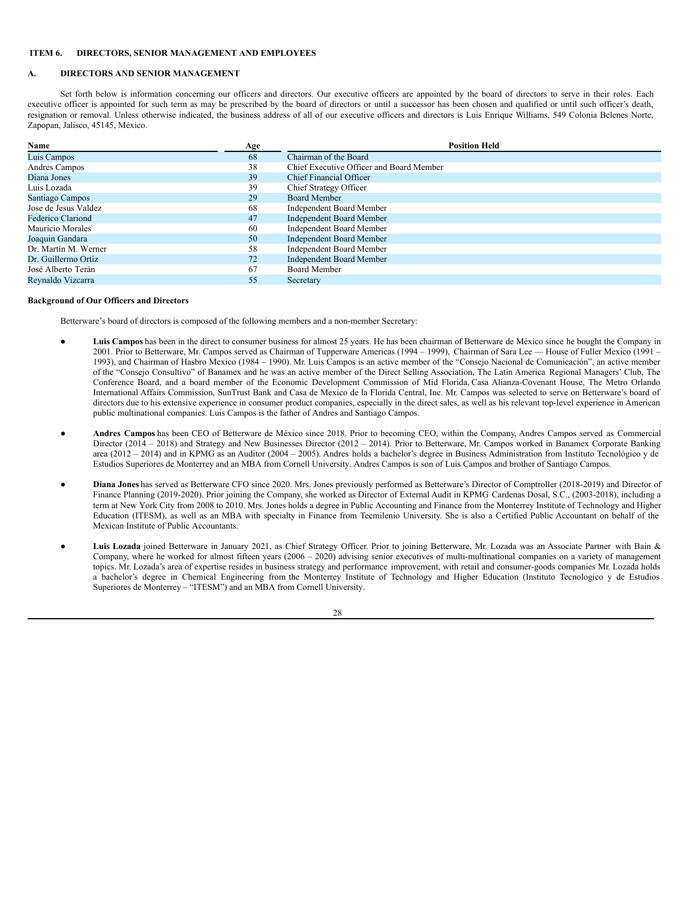## ITEM 6. DIRECTORS, SENIOR MANAGEMENT AND EMPLOYEES

### A. DIRECTORS AND SENIOR MANAGEMENT

Set forth below is information concerning our officers and directors. Our executive officers are appointed by the board of directors to serve in their roles. Each executive officer is appointed for such term as may be prescribed by the board of directors or until a successor has been chosen and qualified or until such officer's death, resignation or removal. Unless otherwise indicated, the business address of all of our executive officers and directors is Luis Enrique Williams, 549 Colonia Belenes Norte, Zapopan, Jalisco, 45145, México.

| Name | Age | Position Held |
|---|---|---|
| Luis Campos | 68 | Chairman of the Board |
| Andres Campos | 38 | Chief Executive Officer and Board Member |
| Diana Jones | 39 | Chief Financial Officer |
| Luis Lozada | 39 | Chief Strategy Officer |
| Santiago Campos | 29 | Board Member |
| Jose de Jesus Valdez | 68 | Independent Board Member |
| Federico Clariond | 47 | Independent Board Member |
| Mauricio Morales | 60 | Independent Board Member |
| Joaquin Gandara | 50 | Independent Board Member |
| Dr. Martín M. Werner | 58 | Independent Board Member |
| Dr. Guillermo Ortiz | 72 | Independent Board Member |
| José Alberto Terán | 67 | Board Member |
| Reynaldo Vizcarra | 55 | Secretary |

**Background of Our Officers and Directors**

Betterware's board of directors is composed of the following members and a non-member Secretary:

- **Luis Campos** has been in the direct to consumer business for almost 25 years. He has been chairman of Betterware de México since he bought the Company in 2001. Prior to Betterware, Mr. Campos served as Chairman of Tupperware Americas (1994 – 1999), Chairman of Sara Lee — House of Fuller Mexico (1991 – 1993), and Chairman of Hasbro Mexico (1984 – 1990). Mr. Luis Campos is an active member of the "Consejo Nacional de Comunicación", an active member of the "Consejo Consultivo" of Banamex and he was an active member of the Direct Selling Association, The Latin America Regional Managers' Club, The Conference Board, and a board member of the Economic Development Commission of Mid Florida, Casa Alianza-Covenant House, The Metro Orlando International Affairs Commission, SunTrust Bank and Casa de Mexico de la Florida Central, Inc. Mr. Campos was selected to serve on Betterware's board of directors due to his extensive experience in consumer product companies, especially in the direct sales, as well as his relevant top-level experience in American public multinational companies. Luis Campos is the father of Andres and Santiago Campos.

- **Andres Campos** has been CEO of Betterware de México since 2018. Prior to becoming CEO, within the Company, Andres Campos served as Commercial Director (2014 – 2018) and Strategy and New Businesses Director (2012 – 2014). Prior to Betterware, Mr. Campos worked in Banamex Corporate Banking area (2012 – 2014) and in KPMG as an Auditor (2004 – 2005). Andres holds a bachelor's degree in Business Administration from Instituto Tecnológico y de Estudios Superiores de Monterrey and an MBA from Cornell University. Andres Campos is son of Luis Campos and brother of Santiago Campos.

- **Diana Jones** has served as Betterware CFO since 2020. Mrs. Jones previously performed as Betterware's Director of Comptroller (2018-2019) and Director of Finance Planning (2019-2020). Prior joining the Company, she worked as Director of External Audit in KPMG Cardenas Dosal, S.C., (2003-2018), including a term at New York City from 2008 to 2010. Mrs. Jones holds a degree in Public Accounting and Finance from the Monterrey Institute of Technology and Higher Education (ITESM), as well as an MBA with specialty in Finance from Tecmilenio University. She is also a Certified Public Accountant on behalf of the Mexican Institute of Public Accountants.

- **Luis Lozada** joined Betterware in January 2021, as Chief Strategy Officer. Prior to joining Betterware, Mr. Lozada was an Associate Partner with Bain & Company, where he worked for almost fifteen years (2006 – 2020) advising senior executives of multi-multinational companies on a variety of management topics. Mr. Lozada's area of expertise resides in business strategy and performance improvement, with retail and consumer-goods companies Mr. Lozada holds a bachelor's degree in Chemical Engineering from the Monterrey Institute of Technology and Higher Education (Instituto Tecnologico y de Estudios Superiores de Monterrey – "ITESM") and an MBA from Cornell University.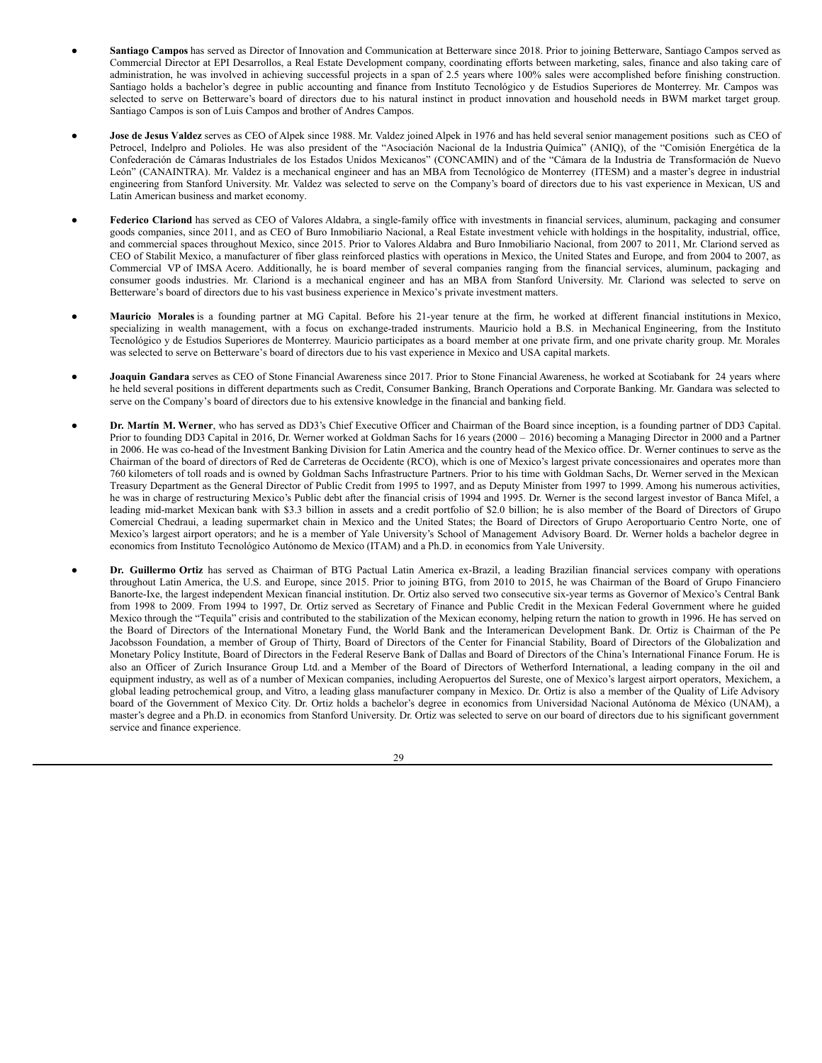- **Santiago Campos** has served as Director of Innovation and Communication at Betterware since 2018. Prior to joining Betterware, Santiago Campos served as Commercial Director at EPI Desarrollos, a Real Estate Development company, coordinating efforts between marketing, sales, finance and also taking care of administration, he was involved in achieving successful projects in a span of 2.5 years where 100% sales were accomplished before finishing construction. Santiago holds a bachelor's degree in public accounting and finance from Instituto Tecnológico y de Estudios Superiores de Monterrey. Mr. Campos was selected to serve on Betterware's board of directors due to his natural instinct in product innovation and household needs in BWM market target group. Santiago Campos is son of Luis Campos and brother of Andres Campos.

- **Jose de Jesus Valdez** serves as CEO of Alpek since 1988. Mr. Valdez joined Alpek in 1976 and has held several senior management positions such as CEO of Petrocel, Indelpro and Polioles. He was also president of the "Asociación Nacional de la Industria Química" (ANIQ), of the "Comisión Energética de la Confederación de Cámaras Industriales de los Estados Unidos Mexicanos" (CONCAMIN) and of the "Cámara de la Industria de Transformación de Nuevo León" (CANAINTRA). Mr. Valdez is a mechanical engineer and has an MBA from Tecnológico de Monterrey (ITESM) and a master's degree in industrial engineering from Stanford University. Mr. Valdez was selected to serve on the Company's board of directors due to his vast experience in Mexican, US and Latin American business and market economy.

- **Federico Clariond** has served as CEO of Valores Aldabra, a single-family office with investments in financial services, aluminum, packaging and consumer goods companies, since 2011, and as CEO of Buro Inmobiliario Nacional, a Real Estate investment vehicle with holdings in the hospitality, industrial, office, and commercial spaces throughout Mexico, since 2015. Prior to Valores Aldabra and Buro Inmobiliario Nacional, from 2007 to 2011, Mr. Clariond served as CEO of Stabilit Mexico, a manufacturer of fiber glass reinforced plastics with operations in Mexico, the United States and Europe, and from 2004 to 2007, as Commercial VP of IMSA Acero. Additionally, he is board member of several companies ranging from the financial services, aluminum, packaging and consumer goods industries. Mr. Clariond is a mechanical engineer and has an MBA from Stanford University. Mr. Clariond was selected to serve on Betterware's board of directors due to his vast business experience in Mexico's private investment matters.

- **Mauricio Morales** is a founding partner at MG Capital. Before his 21-year tenure at the firm, he worked at different financial institutions in Mexico, specializing in wealth management, with a focus on exchange-traded instruments. Mauricio hold a B.S. in Mechanical Engineering, from the Instituto Tecnológico y de Estudios Superiores de Monterrey. Mauricio participates as a board member at one private firm, and one private charity group. Mr. Morales was selected to serve on Betterware's board of directors due to his vast experience in Mexico and USA capital markets.

- **Joaquin Gandara** serves as CEO of Stone Financial Awareness since 2017. Prior to Stone Financial Awareness, he worked at Scotiabank for 24 years where he held several positions in different departments such as Credit, Consumer Banking, Branch Operations and Corporate Banking. Mr. Gandara was selected to serve on the Company's board of directors due to his extensive knowledge in the financial and banking field.

- **Dr. Martín M. Werner**, who has served as DD3's Chief Executive Officer and Chairman of the Board since inception, is a founding partner of DD3 Capital. Prior to founding DD3 Capital in 2016, Dr. Werner worked at Goldman Sachs for 16 years (2000 – 2016) becoming a Managing Director in 2000 and a Partner in 2006. He was co-head of the Investment Banking Division for Latin America and the country head of the Mexico office. Dr. Werner continues to serve as the Chairman of the board of directors of Red de Carreteras de Occidente (RCO), which is one of Mexico's largest private concessionaires and operates more than 760 kilometers of toll roads and is owned by Goldman Sachs Infrastructure Partners. Prior to his time with Goldman Sachs, Dr. Werner served in the Mexican Treasury Department as the General Director of Public Credit from 1995 to 1997, and as Deputy Minister from 1997 to 1999. Among his numerous activities, he was in charge of restructuring Mexico's Public debt after the financial crisis of 1994 and 1995. Dr. Werner is the second largest investor of Banca Mifel, a leading mid-market Mexican bank with $3.3 billion in assets and a credit portfolio of $2.0 billion; he is also member of the Board of Directors of Grupo Comercial Chedraui, a leading supermarket chain in Mexico and the United States; the Board of Directors of Grupo Aeroportuario Centro Norte, one of Mexico's largest airport operators; and he is a member of Yale University's School of Management Advisory Board. Dr. Werner holds a bachelor degree in economics from Instituto Tecnológico Autónomo de Mexico (ITAM) and a Ph.D. in economics from Yale University.

- **Dr. Guillermo Ortiz** has served as Chairman of BTG Pactual Latin America ex-Brazil, a leading Brazilian financial services company with operations throughout Latin America, the U.S. and Europe, since 2015. Prior to joining BTG, from 2010 to 2015, he was Chairman of the Board of Grupo Financiero Banorte-Ixe, the largest independent Mexican financial institution. Dr. Ortiz also served two consecutive six-year terms as Governor of Mexico's Central Bank from 1998 to 2009. From 1994 to 1997, Dr. Ortiz served as Secretary of Finance and Public Credit in the Mexican Federal Government where he guided Mexico through the "Tequila" crisis and contributed to the stabilization of the Mexican economy, helping return the nation to growth in 1996. He has served on the Board of Directors of the International Monetary Fund, the World Bank and the Interamerican Development Bank. Dr. Ortiz is Chairman of the Pe Jacobsson Foundation, a member of Group of Thirty, Board of Directors of the Center for Financial Stability, Board of Directors of the Globalization and Monetary Policy Institute, Board of Directors in the Federal Reserve Bank of Dallas and Board of Directors of the China's International Finance Forum. He is also an Officer of Zurich Insurance Group Ltd. and a Member of the Board of Directors of Wetherford International, a leading company in the oil and equipment industry, as well as of a number of Mexican companies, including Aeropuertos del Sureste, one of Mexico's largest airport operators, Mexichem, a global leading petrochemical group, and Vitro, a leading glass manufacturer company in Mexico. Dr. Ortiz is also a member of the Quality of Life Advisory board of the Government of Mexico City. Dr. Ortiz holds a bachelor's degree in economics from Universidad Nacional Autónoma de México (UNAM), a master's degree and a Ph.D. in economics from Stanford University. Dr. Ortiz was selected to serve on our board of directors due to his significant government service and finance experience.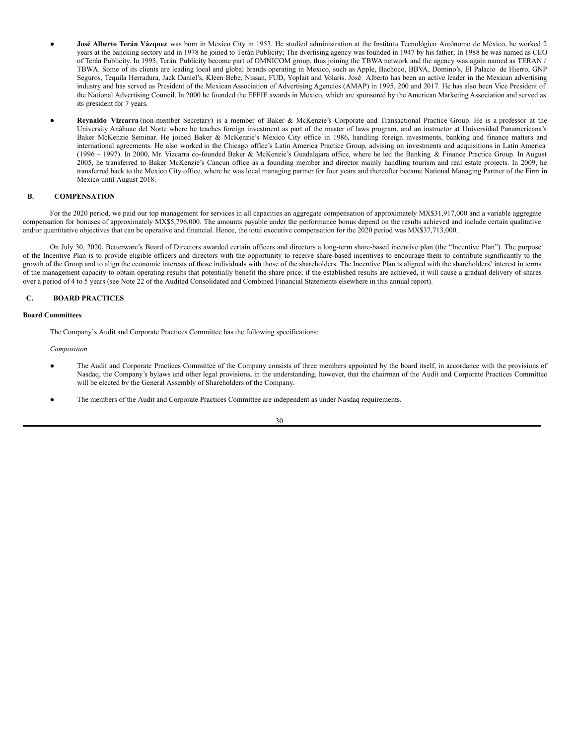- **José Alberto Terán Vázquez** was born in Mexico City in 1953. He studied administration at the Instituto Tecnológico Autónomo de México, he worked 2 years at the bancking sectory and in 1978 he joined to Terán Publicity; The dvertising agency was founded in 1947 by his father; In 1988 he was named as CEO of Terán Publicity. In 1995, Terán Publicity become part of OMNICOM group, thus joining the TBWA network and the agency was again named as TERAN / TBWA. Some of its clients are leading local and global brands operating in Mexico, such as Apple, Bachoco, BBVA, Domino's, El Palacio de Hierro, GNP Seguros, Tequila Herradura, Jack Daniel's, Kleen Bebe, Nissan, FUD, Yoplait and Volaris. José Alberto has been an active leader in the Mexican advertising industry and has served as President of the Mexican Association of Advertising Agencies (AMAP) in 1995, 200 and 2017. He has also been Vice President of the National Advertising Council. In 2000 he founded the EFFIE awards in Mexico, which are sponsored by the American Marketing Association and served as its president for 7 years.

- **Reynaldo Vizcarra** (non-member Secretary) is a member of Baker & McKenzie's Corporate and Transactional Practice Group. He is a professor at the University Anáhuac del Norte where he teaches foreign investment as part of the master of laws program, and an instructor at Universidad Panamericana's Baker McKenzie Seminar. He joined Baker & McKenzie's Mexico City office in 1986, handling foreign investments, banking and finance matters and international agreements. He also worked in the Chicago office's Latin America Practice Group, advising on investments and acquisitions in Latin America (1996 – 1997). In 2000, Mr. Vizcarra co-founded Baker & McKenzie's Guadalajara office, where he led the Banking & Finance Practice Group. In August 2005, he transferred to Baker McKenzie's Cancun office as a founding member and director mainly handling tourism and real estate projects. In 2009, he transferred back to the Mexico City office, where he was local managing partner for four years and thereafter became National Managing Partner of the Firm in Mexico until August 2018.

## B. COMPENSATION

For the 2020 period, we paid our top management for services in all capacities an aggregate compensation of approximately MX$31,917,000 and a variable aggregate compensation for bonuses of approximately MX$5,796,000. The amounts payable under the performance bonus depend on the results achieved and include certain qualitative and/or quantitative objectives that can be operative and financial. Hence, the total executive compensation for the 2020 period was MX$37,713,000.

On July 30, 2020, Betterware's Board of Directors awarded certain officers and directors a long-term share-based incentive plan (the "Incentive Plan"). The purpose of the Incentive Plan is to provide eligible officers and directors with the opportunity to receive share-based incentives to encourage them to contribute significantly to the growth of the Group and to align the economic interests of those individuals with those of the shareholders. The Incentive Plan is aligned with the shareholders' interest in terms of the management capacity to obtain operating results that potentially benefit the share price; if the established results are achieved, it will cause a gradual delivery of shares over a period of 4 to 5 years (see Note 22 of the Audited Consolidated and Combined Financial Statements elsewhere in this annual report).

## C. BOARD PRACTICES

### Board Committees

The Company's Audit and Corporate Practices Committee has the following specifications:

*Composition*

- The Audit and Corporate Practices Committee of the Company consists of three members appointed by the board itself, in accordance with the provisions of Nasdaq, the Company's bylaws and other legal provisions, in the understanding, however, that the chairman of the Audit and Corporate Practices Committee will be elected by the General Assembly of Shareholders of the Company.

- The members of the Audit and Corporate Practices Committee are independent as under Nasdaq requirements.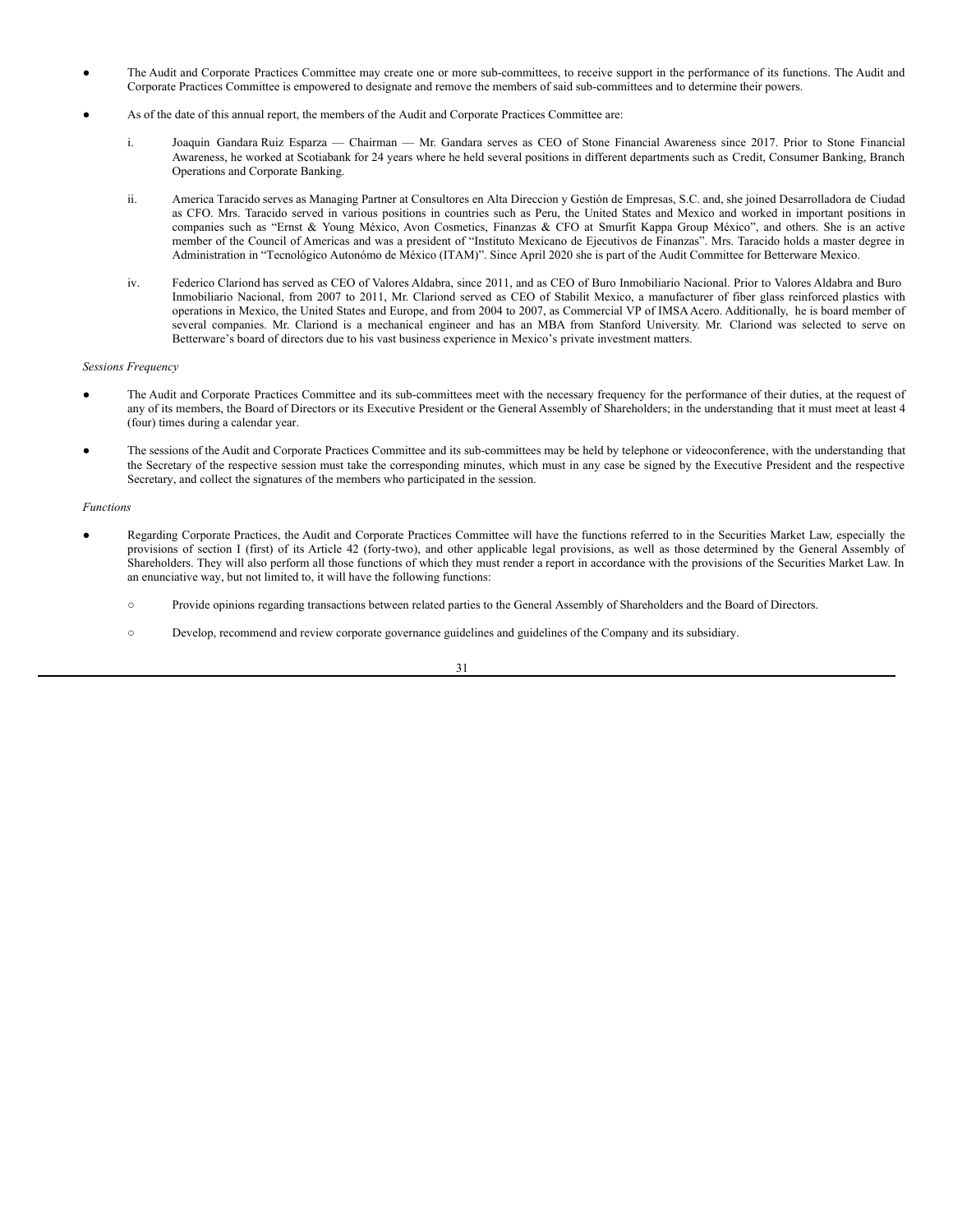- The Audit and Corporate Practices Committee may create one or more sub-committees, to receive support in the performance of its functions. The Audit and Corporate Practices Committee is empowered to designate and remove the members of said sub-committees and to determine their powers.

- As of the date of this annual report, the members of the Audit and Corporate Practices Committee are:

  i. Joaquin Gandara Ruiz Esparza — Chairman — Mr. Gandara serves as CEO of Stone Financial Awareness since 2017. Prior to Stone Financial Awareness, he worked at Scotiabank for 24 years where he held several positions in different departments such as Credit, Consumer Banking, Branch Operations and Corporate Banking.

  ii. America Taracido serves as Managing Partner at Consultores en Alta Direccion y Gestión de Empresas, S.C. and, she joined Desarrolladora de Ciudad as CFO. Mrs. Taracido served in various positions in countries such as Peru, the United States and Mexico and worked in important positions in companies such as "Ernst & Young México, Avon Cosmetics, Finanzas & CFO at Smurfit Kappa Group México", and others. She is an active member of the Council of Americas and was a president of "Instituto Mexicano de Ejecutivos de Finanzas". Mrs. Taracido holds a master degree in Administration in "Tecnológico Autonómo de México (ITAM)". Since April 2020 she is part of the Audit Committee for Betterware Mexico.

  iv. Federico Clariond has served as CEO of Valores Aldabra, since 2011, and as CEO of Buro Inmobiliario Nacional. Prior to Valores Aldabra and Buro Inmobiliario Nacional, from 2007 to 2011, Mr. Clariond served as CEO of Stabilit Mexico, a manufacturer of fiber glass reinforced plastics with operations in Mexico, the United States and Europe, and from 2004 to 2007, as Commercial VP of IMSA Acero. Additionally, he is board member of several companies. Mr. Clariond is a mechanical engineer and has an MBA from Stanford University. Mr. Clariond was selected to serve on Betterware's board of directors due to his vast business experience in Mexico's private investment matters.

*Sessions Frequency*

- The Audit and Corporate Practices Committee and its sub-committees meet with the necessary frequency for the performance of their duties, at the request of any of its members, the Board of Directors or its Executive President or the General Assembly of Shareholders; in the understanding that it must meet at least 4 (four) times during a calendar year.

- The sessions of the Audit and Corporate Practices Committee and its sub-committees may be held by telephone or videoconference, with the understanding that the Secretary of the respective session must take the corresponding minutes, which must in any case be signed by the Executive President and the respective Secretary, and collect the signatures of the members who participated in the session.

*Functions*

- Regarding Corporate Practices, the Audit and Corporate Practices Committee will have the functions referred to in the Securities Market Law, especially the provisions of section I (first) of its Article 42 (forty-two), and other applicable legal provisions, as well as those determined by the General Assembly of Shareholders. They will also perform all those functions of which they must render a report in accordance with the provisions of the Securities Market Law. In an enunciative way, but not limited to, it will have the following functions:

  - Provide opinions regarding transactions between related parties to the General Assembly of Shareholders and the Board of Directors.

  - Develop, recommend and review corporate governance guidelines and guidelines of the Company and its subsidiary.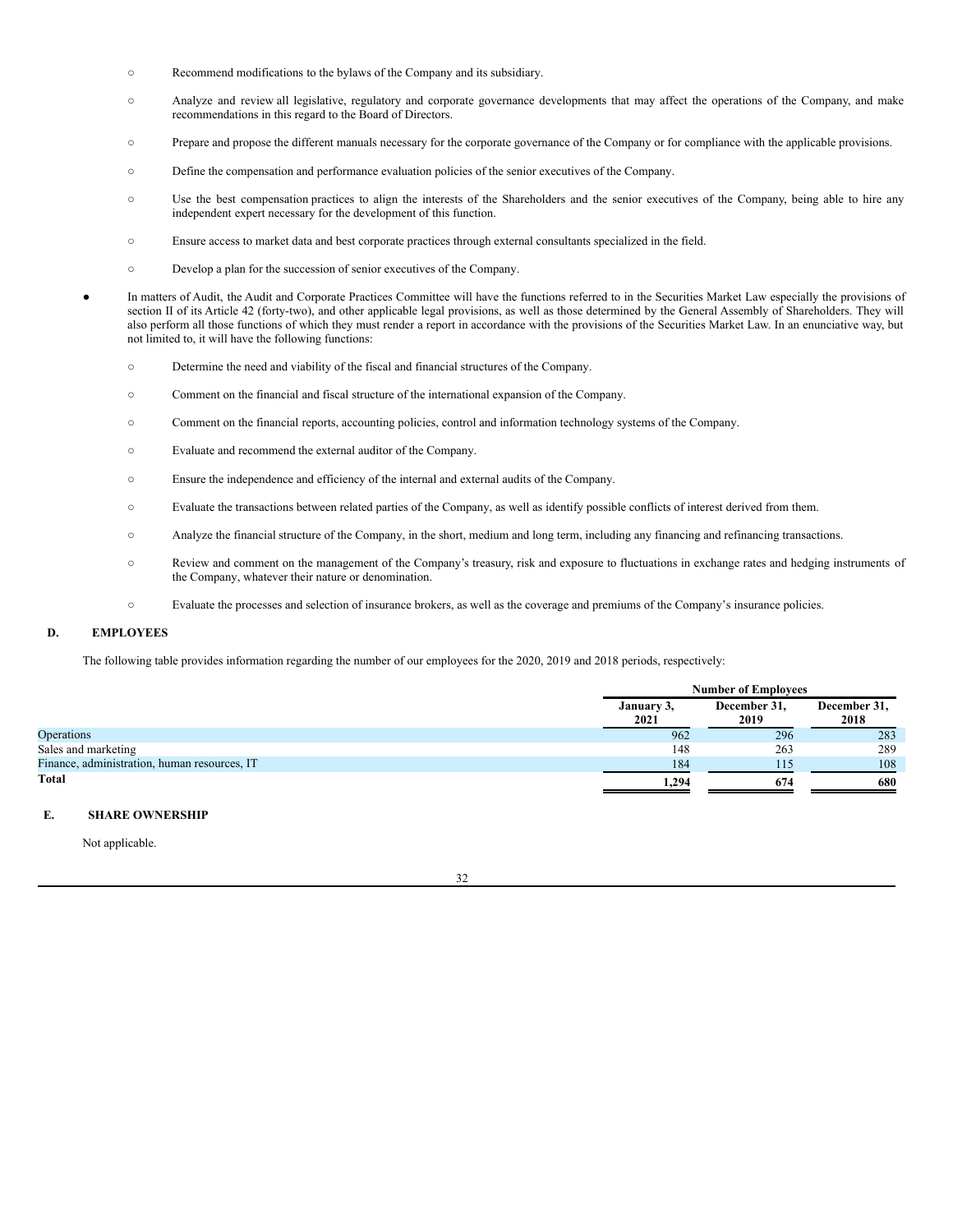- Recommend modifications to the bylaws of the Company and its subsidiary.
- Analyze and review all legislative, regulatory and corporate governance developments that may affect the operations of the Company, and make recommendations in this regard to the Board of Directors.
- Prepare and propose the different manuals necessary for the corporate governance of the Company or for compliance with the applicable provisions.
- Define the compensation and performance evaluation policies of the senior executives of the Company.
- Use the best compensation practices to align the interests of the Shareholders and the senior executives of the Company, being able to hire any independent expert necessary for the development of this function.
- Ensure access to market data and best corporate practices through external consultants specialized in the field.
- Develop a plan for the succession of senior executives of the Company.

- In matters of Audit, the Audit and Corporate Practices Committee will have the functions referred to in the Securities Market Law especially the provisions of section II of its Article 42 (forty-two), and other applicable legal provisions, as well as those determined by the General Assembly of Shareholders. They will also perform all those functions of which they must render a report in accordance with the provisions of the Securities Market Law. In an enunciative way, but not limited to, it will have the following functions:
  - Determine the need and viability of the fiscal and financial structures of the Company.
  - Comment on the financial and fiscal structure of the international expansion of the Company.
  - Comment on the financial reports, accounting policies, control and information technology systems of the Company.
  - Evaluate and recommend the external auditor of the Company.
  - Ensure the independence and efficiency of the internal and external audits of the Company.
  - Evaluate the transactions between related parties of the Company, as well as identify possible conflicts of interest derived from them.
  - Analyze the financial structure of the Company, in the short, medium and long term, including any financing and refinancing transactions.
  - Review and comment on the management of the Company's treasury, risk and exposure to fluctuations in exchange rates and hedging instruments of the Company, whatever their nature or denomination.
  - Evaluate the processes and selection of insurance brokers, as well as the coverage and premiums of the Company's insurance policies.

## D. EMPLOYEES

The following table provides information regarding the number of our employees for the 2020, 2019 and 2018 periods, respectively:

| | Number of Employees | | |
|---|---|---|---|
| | January 3, 2021 | December 31, 2019 | December 31, 2018 |
| Operations | 962 | 296 | 283 |
| Sales and marketing | 148 | 263 | 289 |
| Finance, administration, human resources, IT | 184 | 115 | 108 |
| **Total** | **1,294** | **674** | **680** |

## E. SHARE OWNERSHIP

Not applicable.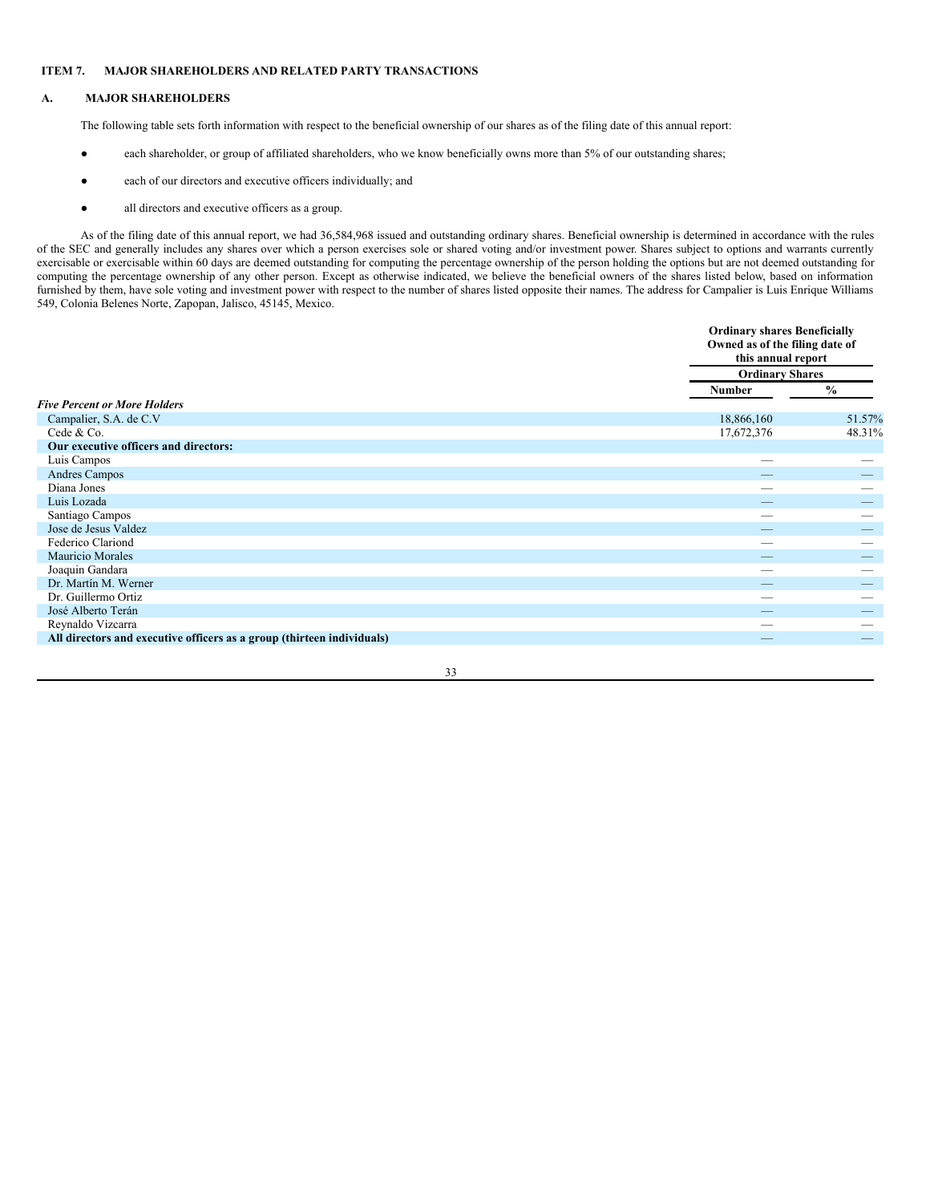## ITEM 7. MAJOR SHAREHOLDERS AND RELATED PARTY TRANSACTIONS

### A. MAJOR SHAREHOLDERS

The following table sets forth information with respect to the beneficial ownership of our shares as of the filing date of this annual report:

- each shareholder, or group of affiliated shareholders, who we know beneficially owns more than 5% of our outstanding shares;
- each of our directors and executive officers individually; and
- all directors and executive officers as a group.

As of the filing date of this annual report, we had 36,584,968 issued and outstanding ordinary shares. Beneficial ownership is determined in accordance with the rules of the SEC and generally includes any shares over which a person exercises sole or shared voting and/or investment power. Shares subject to options and warrants currently exercisable or exercisable within 60 days are deemed outstanding for computing the percentage ownership of the person holding the options but are not deemed outstanding for computing the percentage ownership of any other person. Except as otherwise indicated, we believe the beneficial owners of the shares listed below, based on information furnished by them, have sole voting and investment power with respect to the number of shares listed opposite their names. The address for Campalier is Luis Enrique Williams 549, Colonia Belenes Norte, Zapopan, Jalisco, 45145, Mexico.

| | Ordinary shares Beneficially Owned as of the filing date of this annual report | |
|---|---|---|
| | Ordinary Shares | |
| | Number | % |
| ***Five Percent or More Holders*** | | |
| Campalier, S.A. de C.V | 18,866,160 | 51.57% |
| Cede & Co. | 17,672,376 | 48.31% |
| **Our executive officers and directors:** | | |
| Luis Campos | — | — |
| Andres Campos | — | — |
| Diana Jones | — | — |
| Luis Lozada | — | — |
| Santiago Campos | — | — |
| Jose de Jesus Valdez | — | — |
| Federico Clariond | — | — |
| Mauricio Morales | — | — |
| Joaquin Gandara | — | — |
| Dr. Martín M. Werner | — | — |
| Dr. Guillermo Ortiz | — | — |
| José Alberto Terán | — | — |
| Reynaldo Vizcarra | — | — |
| **All directors and executive officers as a group (thirteen individuals)** | — | — |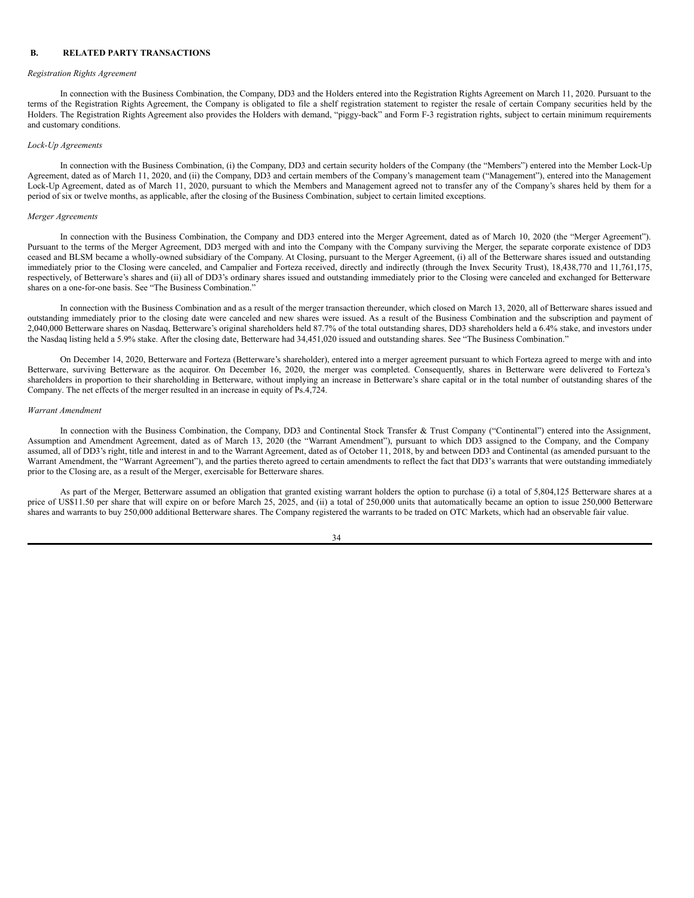## B. RELATED PARTY TRANSACTIONS

*Registration Rights Agreement*

In connection with the Business Combination, the Company, DD3 and the Holders entered into the Registration Rights Agreement on March 11, 2020. Pursuant to the terms of the Registration Rights Agreement, the Company is obligated to file a shelf registration statement to register the resale of certain Company securities held by the Holders. The Registration Rights Agreement also provides the Holders with demand, "piggy-back" and Form F-3 registration rights, subject to certain minimum requirements and customary conditions.

*Lock-Up Agreements*

In connection with the Business Combination, (i) the Company, DD3 and certain security holders of the Company (the "Members") entered into the Member Lock-Up Agreement, dated as of March 11, 2020, and (ii) the Company, DD3 and certain members of the Company's management team ("Management"), entered into the Management Lock-Up Agreement, dated as of March 11, 2020, pursuant to which the Members and Management agreed not to transfer any of the Company's shares held by them for a period of six or twelve months, as applicable, after the closing of the Business Combination, subject to certain limited exceptions.

*Merger Agreements*

In connection with the Business Combination, the Company and DD3 entered into the Merger Agreement, dated as of March 10, 2020 (the "Merger Agreement"). Pursuant to the terms of the Merger Agreement, DD3 merged with and into the Company with the Company surviving the Merger, the separate corporate existence of DD3 ceased and BLSM became a wholly-owned subsidiary of the Company. At Closing, pursuant to the Merger Agreement, (i) all of the Betterware shares issued and outstanding immediately prior to the Closing were canceled, and Campalier and Forteza received, directly and indirectly (through the Invex Security Trust), 18,438,770 and 11,761,175, respectively, of Betterware's shares and (ii) all of DD3's ordinary shares issued and outstanding immediately prior to the Closing were canceled and exchanged for Betterware shares on a one-for-one basis. See "The Business Combination."

In connection with the Business Combination and as a result of the merger transaction thereunder, which closed on March 13, 2020, all of Betterware shares issued and outstanding immediately prior to the closing date were canceled and new shares were issued. As a result of the Business Combination and the subscription and payment of 2,040,000 Betterware shares on Nasdaq, Betterware's original shareholders held 87.7% of the total outstanding shares, DD3 shareholders held a 6.4% stake, and investors under the Nasdaq listing held a 5.9% stake. After the closing date, Betterware had 34,451,020 issued and outstanding shares. See "The Business Combination."

On December 14, 2020, Betterware and Forteza (Betterware's shareholder), entered into a merger agreement pursuant to which Forteza agreed to merge with and into Betterware, surviving Betterware as the acquiror. On December 16, 2020, the merger was completed. Consequently, shares in Betterware were delivered to Forteza's shareholders in proportion to their shareholding in Betterware, without implying an increase in Betterware's share capital or in the total number of outstanding shares of the Company. The net effects of the merger resulted in an increase in equity of Ps.4,724.

*Warrant Amendment*

In connection with the Business Combination, the Company, DD3 and Continental Stock Transfer & Trust Company ("Continental") entered into the Assignment, Assumption and Amendment Agreement, dated as of March 13, 2020 (the "Warrant Amendment"), pursuant to which DD3 assigned to the Company, and the Company assumed, all of DD3's right, title and interest in and to the Warrant Agreement, dated as of October 11, 2018, by and between DD3 and Continental (as amended pursuant to the Warrant Amendment, the "Warrant Agreement"), and the parties thereto agreed to certain amendments to reflect the fact that DD3's warrants that were outstanding immediately prior to the Closing are, as a result of the Merger, exercisable for Betterware shares.

As part of the Merger, Betterware assumed an obligation that granted existing warrant holders the option to purchase (i) a total of 5,804,125 Betterware shares at a price of US$11.50 per share that will expire on or before March 25, 2025, and (ii) a total of 250,000 units that automatically became an option to issue 250,000 Betterware shares and warrants to buy 250,000 additional Betterware shares. The Company registered the warrants to be traded on OTC Markets, which had an observable fair value.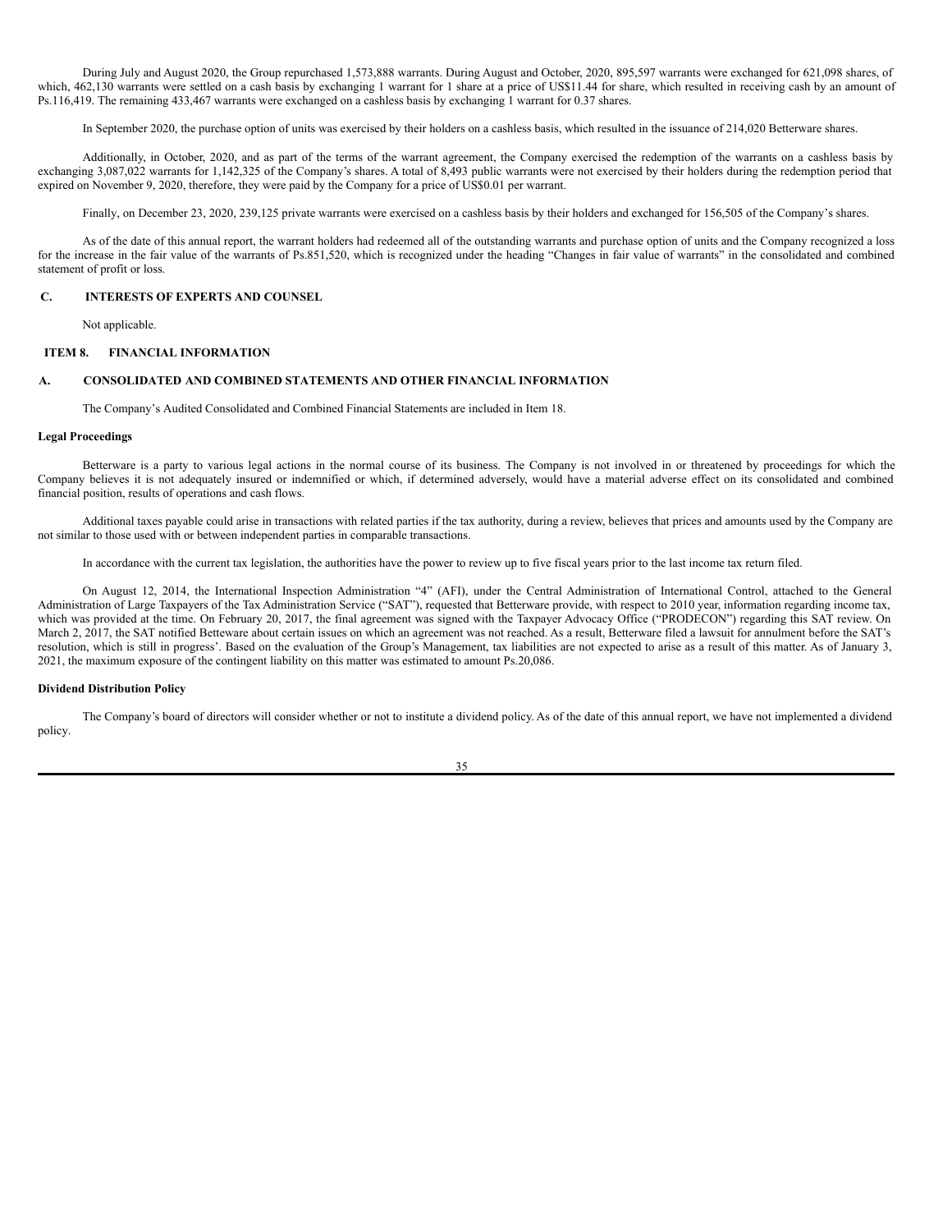During July and August 2020, the Group repurchased 1,573,888 warrants. During August and October, 2020, 895,597 warrants were exchanged for 621,098 shares, of which, 462,130 warrants were settled on a cash basis by exchanging 1 warrant for 1 share at a price of US$11.44 for share, which resulted in receiving cash by an amount of Ps.116,419. The remaining 433,467 warrants were exchanged on a cashless basis by exchanging 1 warrant for 0.37 shares.

In September 2020, the purchase option of units was exercised by their holders on a cashless basis, which resulted in the issuance of 214,020 Betterware shares.

Additionally, in October, 2020, and as part of the terms of the warrant agreement, the Company exercised the redemption of the warrants on a cashless basis by exchanging 3,087,022 warrants for 1,142,325 of the Company's shares. A total of 8,493 public warrants were not exercised by their holders during the redemption period that expired on November 9, 2020, therefore, they were paid by the Company for a price of US$0.01 per warrant.

Finally, on December 23, 2020, 239,125 private warrants were exercised on a cashless basis by their holders and exchanged for 156,505 of the Company's shares.

As of the date of this annual report, the warrant holders had redeemed all of the outstanding warrants and purchase option of units and the Company recognized a loss for the increase in the fair value of the warrants of Ps.851,520, which is recognized under the heading "Changes in fair value of warrants" in the consolidated and combined statement of profit or loss.

## C. INTERESTS OF EXPERTS AND COUNSEL

Not applicable.

# ITEM 8. FINANCIAL INFORMATION

## A. CONSOLIDATED AND COMBINED STATEMENTS AND OTHER FINANCIAL INFORMATION

The Company's Audited Consolidated and Combined Financial Statements are included in Item 18.

### Legal Proceedings

Betterware is a party to various legal actions in the normal course of its business. The Company is not involved in or threatened by proceedings for which the Company believes it is not adequately insured or indemnified or which, if determined adversely, would have a material adverse effect on its consolidated and combined financial position, results of operations and cash flows.

Additional taxes payable could arise in transactions with related parties if the tax authority, during a review, believes that prices and amounts used by the Company are not similar to those used with or between independent parties in comparable transactions.

In accordance with the current tax legislation, the authorities have the power to review up to five fiscal years prior to the last income tax return filed.

On August 12, 2014, the International Inspection Administration "4" (AFI), under the Central Administration of International Control, attached to the General Administration of Large Taxpayers of the Tax Administration Service ("SAT"), requested that Betterware provide, with respect to 2010 year, information regarding income tax, which was provided at the time. On February 20, 2017, the final agreement was signed with the Taxpayer Advocacy Office ("PRODECON") regarding this SAT review. On March 2, 2017, the SAT notified Betteware about certain issues on which an agreement was not reached. As a result, Betterware filed a lawsuit for annulment before the SAT's resolution, which is still in progress'. Based on the evaluation of the Group's Management, tax liabilities are not expected to arise as a result of this matter. As of January 3, 2021, the maximum exposure of the contingent liability on this matter was estimated to amount Ps.20,086.

### Dividend Distribution Policy

The Company's board of directors will consider whether or not to institute a dividend policy. As of the date of this annual report, we have not implemented a dividend policy.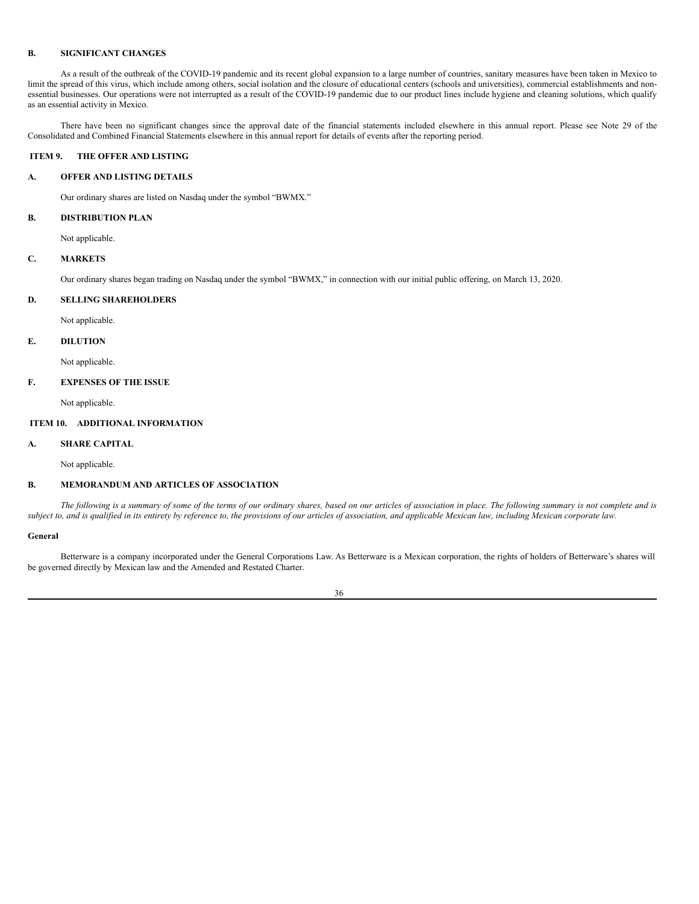### B. SIGNIFICANT CHANGES

As a result of the outbreak of the COVID-19 pandemic and its recent global expansion to a large number of countries, sanitary measures have been taken in Mexico to limit the spread of this virus, which include among others, social isolation and the closure of educational centers (schools and universities), commercial establishments and non-essential businesses. Our operations were not interrupted as a result of the COVID-19 pandemic due to our product lines include hygiene and cleaning solutions, which qualify as an essential activity in Mexico.

There have been no significant changes since the approval date of the financial statements included elsewhere in this annual report. Please see Note 29 of the Consolidated and Combined Financial Statements elsewhere in this annual report for details of events after the reporting period.

## ITEM 9. THE OFFER AND LISTING

### A. OFFER AND LISTING DETAILS

Our ordinary shares are listed on Nasdaq under the symbol "BWMX."

### B. DISTRIBUTION PLAN

Not applicable.

### C. MARKETS

Our ordinary shares began trading on Nasdaq under the symbol "BWMX," in connection with our initial public offering, on March 13, 2020.

### D. SELLING SHAREHOLDERS

Not applicable.

### E. DILUTION

Not applicable.

### F. EXPENSES OF THE ISSUE

Not applicable.

## ITEM 10. ADDITIONAL INFORMATION

### A. SHARE CAPITAL

Not applicable.

### B. MEMORANDUM AND ARTICLES OF ASSOCIATION

*The following is a summary of some of the terms of our ordinary shares, based on our articles of association in place. The following summary is not complete and is subject to, and is qualified in its entirety by reference to, the provisions of our articles of association, and applicable Mexican law, including Mexican corporate law.*

**General**

Betterware is a company incorporated under the General Corporations Law. As Betterware is a Mexican corporation, the rights of holders of Betterware's shares will be governed directly by Mexican law and the Amended and Restated Charter.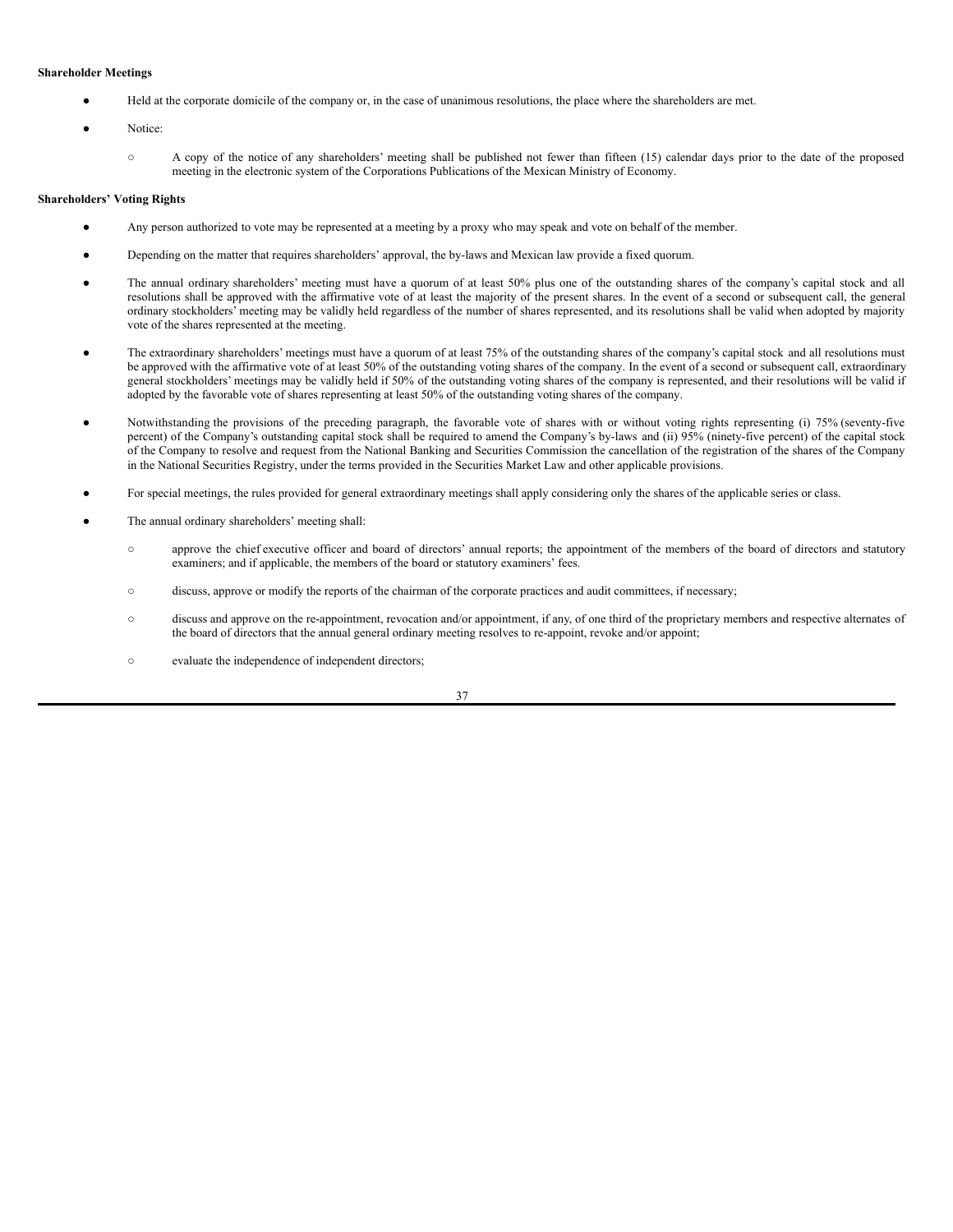**Shareholder Meetings**

- Held at the corporate domicile of the company or, in the case of unanimous resolutions, the place where the shareholders are met.
- Notice:
  - A copy of the notice of any shareholders' meeting shall be published not fewer than fifteen (15) calendar days prior to the date of the proposed meeting in the electronic system of the Corporations Publications of the Mexican Ministry of Economy.

**Shareholders' Voting Rights**

- Any person authorized to vote may be represented at a meeting by a proxy who may speak and vote on behalf of the member.
- Depending on the matter that requires shareholders' approval, the by-laws and Mexican law provide a fixed quorum.
- The annual ordinary shareholders' meeting must have a quorum of at least 50% plus one of the outstanding shares of the company's capital stock and all resolutions shall be approved with the affirmative vote of at least the majority of the present shares. In the event of a second or subsequent call, the general ordinary stockholders' meeting may be validly held regardless of the number of shares represented, and its resolutions shall be valid when adopted by majority vote of the shares represented at the meeting.
- The extraordinary shareholders' meetings must have a quorum of at least 75% of the outstanding shares of the company's capital stock and all resolutions must be approved with the affirmative vote of at least 50% of the outstanding voting shares of the company. In the event of a second or subsequent call, extraordinary general stockholders' meetings may be validly held if 50% of the outstanding voting shares of the company is represented, and their resolutions will be valid if adopted by the favorable vote of shares representing at least 50% of the outstanding voting shares of the company.
- Notwithstanding the provisions of the preceding paragraph, the favorable vote of shares with or without voting rights representing (i) 75% (seventy-five percent) of the Company's outstanding capital stock shall be required to amend the Company's by-laws and (ii) 95% (ninety-five percent) of the capital stock of the Company to resolve and request from the National Banking and Securities Commission the cancellation of the registration of the shares of the Company in the National Securities Registry, under the terms provided in the Securities Market Law and other applicable provisions.
- For special meetings, the rules provided for general extraordinary meetings shall apply considering only the shares of the applicable series or class.
- The annual ordinary shareholders' meeting shall:
  - approve the chief executive officer and board of directors' annual reports; the appointment of the members of the board of directors and statutory examiners; and if applicable, the members of the board or statutory examiners' fees.
  - discuss, approve or modify the reports of the chairman of the corporate practices and audit committees, if necessary;
  - discuss and approve on the re-appointment, revocation and/or appointment, if any, of one third of the proprietary members and respective alternates of the board of directors that the annual general ordinary meeting resolves to re-appoint, revoke and/or appoint;
  - evaluate the independence of independent directors;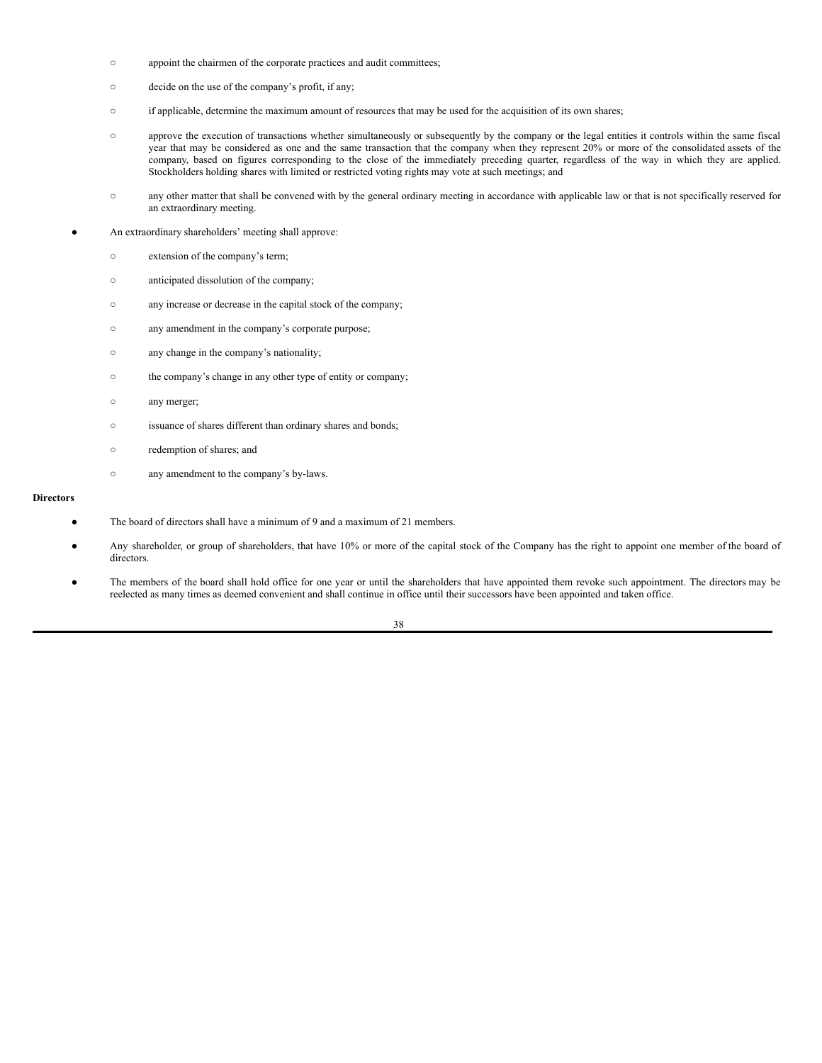- appoint the chairmen of the corporate practices and audit committees;
  - decide on the use of the company's profit, if any;
  - if applicable, determine the maximum amount of resources that may be used for the acquisition of its own shares;
  - approve the execution of transactions whether simultaneously or subsequently by the company or the legal entities it controls within the same fiscal year that may be considered as one and the same transaction that the company when they represent 20% or more of the consolidated assets of the company, based on figures corresponding to the close of the immediately preceding quarter, regardless of the way in which they are applied. Stockholders holding shares with limited or restricted voting rights may vote at such meetings; and
  - any other matter that shall be convened with by the general ordinary meeting in accordance with applicable law or that is not specifically reserved for an extraordinary meeting.

- An extraordinary shareholders' meeting shall approve:
  - extension of the company's term;
  - anticipated dissolution of the company;
  - any increase or decrease in the capital stock of the company;
  - any amendment in the company's corporate purpose;
  - any change in the company's nationality;
  - the company's change in any other type of entity or company;
  - any merger;
  - issuance of shares different than ordinary shares and bonds;
  - redemption of shares; and
  - any amendment to the company's by-laws.

**Directors**

- The board of directors shall have a minimum of 9 and a maximum of 21 members.
- Any shareholder, or group of shareholders, that have 10% or more of the capital stock of the Company has the right to appoint one member of the board of directors.
- The members of the board shall hold office for one year or until the shareholders that have appointed them revoke such appointment. The directors may be reelected as many times as deemed convenient and shall continue in office until their successors have been appointed and taken office.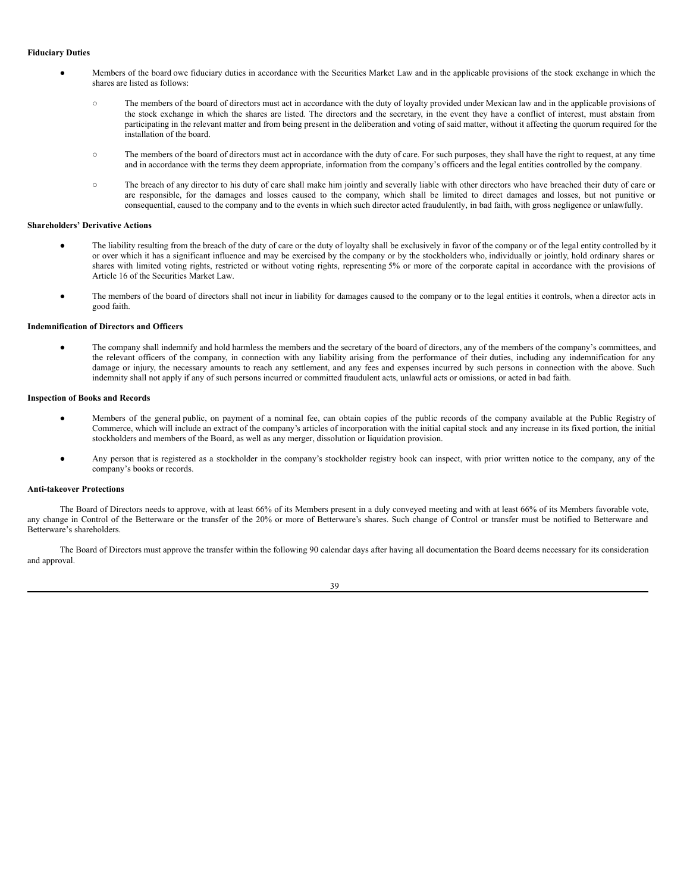**Fiduciary Duties**

- Members of the board owe fiduciary duties in accordance with the Securities Market Law and in the applicable provisions of the stock exchange in which the shares are listed as follows:
  - The members of the board of directors must act in accordance with the duty of loyalty provided under Mexican law and in the applicable provisions of the stock exchange in which the shares are listed. The directors and the secretary, in the event they have a conflict of interest, must abstain from participating in the relevant matter and from being present in the deliberation and voting of said matter, without it affecting the quorum required for the installation of the board.
  - The members of the board of directors must act in accordance with the duty of care. For such purposes, they shall have the right to request, at any time and in accordance with the terms they deem appropriate, information from the company's officers and the legal entities controlled by the company.
  - The breach of any director to his duty of care shall make him jointly and severally liable with other directors who have breached their duty of care or are responsible, for the damages and losses caused to the company, which shall be limited to direct damages and losses, but not punitive or consequential, caused to the company and to the events in which such director acted fraudulently, in bad faith, with gross negligence or unlawfully.

**Shareholders' Derivative Actions**

- The liability resulting from the breach of the duty of care or the duty of loyalty shall be exclusively in favor of the company or of the legal entity controlled by it or over which it has a significant influence and may be exercised by the company or by the stockholders who, individually or jointly, hold ordinary shares or shares with limited voting rights, restricted or without voting rights, representing 5% or more of the corporate capital in accordance with the provisions of Article 16 of the Securities Market Law.
- The members of the board of directors shall not incur in liability for damages caused to the company or to the legal entities it controls, when a director acts in good faith.

**Indemnification of Directors and Officers**

- The company shall indemnify and hold harmless the members and the secretary of the board of directors, any of the members of the company's committees, and the relevant officers of the company, in connection with any liability arising from the performance of their duties, including any indemnification for any damage or injury, the necessary amounts to reach any settlement, and any fees and expenses incurred by such persons in connection with the above. Such indemnity shall not apply if any of such persons incurred or committed fraudulent acts, unlawful acts or omissions, or acted in bad faith.

**Inspection of Books and Records**

- Members of the general public, on payment of a nominal fee, can obtain copies of the public records of the company available at the Public Registry of Commerce, which will include an extract of the company's articles of incorporation with the initial capital stock and any increase in its fixed portion, the initial stockholders and members of the Board, as well as any merger, dissolution or liquidation provision.
- Any person that is registered as a stockholder in the company's stockholder registry book can inspect, with prior written notice to the company, any of the company's books or records.

**Anti-takeover Protections**

The Board of Directors needs to approve, with at least 66% of its Members present in a duly conveyed meeting and with at least 66% of its Members favorable vote, any change in Control of the Betterware or the transfer of the 20% or more of Betterware's shares. Such change of Control or transfer must be notified to Betterware and Betterware's shareholders.

The Board of Directors must approve the transfer within the following 90 calendar days after having all documentation the Board deems necessary for its consideration and approval.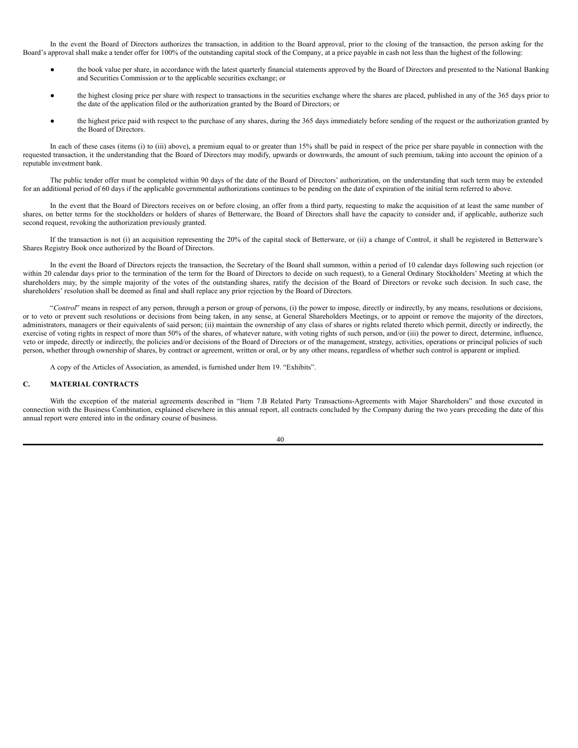In the event the Board of Directors authorizes the transaction, in addition to the Board approval, prior to the closing of the transaction, the person asking for the Board's approval shall make a tender offer for 100% of the outstanding capital stock of the Company, at a price payable in cash not less than the highest of the following:

- the book value per share, in accordance with the latest quarterly financial statements approved by the Board of Directors and presented to the National Banking and Securities Commission or to the applicable securities exchange; or
- the highest closing price per share with respect to transactions in the securities exchange where the shares are placed, published in any of the 365 days prior to the date of the application filed or the authorization granted by the Board of Directors; or
- the highest price paid with respect to the purchase of any shares, during the 365 days immediately before sending of the request or the authorization granted by the Board of Directors.

In each of these cases (items (i) to (iii) above), a premium equal to or greater than 15% shall be paid in respect of the price per share payable in connection with the requested transaction, it the understanding that the Board of Directors may modify, upwards or downwards, the amount of such premium, taking into account the opinion of a reputable investment bank.

The public tender offer must be completed within 90 days of the date of the Board of Directors' authorization, on the understanding that such term may be extended for an additional period of 60 days if the applicable governmental authorizations continues to be pending on the date of expiration of the initial term referred to above.

In the event that the Board of Directors receives on or before closing, an offer from a third party, requesting to make the acquisition of at least the same number of shares, on better terms for the stockholders or holders of shares of Betterware, the Board of Directors shall have the capacity to consider and, if applicable, authorize such second request, revoking the authorization previously granted.

If the transaction is not (i) an acquisition representing the 20% of the capital stock of Betterware, or (ii) a change of Control, it shall be registered in Betterware's Shares Registry Book once authorized by the Board of Directors.

In the event the Board of Directors rejects the transaction, the Secretary of the Board shall summon, within a period of 10 calendar days following such rejection (or within 20 calendar days prior to the termination of the term for the Board of Directors to decide on such request), to a General Ordinary Stockholders' Meeting at which the shareholders may, by the simple majority of the votes of the outstanding shares, ratify the decision of the Board of Directors or revoke such decision. In such case, the shareholders' resolution shall be deemed as final and shall replace any prior rejection by the Board of Directors.

"*Control*" means in respect of any person, through a person or group of persons, (i) the power to impose, directly or indirectly, by any means, resolutions or decisions, or to veto or prevent such resolutions or decisions from being taken, in any sense, at General Shareholders Meetings, or to appoint or remove the majority of the directors, administrators, managers or their equivalents of said person; (ii) maintain the ownership of any class of shares or rights related thereto which permit, directly or indirectly, the exercise of voting rights in respect of more than 50% of the shares, of whatever nature, with voting rights of such person, and/or (iii) the power to direct, determine, influence, veto or impede, directly or indirectly, the policies and/or decisions of the Board of Directors or of the management, strategy, activities, operations or principal policies of such person, whether through ownership of shares, by contract or agreement, written or oral, or by any other means, regardless of whether such control is apparent or implied.

A copy of the Articles of Association, as amended, is furnished under Item 19. "Exhibits".

## C. MATERIAL CONTRACTS

With the exception of the material agreements described in "Item 7.B Related Party Transactions-Agreements with Major Shareholders" and those executed in connection with the Business Combination, explained elsewhere in this annual report, all contracts concluded by the Company during the two years preceding the date of this annual report were entered into in the ordinary course of business.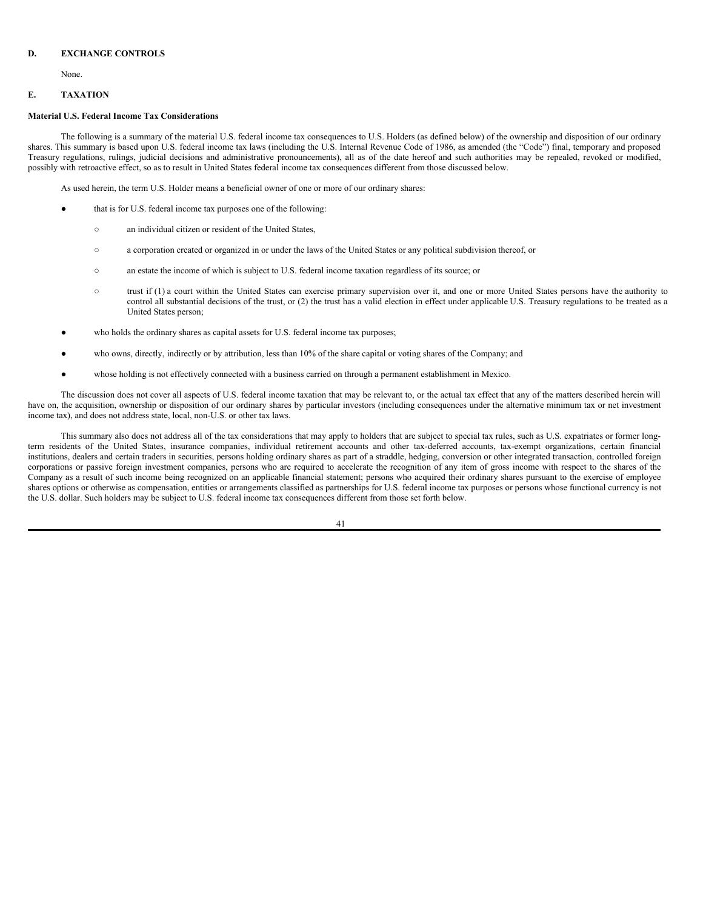## D. EXCHANGE CONTROLS

None.

## E. TAXATION

**Material U.S. Federal Income Tax Considerations**

The following is a summary of the material U.S. federal income tax consequences to U.S. Holders (as defined below) of the ownership and disposition of our ordinary shares. This summary is based upon U.S. federal income tax laws (including the U.S. Internal Revenue Code of 1986, as amended (the "Code") final, temporary and proposed Treasury regulations, rulings, judicial decisions and administrative pronouncements), all as of the date hereof and such authorities may be repealed, revoked or modified, possibly with retroactive effect, so as to result in United States federal income tax consequences different from those discussed below.

As used herein, the term U.S. Holder means a beneficial owner of one or more of our ordinary shares:

- that is for U.S. federal income tax purposes one of the following:
  - an individual citizen or resident of the United States,
  - a corporation created or organized in or under the laws of the United States or any political subdivision thereof, or
  - an estate the income of which is subject to U.S. federal income taxation regardless of its source; or
  - trust if (1) a court within the United States can exercise primary supervision over it, and one or more United States persons have the authority to control all substantial decisions of the trust, or (2) the trust has a valid election in effect under applicable U.S. Treasury regulations to be treated as a United States person;
- who holds the ordinary shares as capital assets for U.S. federal income tax purposes;
- who owns, directly, indirectly or by attribution, less than 10% of the share capital or voting shares of the Company; and
- whose holding is not effectively connected with a business carried on through a permanent establishment in Mexico.

The discussion does not cover all aspects of U.S. federal income taxation that may be relevant to, or the actual tax effect that any of the matters described herein will have on, the acquisition, ownership or disposition of our ordinary shares by particular investors (including consequences under the alternative minimum tax or net investment income tax), and does not address state, local, non-U.S. or other tax laws.

This summary also does not address all of the tax considerations that may apply to holders that are subject to special tax rules, such as U.S. expatriates or former long-term residents of the United States, insurance companies, individual retirement accounts and other tax-deferred accounts, tax-exempt organizations, certain financial institutions, dealers and certain traders in securities, persons holding ordinary shares as part of a straddle, hedging, conversion or other integrated transaction, controlled foreign corporations or passive foreign investment companies, persons who are required to accelerate the recognition of any item of gross income with respect to the shares of the Company as a result of such income being recognized on an applicable financial statement; persons who acquired their ordinary shares pursuant to the exercise of employee shares options or otherwise as compensation, entities or arrangements classified as partnerships for U.S. federal income tax purposes or persons whose functional currency is not the U.S. dollar. Such holders may be subject to U.S. federal income tax consequences different from those set forth below.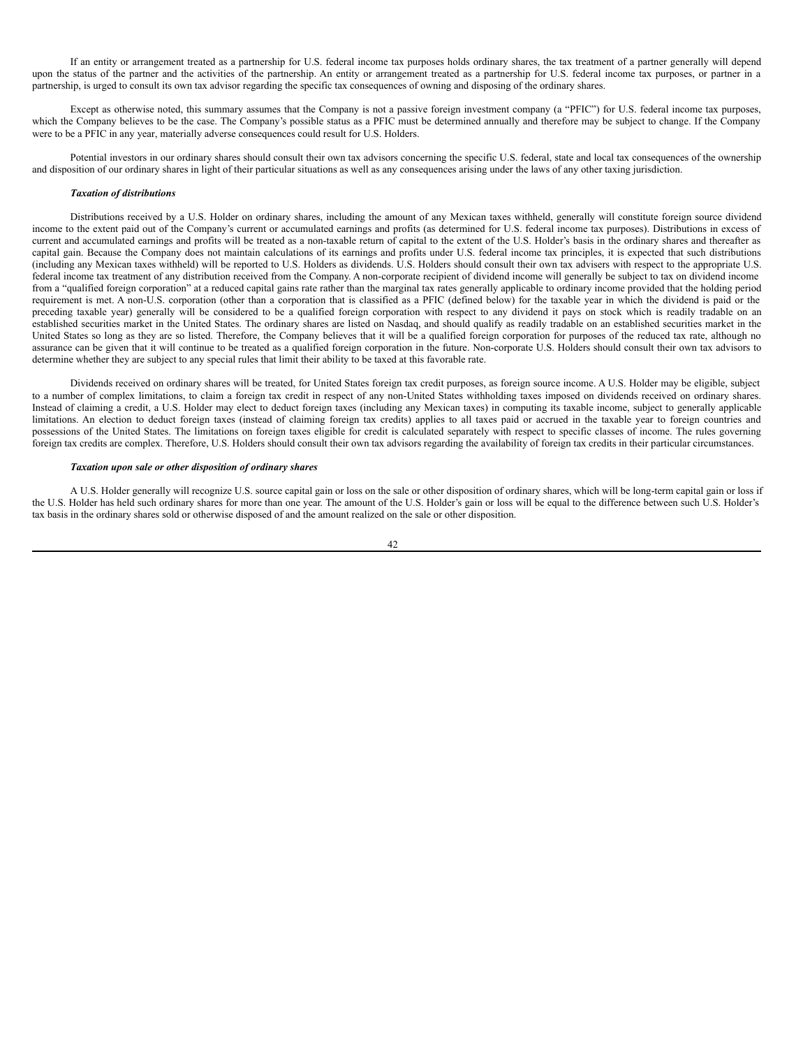If an entity or arrangement treated as a partnership for U.S. federal income tax purposes holds ordinary shares, the tax treatment of a partner generally will depend upon the status of the partner and the activities of the partnership. An entity or arrangement treated as a partnership for U.S. federal income tax purposes, or partner in a partnership, is urged to consult its own tax advisor regarding the specific tax consequences of owning and disposing of the ordinary shares.

Except as otherwise noted, this summary assumes that the Company is not a passive foreign investment company (a "PFIC") for U.S. federal income tax purposes, which the Company believes to be the case. The Company's possible status as a PFIC must be determined annually and therefore may be subject to change. If the Company were to be a PFIC in any year, materially adverse consequences could result for U.S. Holders.

Potential investors in our ordinary shares should consult their own tax advisors concerning the specific U.S. federal, state and local tax consequences of the ownership and disposition of our ordinary shares in light of their particular situations as well as any consequences arising under the laws of any other taxing jurisdiction.

***Taxation of distributions***

Distributions received by a U.S. Holder on ordinary shares, including the amount of any Mexican taxes withheld, generally will constitute foreign source dividend income to the extent paid out of the Company's current or accumulated earnings and profits (as determined for U.S. federal income tax purposes). Distributions in excess of current and accumulated earnings and profits will be treated as a non-taxable return of capital to the extent of the U.S. Holder's basis in the ordinary shares and thereafter as capital gain. Because the Company does not maintain calculations of its earnings and profits under U.S. federal income tax principles, it is expected that such distributions (including any Mexican taxes withheld) will be reported to U.S. Holders as dividends. U.S. Holders should consult their own tax advisers with respect to the appropriate U.S. federal income tax treatment of any distribution received from the Company. A non-corporate recipient of dividend income will generally be subject to tax on dividend income from a "qualified foreign corporation" at a reduced capital gains rate rather than the marginal tax rates generally applicable to ordinary income provided that the holding period requirement is met. A non-U.S. corporation (other than a corporation that is classified as a PFIC (defined below) for the taxable year in which the dividend is paid or the preceding taxable year) generally will be considered to be a qualified foreign corporation with respect to any dividend it pays on stock which is readily tradable on an established securities market in the United States. The ordinary shares are listed on Nasdaq, and should qualify as readily tradable on an established securities market in the United States so long as they are so listed. Therefore, the Company believes that it will be a qualified foreign corporation for purposes of the reduced tax rate, although no assurance can be given that it will continue to be treated as a qualified foreign corporation in the future. Non-corporate U.S. Holders should consult their own tax advisors to determine whether they are subject to any special rules that limit their ability to be taxed at this favorable rate.

Dividends received on ordinary shares will be treated, for United States foreign tax credit purposes, as foreign source income. A U.S. Holder may be eligible, subject to a number of complex limitations, to claim a foreign tax credit in respect of any non-United States withholding taxes imposed on dividends received on ordinary shares. Instead of claiming a credit, a U.S. Holder may elect to deduct foreign taxes (including any Mexican taxes) in computing its taxable income, subject to generally applicable limitations. An election to deduct foreign taxes (instead of claiming foreign tax credits) applies to all taxes paid or accrued in the taxable year to foreign countries and possessions of the United States. The limitations on foreign taxes eligible for credit is calculated separately with respect to specific classes of income. The rules governing foreign tax credits are complex. Therefore, U.S. Holders should consult their own tax advisors regarding the availability of foreign tax credits in their particular circumstances.

***Taxation upon sale or other disposition of ordinary shares***

A U.S. Holder generally will recognize U.S. source capital gain or loss on the sale or other disposition of ordinary shares, which will be long-term capital gain or loss if the U.S. Holder has held such ordinary shares for more than one year. The amount of the U.S. Holder's gain or loss will be equal to the difference between such U.S. Holder's tax basis in the ordinary shares sold or otherwise disposed of and the amount realized on the sale or other disposition.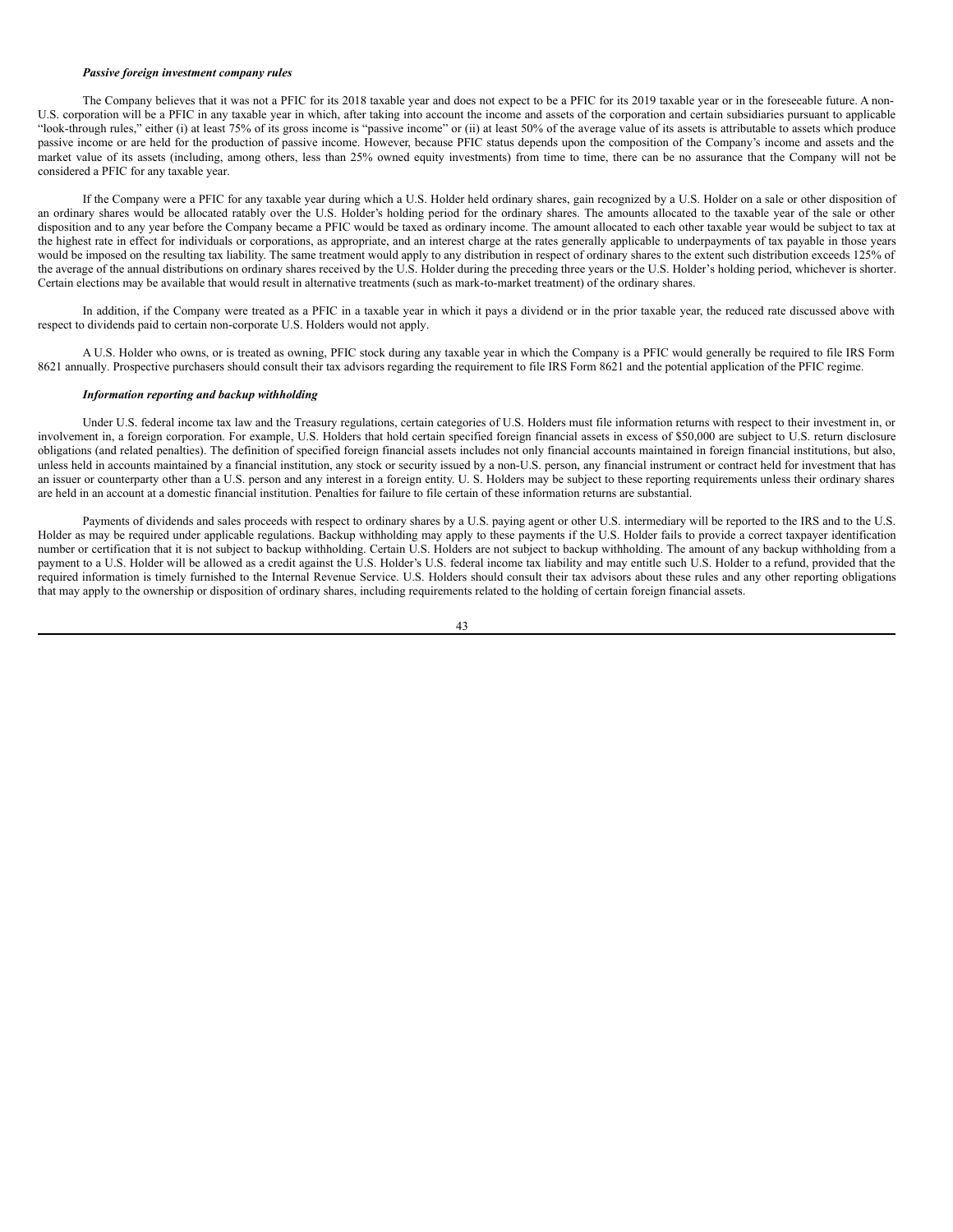***Passive foreign investment company rules***

The Company believes that it was not a PFIC for its 2018 taxable year and does not expect to be a PFIC for its 2019 taxable year or in the foreseeable future. A non-U.S. corporation will be a PFIC in any taxable year in which, after taking into account the income and assets of the corporation and certain subsidiaries pursuant to applicable "look-through rules," either (i) at least 75% of its gross income is "passive income" or (ii) at least 50% of the average value of its assets is attributable to assets which produce passive income or are held for the production of passive income. However, because PFIC status depends upon the composition of the Company's income and assets and the market value of its assets (including, among others, less than 25% owned equity investments) from time to time, there can be no assurance that the Company will not be considered a PFIC for any taxable year.

If the Company were a PFIC for any taxable year during which a U.S. Holder held ordinary shares, gain recognized by a U.S. Holder on a sale or other disposition of an ordinary shares would be allocated ratably over the U.S. Holder's holding period for the ordinary shares. The amounts allocated to the taxable year of the sale or other disposition and to any year before the Company became a PFIC would be taxed as ordinary income. The amount allocated to each other taxable year would be subject to tax at the highest rate in effect for individuals or corporations, as appropriate, and an interest charge at the rates generally applicable to underpayments of tax payable in those years would be imposed on the resulting tax liability. The same treatment would apply to any distribution in respect of ordinary shares to the extent such distribution exceeds 125% of the average of the annual distributions on ordinary shares received by the U.S. Holder during the preceding three years or the U.S. Holder's holding period, whichever is shorter. Certain elections may be available that would result in alternative treatments (such as mark-to-market treatment) of the ordinary shares.

In addition, if the Company were treated as a PFIC in a taxable year in which it pays a dividend or in the prior taxable year, the reduced rate discussed above with respect to dividends paid to certain non-corporate U.S. Holders would not apply.

A U.S. Holder who owns, or is treated as owning, PFIC stock during any taxable year in which the Company is a PFIC would generally be required to file IRS Form 8621 annually. Prospective purchasers should consult their tax advisors regarding the requirement to file IRS Form 8621 and the potential application of the PFIC regime.

***Information reporting and backup withholding***

Under U.S. federal income tax law and the Treasury regulations, certain categories of U.S. Holders must file information returns with respect to their investment in, or involvement in, a foreign corporation. For example, U.S. Holders that hold certain specified foreign financial assets in excess of $50,000 are subject to U.S. return disclosure obligations (and related penalties). The definition of specified foreign financial assets includes not only financial accounts maintained in foreign financial institutions, but also, unless held in accounts maintained by a financial institution, any stock or security issued by a non-U.S. person, any financial instrument or contract held for investment that has an issuer or counterparty other than a U.S. person and any interest in a foreign entity. U. S. Holders may be subject to these reporting requirements unless their ordinary shares are held in an account at a domestic financial institution. Penalties for failure to file certain of these information returns are substantial.

Payments of dividends and sales proceeds with respect to ordinary shares by a U.S. paying agent or other U.S. intermediary will be reported to the IRS and to the U.S. Holder as may be required under applicable regulations. Backup withholding may apply to these payments if the U.S. Holder fails to provide a correct taxpayer identification number or certification that it is not subject to backup withholding. Certain U.S. Holders are not subject to backup withholding. The amount of any backup withholding from a payment to a U.S. Holder will be allowed as a credit against the U.S. Holder's U.S. federal income tax liability and may entitle such U.S. Holder to a refund, provided that the required information is timely furnished to the Internal Revenue Service. U.S. Holders should consult their tax advisors about these rules and any other reporting obligations that may apply to the ownership or disposition of ordinary shares, including requirements related to the holding of certain foreign financial assets.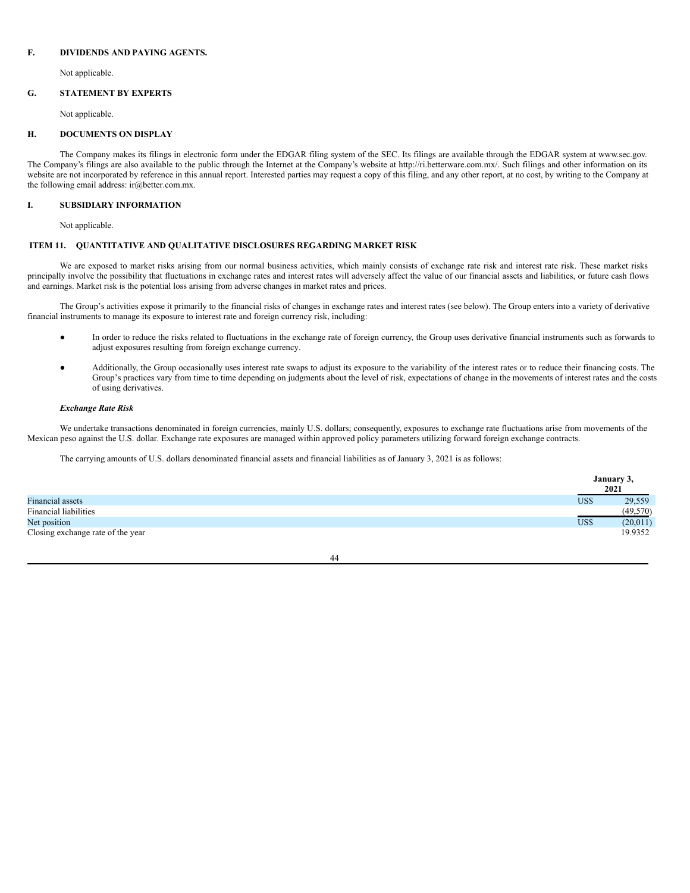## F. DIVIDENDS AND PAYING AGENTS.

Not applicable.

## G. STATEMENT BY EXPERTS

Not applicable.

## H. DOCUMENTS ON DISPLAY

The Company makes its filings in electronic form under the EDGAR filing system of the SEC. Its filings are available through the EDGAR system at www.sec.gov. The Company's filings are also available to the public through the Internet at the Company's website at http://ri.betterware.com.mx/. Such filings and other information on its website are not incorporated by reference in this annual report. Interested parties may request a copy of this filing, and any other report, at no cost, by writing to the Company at the following email address: ir@better.com.mx.

## I. SUBSIDIARY INFORMATION

Not applicable.

# ITEM 11. QUANTITATIVE AND QUALITATIVE DISCLOSURES REGARDING MARKET RISK

We are exposed to market risks arising from our normal business activities, which mainly consists of exchange rate risk and interest rate risk. These market risks principally involve the possibility that fluctuations in exchange rates and interest rates will adversely affect the value of our financial assets and liabilities, or future cash flows and earnings. Market risk is the potential loss arising from adverse changes in market rates and prices.

The Group's activities expose it primarily to the financial risks of changes in exchange rates and interest rates (see below). The Group enters into a variety of derivative financial instruments to manage its exposure to interest rate and foreign currency risk, including:

- In order to reduce the risks related to fluctuations in the exchange rate of foreign currency, the Group uses derivative financial instruments such as forwards to adjust exposures resulting from foreign exchange currency.
- Additionally, the Group occasionally uses interest rate swaps to adjust its exposure to the variability of the interest rates or to reduce their financing costs. The Group's practices vary from time to time depending on judgments about the level of risk, expectations of change in the movements of interest rates and the costs of using derivatives.

***Exchange Rate Risk***

We undertake transactions denominated in foreign currencies, mainly U.S. dollars; consequently, exposures to exchange rate fluctuations arise from movements of the Mexican peso against the U.S. dollar. Exchange rate exposures are managed within approved policy parameters utilizing forward foreign exchange contracts.

The carrying amounts of U.S. dollars denominated financial assets and financial liabilities as of January 3, 2021 is as follows:

| | | January 3, 2021 |
|---|---|---|
| Financial assets | US$ | 29,559 |
| Financial liabilities | | (49,570) |
| Net position | US$ | (20,011) |
| Closing exchange rate of the year | | 19.9352 |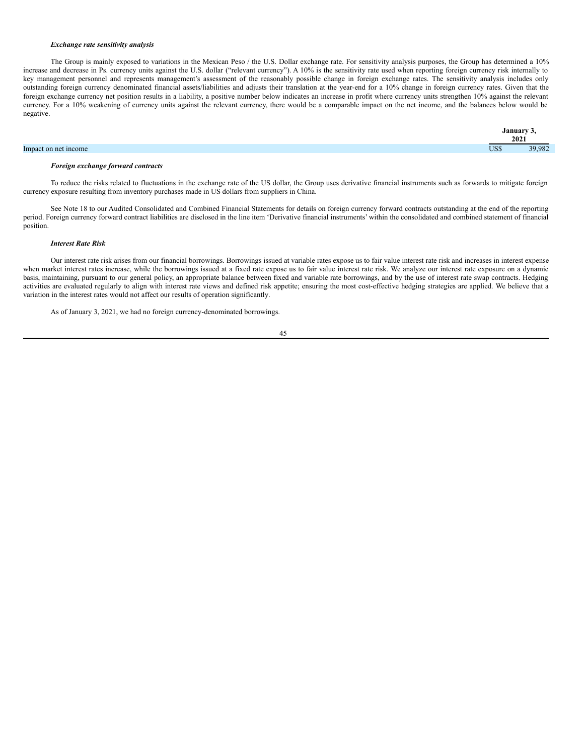***Exchange rate sensitivity analysis***

The Group is mainly exposed to variations in the Mexican Peso / the U.S. Dollar exchange rate. For sensitivity analysis purposes, the Group has determined a 10% increase and decrease in Ps. currency units against the U.S. dollar ("relevant currency"). A 10% is the sensitivity rate used when reporting foreign currency risk internally to key management personnel and represents management's assessment of the reasonably possible change in foreign exchange rates. The sensitivity analysis includes only outstanding foreign currency denominated financial assets/liabilities and adjusts their translation at the year-end for a 10% change in foreign currency rates. Given that the foreign exchange currency net position results in a liability, a positive number below indicates an increase in profit where currency units strengthen 10% against the relevant currency. For a 10% weakening of currency units against the relevant currency, there would be a comparable impact on the net income, and the balances below would be negative.

| | January 3, 2021 |
|---|---|
| Impact on net income | US$ 39,982 |

***Foreign exchange forward contracts***

To reduce the risks related to fluctuations in the exchange rate of the US dollar, the Group uses derivative financial instruments such as forwards to mitigate foreign currency exposure resulting from inventory purchases made in US dollars from suppliers in China.

See Note 18 to our Audited Consolidated and Combined Financial Statements for details on foreign currency forward contracts outstanding at the end of the reporting period. Foreign currency forward contract liabilities are disclosed in the line item 'Derivative financial instruments' within the consolidated and combined statement of financial position.

***Interest Rate Risk***

Our interest rate risk arises from our financial borrowings. Borrowings issued at variable rates expose us to fair value interest rate risk and increases in interest expense when market interest rates increase, while the borrowings issued at a fixed rate expose us to fair value interest rate risk. We analyze our interest rate exposure on a dynamic basis, maintaining, pursuant to our general policy, an appropriate balance between fixed and variable rate borrowings, and by the use of interest rate swap contracts. Hedging activities are evaluated regularly to align with interest rate views and defined risk appetite; ensuring the most cost-effective hedging strategies are applied. We believe that a variation in the interest rates would not affect our results of operation significantly.

As of January 3, 2021, we had no foreign currency-denominated borrowings.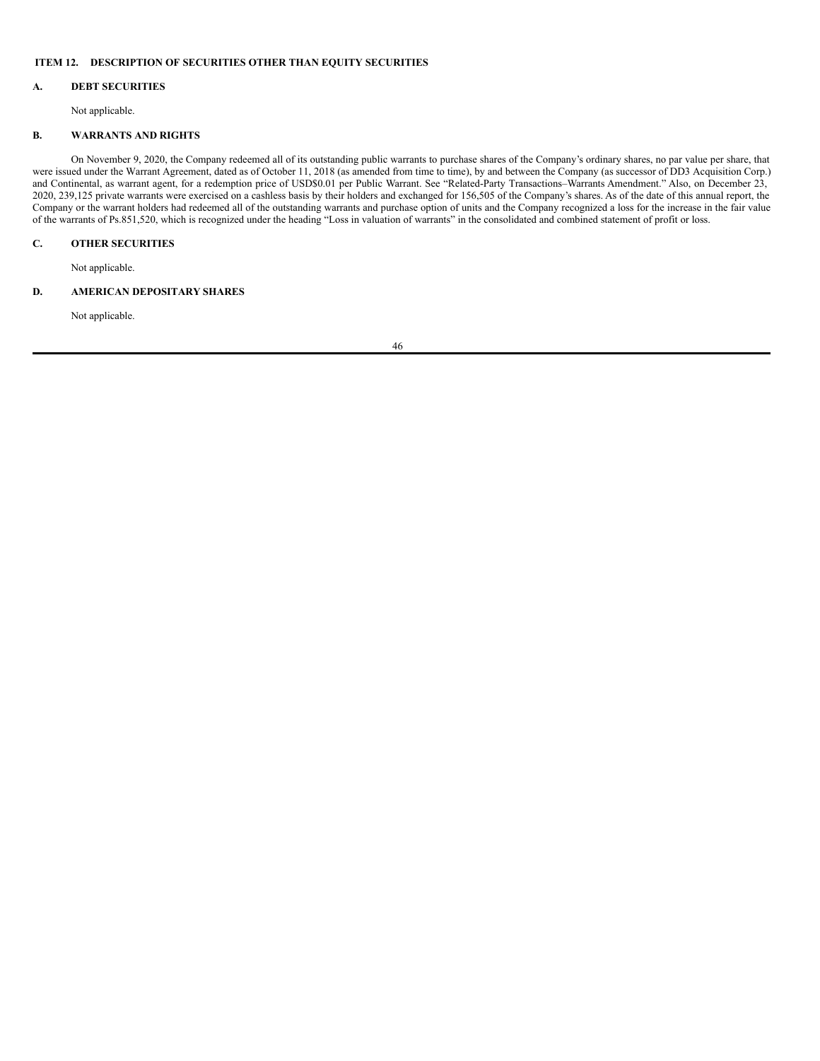## ITEM 12. DESCRIPTION OF SECURITIES OTHER THAN EQUITY SECURITIES

### A. DEBT SECURITIES

Not applicable.

### B. WARRANTS AND RIGHTS

On November 9, 2020, the Company redeemed all of its outstanding public warrants to purchase shares of the Company's ordinary shares, no par value per share, that were issued under the Warrant Agreement, dated as of October 11, 2018 (as amended from time to time), by and between the Company (as successor of DD3 Acquisition Corp.) and Continental, as warrant agent, for a redemption price of USD$0.01 per Public Warrant. See "Related-Party Transactions–Warrants Amendment." Also, on December 23, 2020, 239,125 private warrants were exercised on a cashless basis by their holders and exchanged for 156,505 of the Company's shares. As of the date of this annual report, the Company or the warrant holders had redeemed all of the outstanding warrants and purchase option of units and the Company recognized a loss for the increase in the fair value of the warrants of Ps.851,520, which is recognized under the heading "Loss in valuation of warrants" in the consolidated and combined statement of profit or loss.

### C. OTHER SECURITIES

Not applicable.

### D. AMERICAN DEPOSITARY SHARES

Not applicable.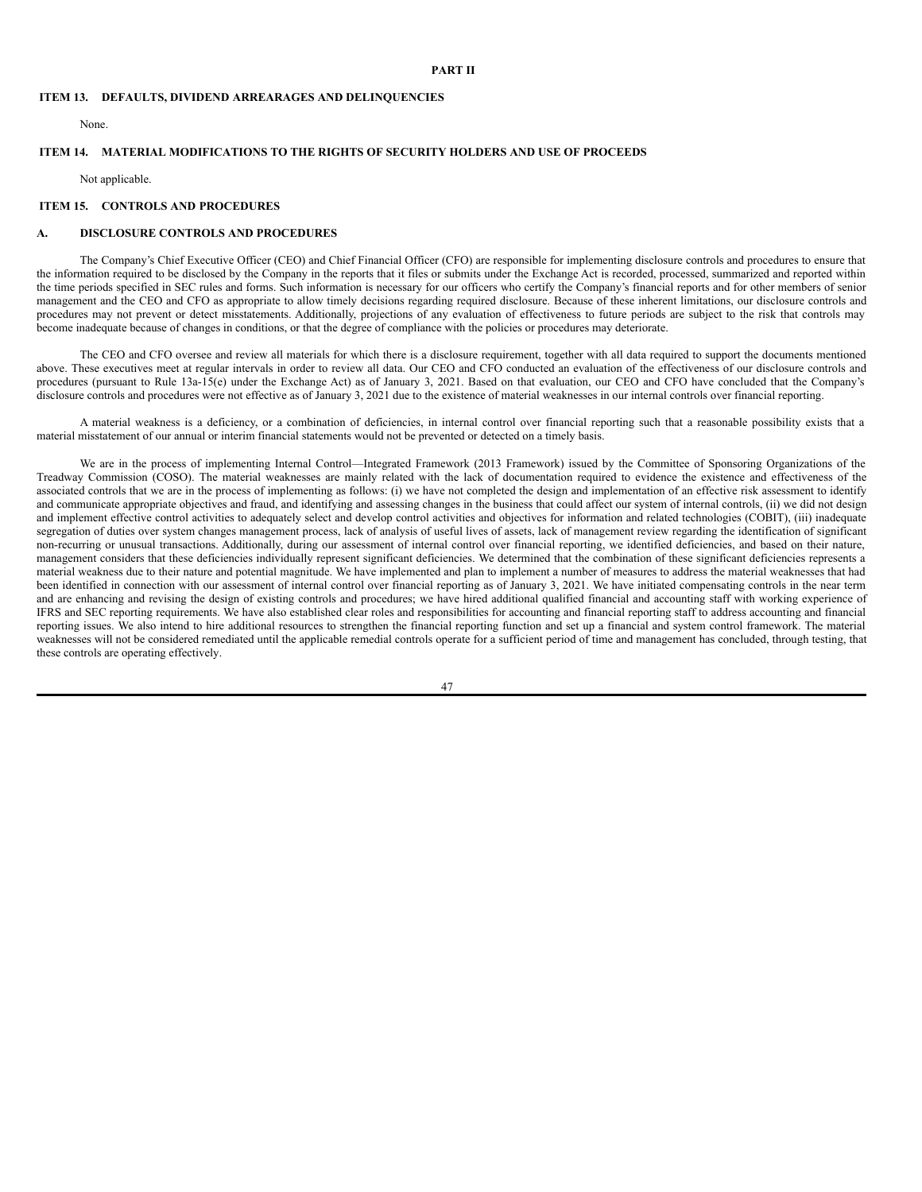# PART II

## ITEM 13. DEFAULTS, DIVIDEND ARREARAGES AND DELINQUENCIES

None.

## ITEM 14. MATERIAL MODIFICATIONS TO THE RIGHTS OF SECURITY HOLDERS AND USE OF PROCEEDS

Not applicable.

## ITEM 15. CONTROLS AND PROCEDURES

### A. DISCLOSURE CONTROLS AND PROCEDURES

The Company's Chief Executive Officer (CEO) and Chief Financial Officer (CFO) are responsible for implementing disclosure controls and procedures to ensure that the information required to be disclosed by the Company in the reports that it files or submits under the Exchange Act is recorded, processed, summarized and reported within the time periods specified in SEC rules and forms. Such information is necessary for our officers who certify the Company's financial reports and for other members of senior management and the CEO and CFO as appropriate to allow timely decisions regarding required disclosure. Because of these inherent limitations, our disclosure controls and procedures may not prevent or detect misstatements. Additionally, projections of any evaluation of effectiveness to future periods are subject to the risk that controls may become inadequate because of changes in conditions, or that the degree of compliance with the policies or procedures may deteriorate.

The CEO and CFO oversee and review all materials for which there is a disclosure requirement, together with all data required to support the documents mentioned above. These executives meet at regular intervals in order to review all data. Our CEO and CFO conducted an evaluation of the effectiveness of our disclosure controls and procedures (pursuant to Rule 13a-15(e) under the Exchange Act) as of January 3, 2021. Based on that evaluation, our CEO and CFO have concluded that the Company's disclosure controls and procedures were not effective as of January 3, 2021 due to the existence of material weaknesses in our internal controls over financial reporting.

A material weakness is a deficiency, or a combination of deficiencies, in internal control over financial reporting such that a reasonable possibility exists that a material misstatement of our annual or interim financial statements would not be prevented or detected on a timely basis.

We are in the process of implementing Internal Control—Integrated Framework (2013 Framework) issued by the Committee of Sponsoring Organizations of the Treadway Commission (COSO). The material weaknesses are mainly related with the lack of documentation required to evidence the existence and effectiveness of the associated controls that we are in the process of implementing as follows: (i) we have not completed the design and implementation of an effective risk assessment to identify and communicate appropriate objectives and fraud, and identifying and assessing changes in the business that could affect our system of internal controls, (ii) we did not design and implement effective control activities to adequately select and develop control activities and objectives for information and related technologies (COBIT), (iii) inadequate segregation of duties over system changes management process, lack of analysis of useful lives of assets, lack of management review regarding the identification of significant non-recurring or unusual transactions. Additionally, during our assessment of internal control over financial reporting, we identified deficiencies, and based on their nature, management considers that these deficiencies individually represent significant deficiencies. We determined that the combination of these significant deficiencies represents a material weakness due to their nature and potential magnitude. We have implemented and plan to implement a number of measures to address the material weaknesses that had been identified in connection with our assessment of internal control over financial reporting as of January 3, 2021. We have initiated compensating controls in the near term and are enhancing and revising the design of existing controls and procedures; we have hired additional qualified financial and accounting staff with working experience of IFRS and SEC reporting requirements. We have also established clear roles and responsibilities for accounting and financial reporting staff to address accounting and financial reporting issues. We also intend to hire additional resources to strengthen the financial reporting function and set up a financial and system control framework. The material weaknesses will not be considered remediated until the applicable remedial controls operate for a sufficient period of time and management has concluded, through testing, that these controls are operating effectively.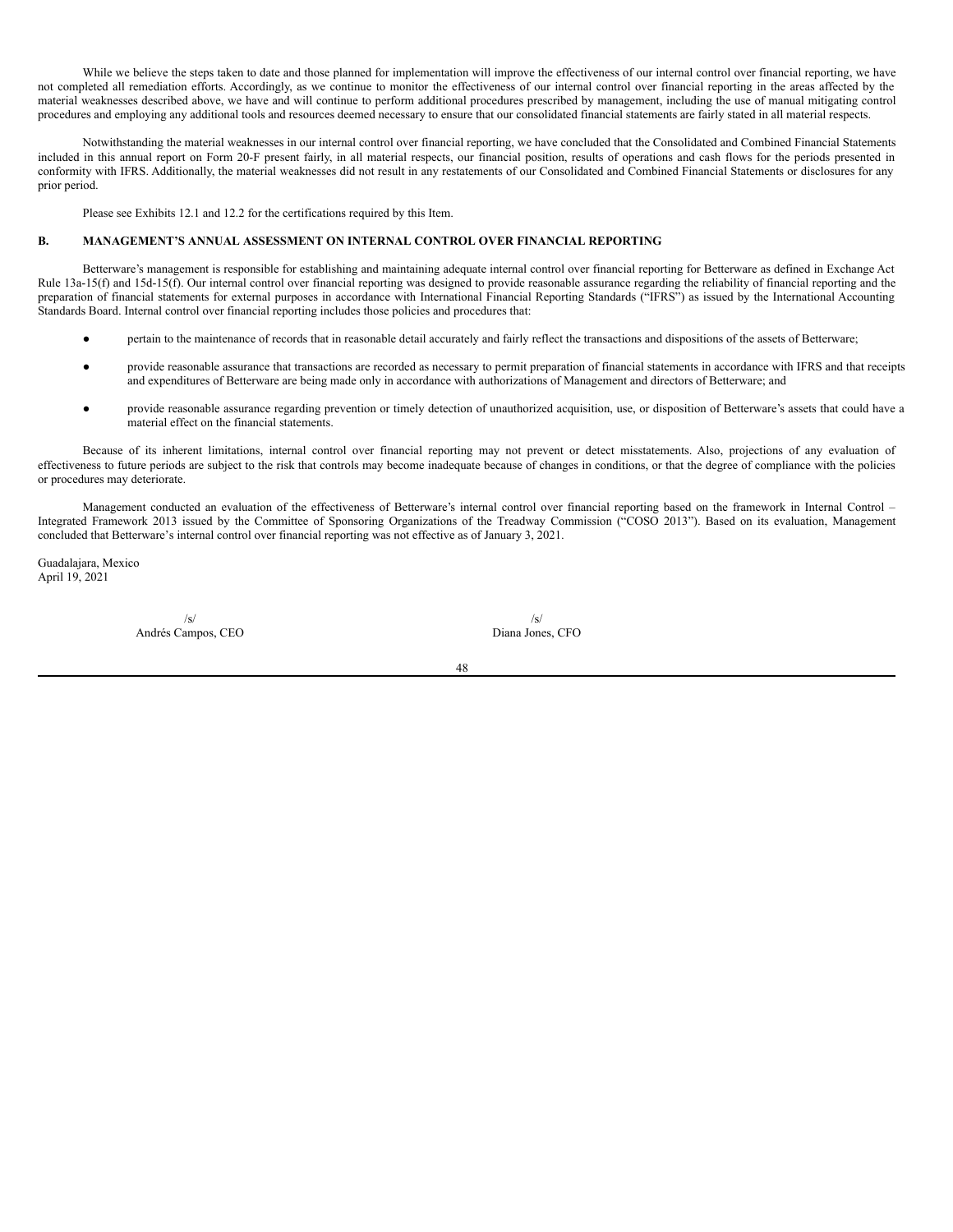While we believe the steps taken to date and those planned for implementation will improve the effectiveness of our internal control over financial reporting, we have not completed all remediation efforts. Accordingly, as we continue to monitor the effectiveness of our internal control over financial reporting in the areas affected by the material weaknesses described above, we have and will continue to perform additional procedures prescribed by management, including the use of manual mitigating control procedures and employing any additional tools and resources deemed necessary to ensure that our consolidated financial statements are fairly stated in all material respects.

Notwithstanding the material weaknesses in our internal control over financial reporting, we have concluded that the Consolidated and Combined Financial Statements included in this annual report on Form 20-F present fairly, in all material respects, our financial position, results of operations and cash flows for the periods presented in conformity with IFRS. Additionally, the material weaknesses did not result in any restatements of our Consolidated and Combined Financial Statements or disclosures for any prior period.

Please see Exhibits 12.1 and 12.2 for the certifications required by this Item.

## B. MANAGEMENT'S ANNUAL ASSESSMENT ON INTERNAL CONTROL OVER FINANCIAL REPORTING

Betterware's management is responsible for establishing and maintaining adequate internal control over financial reporting for Betterware as defined in Exchange Act Rule 13a-15(f) and 15d-15(f). Our internal control over financial reporting was designed to provide reasonable assurance regarding the reliability of financial reporting and the preparation of financial statements for external purposes in accordance with International Financial Reporting Standards ("IFRS") as issued by the International Accounting Standards Board. Internal control over financial reporting includes those policies and procedures that:

- pertain to the maintenance of records that in reasonable detail accurately and fairly reflect the transactions and dispositions of the assets of Betterware;
- provide reasonable assurance that transactions are recorded as necessary to permit preparation of financial statements in accordance with IFRS and that receipts and expenditures of Betterware are being made only in accordance with authorizations of Management and directors of Betterware; and
- provide reasonable assurance regarding prevention or timely detection of unauthorized acquisition, use, or disposition of Betterware's assets that could have a material effect on the financial statements.

Because of its inherent limitations, internal control over financial reporting may not prevent or detect misstatements. Also, projections of any evaluation of effectiveness to future periods are subject to the risk that controls may become inadequate because of changes in conditions, or that the degree of compliance with the policies or procedures may deteriorate.

Management conducted an evaluation of the effectiveness of Betterware's internal control over financial reporting based on the framework in Internal Control – Integrated Framework 2013 issued by the Committee of Sponsoring Organizations of the Treadway Commission ("COSO 2013"). Based on its evaluation, Management concluded that Betterware's internal control over financial reporting was not effective as of January 3, 2021.

Guadalajara, Mexico
April 19, 2021

| /s/ | /s/ |
|---|---|
| Andrés Campos, CEO | Diana Jones, CFO |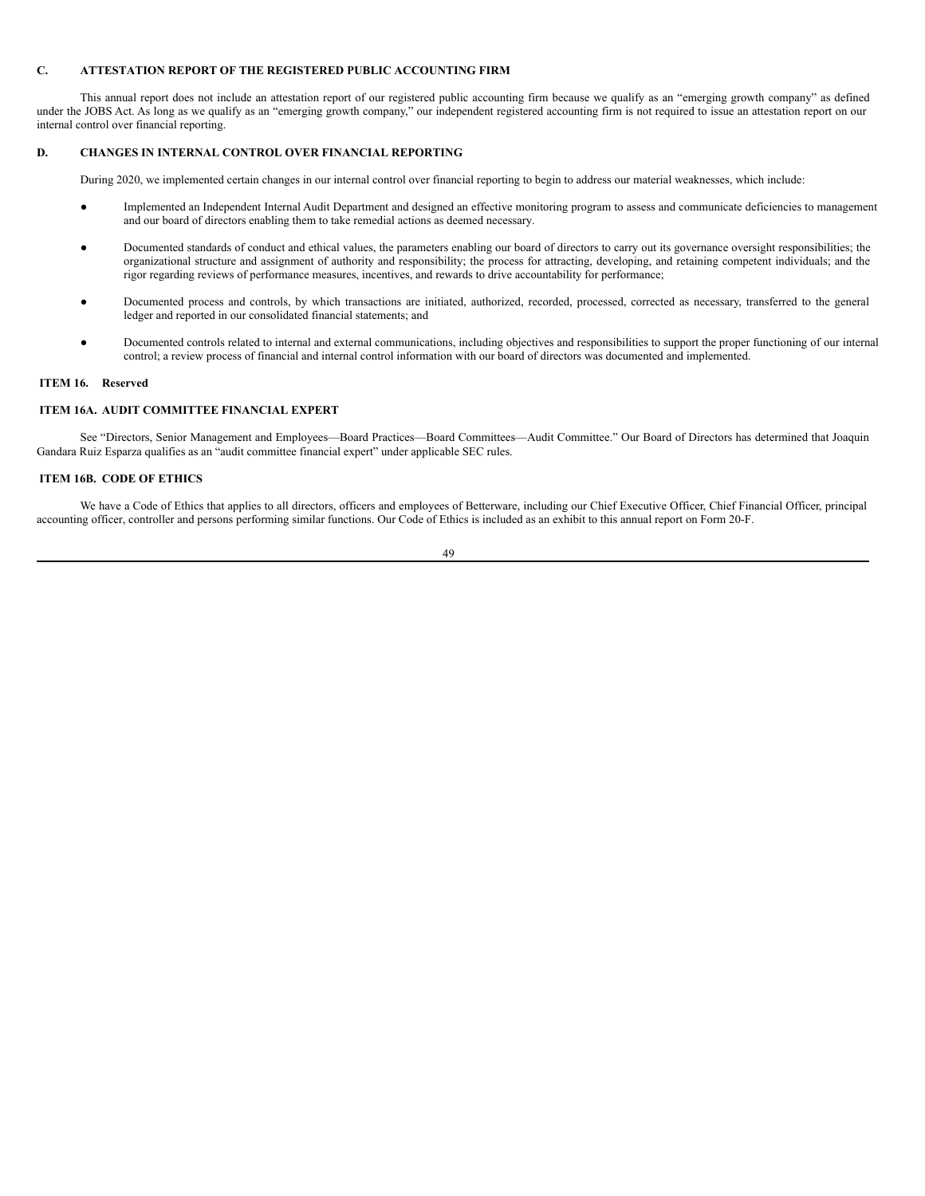### C. ATTESTATION REPORT OF THE REGISTERED PUBLIC ACCOUNTING FIRM

This annual report does not include an attestation report of our registered public accounting firm because we qualify as an "emerging growth company" as defined under the JOBS Act. As long as we qualify as an "emerging growth company," our independent registered accounting firm is not required to issue an attestation report on our internal control over financial reporting.

### D. CHANGES IN INTERNAL CONTROL OVER FINANCIAL REPORTING

During 2020, we implemented certain changes in our internal control over financial reporting to begin to address our material weaknesses, which include:

- Implemented an Independent Internal Audit Department and designed an effective monitoring program to assess and communicate deficiencies to management and our board of directors enabling them to take remedial actions as deemed necessary.
- Documented standards of conduct and ethical values, the parameters enabling our board of directors to carry out its governance oversight responsibilities; the organizational structure and assignment of authority and responsibility; the process for attracting, developing, and retaining competent individuals; and the rigor regarding reviews of performance measures, incentives, and rewards to drive accountability for performance;
- Documented process and controls, by which transactions are initiated, authorized, recorded, processed, corrected as necessary, transferred to the general ledger and reported in our consolidated financial statements; and
- Documented controls related to internal and external communications, including objectives and responsibilities to support the proper functioning of our internal control; a review process of financial and internal control information with our board of directors was documented and implemented.

## ITEM 16. Reserved

## ITEM 16A. AUDIT COMMITTEE FINANCIAL EXPERT

See "Directors, Senior Management and Employees—Board Practices—Board Committees—Audit Committee." Our Board of Directors has determined that Joaquin Gandara Ruiz Esparza qualifies as an "audit committee financial expert" under applicable SEC rules.

## ITEM 16B. CODE OF ETHICS

We have a Code of Ethics that applies to all directors, officers and employees of Betterware, including our Chief Executive Officer, Chief Financial Officer, principal accounting officer, controller and persons performing similar functions. Our Code of Ethics is included as an exhibit to this annual report on Form 20-F.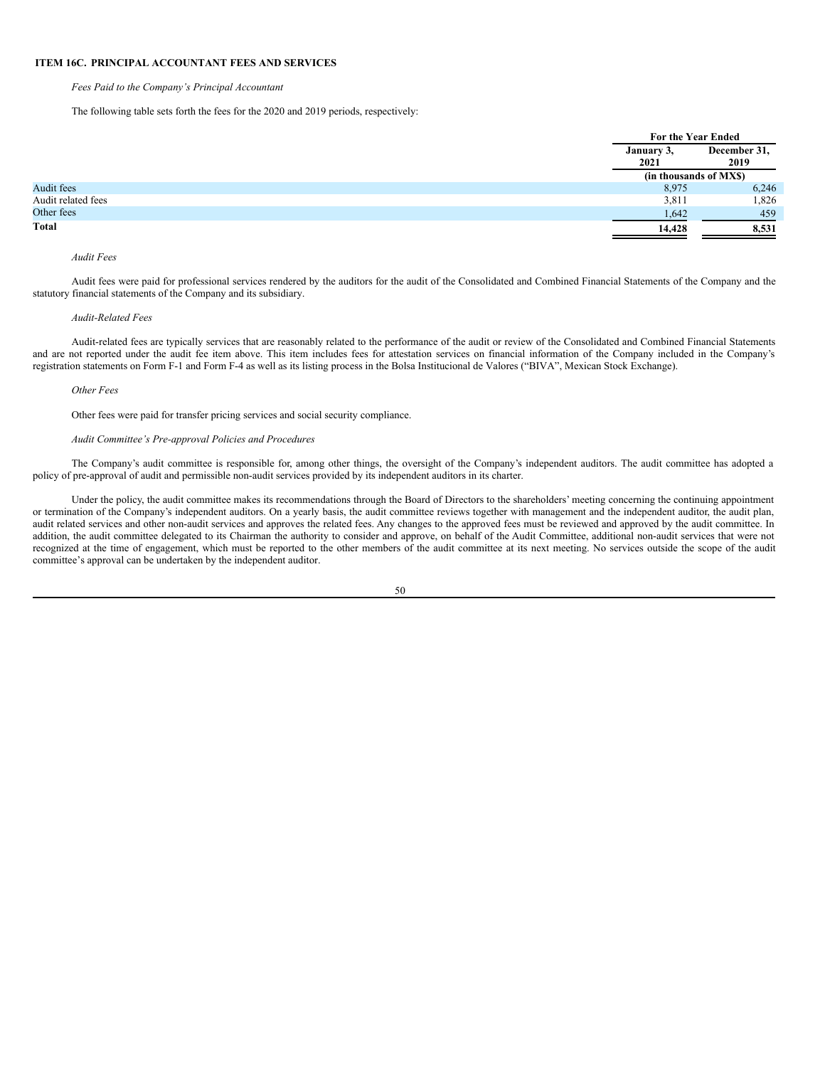## ITEM 16C. PRINCIPAL ACCOUNTANT FEES AND SERVICES

*Fees Paid to the Company's Principal Accountant*

The following table sets forth the fees for the 2020 and 2019 periods, respectively:

| | For the Year Ended | |
|---|---|---|
| | January 3, 2021 | December 31, 2019 |
| | (in thousands of MX$) | |
| Audit fees | 8,975 | 6,246 |
| Audit related fees | 3,811 | 1,826 |
| Other fees | 1,642 | 459 |
| **Total** | **14,428** | **8,531** |

*Audit Fees*

Audit fees were paid for professional services rendered by the auditors for the audit of the Consolidated and Combined Financial Statements of the Company and the statutory financial statements of the Company and its subsidiary.

*Audit-Related Fees*

Audit-related fees are typically services that are reasonably related to the performance of the audit or review of the Consolidated and Combined Financial Statements and are not reported under the audit fee item above. This item includes fees for attestation services on financial information of the Company included in the Company's registration statements on Form F-1 and Form F-4 as well as its listing process in the Bolsa Institucional de Valores ("BIVA", Mexican Stock Exchange).

*Other Fees*

Other fees were paid for transfer pricing services and social security compliance.

*Audit Committee's Pre-approval Policies and Procedures*

The Company's audit committee is responsible for, among other things, the oversight of the Company's independent auditors. The audit committee has adopted a policy of pre-approval of audit and permissible non-audit services provided by its independent auditors in its charter.

Under the policy, the audit committee makes its recommendations through the Board of Directors to the shareholders' meeting concerning the continuing appointment or termination of the Company's independent auditors. On a yearly basis, the audit committee reviews together with management and the independent auditor, the audit plan, audit related services and other non-audit services and approves the related fees. Any changes to the approved fees must be reviewed and approved by the audit committee. In addition, the audit committee delegated to its Chairman the authority to consider and approve, on behalf of the Audit Committee, additional non-audit services that were not recognized at the time of engagement, which must be reported to the other members of the audit committee at its next meeting. No services outside the scope of the audit committee's approval can be undertaken by the independent auditor.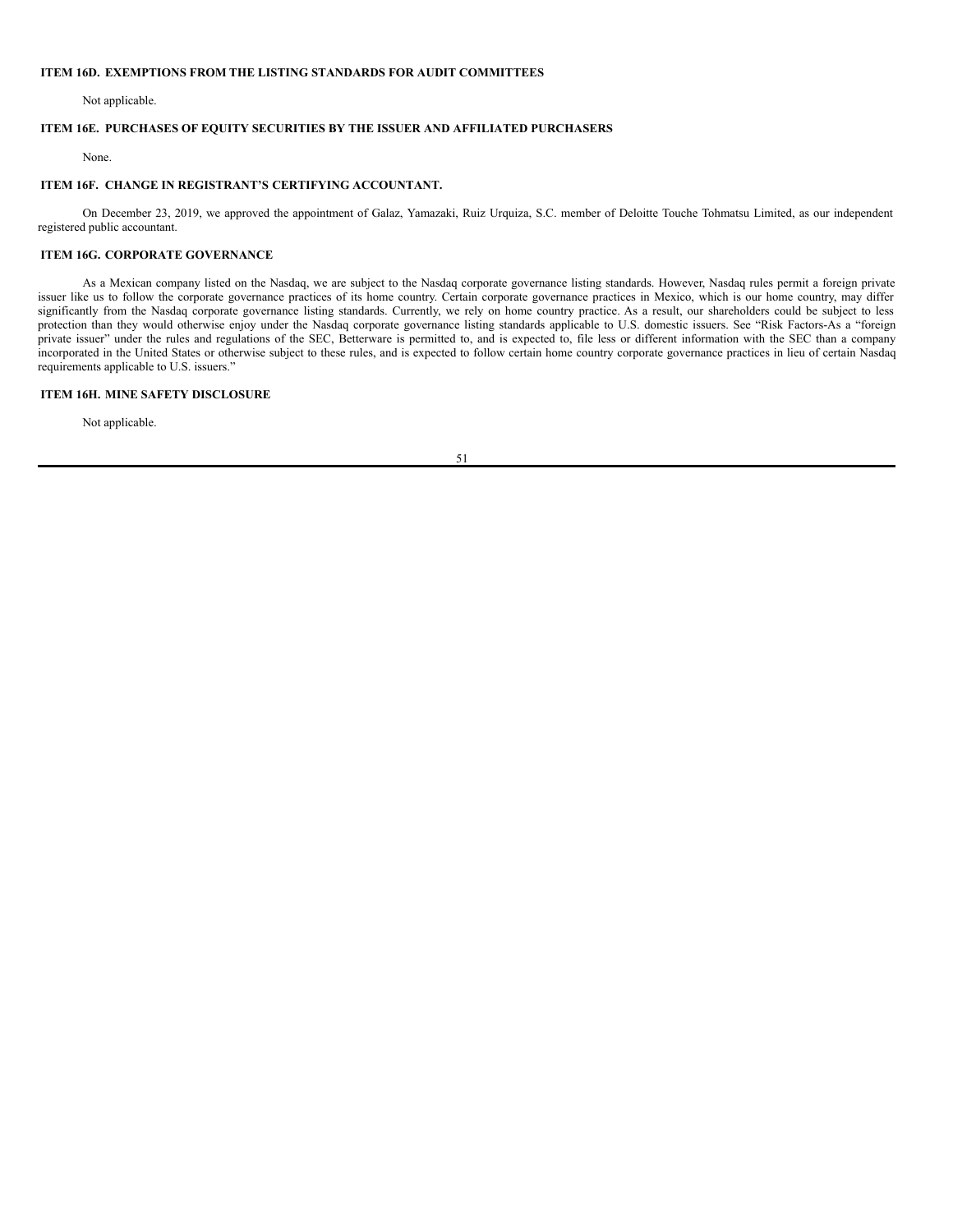### ITEM 16D. EXEMPTIONS FROM THE LISTING STANDARDS FOR AUDIT COMMITTEES

Not applicable.

### ITEM 16E. PURCHASES OF EQUITY SECURITIES BY THE ISSUER AND AFFILIATED PURCHASERS

None.

### ITEM 16F. CHANGE IN REGISTRANT'S CERTIFYING ACCOUNTANT.

On December 23, 2019, we approved the appointment of Galaz, Yamazaki, Ruiz Urquiza, S.C. member of Deloitte Touche Tohmatsu Limited, as our independent registered public accountant.

### ITEM 16G. CORPORATE GOVERNANCE

As a Mexican company listed on the Nasdaq, we are subject to the Nasdaq corporate governance listing standards. However, Nasdaq rules permit a foreign private issuer like us to follow the corporate governance practices of its home country. Certain corporate governance practices in Mexico, which is our home country, may differ significantly from the Nasdaq corporate governance listing standards. Currently, we rely on home country practice. As a result, our shareholders could be subject to less protection than they would otherwise enjoy under the Nasdaq corporate governance listing standards applicable to U.S. domestic issuers. See "Risk Factors-As a "foreign private issuer" under the rules and regulations of the SEC, Betterware is permitted to, and is expected to, file less or different information with the SEC than a company incorporated in the United States or otherwise subject to these rules, and is expected to follow certain home country corporate governance practices in lieu of certain Nasdaq requirements applicable to U.S. issuers."

### ITEM 16H. MINE SAFETY DISCLOSURE

Not applicable.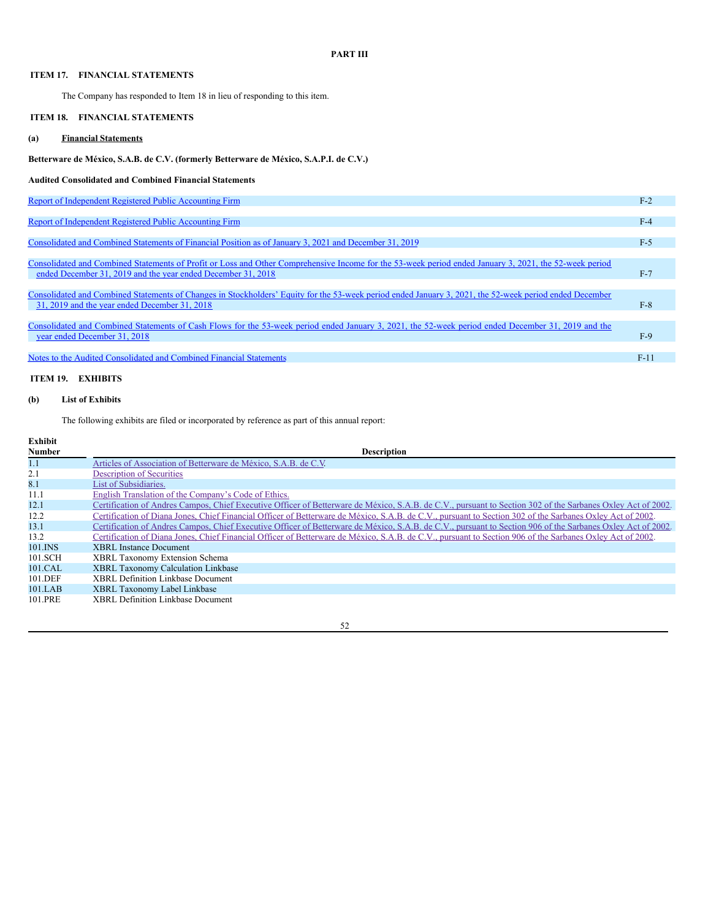**PART III**

**ITEM 17. FINANCIAL STATEMENTS**

The Company has responded to Item 18 in lieu of responding to this item.

**ITEM 18. FINANCIAL STATEMENTS**

**(a) Financial Statements**

**Betterware de México, S.A.B. de C.V. (formerly Betterware de México, S.A.P.I. de C.V.)**

**Audited Consolidated and Combined Financial Statements**

| | |
|---|---|
| Report of Independent Registered Public Accounting Firm | F-2 |
| Report of Independent Registered Public Accounting Firm | F-4 |
| Consolidated and Combined Statements of Financial Position as of January 3, 2021 and December 31, 2019 | F-5 |
| Consolidated and Combined Statements of Profit or Loss and Other Comprehensive Income for the 53-week period ended January 3, 2021, the 52-week period ended December 31, 2019 and the year ended December 31, 2018 | F-7 |
| Consolidated and Combined Statements of Changes in Stockholders' Equity for the 53-week period ended January 3, 2021, the 52-week period ended December 31, 2019 and the year ended December 31, 2018 | F-8 |
| Consolidated and Combined Statements of Cash Flows for the 53-week period ended January 3, 2021, the 52-week period ended December 31, 2019 and the year ended December 31, 2018 | F-9 |
| Notes to the Audited Consolidated and Combined Financial Statements | F-11 |

**ITEM 19. EXHIBITS**

**(b) List of Exhibits**

The following exhibits are filed or incorporated by reference as part of this annual report:

| Exhibit Number | Description |
|---|---|
| 1.1 | Articles of Association of Betterware de México, S.A.B. de C.V. |
| 2.1 | Description of Securities |
| 8.1 | List of Subsidiaries. |
| 11.1 | English Translation of the Company's Code of Ethics. |
| 12.1 | Certification of Andres Campos, Chief Executive Officer of Betterware de México, S.A.B. de C.V., pursuant to Section 302 of the Sarbanes Oxley Act of 2002. |
| 12.2 | Certification of Diana Jones, Chief Financial Officer of Betterware de México, S.A.B. de C.V., pursuant to Section 302 of the Sarbanes Oxley Act of 2002. |
| 13.1 | Certification of Andres Campos, Chief Executive Officer of Betterware de México, S.A.B. de C.V., pursuant to Section 906 of the Sarbanes Oxley Act of 2002. |
| 13.2 | Certification of Diana Jones, Chief Financial Officer of Betterware de México, S.A.B. de C.V., pursuant to Section 906 of the Sarbanes Oxley Act of 2002. |
| 101.INS | XBRL Instance Document |
| 101.SCH | XBRL Taxonomy Extension Schema |
| 101.CAL | XBRL Taxonomy Calculation Linkbase |
| 101.DEF | XBRL Definition Linkbase Document |
| 101.LAB | XBRL Taxonomy Label Linkbase |
| 101.PRE | XBRL Definition Linkbase Document |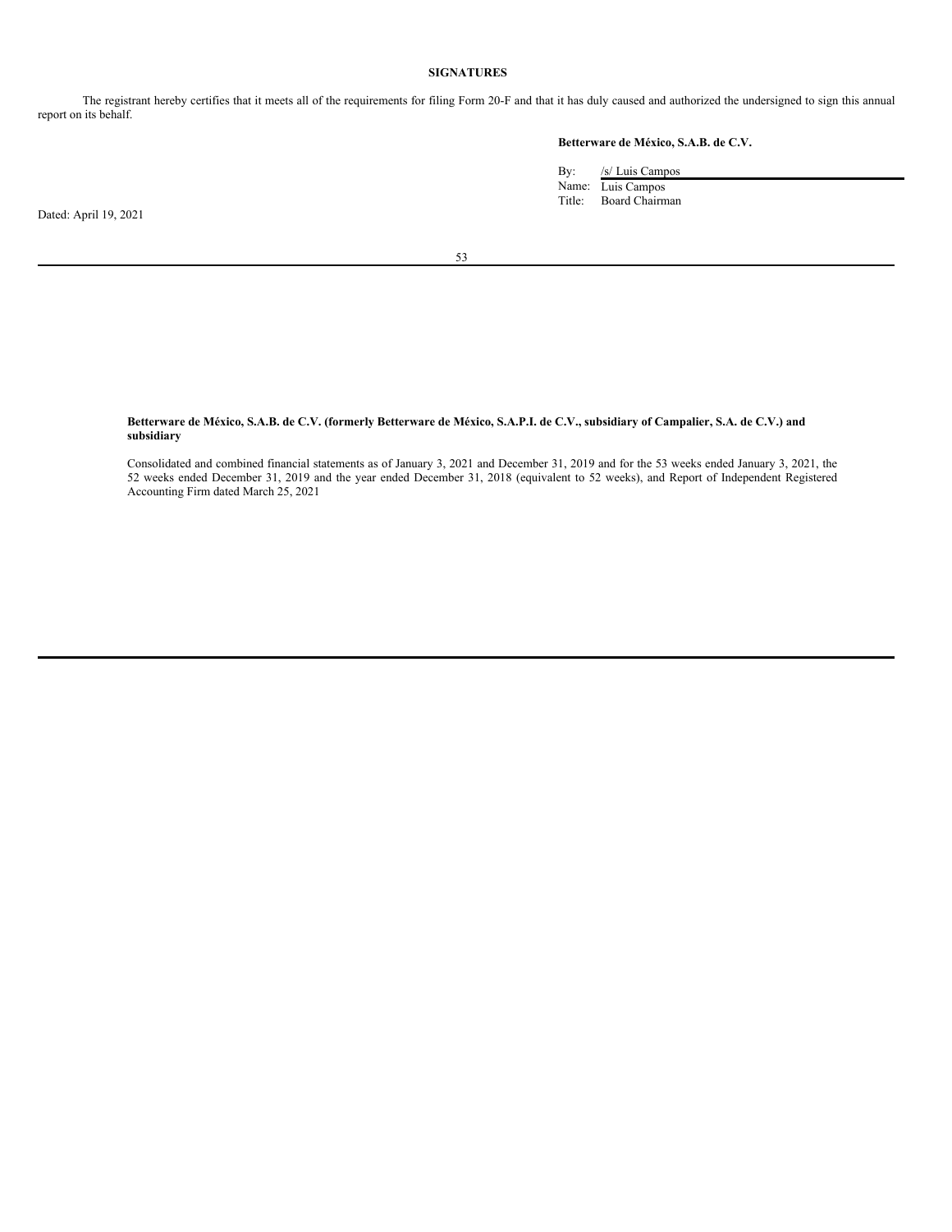## SIGNATURES

The registrant hereby certifies that it meets all of the requirements for filing Form 20-F and that it has duly caused and authorized the undersigned to sign this annual report on its behalf.

**Betterware de México, S.A.B. de C.V.**

By: /s/ Luis Campos
Name: Luis Campos
Title: Board Chairman

Dated: April 19, 2021

**Betterware de México, S.A.B. de C.V. (formerly Betterware de México, S.A.P.I. de C.V., subsidiary of Campalier, S.A. de C.V.) and subsidiary**

Consolidated and combined financial statements as of January 3, 2021 and December 31, 2019 and for the 53 weeks ended January 3, 2021, the 52 weeks ended December 31, 2019 and the year ended December 31, 2018 (equivalent to 52 weeks), and Report of Independent Registered Accounting Firm dated March 25, 2021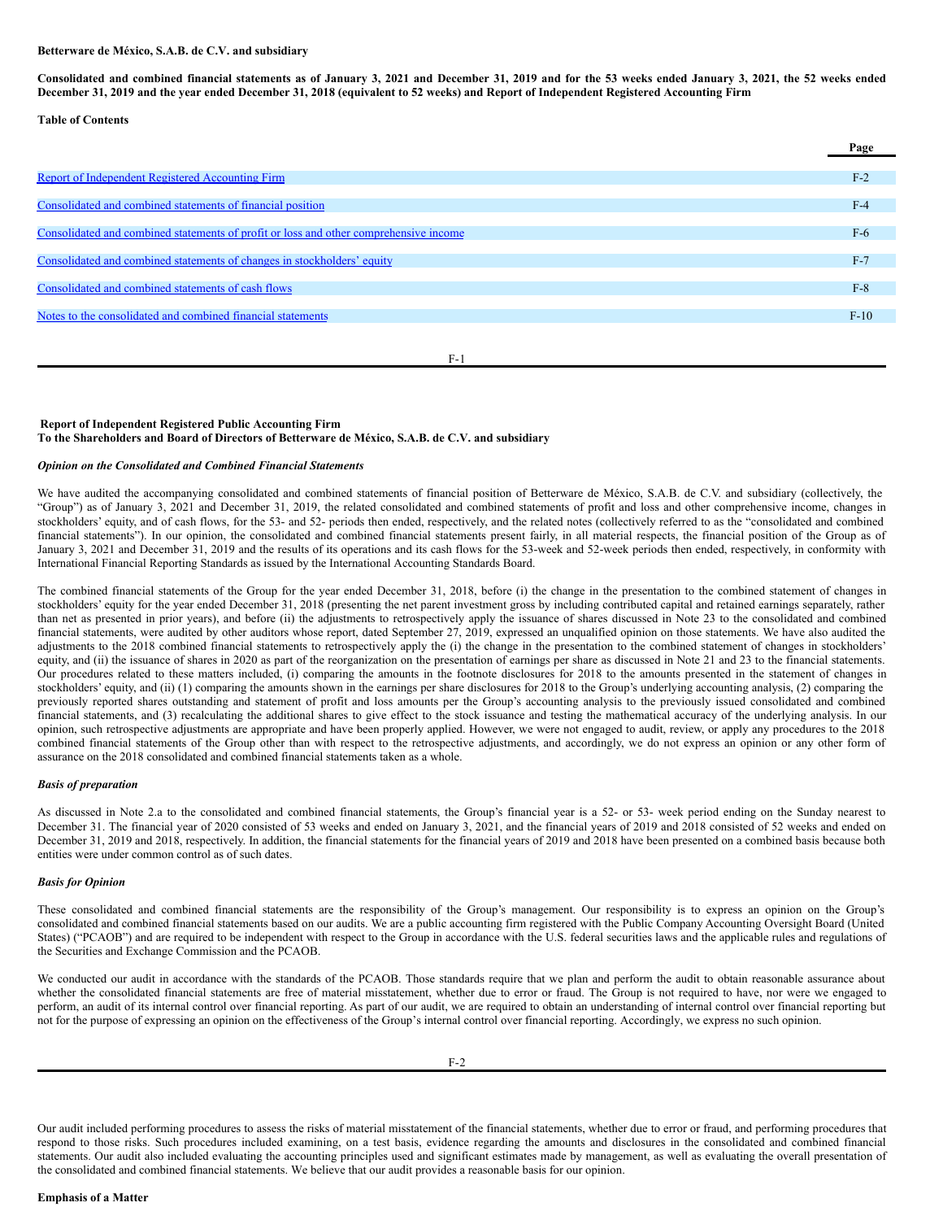**Betterware de México, S.A.B. de C.V. and subsidiary**

**Consolidated and combined financial statements as of January 3, 2021 and December 31, 2019 and for the 53 weeks ended January 3, 2021, the 52 weeks ended December 31, 2019 and the year ended December 31, 2018 (equivalent to 52 weeks) and Report of Independent Registered Accounting Firm**

**Table of Contents**

| | Page |
|---|---|
| Report of Independent Registered Accounting Firm | F-2 |
| Consolidated and combined statements of financial position | F-4 |
| Consolidated and combined statements of profit or loss and other comprehensive income | F-6 |
| Consolidated and combined statements of changes in stockholders' equity | F-7 |
| Consolidated and combined statements of cash flows | F-8 |
| Notes to the consolidated and combined financial statements | F-10 |

**Report of Independent Registered Public Accounting Firm**
**To the Shareholders and Board of Directors of Betterware de México, S.A.B. de C.V. and subsidiary**

***Opinion on the Consolidated and Combined Financial Statements***

We have audited the accompanying consolidated and combined statements of financial position of Betterware de México, S.A.B. de C.V. and subsidiary (collectively, the "Group") as of January 3, 2021 and December 31, 2019, the related consolidated and combined statements of profit and loss and other comprehensive income, changes in stockholders' equity, and of cash flows, for the 53- and 52- periods then ended, respectively, and the related notes (collectively referred to as the "consolidated and combined financial statements"). In our opinion, the consolidated and combined financial statements present fairly, in all material respects, the financial position of the Group as of January 3, 2021 and December 31, 2019 and the results of its operations and its cash flows for the 53-week and 52-week periods then ended, respectively, in conformity with International Financial Reporting Standards as issued by the International Accounting Standards Board.

The combined financial statements of the Group for the year ended December 31, 2018, before (i) the change in the presentation to the combined statement of changes in stockholders' equity for the year ended December 31, 2018 (presenting the net parent investment gross by including contributed capital and retained earnings separately, rather than net as presented in prior years), and before (ii) the adjustments to retrospectively apply the issuance of shares discussed in Note 23 to the consolidated and combined financial statements, were audited by other auditors whose report, dated September 27, 2019, expressed an unqualified opinion on those statements. We have also audited the adjustments to the 2018 combined financial statements to retrospectively apply the (i) the change in the presentation to the combined statement of changes in stockholders' equity, and (ii) the issuance of shares in 2020 as part of the reorganization on the presentation of earnings per share as discussed in Note 21 and 23 to the financial statements. Our procedures related to these matters included, (i) comparing the amounts in the footnote disclosures for 2018 to the amounts presented in the statement of changes in stockholders' equity, and (ii) (1) comparing the amounts shown in the earnings per share disclosures for 2018 to the Group's underlying accounting analysis, (2) comparing the previously reported shares outstanding and statement of profit and loss amounts per the Group's accounting analysis to the previously issued consolidated and combined financial statements, and (3) recalculating the additional shares to give effect to the stock issuance and testing the mathematical accuracy of the underlying analysis. In our opinion, such retrospective adjustments are appropriate and have been properly applied. However, we were not engaged to audit, review, or apply any procedures to the 2018 combined financial statements of the Group other than with respect to the retrospective adjustments, and accordingly, we do not express an opinion or any other form of assurance on the 2018 consolidated and combined financial statements taken as a whole.

***Basis of preparation***

As discussed in Note 2.a to the consolidated and combined financial statements, the Group's financial year is a 52- or 53- week period ending on the Sunday nearest to December 31. The financial year of 2020 consisted of 53 weeks and ended on January 3, 2021, and the financial years of 2019 and 2018 consisted of 52 weeks and ended on December 31, 2019 and 2018, respectively. In addition, the financial statements for the financial years of 2019 and 2018 have been presented on a combined basis because both entities were under common control as of such dates.

***Basis for Opinion***

These consolidated and combined financial statements are the responsibility of the Group's management. Our responsibility is to express an opinion on the Group's consolidated and combined financial statements based on our audits. We are a public accounting firm registered with the Public Company Accounting Oversight Board (United States) ("PCAOB") and are required to be independent with respect to the Group in accordance with the U.S. federal securities laws and the applicable rules and regulations of the Securities and Exchange Commission and the PCAOB.

We conducted our audit in accordance with the standards of the PCAOB. Those standards require that we plan and perform the audit to obtain reasonable assurance about whether the consolidated financial statements are free of material misstatement, whether due to error or fraud. The Group is not required to have, nor were we engaged to perform, an audit of its internal control over financial reporting. As part of our audit, we are required to obtain an understanding of internal control over financial reporting but not for the purpose of expressing an opinion on the effectiveness of the Group's internal control over financial reporting. Accordingly, we express no such opinion.

Our audit included performing procedures to assess the risks of material misstatement of the financial statements, whether due to error or fraud, and performing procedures that respond to those risks. Such procedures included examining, on a test basis, evidence regarding the amounts and disclosures in the consolidated and combined financial statements. Our audit also included evaluating the accounting principles used and significant estimates made by management, as well as evaluating the overall presentation of the consolidated and combined financial statements. We believe that our audit provides a reasonable basis for our opinion.

**Emphasis of a Matter**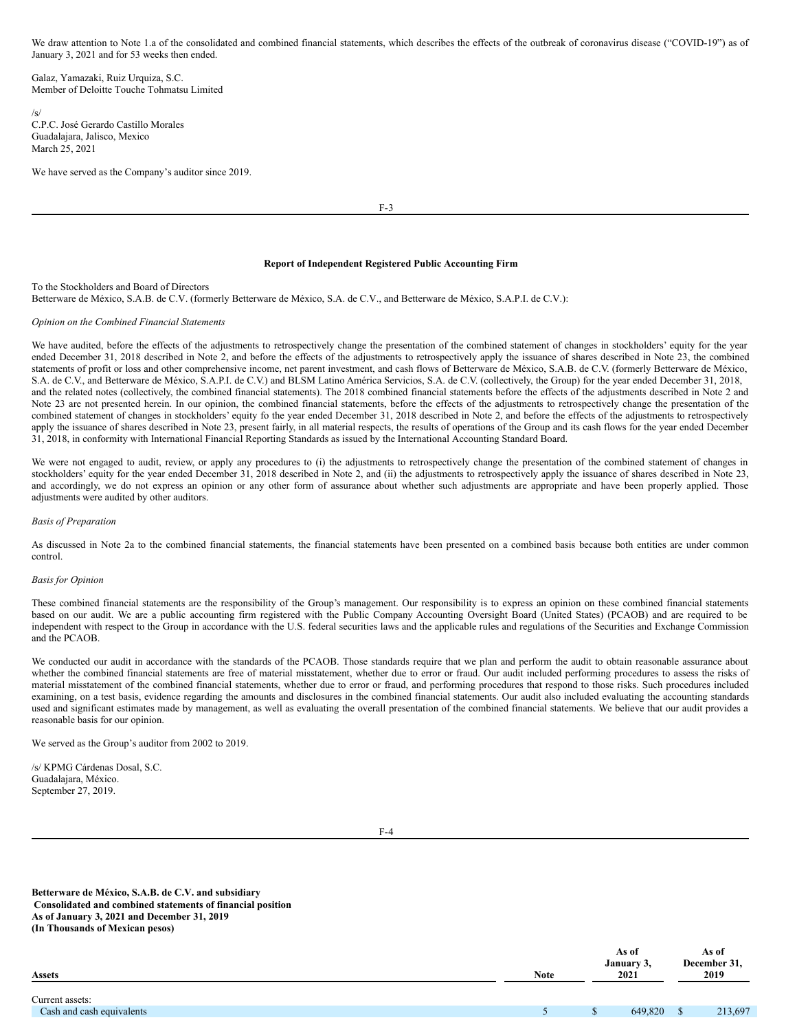We draw attention to Note 1.a of the consolidated and combined financial statements, which describes the effects of the outbreak of coronavirus disease ("COVID-19") as of January 3, 2021 and for 53 weeks then ended.

Galaz, Yamazaki, Ruiz Urquiza, S.C.
Member of Deloitte Touche Tohmatsu Limited

/s/
C.P.C. José Gerardo Castillo Morales
Guadalajara, Jalisco, Mexico
March 25, 2021

We have served as the Company's auditor since 2019.

## Report of Independent Registered Public Accounting Firm

To the Stockholders and Board of Directors
Betterware de México, S.A.B. de C.V. (formerly Betterware de México, S.A. de C.V., and Betterware de México, S.A.P.I. de C.V.):

*Opinion on the Combined Financial Statements*

We have audited, before the effects of the adjustments to retrospectively change the presentation of the combined statement of changes in stockholders' equity for the year ended December 31, 2018 described in Note 2, and before the effects of the adjustments to retrospectively apply the issuance of shares described in Note 23, the combined statements of profit or loss and other comprehensive income, net parent investment, and cash flows of Betterware de México, S.A.B. de C.V. (formerly Betterware de México, S.A. de C.V., and Betterware de México, S.A.P.I. de C.V.) and BLSM Latino América Servicios, S.A. de C.V. (collectively, the Group) for the year ended December 31, 2018, and the related notes (collectively, the combined financial statements). The 2018 combined financial statements before the effects of the adjustments described in Note 2 and Note 23 are not presented herein. In our opinion, the combined financial statements, before the effects of the adjustments to retrospectively change the presentation of the combined statement of changes in stockholders' equity fo the year ended December 31, 2018 described in Note 2, and before the effects of the adjustments to retrospectively apply the issuance of shares described in Note 23, present fairly, in all material respects, the results of operations of the Group and its cash flows for the year ended December 31, 2018, in conformity with International Financial Reporting Standards as issued by the International Accounting Standard Board.

We were not engaged to audit, review, or apply any procedures to (i) the adjustments to retrospectively change the presentation of the combined statement of changes in stockholders' equity for the year ended December 31, 2018 described in Note 2, and (ii) the adjustments to retrospectively apply the issuance of shares described in Note 23, and accordingly, we do not express an opinion or any other form of assurance about whether such adjustments are appropriate and have been properly applied. Those adjustments were audited by other auditors.

*Basis of Preparation*

As discussed in Note 2a to the combined financial statements, the financial statements have been presented on a combined basis because both entities are under common control.

*Basis for Opinion*

These combined financial statements are the responsibility of the Group's management. Our responsibility is to express an opinion on these combined financial statements based on our audit. We are a public accounting firm registered with the Public Company Accounting Oversight Board (United States) (PCAOB) and are required to be independent with respect to the Group in accordance with the U.S. federal securities laws and the applicable rules and regulations of the Securities and Exchange Commission and the PCAOB.

We conducted our audit in accordance with the standards of the PCAOB. Those standards require that we plan and perform the audit to obtain reasonable assurance about whether the combined financial statements are free of material misstatement, whether due to error or fraud. Our audit included performing procedures to assess the risks of material misstatement of the combined financial statements, whether due to error or fraud, and performing procedures that respond to those risks. Such procedures included examining, on a test basis, evidence regarding the amounts and disclosures in the combined financial statements. Our audit also included evaluating the accounting standards used and significant estimates made by management, as well as evaluating the overall presentation of the combined financial statements. We believe that our audit provides a reasonable basis for our opinion.

We served as the Group's auditor from 2002 to 2019.

/s/ KPMG Cárdenas Dosal, S.C.
Guadalajara, México.
September 27, 2019.

**Betterware de México, S.A.B. de C.V. and subsidiary**
**Consolidated and combined statements of financial position**
**As of January 3, 2021 and December 31, 2019**
**(In Thousands of Mexican pesos)**

| Assets | Note | As of January 3, 2021 | As of December 31, 2019 |
|---|---|---|---|
| Current assets: | | | |
| Cash and cash equivalents | 5 | $ 649,820 | $ 213,697 |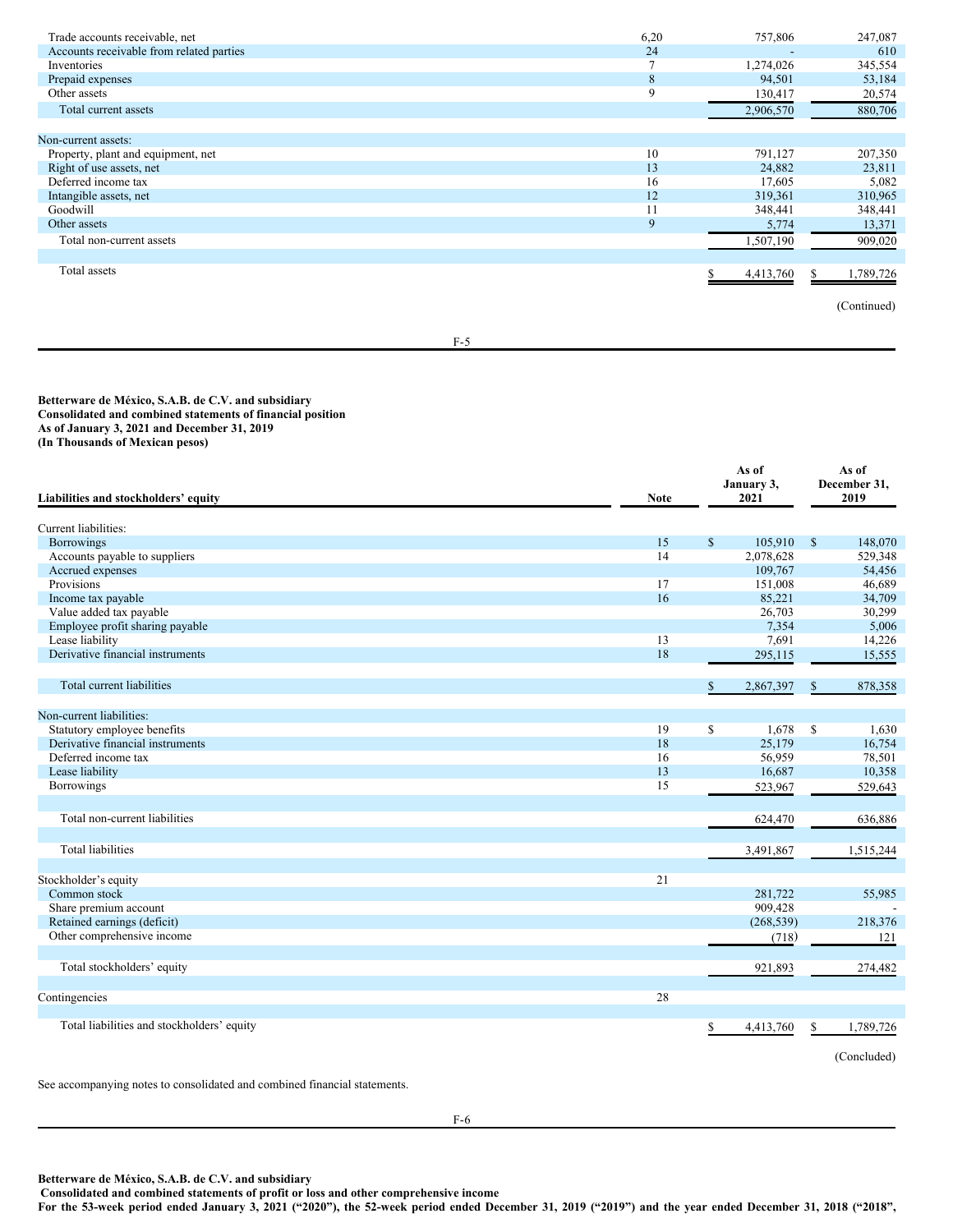| | Note | | |
|---|---|---|---|
| Trade accounts receivable, net | 6,20 | 757,806 | 247,087 |
| Accounts receivable from related parties | 24 | - | 610 |
| Inventories | 7 | 1,274,026 | 345,554 |
| Prepaid expenses | 8 | 94,501 | 53,184 |
| Other assets | 9 | 130,417 | 20,574 |
| Total current assets | | 2,906,570 | 880,706 |
| | | | |
| Non-current assets: | | | |
| Property, plant and equipment, net | 10 | 791,127 | 207,350 |
| Right of use assets, net | 13 | 24,882 | 23,811 |
| Deferred income tax | 16 | 17,605 | 5,082 |
| Intangible assets, net | 12 | 319,361 | 310,965 |
| Goodwill | 11 | 348,441 | 348,441 |
| Other assets | 9 | 5,774 | 13,371 |
| Total non-current assets | | 1,507,190 | 909,020 |
| | | | |
| Total assets | | $ 4,413,760 | $ 1,789,726 |

(Continued)

**Betterware de México, S.A.B. de C.V. and subsidiary**
**Consolidated and combined statements of financial position**
**As of January 3, 2021 and December 31, 2019**
**(In Thousands of Mexican pesos)**

| Liabilities and stockholders' equity | Note | As of January 3, 2021 | As of December 31, 2019 |
|---|---|---|---|
| Current liabilities: | | | |
| Borrowings | 15 | $ 105,910 | $ 148,070 |
| Accounts payable to suppliers | 14 | 2,078,628 | 529,348 |
| Accrued expenses | | 109,767 | 54,456 |
| Provisions | 17 | 151,008 | 46,689 |
| Income tax payable | 16 | 85,221 | 34,709 |
| Value added tax payable | | 26,703 | 30,299 |
| Employee profit sharing payable | | 7,354 | 5,006 |
| Lease liability | 13 | 7,691 | 14,226 |
| Derivative financial instruments | 18 | 295,115 | 15,555 |
| | | | |
| Total current liabilities | | $ 2,867,397 | $ 878,358 |
| | | | |
| Non-current liabilities: | | | |
| Statutory employee benefits | 19 | $ 1,678 | $ 1,630 |
| Derivative financial instruments | 18 | 25,179 | 16,754 |
| Deferred income tax | 16 | 56,959 | 78,501 |
| Lease liability | 13 | 16,687 | 10,358 |
| Borrowings | 15 | 523,967 | 529,643 |
| | | | |
| Total non-current liabilities | | 624,470 | 636,886 |
| | | | |
| Total liabilities | | 3,491,867 | 1,515,244 |
| | | | |
| Stockholder's equity | 21 | | |
| Common stock | | 281,722 | 55,985 |
| Share premium account | | 909,428 | - |
| Retained earnings (deficit) | | (268,539) | 218,376 |
| Other comprehensive income | | (718) | 121 |
| | | | |
| Total stockholders' equity | | 921,893 | 274,482 |
| | | | |
| Contingencies | 28 | | |
| | | | |
| Total liabilities and stockholders' equity | | $ 4,413,760 | $ 1,789,726 |

(Concluded)

See accompanying notes to consolidated and combined financial statements.

**Betterware de México, S.A.B. de C.V. and subsidiary**
**Consolidated and combined statements of profit or loss and other comprehensive income**
**For the 53-week period ended January 3, 2021 ("2020"), the 52-week period ended December 31, 2019 ("2019") and the year ended December 31, 2018 ("2018",**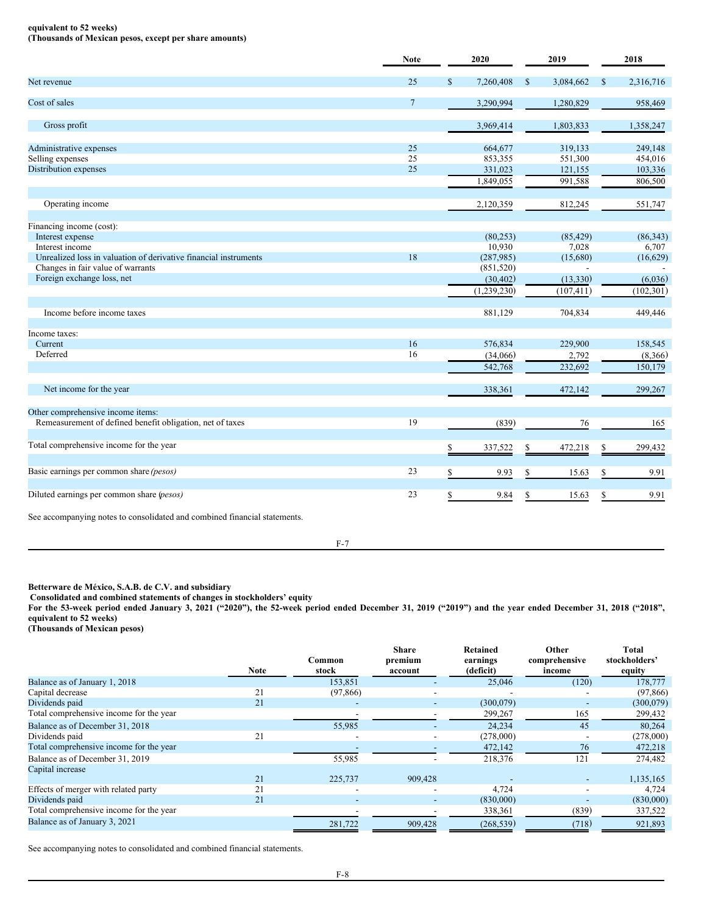**equivalent to 52 weeks)**
**(Thousands of Mexican pesos, except per share amounts)**

| | Note | 2020 | 2019 | 2018 |
|---|---|---|---|---|
| Net revenue | 25 | $ 7,260,408 | $ 3,084,662 | $ 2,316,716 |
| Cost of sales | 7 | 3,290,994 | 1,280,829 | 958,469 |
| Gross profit | | 3,969,414 | 1,803,833 | 1,358,247 |
| Administrative expenses | 25 | 664,677 | 319,133 | 249,148 |
| Selling expenses | 25 | 853,355 | 551,300 | 454,016 |
| Distribution expenses | 25 | 331,023 | 121,155 | 103,336 |
| | | 1,849,055 | 991,588 | 806,500 |
| Operating income | | 2,120,359 | 812,245 | 551,747 |
| Financing income (cost): | | | | |
| Interest expense | | (80,253) | (85,429) | (86,343) |
| Interest income | | 10,930 | 7,028 | 6,707 |
| Unrealized loss in valuation of derivative financial instruments | 18 | (287,985) | (15,680) | (16,629) |
| Changes in fair value of warrants | | (851,520) | - | - |
| Foreign exchange loss, net | | (30,402) | (13,330) | (6,036) |
| | | (1,239,230) | (107,411) | (102,301) |
| Income before income taxes | | 881,129 | 704,834 | 449,446 |
| Income taxes: | | | | |
| Current | 16 | 576,834 | 229,900 | 158,545 |
| Deferred | 16 | (34,066) | 2,792 | (8,366) |
| | | 542,768 | 232,692 | 150,179 |
| Net income for the year | | 338,361 | 472,142 | 299,267 |
| Other comprehensive income items: | | | | |
| Remeasurement of defined benefit obligation, net of taxes | 19 | (839) | 76 | 165 |
| Total comprehensive income for the year | | $ 337,522 | $ 472,218 | $ 299,432 |
| Basic earnings per common share *(pesos)* | 23 | $ 9.93 | $ 15.63 | $ 9.91 |
| Diluted earnings per common share *(pesos)* | 23 | $ 9.84 | $ 15.63 | $ 9.91 |

See accompanying notes to consolidated and combined financial statements.

**Betterware de México, S.A.B. de C.V. and subsidiary**
**Consolidated and combined statements of changes in stockholders' equity**
**For the 53-week period ended January 3, 2021 ("2020"), the 52-week period ended December 31, 2019 ("2019") and the year ended December 31, 2018 ("2018", equivalent to 52 weeks)**
**(Thousands of Mexican pesos)**

| | Note | Common stock | Share premium account | Retained earnings (deficit) | Other comprehensive income | Total stockholders' equity |
|---|---|---|---|---|---|---|
| Balance as of January 1, 2018 | | 153,851 | - | 25,046 | (120) | 178,777 |
| Capital decrease | 21 | (97,866) | - | - | - | (97,866) |
| Dividends paid | 21 | - | - | (300,079) | - | (300,079) |
| Total comprehensive income for the year | | - | - | 299,267 | 165 | 299,432 |
| Balance as of December 31, 2018 | | 55,985 | - | 24,234 | 45 | 80,264 |
| Dividends paid | 21 | - | - | (278,000) | - | (278,000) |
| Total comprehensive income for the year | | - | - | 472,142 | 76 | 472,218 |
| Balance as of December 31, 2019 | | 55,985 | - | 218,376 | 121 | 274,482 |
| Capital increase | 21 | 225,737 | 909,428 | - | - | 1,135,165 |
| Effects of merger with related party | 21 | - | - | 4,724 | - | 4,724 |
| Dividends paid | 21 | - | - | (830,000) | - | (830,000) |
| Total comprehensive income for the year | | - | - | 338,361 | (839) | 337,522 |
| Balance as of January 3, 2021 | | 281,722 | 909,428 | (268,539) | (718) | 921,893 |

See accompanying notes to consolidated and combined financial statements.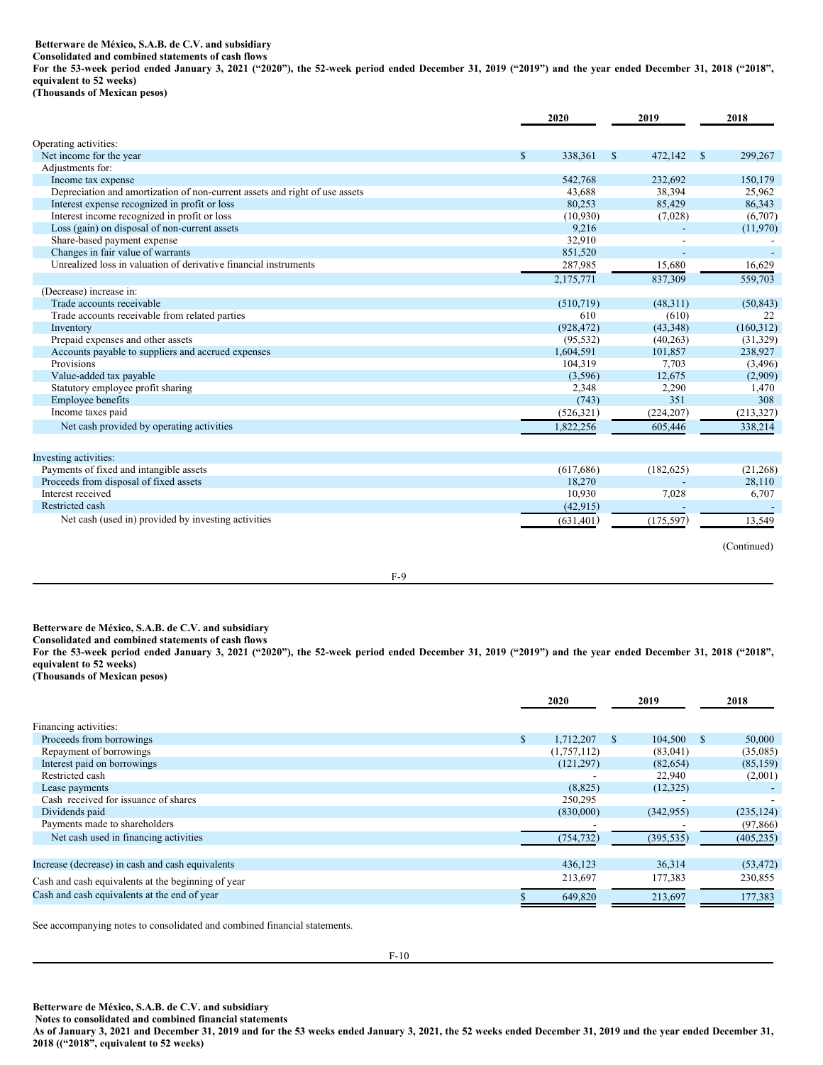**Betterware de México, S.A.B. de C.V. and subsidiary**
**Consolidated and combined statements of cash flows**
**For the 53-week period ended January 3, 2021 ("2020"), the 52-week period ended December 31, 2019 ("2019") and the year ended December 31, 2018 ("2018", equivalent to 52 weeks)**
**(Thousands of Mexican pesos)**

| | 2020 | 2019 | 2018 |
|---|---|---|---|
| Operating activities: | | | |
| Net income for the year | $ 338,361 | $ 472,142 | $ 299,267 |
| Adjustments for: | | | |
| Income tax expense | 542,768 | 232,692 | 150,179 |
| Depreciation and amortization of non-current assets and right of use assets | 43,688 | 38,394 | 25,962 |
| Interest expense recognized in profit or loss | 80,253 | 85,429 | 86,343 |
| Interest income recognized in profit or loss | (10,930) | (7,028) | (6,707) |
| Loss (gain) on disposal of non-current assets | 9,216 | - | (11,970) |
| Share-based payment expense | 32,910 | - | - |
| Changes in fair value of warrants | 851,520 | - | - |
| Unrealized loss in valuation of derivative financial instruments | 287,985 | 15,680 | 16,629 |
| | 2,175,771 | 837,309 | 559,703 |
| (Decrease) increase in: | | | |
| Trade accounts receivable | (510,719) | (48,311) | (50,843) |
| Trade accounts receivable from related parties | 610 | (610) | 22 |
| Inventory | (928,472) | (43,348) | (160,312) |
| Prepaid expenses and other assets | (95,532) | (40,263) | (31,329) |
| Accounts payable to suppliers and accrued expenses | 1,604,591 | 101,857 | 238,927 |
| Provisions | 104,319 | 7,703 | (3,496) |
| Value-added tax payable | (3,596) | 12,675 | (2,909) |
| Statutory employee profit sharing | 2,348 | 2,290 | 1,470 |
| Employee benefits | (743) | 351 | 308 |
| Income taxes paid | (526,321) | (224,207) | (213,327) |
| Net cash provided by operating activities | 1,822,256 | 605,446 | 338,214 |
| | | | |
| Investing activities: | | | |
| Payments of fixed and intangible assets | (617,686) | (182,625) | (21,268) |
| Proceeds from disposal of fixed assets | 18,270 | - | 28,110 |
| Interest received | 10,930 | 7,028 | 6,707 |
| Restricted cash | (42,915) | - | - |
| Net cash (used in) provided by investing activities | (631,401) | (175,597) | 13,549 |

(Continued)

**Betterware de México, S.A.B. de C.V. and subsidiary**
**Consolidated and combined statements of cash flows**
**For the 53-week period ended January 3, 2021 ("2020"), the 52-week period ended December 31, 2019 ("2019") and the year ended December 31, 2018 ("2018", equivalent to 52 weeks)**
**(Thousands of Mexican pesos)**

| | 2020 | 2019 | 2018 |
|---|---|---|---|
| Financing activities: | | | |
| Proceeds from borrowings | $ 1,712,207 | $ 104,500 | $ 50,000 |
| Repayment of borrowings | (1,757,112) | (83,041) | (35,085) |
| Interest paid on borrowings | (121,297) | (82,654) | (85,159) |
| Restricted cash | - | 22,940 | (2,001) |
| Lease payments | (8,825) | (12,325) | - |
| Cash received for issuance of shares | 250,295 | - | - |
| Dividends paid | (830,000) | (342,955) | (235,124) |
| Payments made to shareholders | - | - | (97,866) |
| Net cash used in financing activities | (754,732) | (395,535) | (405,235) |
| | | | |
| Increase (decrease) in cash and cash equivalents | 436,123 | 36,314 | (53,472) |
| Cash and cash equivalents at the beginning of year | 213,697 | 177,383 | 230,855 |
| Cash and cash equivalents at the end of year | $ 649,820 | 213,697 | 177,383 |

See accompanying notes to consolidated and combined financial statements.

**Betterware de México, S.A.B. de C.V. and subsidiary**
**Notes to consolidated and combined financial statements**
**As of January 3, 2021 and December 31, 2019 and for the 53 weeks ended January 3, 2021, the 52 weeks ended December 31, 2019 and the year ended December 31, 2018 (("2018", equivalent to 52 weeks)**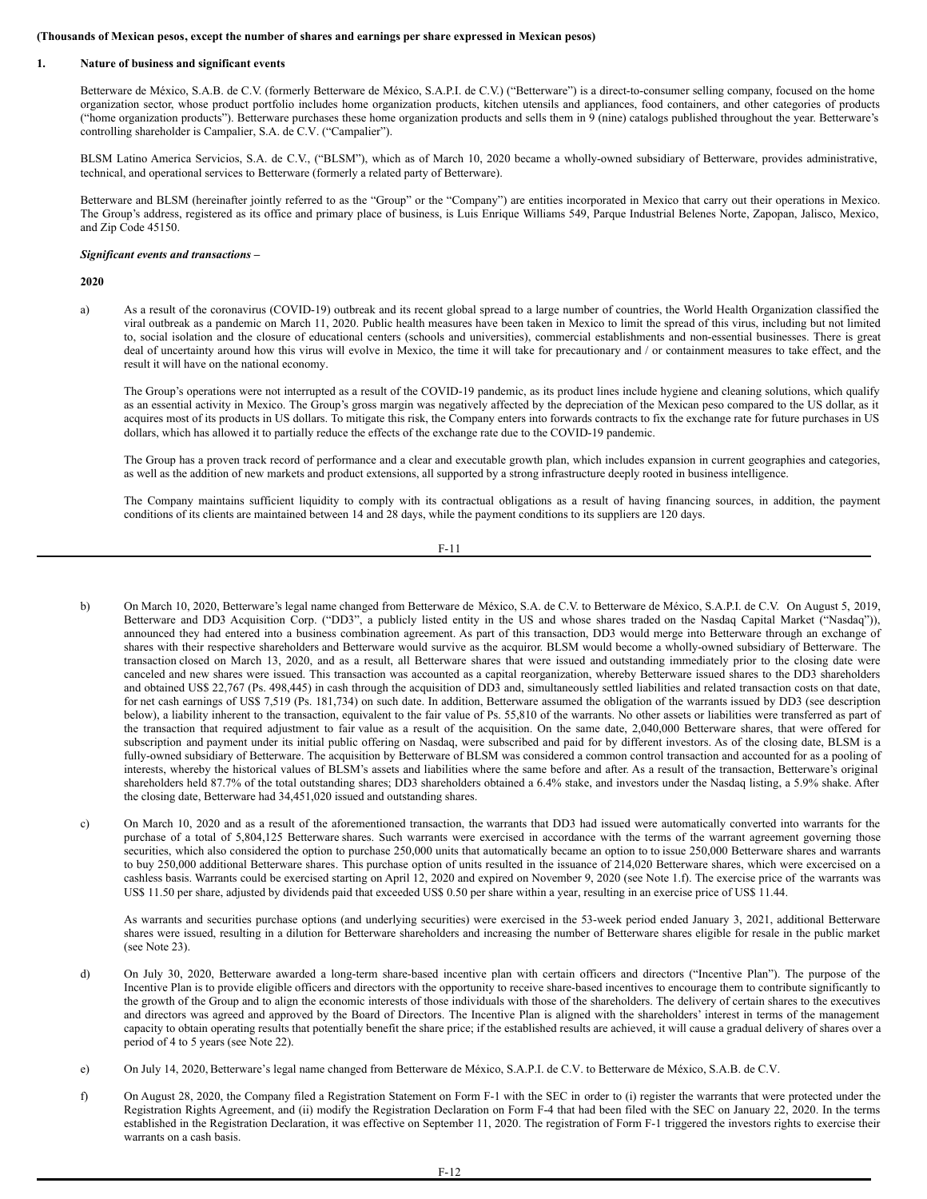**(Thousands of Mexican pesos, except the number of shares and earnings per share expressed in Mexican pesos)**

**1. Nature of business and significant events**

Betterware de México, S.A.B. de C.V. (formerly Betterware de México, S.A.P.I. de C.V.) ("Betterware") is a direct-to-consumer selling company, focused on the home organization sector, whose product portfolio includes home organization products, kitchen utensils and appliances, food containers, and other categories of products ("home organization products"). Betterware purchases these home organization products and sells them in 9 (nine) catalogs published throughout the year. Betterware's controlling shareholder is Campalier, S.A. de C.V. ("Campalier").

BLSM Latino America Servicios, S.A. de C.V., ("BLSM"), which as of March 10, 2020 became a wholly-owned subsidiary of Betterware, provides administrative, technical, and operational services to Betterware (formerly a related party of Betterware).

Betterware and BLSM (hereinafter jointly referred to as the "Group" or the "Company") are entities incorporated in Mexico that carry out their operations in Mexico. The Group's address, registered as its office and primary place of business, is Luis Enrique Williams 549, Parque Industrial Belenes Norte, Zapopan, Jalisco, Mexico, and Zip Code 45150.

***Significant events and transactions –***

**2020**

a) As a result of the coronavirus (COVID-19) outbreak and its recent global spread to a large number of countries, the World Health Organization classified the viral outbreak as a pandemic on March 11, 2020. Public health measures have been taken in Mexico to limit the spread of this virus, including but not limited to, social isolation and the closure of educational centers (schools and universities), commercial establishments and non-essential businesses. There is great deal of uncertainty around how this virus will evolve in Mexico, the time it will take for precautionary and / or containment measures to take effect, and the result it will have on the national economy.

The Group's operations were not interrupted as a result of the COVID-19 pandemic, as its product lines include hygiene and cleaning solutions, which qualify as an essential activity in Mexico. The Group's gross margin was negatively affected by the depreciation of the Mexican peso compared to the US dollar, as it acquires most of its products in US dollars. To mitigate this risk, the Company enters into forwards contracts to fix the exchange rate for future purchases in US dollars, which has allowed it to partially reduce the effects of the exchange rate due to the COVID-19 pandemic.

The Group has a proven track record of performance and a clear and executable growth plan, which includes expansion in current geographies and categories, as well as the addition of new markets and product extensions, all supported by a strong infrastructure deeply rooted in business intelligence.

The Company maintains sufficient liquidity to comply with its contractual obligations as a result of having financing sources, in addition, the payment conditions of its clients are maintained between 14 and 28 days, while the payment conditions to its suppliers are 120 days.

b) On March 10, 2020, Betterware's legal name changed from Betterware de México, S.A. de C.V. to Betterware de México, S.A.P.I. de C.V. On August 5, 2019, Betterware and DD3 Acquisition Corp. ("DD3", a publicly listed entity in the US and whose shares traded on the Nasdaq Capital Market ("Nasdaq")), announced they had entered into a business combination agreement. As part of this transaction, DD3 would merge into Betterware through an exchange of shares with their respective shareholders and Betterware would survive as the acquiror. BLSM would become a wholly-owned subsidiary of Betterware. The transaction closed on March 13, 2020, and as a result, all Betterware shares that were issued and outstanding immediately prior to the closing date were canceled and new shares were issued. This transaction was accounted as a capital reorganization, whereby Betterware issued shares to the DD3 shareholders and obtained US$ 22,767 (Ps. 498,445) in cash through the acquisition of DD3 and, simultaneously settled liabilities and related transaction costs on that date, for net cash earnings of US$ 7,519 (Ps. 181,734) on such date. In addition, Betterware assumed the obligation of the warrants issued by DD3 (see description below), a liability inherent to the transaction, equivalent to the fair value of Ps. 55,810 of the warrants. No other assets or liabilities were transferred as part of the transaction that required adjustment to fair value as a result of the acquisition. On the same date, 2,040,000 Betterware shares, that were offered for subscription and payment under its initial public offering on Nasdaq, were subscribed and paid for by different investors. As of the closing date, BLSM is a fully-owned subsidiary of Betterware. The acquisition by Betterware of BLSM was considered a common control transaction and accounted for as a pooling of interests, whereby the historical values of BLSM's assets and liabilities where the same before and after. As a result of the transaction, Betterware's original shareholders held 87.7% of the total outstanding shares; DD3 shareholders obtained a 6.4% stake, and investors under the Nasdaq listing, a 5.9% shake. After the closing date, Betterware had 34,451,020 issued and outstanding shares.

c) On March 10, 2020 and as a result of the aforementioned transaction, the warrants that DD3 had issued were automatically converted into warrants for the purchase of a total of 5,804,125 Betterware shares. Such warrants were exercised in accordance with the terms of the warrant agreement governing those securities, which also considered the option to purchase 250,000 units that automatically became an option to to issue 250,000 Betterware shares and warrants to buy 250,000 additional Betterware shares. This purchase option of units resulted in the issuance of 214,020 Betterware shares, which were excercised on a cashless basis. Warrants could be exercised starting on April 12, 2020 and expired on November 9, 2020 (see Note 1.f). The exercise price of the warrants was US$ 11.50 per share, adjusted by dividends paid that exceeded US$ 0.50 per share within a year, resulting in an exercise price of US$ 11.44.

As warrants and securities purchase options (and underlying securities) were exercised in the 53-week period ended January 3, 2021, additional Betterware shares were issued, resulting in a dilution for Betterware shareholders and increasing the number of Betterware shares eligible for resale in the public market (see Note 23).

d) On July 30, 2020, Betterware awarded a long-term share-based incentive plan with certain officers and directors ("Incentive Plan"). The purpose of the Incentive Plan is to provide eligible officers and directors with the opportunity to receive share-based incentives to encourage them to contribute significantly to the growth of the Group and to align the economic interests of those individuals with those of the shareholders. The delivery of certain shares to the executives and directors was agreed and approved by the Board of Directors. The Incentive Plan is aligned with the shareholders' interest in terms of the management capacity to obtain operating results that potentially benefit the share price; if the established results are achieved, it will cause a gradual delivery of shares over a period of 4 to 5 years (see Note 22).

e) On July 14, 2020, Betterware's legal name changed from Betterware de México, S.A.P.I. de C.V. to Betterware de México, S.A.B. de C.V.

f) On August 28, 2020, the Company filed a Registration Statement on Form F-1 with the SEC in order to (i) register the warrants that were protected under the Registration Rights Agreement, and (ii) modify the Registration Declaration on Form F-4 that had been filed with the SEC on January 22, 2020. In the terms established in the Registration Declaration, it was effective on September 11, 2020. The registration of Form F-1 triggered the investors rights to exercise their warrants on a cash basis.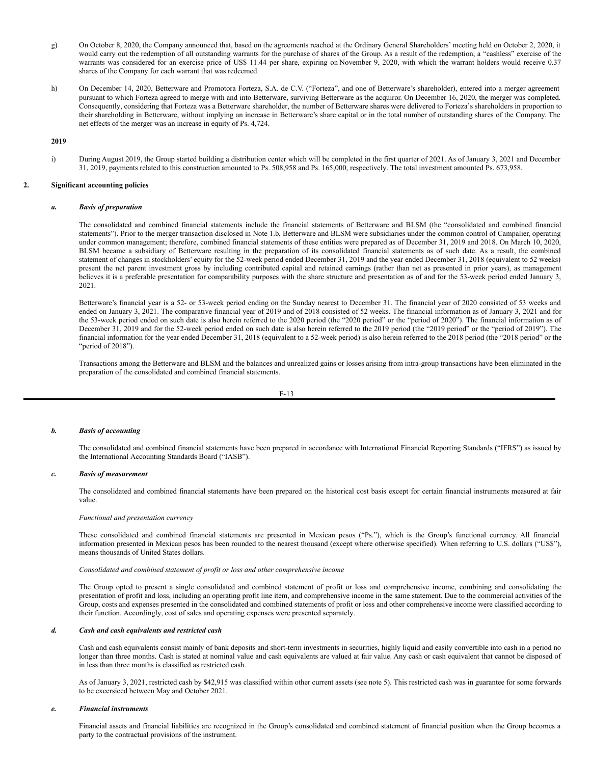g) On October 8, 2020, the Company announced that, based on the agreements reached at the Ordinary General Shareholders' meeting held on October 2, 2020, it would carry out the redemption of all outstanding warrants for the purchase of shares of the Group. As a result of the redemption, a "cashless" exercise of the warrants was considered for an exercise price of US$ 11.44 per share, expiring on November 9, 2020, with which the warrant holders would receive 0.37 shares of the Company for each warrant that was redeemed.

h) On December 14, 2020, Betterware and Promotora Forteza, S.A. de C.V. ("Forteza", and one of Betterware's shareholder), entered into a merger agreement pursuant to which Forteza agreed to merge with and into Betterware, surviving Betterware as the acquiror. On December 16, 2020, the merger was completed. Consequently, considering that Forteza was a Betterware shareholder, the number of Betterware shares were delivered to Forteza's shareholders in proportion to their shareholding in Betterware, without implying an increase in Betterware's share capital or in the total number of outstanding shares of the Company. The net effects of the merger was an increase in equity of Ps. 4,724.

**2019**

i) During August 2019, the Group started building a distribution center which will be completed in the first quarter of 2021. As of January 3, 2021 and December 31, 2019, payments related to this construction amounted to Ps. 508,958 and Ps. 165,000, respectively. The total investment amounted Ps. 673,958.

## 2. Significant accounting policies

### *a. Basis of preparation*

The consolidated and combined financial statements include the financial statements of Betterware and BLSM (the "consolidated and combined financial statements"). Prior to the merger transaction disclosed in Note 1.b, Betterware and BLSM were subsidiaries under the common control of Campalier, operating under common management; therefore, combined financial statements of these entities were prepared as of December 31, 2019 and 2018. On March 10, 2020, BLSM became a subsidiary of Betterware resulting in the preparation of its consolidated financial statements as of such date. As a result, the combined statement of changes in stockholders' equity for the 52-week period ended December 31, 2019 and the year ended December 31, 2018 (equivalent to 52 weeks) present the net parent investment gross by including contributed capital and retained earnings (rather than net as presented in prior years), as management believes it is a preferable presentation for comparability purposes with the share structure and presentation as of and for the 53-week period ended January 3, 2021.

Betterware's financial year is a 52- or 53-week period ending on the Sunday nearest to December 31. The financial year of 2020 consisted of 53 weeks and ended on January 3, 2021. The comparative financial year of 2019 and of 2018 consisted of 52 weeks. The financial information as of January 3, 2021 and for the 53-week period ended on such date is also herein referred to the 2020 period (the "2020 period" or the "period of 2020"). The financial information as of December 31, 2019 and for the 52-week period ended on such date is also herein referred to the 2019 period (the "2019 period" or the "period of 2019"). The financial information for the year ended December 31, 2018 (equivalent to a 52-week period) is also herein referred to the 2018 period (the "2018 period" or the "period of 2018").

Transactions among the Betterware and BLSM and the balances and unrealized gains or losses arising from intra-group transactions have been eliminated in the preparation of the consolidated and combined financial statements.

### *b. Basis of accounting*

The consolidated and combined financial statements have been prepared in accordance with International Financial Reporting Standards ("IFRS") as issued by the International Accounting Standards Board ("IASB").

### *c. Basis of measurement*

The consolidated and combined financial statements have been prepared on the historical cost basis except for certain financial instruments measured at fair value.

*Functional and presentation currency*

These consolidated and combined financial statements are presented in Mexican pesos ("Ps."), which is the Group's functional currency. All financial information presented in Mexican pesos has been rounded to the nearest thousand (except where otherwise specified). When referring to U.S. dollars ("US$"), means thousands of United States dollars.

*Consolidated and combined statement of profit or loss and other comprehensive income*

The Group opted to present a single consolidated and combined statement of profit or loss and comprehensive income, combining and consolidating the presentation of profit and loss, including an operating profit line item, and comprehensive income in the same statement. Due to the commercial activities of the Group, costs and expenses presented in the consolidated and combined statements of profit or loss and other comprehensive income were classified according to their function. Accordingly, cost of sales and operating expenses were presented separately.

### *d. Cash and cash equivalents and restricted cash*

Cash and cash equivalents consist mainly of bank deposits and short-term investments in securities, highly liquid and easily convertible into cash in a period no longer than three months. Cash is stated at nominal value and cash equivalents are valued at fair value. Any cash or cash equivalent that cannot be disposed of in less than three months is classified as restricted cash.

As of January 3, 2021, restricted cash by $42,915 was classified within other current assets (see note 5). This restricted cash was in guarantee for some forwards to be excersiced between May and October 2021.

### *e. Financial instruments*

Financial assets and financial liabilities are recognized in the Group's consolidated and combined statement of financial position when the Group becomes a party to the contractual provisions of the instrument.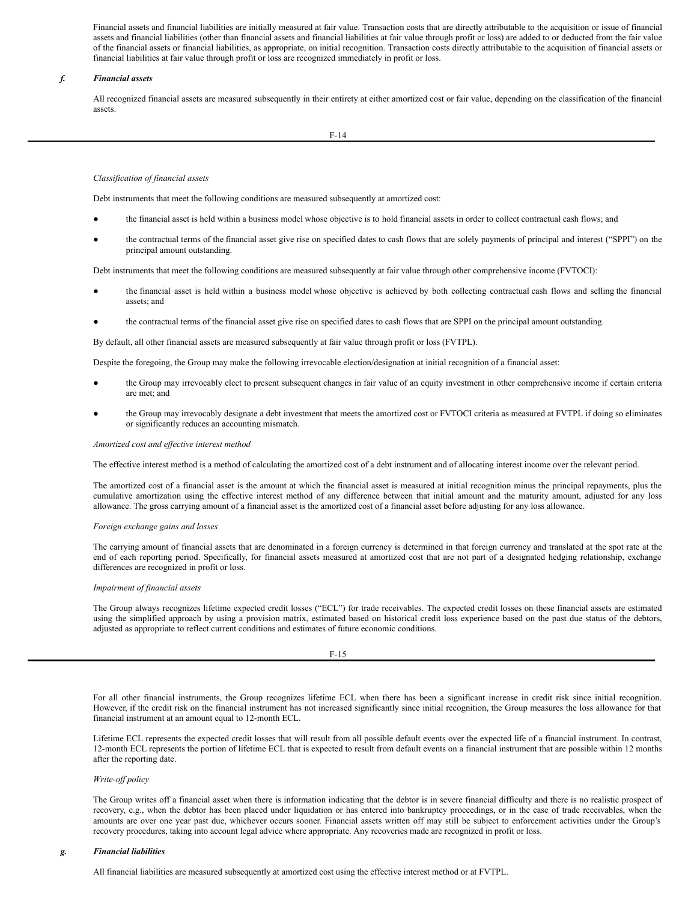Financial assets and financial liabilities are initially measured at fair value. Transaction costs that are directly attributable to the acquisition or issue of financial assets and financial liabilities (other than financial assets and financial liabilities at fair value through profit or loss) are added to or deducted from the fair value of the financial assets or financial liabilities, as appropriate, on initial recognition. Transaction costs directly attributable to the acquisition of financial assets or financial liabilities at fair value through profit or loss are recognized immediately in profit or loss.

### *f. Financial assets*

All recognized financial assets are measured subsequently in their entirety at either amortized cost or fair value, depending on the classification of the financial assets.

*Classification of financial assets*

Debt instruments that meet the following conditions are measured subsequently at amortized cost:

- the financial asset is held within a business model whose objective is to hold financial assets in order to collect contractual cash flows; and
- the contractual terms of the financial asset give rise on specified dates to cash flows that are solely payments of principal and interest ("SPPI") on the principal amount outstanding.

Debt instruments that meet the following conditions are measured subsequently at fair value through other comprehensive income (FVTOCI):

- the financial asset is held within a business model whose objective is achieved by both collecting contractual cash flows and selling the financial assets; and
- the contractual terms of the financial asset give rise on specified dates to cash flows that are SPPI on the principal amount outstanding.

By default, all other financial assets are measured subsequently at fair value through profit or loss (FVTPL).

Despite the foregoing, the Group may make the following irrevocable election/designation at initial recognition of a financial asset:

- the Group may irrevocably elect to present subsequent changes in fair value of an equity investment in other comprehensive income if certain criteria are met; and
- the Group may irrevocably designate a debt investment that meets the amortized cost or FVTOCI criteria as measured at FVTPL if doing so eliminates or significantly reduces an accounting mismatch.

*Amortized cost and effective interest method*

The effective interest method is a method of calculating the amortized cost of a debt instrument and of allocating interest income over the relevant period.

The amortized cost of a financial asset is the amount at which the financial asset is measured at initial recognition minus the principal repayments, plus the cumulative amortization using the effective interest method of any difference between that initial amount and the maturity amount, adjusted for any loss allowance. The gross carrying amount of a financial asset is the amortized cost of a financial asset before adjusting for any loss allowance.

*Foreign exchange gains and losses*

The carrying amount of financial assets that are denominated in a foreign currency is determined in that foreign currency and translated at the spot rate at the end of each reporting period. Specifically, for financial assets measured at amortized cost that are not part of a designated hedging relationship, exchange differences are recognized in profit or loss.

*Impairment of financial assets*

The Group always recognizes lifetime expected credit losses ("ECL") for trade receivables. The expected credit losses on these financial assets are estimated using the simplified approach by using a provision matrix, estimated based on historical credit loss experience based on the past due status of the debtors, adjusted as appropriate to reflect current conditions and estimates of future economic conditions.

For all other financial instruments, the Group recognizes lifetime ECL when there has been a significant increase in credit risk since initial recognition. However, if the credit risk on the financial instrument has not increased significantly since initial recognition, the Group measures the loss allowance for that financial instrument at an amount equal to 12-month ECL.

Lifetime ECL represents the expected credit losses that will result from all possible default events over the expected life of a financial instrument. In contrast, 12-month ECL represents the portion of lifetime ECL that is expected to result from default events on a financial instrument that are possible within 12 months after the reporting date.

*Write-off policy*

The Group writes off a financial asset when there is information indicating that the debtor is in severe financial difficulty and there is no realistic prospect of recovery, e.g., when the debtor has been placed under liquidation or has entered into bankruptcy proceedings, or in the case of trade receivables, when the amounts are over one year past due, whichever occurs sooner. Financial assets written off may still be subject to enforcement activities under the Group's recovery procedures, taking into account legal advice where appropriate. Any recoveries made are recognized in profit or loss.

### *g. Financial liabilities*

All financial liabilities are measured subsequently at amortized cost using the effective interest method or at FVTPL.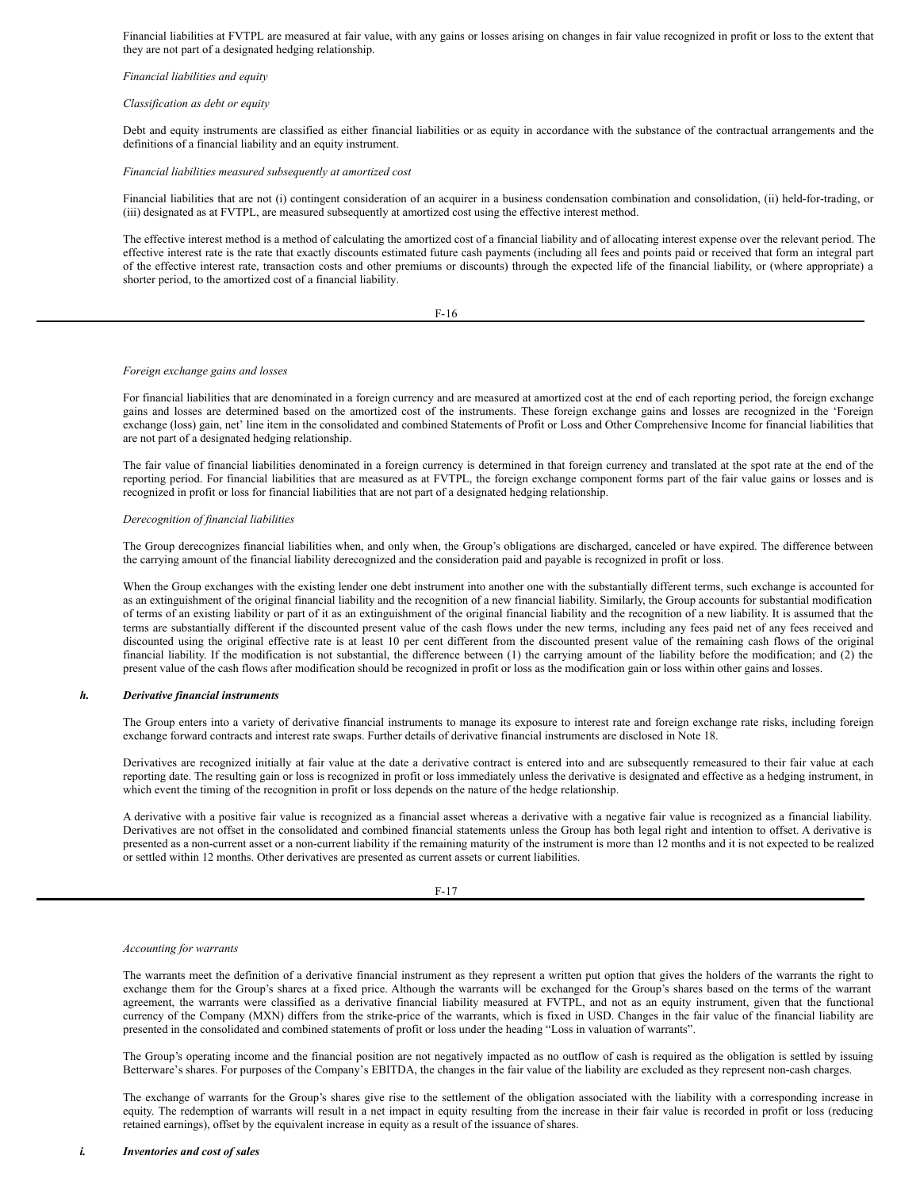Financial liabilities at FVTPL are measured at fair value, with any gains or losses arising on changes in fair value recognized in profit or loss to the extent that they are not part of a designated hedging relationship.

*Financial liabilities and equity*

*Classification as debt or equity*

Debt and equity instruments are classified as either financial liabilities or as equity in accordance with the substance of the contractual arrangements and the definitions of a financial liability and an equity instrument.

*Financial liabilities measured subsequently at amortized cost*

Financial liabilities that are not (i) contingent consideration of an acquirer in a business condensation combination and consolidation, (ii) held-for-trading, or (iii) designated as at FVTPL, are measured subsequently at amortized cost using the effective interest method.

The effective interest method is a method of calculating the amortized cost of a financial liability and of allocating interest expense over the relevant period. The effective interest rate is the rate that exactly discounts estimated future cash payments (including all fees and points paid or received that form an integral part of the effective interest rate, transaction costs and other premiums or discounts) through the expected life of the financial liability, or (where appropriate) a shorter period, to the amortized cost of a financial liability.

*Foreign exchange gains and losses*

For financial liabilities that are denominated in a foreign currency and are measured at amortized cost at the end of each reporting period, the foreign exchange gains and losses are determined based on the amortized cost of the instruments. These foreign exchange gains and losses are recognized in the 'Foreign exchange (loss) gain, net' line item in the consolidated and combined Statements of Profit or Loss and Other Comprehensive Income for financial liabilities that are not part of a designated hedging relationship.

The fair value of financial liabilities denominated in a foreign currency is determined in that foreign currency and translated at the spot rate at the end of the reporting period. For financial liabilities that are measured as at FVTPL, the foreign exchange component forms part of the fair value gains or losses and is recognized in profit or loss for financial liabilities that are not part of a designated hedging relationship.

*Derecognition of financial liabilities*

The Group derecognizes financial liabilities when, and only when, the Group's obligations are discharged, canceled or have expired. The difference between the carrying amount of the financial liability derecognized and the consideration paid and payable is recognized in profit or loss.

When the Group exchanges with the existing lender one debt instrument into another one with the substantially different terms, such exchange is accounted for as an extinguishment of the original financial liability and the recognition of a new financial liability. Similarly, the Group accounts for substantial modification of terms of an existing liability or part of it as an extinguishment of the original financial liability and the recognition of a new liability. It is assumed that the terms are substantially different if the discounted present value of the cash flows under the new terms, including any fees paid net of any fees received and discounted using the original effective rate is at least 10 per cent different from the discounted present value of the remaining cash flows of the original financial liability. If the modification is not substantial, the difference between (1) the carrying amount of the liability before the modification; and (2) the present value of the cash flows after modification should be recognized in profit or loss as the modification gain or loss within other gains and losses.

***h. Derivative financial instruments***

The Group enters into a variety of derivative financial instruments to manage its exposure to interest rate and foreign exchange rate risks, including foreign exchange forward contracts and interest rate swaps. Further details of derivative financial instruments are disclosed in Note 18.

Derivatives are recognized initially at fair value at the date a derivative contract is entered into and are subsequently remeasured to their fair value at each reporting date. The resulting gain or loss is recognized in profit or loss immediately unless the derivative is designated and effective as a hedging instrument, in which event the timing of the recognition in profit or loss depends on the nature of the hedge relationship.

A derivative with a positive fair value is recognized as a financial asset whereas a derivative with a negative fair value is recognized as a financial liability. Derivatives are not offset in the consolidated and combined financial statements unless the Group has both legal right and intention to offset. A derivative is presented as a non-current asset or a non-current liability if the remaining maturity of the instrument is more than 12 months and it is not expected to be realized or settled within 12 months. Other derivatives are presented as current assets or current liabilities.

*Accounting for warrants*

The warrants meet the definition of a derivative financial instrument as they represent a written put option that gives the holders of the warrants the right to exchange them for the Group's shares at a fixed price. Although the warrants will be exchanged for the Group's shares based on the terms of the warrant agreement, the warrants were classified as a derivative financial liability measured at FVTPL, and not as an equity instrument, given that the functional currency of the Company (MXN) differs from the strike-price of the warrants, which is fixed in USD. Changes in the fair value of the financial liability are presented in the consolidated and combined statements of profit or loss under the heading "Loss in valuation of warrants".

The Group's operating income and the financial position are not negatively impacted as no outflow of cash is required as the obligation is settled by issuing Betterware's shares. For purposes of the Company's EBITDA, the changes in the fair value of the liability are excluded as they represent non-cash charges.

The exchange of warrants for the Group's shares give rise to the settlement of the obligation associated with the liability with a corresponding increase in equity. The redemption of warrants will result in a net impact in equity resulting from the increase in their fair value is recorded in profit or loss (reducing retained earnings), offset by the equivalent increase in equity as a result of the issuance of shares.

***i. Inventories and cost of sales***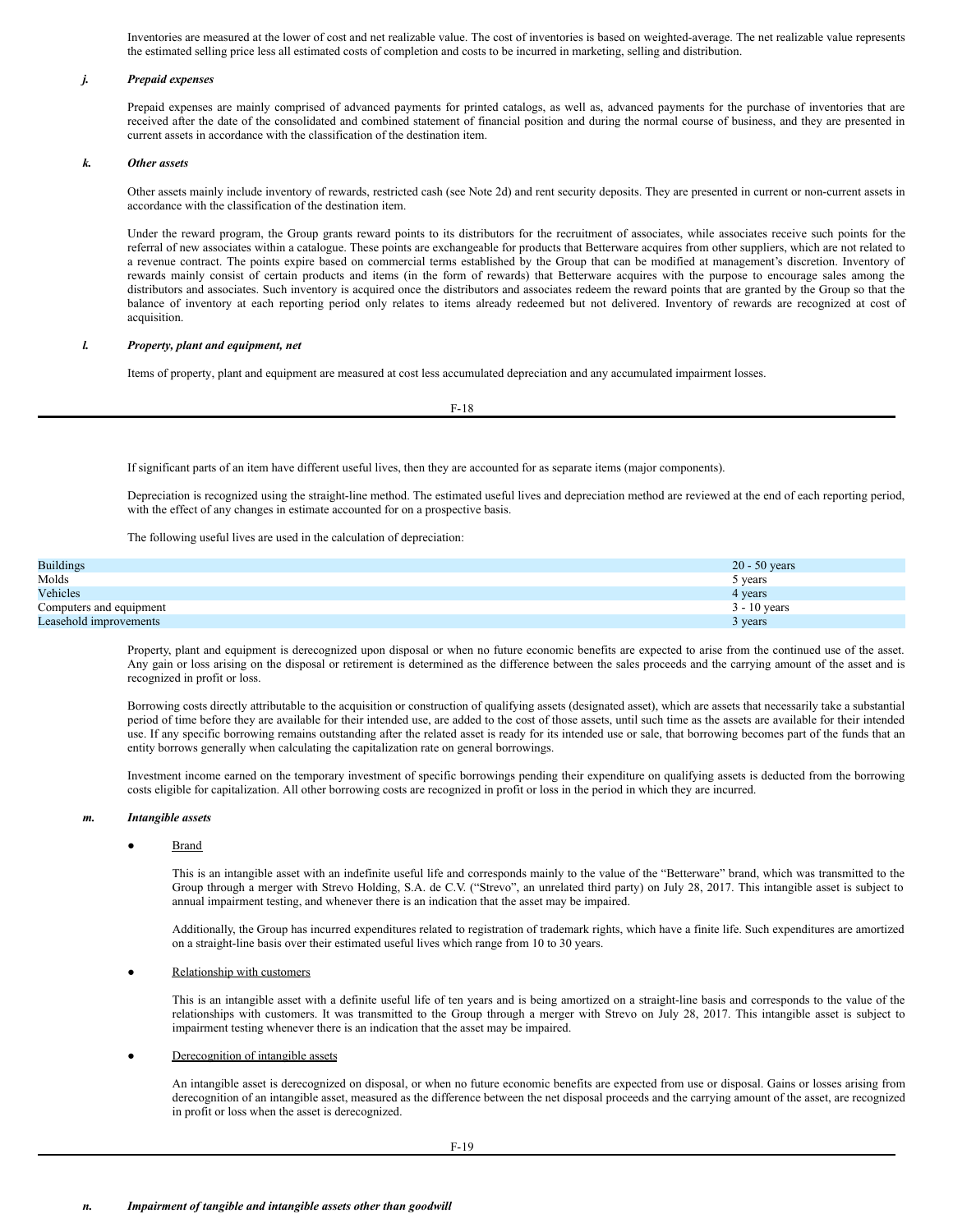Inventories are measured at the lower of cost and net realizable value. The cost of inventories is based on weighted-average. The net realizable value represents the estimated selling price less all estimated costs of completion and costs to be incurred in marketing, selling and distribution.

### *j. Prepaid expenses*

Prepaid expenses are mainly comprised of advanced payments for printed catalogs, as well as, advanced payments for the purchase of inventories that are received after the date of the consolidated and combined statement of financial position and during the normal course of business, and they are presented in current assets in accordance with the classification of the destination item.

### *k. Other assets*

Other assets mainly include inventory of rewards, restricted cash (see Note 2d) and rent security deposits. They are presented in current or non-current assets in accordance with the classification of the destination item.

Under the reward program, the Group grants reward points to its distributors for the recruitment of associates, while associates receive such points for the referral of new associates within a catalogue. These points are exchangeable for products that Betterware acquires from other suppliers, which are not related to a revenue contract. The points expire based on commercial terms established by the Group that can be modified at management's discretion. Inventory of rewards mainly consist of certain products and items (in the form of rewards) that Betterware acquires with the purpose to encourage sales among the distributors and associates. Such inventory is acquired once the distributors and associates redeem the reward points that are granted by the Group so that the balance of inventory at each reporting period only relates to items already redeemed but not delivered. Inventory of rewards are recognized at cost of acquisition.

### *l. Property, plant and equipment, net*

Items of property, plant and equipment are measured at cost less accumulated depreciation and any accumulated impairment losses.

If significant parts of an item have different useful lives, then they are accounted for as separate items (major components).

Depreciation is recognized using the straight-line method. The estimated useful lives and depreciation method are reviewed at the end of each reporting period, with the effect of any changes in estimate accounted for on a prospective basis.

The following useful lives are used in the calculation of depreciation:

| | |
|---|---|
| Buildings | 20 - 50 years |
| Molds | 5 years |
| Vehicles | 4 years |
| Computers and equipment | 3 - 10 years |
| Leasehold improvements | 3 years |

Property, plant and equipment is derecognized upon disposal or when no future economic benefits are expected to arise from the continued use of the asset. Any gain or loss arising on the disposal or retirement is determined as the difference between the sales proceeds and the carrying amount of the asset and is recognized in profit or loss.

Borrowing costs directly attributable to the acquisition or construction of qualifying assets (designated asset), which are assets that necessarily take a substantial period of time before they are available for their intended use, are added to the cost of those assets, until such time as the assets are available for their intended use. If any specific borrowing remains outstanding after the related asset is ready for its intended use or sale, that borrowing becomes part of the funds that an entity borrows generally when calculating the capitalization rate on general borrowings.

Investment income earned on the temporary investment of specific borrowings pending their expenditure on qualifying assets is deducted from the borrowing costs eligible for capitalization. All other borrowing costs are recognized in profit or loss in the period in which they are incurred.

### *m. Intangible assets*

- Brand

  This is an intangible asset with an indefinite useful life and corresponds mainly to the value of the "Betterware" brand, which was transmitted to the Group through a merger with Strevo Holding, S.A. de C.V. ("Strevo", an unrelated third party) on July 28, 2017. This intangible asset is subject to annual impairment testing, and whenever there is an indication that the asset may be impaired.

  Additionally, the Group has incurred expenditures related to registration of trademark rights, which have a finite life. Such expenditures are amortized on a straight-line basis over their estimated useful lives which range from 10 to 30 years.

- Relationship with customers

  This is an intangible asset with a definite useful life of ten years and is being amortized on a straight-line basis and corresponds to the value of the relationships with customers. It was transmitted to the Group through a merger with Strevo on July 28, 2017. This intangible asset is subject to impairment testing whenever there is an indication that the asset may be impaired.

- Derecognition of intangible assets

  An intangible asset is derecognized on disposal, or when no future economic benefits are expected from use or disposal. Gains or losses arising from derecognition of an intangible asset, measured as the difference between the net disposal proceeds and the carrying amount of the asset, are recognized in profit or loss when the asset is derecognized.

### *n. Impairment of tangible and intangible assets other than goodwill*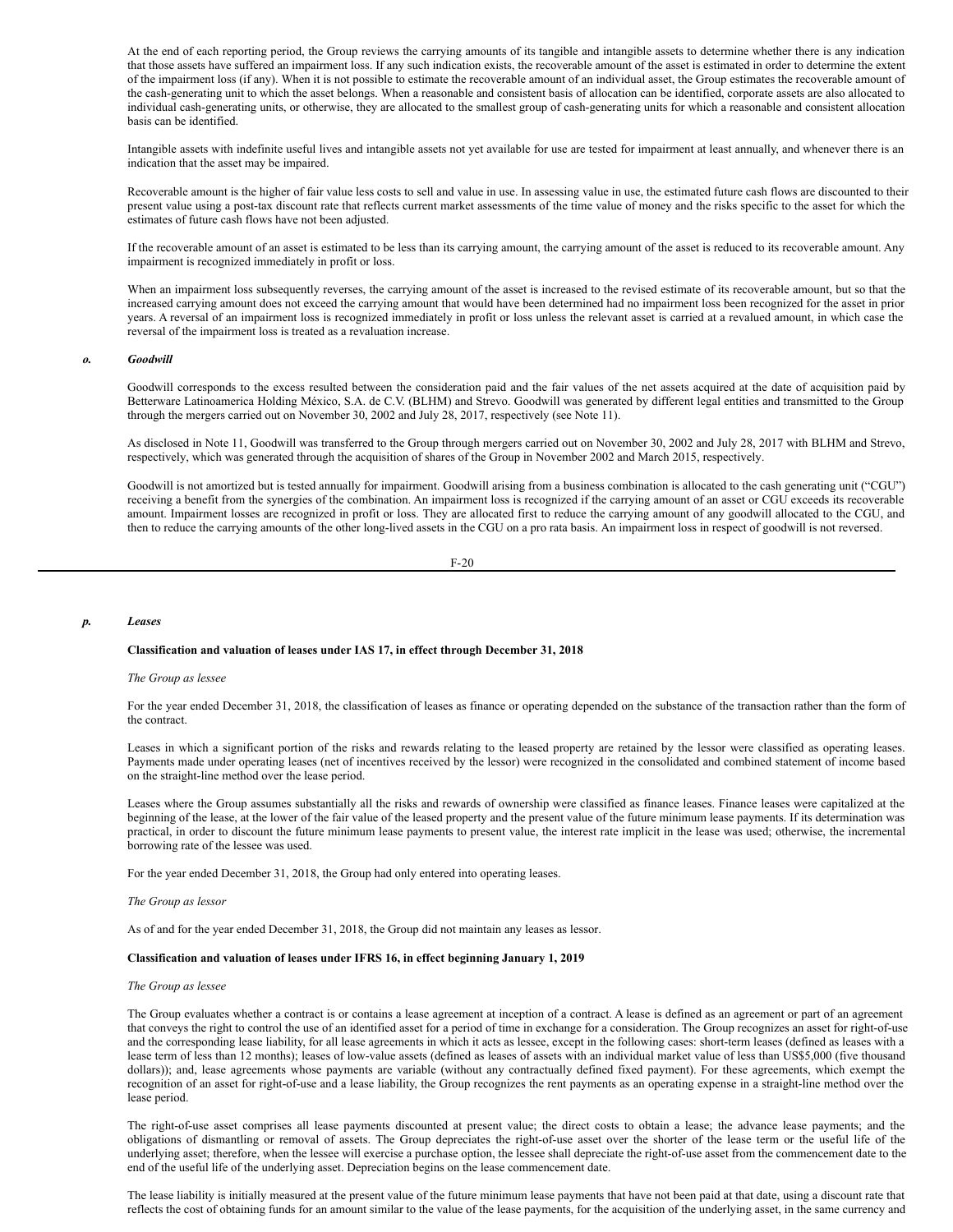At the end of each reporting period, the Group reviews the carrying amounts of its tangible and intangible assets to determine whether there is any indication that those assets have suffered an impairment loss. If any such indication exists, the recoverable amount of the asset is estimated in order to determine the extent of the impairment loss (if any). When it is not possible to estimate the recoverable amount of an individual asset, the Group estimates the recoverable amount of the cash-generating unit to which the asset belongs. When a reasonable and consistent basis of allocation can be identified, corporate assets are also allocated to individual cash-generating units, or otherwise, they are allocated to the smallest group of cash-generating units for which a reasonable and consistent allocation basis can be identified.

Intangible assets with indefinite useful lives and intangible assets not yet available for use are tested for impairment at least annually, and whenever there is an indication that the asset may be impaired.

Recoverable amount is the higher of fair value less costs to sell and value in use. In assessing value in use, the estimated future cash flows are discounted to their present value using a post-tax discount rate that reflects current market assessments of the time value of money and the risks specific to the asset for which the estimates of future cash flows have not been adjusted.

If the recoverable amount of an asset is estimated to be less than its carrying amount, the carrying amount of the asset is reduced to its recoverable amount. Any impairment is recognized immediately in profit or loss.

When an impairment loss subsequently reverses, the carrying amount of the asset is increased to the revised estimate of its recoverable amount, but so that the increased carrying amount does not exceed the carrying amount that would have been determined had no impairment loss been recognized for the asset in prior years. A reversal of an impairment loss is recognized immediately in profit or loss unless the relevant asset is carried at a revalued amount, in which case the reversal of the impairment loss is treated as a revaluation increase.

***o. Goodwill***

Goodwill corresponds to the excess resulted between the consideration paid and the fair values of the net assets acquired at the date of acquisition paid by Betterware Latinoamerica Holding México, S.A. de C.V. (BLHM) and Strevo. Goodwill was generated by different legal entities and transmitted to the Group through the mergers carried out on November 30, 2002 and July 28, 2017, respectively (see Note 11).

As disclosed in Note 11, Goodwill was transferred to the Group through mergers carried out on November 30, 2002 and July 28, 2017 with BLHM and Strevo, respectively, which was generated through the acquisition of shares of the Group in November 2002 and March 2015, respectively.

Goodwill is not amortized but is tested annually for impairment. Goodwill arising from a business combination is allocated to the cash generating unit ("CGU") receiving a benefit from the synergies of the combination. An impairment loss is recognized if the carrying amount of an asset or CGU exceeds its recoverable amount. Impairment losses are recognized in profit or loss. They are allocated first to reduce the carrying amount of any goodwill allocated to the CGU, and then to reduce the carrying amounts of the other long-lived assets in the CGU on a pro rata basis. An impairment loss in respect of goodwill is not reversed.

***p. Leases***

**Classification and valuation of leases under IAS 17, in effect through December 31, 2018**

*The Group as lessee*

For the year ended December 31, 2018, the classification of leases as finance or operating depended on the substance of the transaction rather than the form of the contract.

Leases in which a significant portion of the risks and rewards relating to the leased property are retained by the lessor were classified as operating leases. Payments made under operating leases (net of incentives received by the lessor) were recognized in the consolidated and combined statement of income based on the straight-line method over the lease period.

Leases where the Group assumes substantially all the risks and rewards of ownership were classified as finance leases. Finance leases were capitalized at the beginning of the lease, at the lower of the fair value of the leased property and the present value of the future minimum lease payments. If its determination was practical, in order to discount the future minimum lease payments to present value, the interest rate implicit in the lease was used; otherwise, the incremental borrowing rate of the lessee was used.

For the year ended December 31, 2018, the Group had only entered into operating leases.

*The Group as lessor*

As of and for the year ended December 31, 2018, the Group did not maintain any leases as lessor.

**Classification and valuation of leases under IFRS 16, in effect beginning January 1, 2019**

*The Group as lessee*

The Group evaluates whether a contract is or contains a lease agreement at inception of a contract. A lease is defined as an agreement or part of an agreement that conveys the right to control the use of an identified asset for a period of time in exchange for a consideration. The Group recognizes an asset for right-of-use and the corresponding lease liability, for all lease agreements in which it acts as lessee, except in the following cases: short-term leases (defined as leases with a lease term of less than 12 months); leases of low-value assets (defined as leases of assets with an individual market value of less than US$5,000 (five thousand dollars)); and, lease agreements whose payments are variable (without any contractually defined fixed payment). For these agreements, which exempt the recognition of an asset for right-of-use and a lease liability, the Group recognizes the rent payments as an operating expense in a straight-line method over the lease period.

The right-of-use asset comprises all lease payments discounted at present value; the direct costs to obtain a lease; the advance lease payments; and the obligations of dismantling or removal of assets. The Group depreciates the right-of-use asset over the shorter of the lease term or the useful life of the underlying asset; therefore, when the lessee will exercise a purchase option, the lessee shall depreciate the right-of-use asset from the commencement date to the end of the useful life of the underlying asset. Depreciation begins on the lease commencement date.

The lease liability is initially measured at the present value of the future minimum lease payments that have not been paid at that date, using a discount rate that reflects the cost of obtaining funds for an amount similar to the value of the lease payments, for the acquisition of the underlying asset, in the same currency and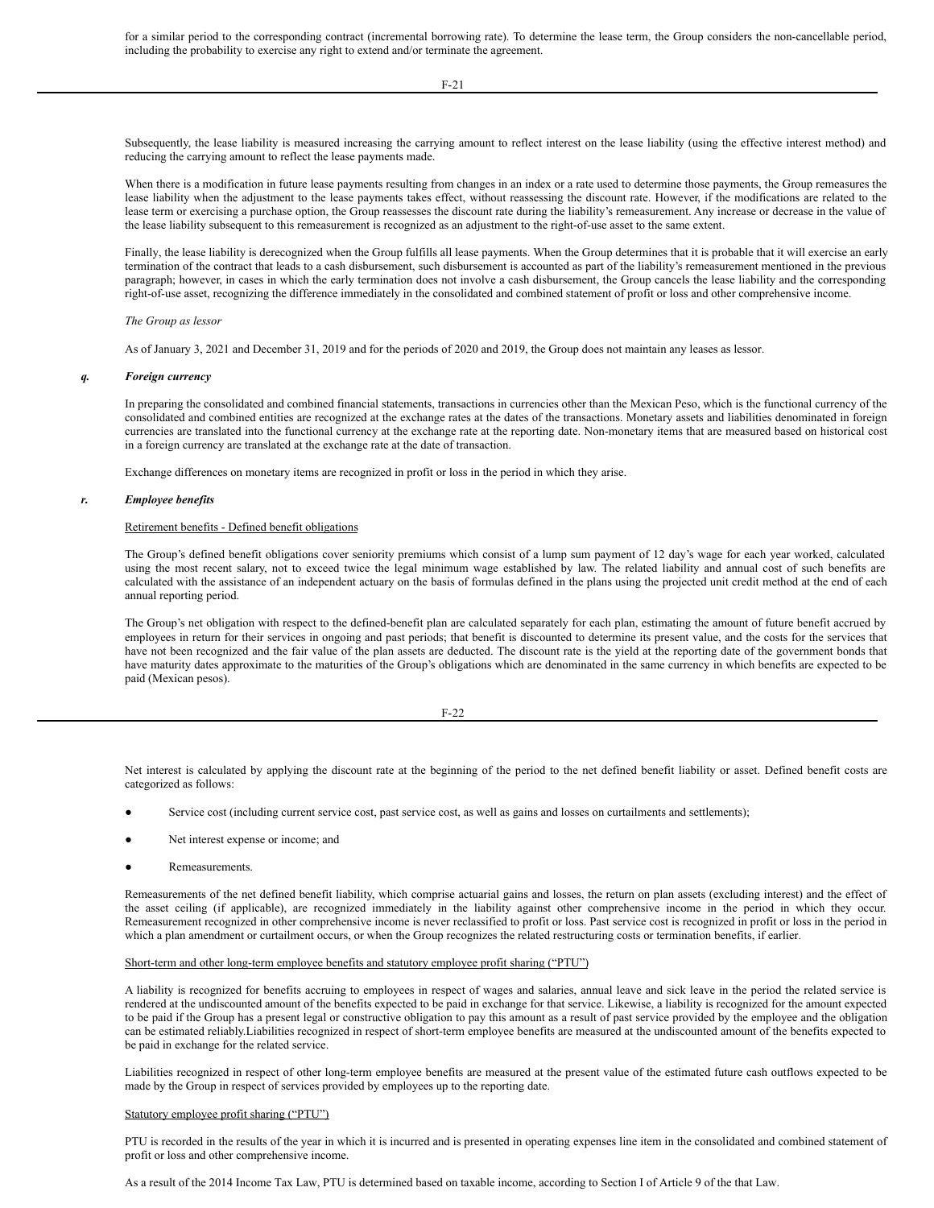for a similar period to the corresponding contract (incremental borrowing rate). To determine the lease term, the Group considers the non-cancellable period, including the probability to exercise any right to extend and/or terminate the agreement.

Subsequently, the lease liability is measured increasing the carrying amount to reflect interest on the lease liability (using the effective interest method) and reducing the carrying amount to reflect the lease payments made.

When there is a modification in future lease payments resulting from changes in an index or a rate used to determine those payments, the Group remeasures the lease liability when the adjustment to the lease payments takes effect, without reassessing the discount rate. However, if the modifications are related to the lease term or exercising a purchase option, the Group reassesses the discount rate during the liability's remeasurement. Any increase or decrease in the value of the lease liability subsequent to this remeasurement is recognized as an adjustment to the right-of-use asset to the same extent.

Finally, the lease liability is derecognized when the Group fulfills all lease payments. When the Group determines that it is probable that it will exercise an early termination of the contract that leads to a cash disbursement, such disbursement is accounted as part of the liability's remeasurement mentioned in the previous paragraph; however, in cases in which the early termination does not involve a cash disbursement, the Group cancels the lease liability and the corresponding right-of-use asset, recognizing the difference immediately in the consolidated and combined statement of profit or loss and other comprehensive income.

*The Group as lessor*

As of January 3, 2021 and December 31, 2019 and for the periods of 2020 and 2019, the Group does not maintain any leases as lessor.

***q. Foreign currency***

In preparing the consolidated and combined financial statements, transactions in currencies other than the Mexican Peso, which is the functional currency of the consolidated and combined entities are recognized at the exchange rates at the dates of the transactions. Monetary assets and liabilities denominated in foreign currencies are translated into the functional currency at the exchange rate at the reporting date. Non-monetary items that are measured based on historical cost in a foreign currency are translated at the exchange rate at the date of transaction.

Exchange differences on monetary items are recognized in profit or loss in the period in which they arise.

***r. Employee benefits***

Retirement benefits - Defined benefit obligations

The Group's defined benefit obligations cover seniority premiums which consist of a lump sum payment of 12 day's wage for each year worked, calculated using the most recent salary, not to exceed twice the legal minimum wage established by law. The related liability and annual cost of such benefits are calculated with the assistance of an independent actuary on the basis of formulas defined in the plans using the projected unit credit method at the end of each annual reporting period.

The Group's net obligation with respect to the defined-benefit plan are calculated separately for each plan, estimating the amount of future benefit accrued by employees in return for their services in ongoing and past periods; that benefit is discounted to determine its present value, and the costs for the services that have not been recognized and the fair value of the plan assets are deducted. The discount rate is the yield at the reporting date of the government bonds that have maturity dates approximate to the maturities of the Group's obligations which are denominated in the same currency in which benefits are expected to be paid (Mexican pesos).

Net interest is calculated by applying the discount rate at the beginning of the period to the net defined benefit liability or asset. Defined benefit costs are categorized as follows:

- Service cost (including current service cost, past service cost, as well as gains and losses on curtailments and settlements);
- Net interest expense or income; and
- Remeasurements.

Remeasurements of the net defined benefit liability, which comprise actuarial gains and losses, the return on plan assets (excluding interest) and the effect of the asset ceiling (if applicable), are recognized immediately in the liability against other comprehensive income in the period in which they occur. Remeasurement recognized in other comprehensive income is never reclassified to profit or loss. Past service cost is recognized in profit or loss in the period in which a plan amendment or curtailment occurs, or when the Group recognizes the related restructuring costs or termination benefits, if earlier.

Short-term and other long-term employee benefits and statutory employee profit sharing ("PTU")

A liability is recognized for benefits accruing to employees in respect of wages and salaries, annual leave and sick leave in the period the related service is rendered at the undiscounted amount of the benefits expected to be paid in exchange for that service. Likewise, a liability is recognized for the amount expected to be paid if the Group has a present legal or constructive obligation to pay this amount as a result of past service provided by the employee and the obligation can be estimated reliably.Liabilities recognized in respect of short-term employee benefits are measured at the undiscounted amount of the benefits expected to be paid in exchange for the related service.

Liabilities recognized in respect of other long-term employee benefits are measured at the present value of the estimated future cash outflows expected to be made by the Group in respect of services provided by employees up to the reporting date.

Statutory employee profit sharing ("PTU")

PTU is recorded in the results of the year in which it is incurred and is presented in operating expenses line item in the consolidated and combined statement of profit or loss and other comprehensive income.

As a result of the 2014 Income Tax Law, PTU is determined based on taxable income, according to Section I of Article 9 of the that Law.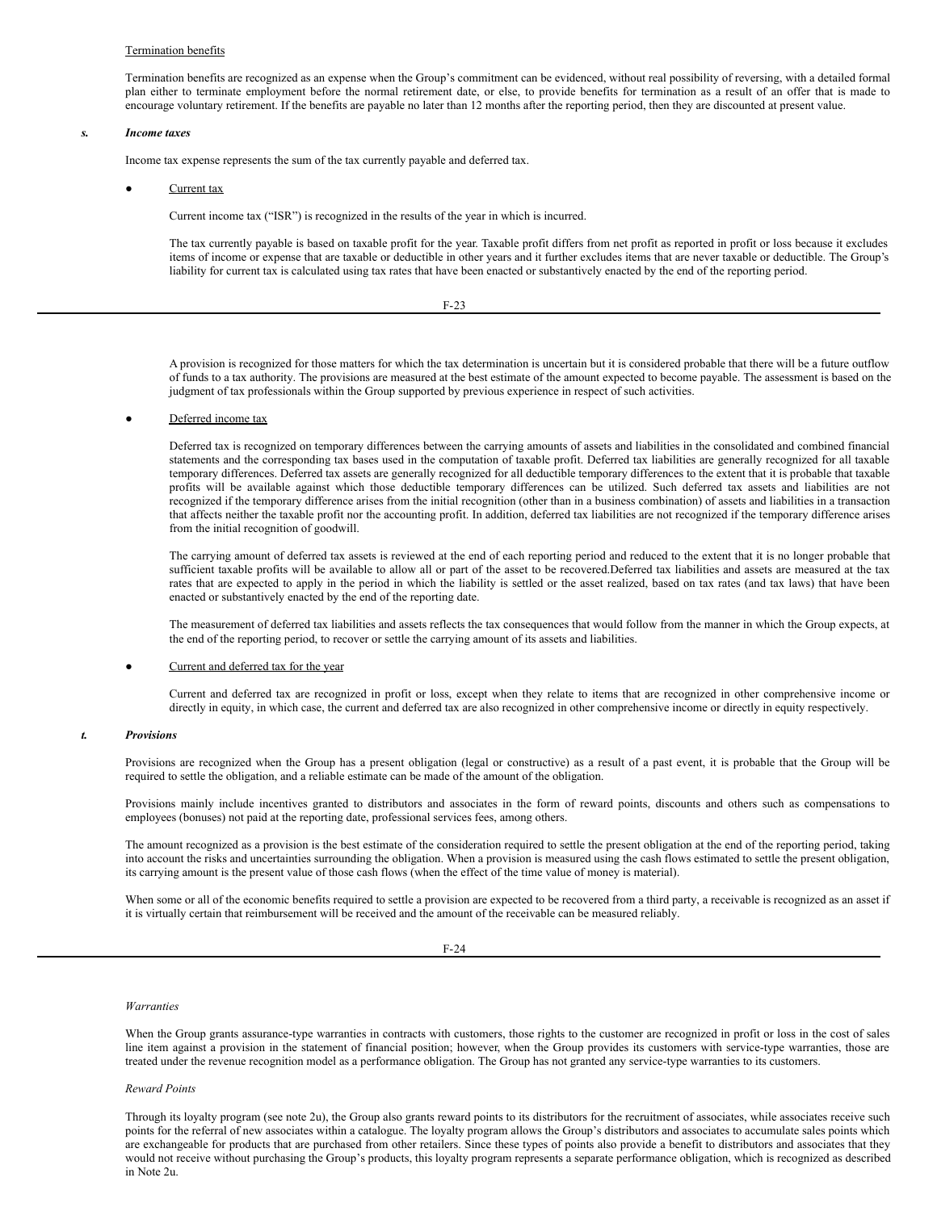Termination benefits

Termination benefits are recognized as an expense when the Group's commitment can be evidenced, without real possibility of reversing, with a detailed formal plan either to terminate employment before the normal retirement date, or else, to provide benefits for termination as a result of an offer that is made to encourage voluntary retirement. If the benefits are payable no later than 12 months after the reporting period, then they are discounted at present value.

### *s. Income taxes*

Income tax expense represents the sum of the tax currently payable and deferred tax.

- Current tax

  Current income tax ("ISR") is recognized in the results of the year in which is incurred.

  The tax currently payable is based on taxable profit for the year. Taxable profit differs from net profit as reported in profit or loss because it excludes items of income or expense that are taxable or deductible in other years and it further excludes items that are never taxable or deductible. The Group's liability for current tax is calculated using tax rates that have been enacted or substantively enacted by the end of the reporting period.

  A provision is recognized for those matters for which the tax determination is uncertain but it is considered probable that there will be a future outflow of funds to a tax authority. The provisions are measured at the best estimate of the amount expected to become payable. The assessment is based on the judgment of tax professionals within the Group supported by previous experience in respect of such activities.

- Deferred income tax

  Deferred tax is recognized on temporary differences between the carrying amounts of assets and liabilities in the consolidated and combined financial statements and the corresponding tax bases used in the computation of taxable profit. Deferred tax liabilities are generally recognized for all taxable temporary differences. Deferred tax assets are generally recognized for all deductible temporary differences to the extent that it is probable that taxable profits will be available against which those deductible temporary differences can be utilized. Such deferred tax assets and liabilities are not recognized if the temporary difference arises from the initial recognition (other than in a business combination) of assets and liabilities in a transaction that affects neither the taxable profit nor the accounting profit. In addition, deferred tax liabilities are not recognized if the temporary difference arises from the initial recognition of goodwill.

  The carrying amount of deferred tax assets is reviewed at the end of each reporting period and reduced to the extent that it is no longer probable that sufficient taxable profits will be available to allow all or part of the asset to be recovered.Deferred tax liabilities and assets are measured at the tax rates that are expected to apply in the period in which the liability is settled or the asset realized, based on tax rates (and tax laws) that have been enacted or substantively enacted by the end of the reporting date.

  The measurement of deferred tax liabilities and assets reflects the tax consequences that would follow from the manner in which the Group expects, at the end of the reporting period, to recover or settle the carrying amount of its assets and liabilities.

- Current and deferred tax for the year

  Current and deferred tax are recognized in profit or loss, except when they relate to items that are recognized in other comprehensive income or directly in equity, in which case, the current and deferred tax are also recognized in other comprehensive income or directly in equity respectively.

### *t. Provisions*

Provisions are recognized when the Group has a present obligation (legal or constructive) as a result of a past event, it is probable that the Group will be required to settle the obligation, and a reliable estimate can be made of the amount of the obligation.

Provisions mainly include incentives granted to distributors and associates in the form of reward points, discounts and others such as compensations to employees (bonuses) not paid at the reporting date, professional services fees, among others.

The amount recognized as a provision is the best estimate of the consideration required to settle the present obligation at the end of the reporting period, taking into account the risks and uncertainties surrounding the obligation. When a provision is measured using the cash flows estimated to settle the present obligation, its carrying amount is the present value of those cash flows (when the effect of the time value of money is material).

When some or all of the economic benefits required to settle a provision are expected to be recovered from a third party, a receivable is recognized as an asset if it is virtually certain that reimbursement will be received and the amount of the receivable can be measured reliably.

*Warranties*

When the Group grants assurance-type warranties in contracts with customers, those rights to the customer are recognized in profit or loss in the cost of sales line item against a provision in the statement of financial position; however, when the Group provides its customers with service-type warranties, those are treated under the revenue recognition model as a performance obligation. The Group has not granted any service-type warranties to its customers.

*Reward Points*

Through its loyalty program (see note 2u), the Group also grants reward points to its distributors for the recruitment of associates, while associates receive such points for the referral of new associates within a catalogue. The loyalty program allows the Group's distributors and associates to accumulate sales points which are exchangeable for products that are purchased from other retailers. Since these types of points also provide a benefit to distributors and associates that they would not receive without purchasing the Group's products, this loyalty program represents a separate performance obligation, which is recognized as described in Note 2u.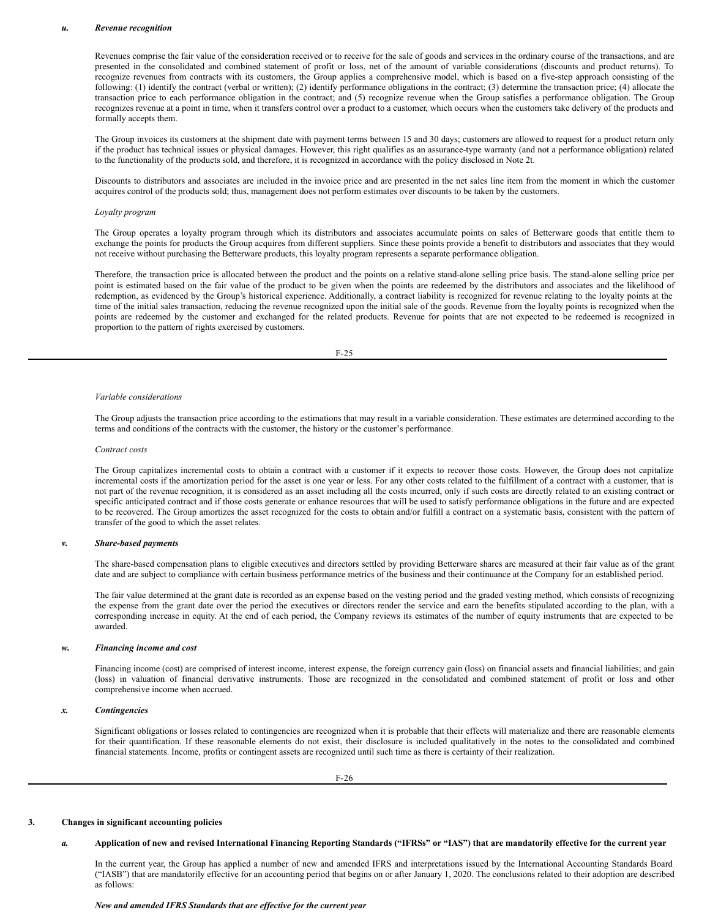### u. *Revenue recognition*

Revenues comprise the fair value of the consideration received or to receive for the sale of goods and services in the ordinary course of the transactions, and are presented in the consolidated and combined statement of profit or loss, net of the amount of variable considerations (discounts and product returns). To recognize revenues from contracts with its customers, the Group applies a comprehensive model, which is based on a five-step approach consisting of the following: (1) identify the contract (verbal or written); (2) identify performance obligations in the contract; (3) determine the transaction price; (4) allocate the transaction price to each performance obligation in the contract; and (5) recognize revenue when the Group satisfies a performance obligation. The Group recognizes revenue at a point in time, when it transfers control over a product to a customer, which occurs when the customers take delivery of the products and formally accepts them.

The Group invoices its customers at the shipment date with payment terms between 15 and 30 days; customers are allowed to request for a product return only if the product has technical issues or physical damages. However, this right qualifies as an assurance-type warranty (and not a performance obligation) related to the functionality of the products sold, and therefore, it is recognized in accordance with the policy disclosed in Note 2t.

Discounts to distributors and associates are included in the invoice price and are presented in the net sales line item from the moment in which the customer acquires control of the products sold; thus, management does not perform estimates over discounts to be taken by the customers.

*Loyalty program*

The Group operates a loyalty program through which its distributors and associates accumulate points on sales of Betterware goods that entitle them to exchange the points for products the Group acquires from different suppliers. Since these points provide a benefit to distributors and associates that they would not receive without purchasing the Betterware products, this loyalty program represents a separate performance obligation.

Therefore, the transaction price is allocated between the product and the points on a relative stand-alone selling price basis. The stand-alone selling price per point is estimated based on the fair value of the product to be given when the points are redeemed by the distributors and associates and the likelihood of redemption, as evidenced by the Group's historical experience. Additionally, a contract liability is recognized for revenue relating to the loyalty points at the time of the initial sales transaction, reducing the revenue recognized upon the initial sale of the goods. Revenue from the loyalty points is recognized when the points are redeemed by the customer and exchanged for the related products. Revenue for points that are not expected to be redeemed is recognized in proportion to the pattern of rights exercised by customers.

*Variable considerations*

The Group adjusts the transaction price according to the estimations that may result in a variable consideration. These estimates are determined according to the terms and conditions of the contracts with the customer, the history or the customer's performance.

*Contract costs*

The Group capitalizes incremental costs to obtain a contract with a customer if it expects to recover those costs. However, the Group does not capitalize incremental costs if the amortization period for the asset is one year or less. For any other costs related to the fulfillment of a contract with a customer, that is not part of the revenue recognition, it is considered as an asset including all the costs incurred, only if such costs are directly related to an existing contract or specific anticipated contract and if those costs generate or enhance resources that will be used to satisfy performance obligations in the future and are expected to be recovered. The Group amortizes the asset recognized for the costs to obtain and/or fulfill a contract on a systematic basis, consistent with the pattern of transfer of the good to which the asset relates.

### v. *Share-based payments*

The share-based compensation plans to eligible executives and directors settled by providing Betterware shares are measured at their fair value as of the grant date and are subject to compliance with certain business performance metrics of the business and their continuance at the Company for an established period.

The fair value determined at the grant date is recorded as an expense based on the vesting period and the graded vesting method, which consists of recognizing the expense from the grant date over the period the executives or directors render the service and earn the benefits stipulated according to the plan, with a corresponding increase in equity. At the end of each period, the Company reviews its estimates of the number of equity instruments that are expected to be awarded.

### w. *Financing income and cost*

Financing income (cost) are comprised of interest income, interest expense, the foreign currency gain (loss) on financial assets and financial liabilities; and gain (loss) in valuation of financial derivative instruments. Those are recognized in the consolidated and combined statement of profit or loss and other comprehensive income when accrued.

### x. *Contingencies*

Significant obligations or losses related to contingencies are recognized when it is probable that their effects will materialize and there are reasonable elements for their quantification. If these reasonable elements do not exist, their disclosure is included qualitatively in the notes to the consolidated and combined financial statements. Income, profits or contingent assets are recognized until such time as there is certainty of their realization.

## 3. Changes in significant accounting policies

### a. Application of new and revised International Financing Reporting Standards ("IFRSs" or "IAS") that are mandatorily effective for the current year

In the current year, the Group has applied a number of new and amended IFRS and interpretations issued by the International Accounting Standards Board ("IASB") that are mandatorily effective for an accounting period that begins on or after January 1, 2020. The conclusions related to their adoption are described as follows:

***New and amended IFRS Standards that are effective for the current year***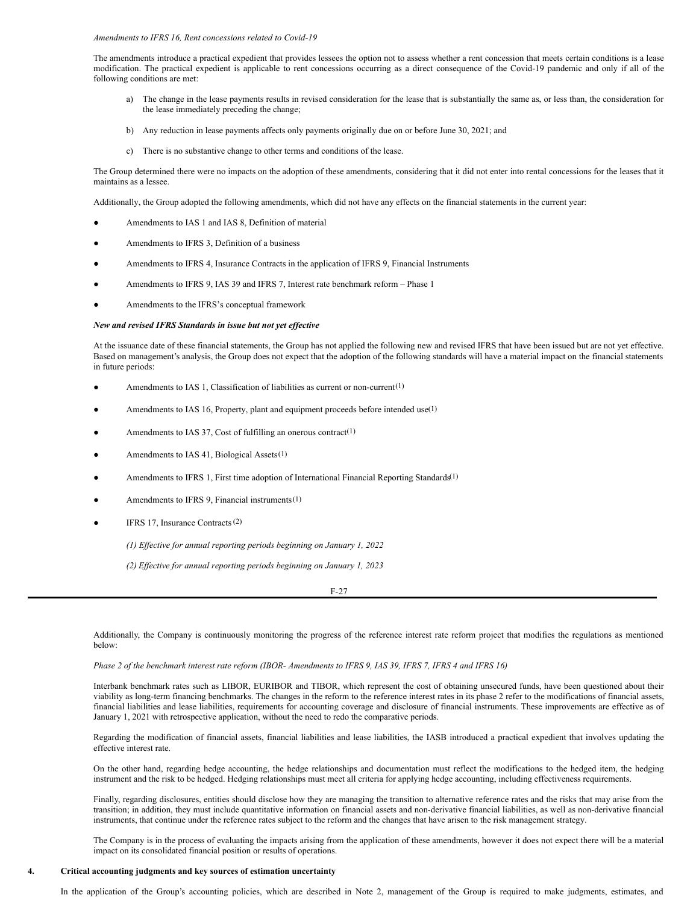*Amendments to IFRS 16, Rent concessions related to Covid-19*

The amendments introduce a practical expedient that provides lessees the option not to assess whether a rent concession that meets certain conditions is a lease modification. The practical expedient is applicable to rent concessions occurring as a direct consequence of the Covid-19 pandemic and only if all of the following conditions are met:

a) The change in the lease payments results in revised consideration for the lease that is substantially the same as, or less than, the consideration for the lease immediately preceding the change;

b) Any reduction in lease payments affects only payments originally due on or before June 30, 2021; and

c) There is no substantive change to other terms and conditions of the lease.

The Group determined there were no impacts on the adoption of these amendments, considering that it did not enter into rental concessions for the leases that it maintains as a lessee.

Additionally, the Group adopted the following amendments, which did not have any effects on the financial statements in the current year:

- Amendments to IAS 1 and IAS 8, Definition of material
- Amendments to IFRS 3, Definition of a business
- Amendments to IFRS 4, Insurance Contracts in the application of IFRS 9, Financial Instruments
- Amendments to IFRS 9, IAS 39 and IFRS 7, Interest rate benchmark reform – Phase 1
- Amendments to the IFRS's conceptual framework

***New and revised IFRS Standards in issue but not yet effective***

At the issuance date of these financial statements, the Group has not applied the following new and revised IFRS that have been issued but are not yet effective. Based on management's analysis, the Group does not expect that the adoption of the following standards will have a material impact on the financial statements in future periods:

- Amendments to IAS 1, Classification of liabilities as current or non-current(1)
- Amendments to IAS 16, Property, plant and equipment proceeds before intended use(1)
- Amendments to IAS 37, Cost of fulfilling an onerous contract(1)
- Amendments to IAS 41, Biological Assets(1)
- Amendments to IFRS 1, First time adoption of International Financial Reporting Standards(1)
- Amendments to IFRS 9, Financial instruments(1)
- IFRS 17, Insurance Contracts(2)

*(1) Effective for annual reporting periods beginning on January 1, 2022*

*(2) Effective for annual reporting periods beginning on January 1, 2023*

Additionally, the Company is continuously monitoring the progress of the reference interest rate reform project that modifies the regulations as mentioned below:

*Phase 2 of the benchmark interest rate reform (IBOR- Amendments to IFRS 9, IAS 39, IFRS 7, IFRS 4 and IFRS 16)*

Interbank benchmark rates such as LIBOR, EURIBOR and TIBOR, which represent the cost of obtaining unsecured funds, have been questioned about their viability as long-term financing benchmarks. The changes in the reform to the reference interest rates in its phase 2 refer to the modifications of financial assets, financial liabilities and lease liabilities, requirements for accounting coverage and disclosure of financial instruments. These improvements are effective as of January 1, 2021 with retrospective application, without the need to redo the comparative periods.

Regarding the modification of financial assets, financial liabilities and lease liabilities, the IASB introduced a practical expedient that involves updating the effective interest rate.

On the other hand, regarding hedge accounting, the hedge relationships and documentation must reflect the modifications to the hedged item, the hedging instrument and the risk to be hedged. Hedging relationships must meet all criteria for applying hedge accounting, including effectiveness requirements.

Finally, regarding disclosures, entities should disclose how they are managing the transition to alternative reference rates and the risks that may arise from the transition; in addition, they must include quantitative information on financial assets and non-derivative financial liabilities, as well as non-derivative financial instruments, that continue under the reference rates subject to the reform and the changes that have arisen to the risk management strategy.

The Company is in the process of evaluating the impacts arising from the application of these amendments, however it does not expect there will be a material impact on its consolidated financial position or results of operations.

## 4. Critical accounting judgments and key sources of estimation uncertainty

In the application of the Group's accounting policies, which are described in Note 2, management of the Group is required to make judgments, estimates, and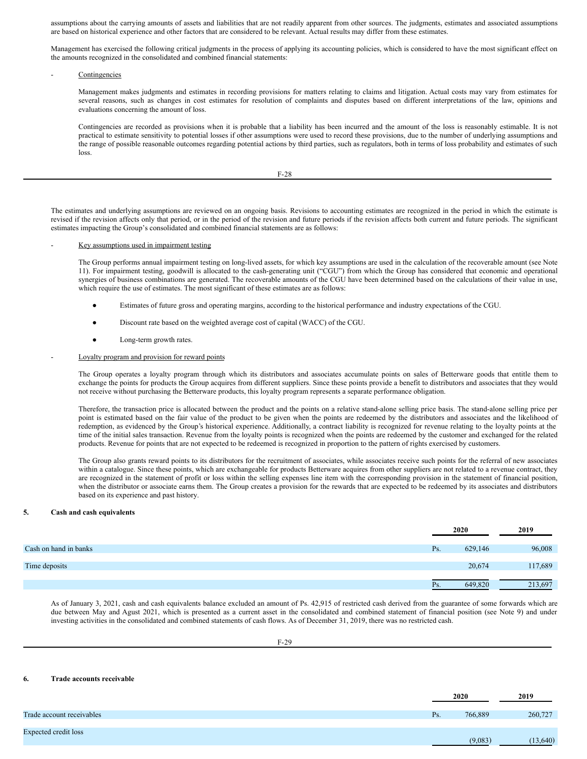assumptions about the carrying amounts of assets and liabilities that are not readily apparent from other sources. The judgments, estimates and associated assumptions are based on historical experience and other factors that are considered to be relevant. Actual results may differ from these estimates.

Management has exercised the following critical judgments in the process of applying its accounting policies, which is considered to have the most significant effect on the amounts recognized in the consolidated and combined financial statements:

- Contingencies

  Management makes judgments and estimates in recording provisions for matters relating to claims and litigation. Actual costs may vary from estimates for several reasons, such as changes in cost estimates for resolution of complaints and disputes based on different interpretations of the law, opinions and evaluations concerning the amount of loss.

  Contingencies are recorded as provisions when it is probable that a liability has been incurred and the amount of the loss is reasonably estimable. It is not practical to estimate sensitivity to potential losses if other assumptions were used to record these provisions, due to the number of underlying assumptions and the range of possible reasonable outcomes regarding potential actions by third parties, such as regulators, both in terms of loss probability and estimates of such loss.

The estimates and underlying assumptions are reviewed on an ongoing basis. Revisions to accounting estimates are recognized in the period in which the estimate is revised if the revision affects only that period, or in the period of the revision and future periods if the revision affects both current and future periods. The significant estimates impacting the Group's consolidated and combined financial statements are as follows:

- Key assumptions used in impairment testing

  The Group performs annual impairment testing on long-lived assets, for which key assumptions are used in the calculation of the recoverable amount (see Note 11). For impairment testing, goodwill is allocated to the cash-generating unit ("CGU") from which the Group has considered that economic and operational synergies of business combinations are generated. The recoverable amounts of the CGU have been determined based on the calculations of their value in use, which require the use of estimates. The most significant of these estimates are as follows:

  - Estimates of future gross and operating margins, according to the historical performance and industry expectations of the CGU.
  - Discount rate based on the weighted average cost of capital (WACC) of the CGU.
  - Long-term growth rates.

- Loyalty program and provision for reward points

  The Group operates a loyalty program through which its distributors and associates accumulate points on sales of Betterware goods that entitle them to exchange the points for products the Group acquires from different suppliers. Since these points provide a benefit to distributors and associates that they would not receive without purchasing the Betterware products, this loyalty program represents a separate performance obligation.

  Therefore, the transaction price is allocated between the product and the points on a relative stand-alone selling price basis. The stand-alone selling price per point is estimated based on the fair value of the product to be given when the points are redeemed by the distributors and associates and the likelihood of redemption, as evidenced by the Group's historical experience. Additionally, a contract liability is recognized for revenue relating to the loyalty points at the time of the initial sales transaction. Revenue from the loyalty points is recognized when the points are redeemed by the customer and exchanged for the related products. Revenue for points that are not expected to be redeemed is recognized in proportion to the pattern of rights exercised by customers.

  The Group also grants reward points to its distributors for the recruitment of associates, while associates receive such points for the referral of new associates within a catalogue. Since these points, which are exchangeable for products Betterware acquires from other suppliers are not related to a revenue contract, they are recognized in the statement of profit or loss within the selling expenses line item with the corresponding provision in the statement of financial position, when the distributor or associate earns them. The Group creates a provision for the rewards that are expected to be redeemed by its associates and distributors based on its experience and past history.

## 5. Cash and cash equivalents

| | | 2020 | 2019 |
|---|---|---|---|
| Cash on hand in banks | Ps. | 629,146 | 96,008 |
| Time deposits | | 20,674 | 117,689 |
| | Ps. | 649,820 | 213,697 |

As of January 3, 2021, cash and cash equivalents balance excluded an amount of Ps. 42,915 of restricted cash derived from the guarantee of some forwards which are due between May and Agust 2021, which is presented as a current asset in the consolidated and combined statement of financial position (see Note 9) and under investing activities in the consolidated and combined statements of cash flows. As of December 31, 2019, there was no restricted cash.

## 6. Trade accounts receivable

| | | 2020 | 2019 |
|---|---|---|---|
| Trade account receivables | Ps. | 766,889 | 260,727 |
| Expected credit loss | | (9,083) | (13,640) |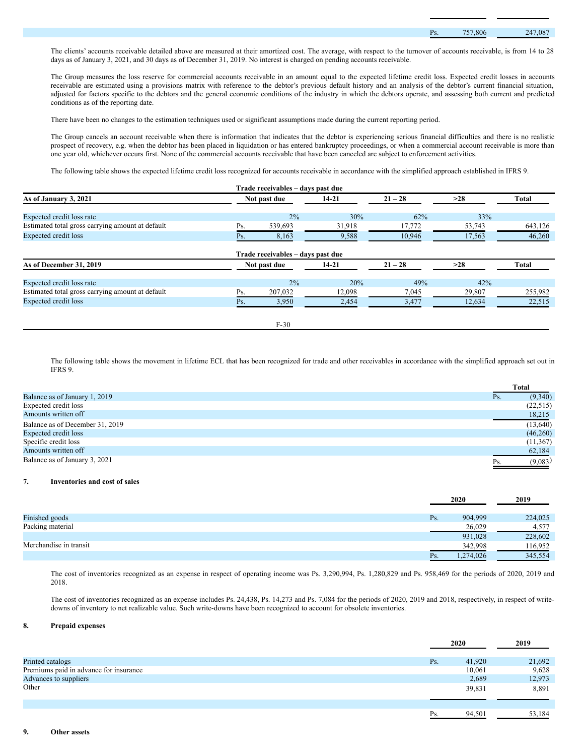| | | |
|---|---|---|
| | Ps. 757,806 | 247,087 |

The clients' accounts receivable detailed above are measured at their amortized cost. The average, with respect to the turnover of accounts receivable, is from 14 to 28 days as of January 3, 2021, and 30 days as of December 31, 2019. No interest is charged on pending accounts receivable.

The Group measures the loss reserve for commercial accounts receivable in an amount equal to the expected lifetime credit loss. Expected credit losses in accounts receivable are estimated using a provisions matrix with reference to the debtor's previous default history and an analysis of the debtor's current financial situation, adjusted for factors specific to the debtors and the general economic conditions of the industry in which the debtors operate, and assessing both current and predicted conditions as of the reporting date.

There have been no changes to the estimation techniques used or significant assumptions made during the current reporting period.

The Group cancels an account receivable when there is information that indicates that the debtor is experiencing serious financial difficulties and there is no realistic prospect of recovery, e.g. when the debtor has been placed in liquidation or has entered bankruptcy proceedings, or when a commercial account receivable is more than one year old, whichever occurs first. None of the commercial accounts receivable that have been canceled are subject to enforcement activities.

The following table shows the expected lifetime credit loss recognized for accounts receivable in accordance with the simplified approach established in IFRS 9.

| | Trade receivables – days past due | | | | |
|---|---|---|---|---|---|
| **As of January 3, 2021** | **Not past due** | **14-21** | **21 – 28** | **>28** | **Total** |
| Expected credit loss rate | 2% | 30% | 62% | 33% | |
| Estimated total gross carrying amount at default | Ps. 539,693 | 31,918 | 17,772 | 53,743 | 643,126 |
| Expected credit loss | Ps. 8,163 | 9,588 | 10,946 | 17,563 | 46,260 |

| | Trade receivables – days past due | | | | |
|---|---|---|---|---|---|
| **As of December 31, 2019** | **Not past due** | **14-21** | **21 – 28** | **>28** | **Total** |
| Expected credit loss rate | 2% | 20% | 49% | 42% | |
| Estimated total gross carrying amount at default | Ps. 207,032 | 12,098 | 7,045 | 29,807 | 255,982 |
| Expected credit loss | Ps. 3,950 | 2,454 | 3,477 | 12,634 | 22,515 |

The following table shows the movement in lifetime ECL that has been recognized for trade and other receivables in accordance with the simplified approach set out in IFRS 9.

| | Total |
|---|---|
| Balance as of January 1, 2019 | Ps. (9,340) |
| Expected credit loss | (22,515) |
| Amounts written off | 18,215 |
| Balance as of December 31, 2019 | (13,640) |
| Expected credit loss | (46,260) |
| Specific credit loss | (11,367) |
| Amounts written off | 62,184 |
| Balance as of January 3, 2021 | Ps. (9,083) |

## 7. Inventories and cost of sales

| | 2020 | 2019 |
|---|---|---|
| Finished goods | Ps. 904,999 | 224,025 |
| Packing material | 26,029 | 4,577 |
| | 931,028 | 228,602 |
| Merchandise in transit | 342,998 | 116,952 |
| | Ps. 1,274,026 | 345,554 |

The cost of inventories recognized as an expense in respect of operating income was Ps. 3,290,994, Ps. 1,280,829 and Ps. 958,469 for the periods of 2020, 2019 and 2018.

The cost of inventories recognized as an expense includes Ps. 24,438, Ps. 14,273 and Ps. 7,084 for the periods of 2020, 2019 and 2018, respectively, in respect of write-downs of inventory to net realizable value. Such write-downs have been recognized to account for obsolete inventories.

## 8. Prepaid expenses

| | 2020 | 2019 |
|---|---|---|
| Printed catalogs | Ps. 41,920 | 21,692 |
| Premiums paid in advance for insurance | 10,061 | 9,628 |
| Advances to suppliers | 2,689 | 12,973 |
| Other | 39,831 | 8,891 |
| | Ps. 94,501 | 53,184 |

## 9. Other assets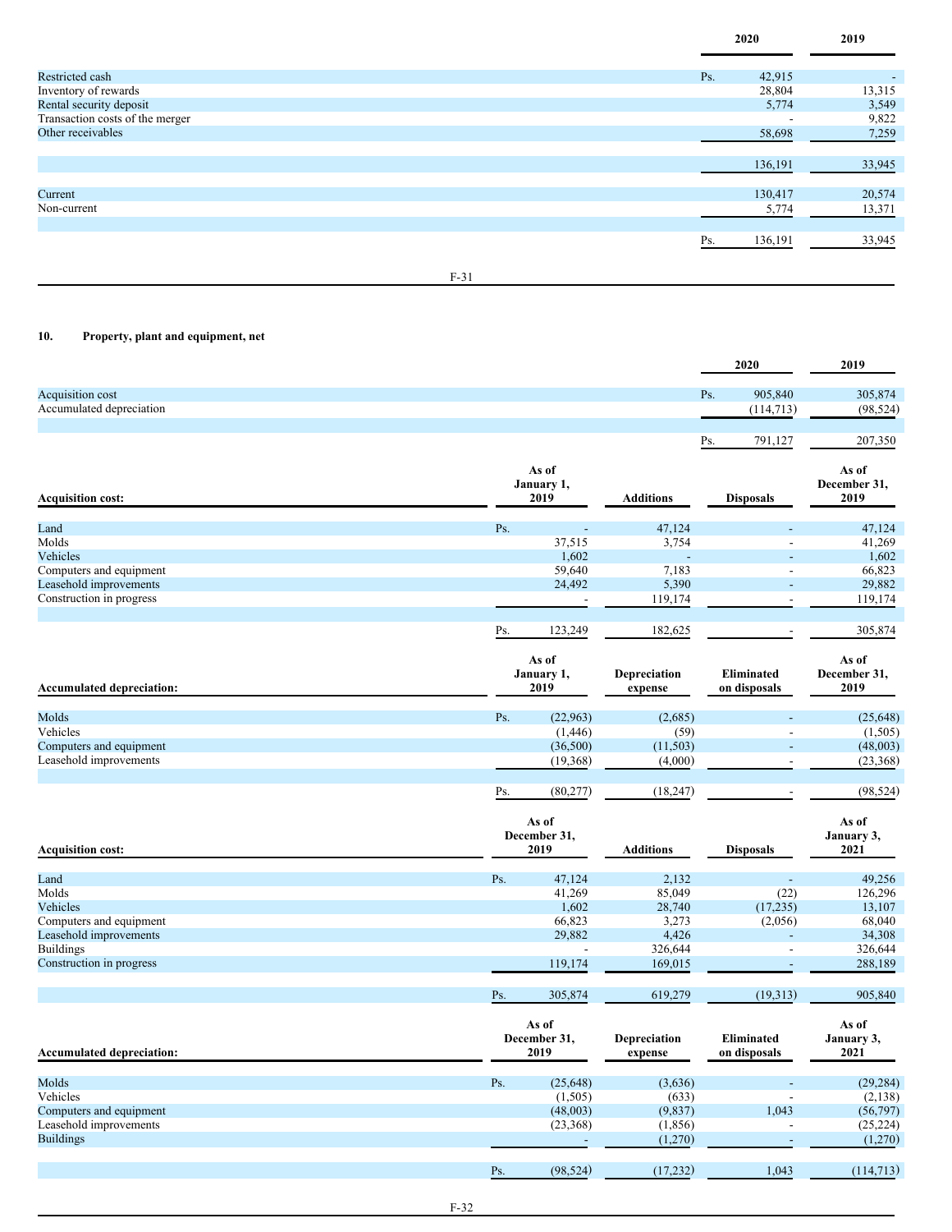| | 2020 | 2019 |
|---|---|---|
| Restricted cash | Ps. 42,915 | - |
| Inventory of rewards | 28,804 | 13,315 |
| Rental security deposit | 5,774 | 3,549 |
| Transaction costs of the merger | - | 9,822 |
| Other receivables | 58,698 | 7,259 |
| | 136,191 | 33,945 |
| Current | 130,417 | 20,574 |
| Non-current | 5,774 | 13,371 |
| | Ps. 136,191 | 33,945 |

## 10. Property, plant and equipment, net

| | 2020 | 2019 |
|---|---|---|
| Acquisition cost | Ps. 905,840 | 305,874 |
| Accumulated depreciation | (114,713) | (98,524) |
| | Ps. 791,127 | 207,350 |

| Acquisition cost: | As of January 1, 2019 | Additions | Disposals | As of December 31, 2019 |
|---|---|---|---|---|
| Land | Ps. - | 47,124 | - | 47,124 |
| Molds | 37,515 | 3,754 | - | 41,269 |
| Vehicles | 1,602 | - | - | 1,602 |
| Computers and equipment | 59,640 | 7,183 | - | 66,823 |
| Leasehold improvements | 24,492 | 5,390 | - | 29,882 |
| Construction in progress | - | 119,174 | - | 119,174 |
| | Ps. 123,249 | 182,625 | - | 305,874 |

| Accumulated depreciation: | As of January 1, 2019 | Depreciation expense | Eliminated on disposals | As of December 31, 2019 |
|---|---|---|---|---|
| Molds | Ps. (22,963) | (2,685) | - | (25,648) |
| Vehicles | (1,446) | (59) | - | (1,505) |
| Computers and equipment | (36,500) | (11,503) | - | (48,003) |
| Leasehold improvements | (19,368) | (4,000) | - | (23,368) |
| | Ps. (80,277) | (18,247) | - | (98,524) |

| Acquisition cost: | As of December 31, 2019 | Additions | Disposals | As of January 3, 2021 |
|---|---|---|---|---|
| Land | Ps. 47,124 | 2,132 | - | 49,256 |
| Molds | 41,269 | 85,049 | (22) | 126,296 |
| Vehicles | 1,602 | 28,740 | (17,235) | 13,107 |
| Computers and equipment | 66,823 | 3,273 | (2,056) | 68,040 |
| Leasehold improvements | 29,882 | 4,426 | - | 34,308 |
| Buildings | - | 326,644 | - | 326,644 |
| Construction in progress | 119,174 | 169,015 | - | 288,189 |
| | Ps. 305,874 | 619,279 | (19,313) | 905,840 |

| Accumulated depreciation: | As of December 31, 2019 | Depreciation expense | Eliminated on disposals | As of January 3, 2021 |
|---|---|---|---|---|
| Molds | Ps. (25,648) | (3,636) | - | (29,284) |
| Vehicles | (1,505) | (633) | - | (2,138) |
| Computers and equipment | (48,003) | (9,837) | 1,043 | (56,797) |
| Leasehold improvements | (23,368) | (1,856) | - | (25,224) |
| Buildings | - | (1,270) | - | (1,270) |
| | Ps. (98,524) | (17,232) | 1,043 | (114,713) |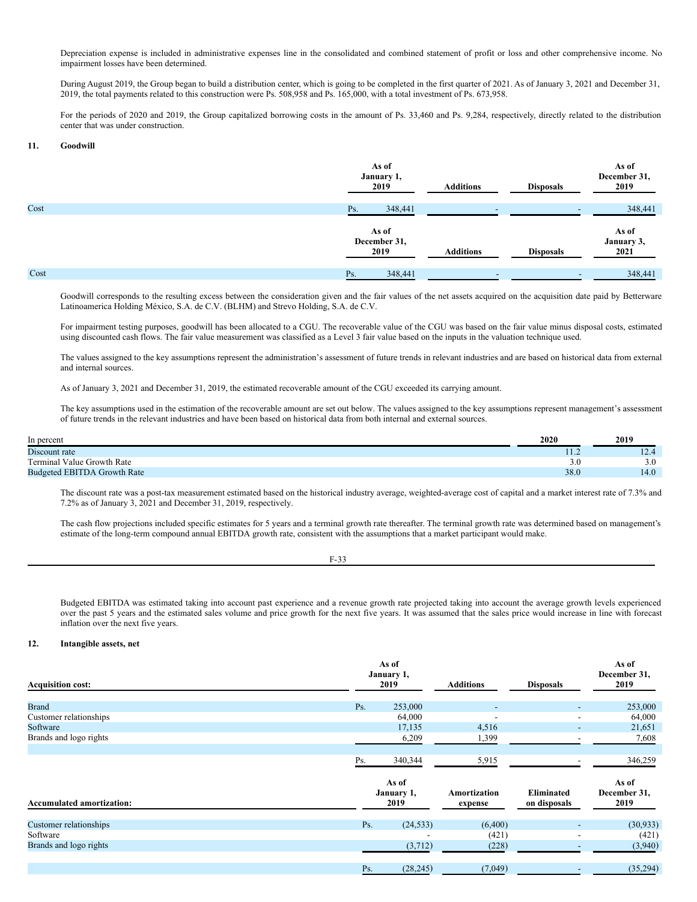Depreciation expense is included in administrative expenses line in the consolidated and combined statement of profit or loss and other comprehensive income. No impairment losses have been determined.

During August 2019, the Group began to build a distribution center, which is going to be completed in the first quarter of 2021. As of January 3, 2021 and December 31, 2019, the total payments related to this construction were Ps. 508,958 and Ps. 165,000, with a total investment of Ps. 673,958.

For the periods of 2020 and 2019, the Group capitalized borrowing costs in the amount of Ps. 33,460 and Ps. 9,284, respectively, directly related to the distribution center that was under construction.

## 11. Goodwill

| | As of January 1, 2019 | Additions | Disposals | As of December 31, 2019 |
|---|---|---|---|---|
| Cost | Ps. 348,441 | - | - | 348,441 |

| | As of December 31, 2019 | Additions | Disposals | As of January 3, 2021 |
|---|---|---|---|---|
| Cost | Ps. 348,441 | - | - | 348,441 |

Goodwill corresponds to the resulting excess between the consideration given and the fair values of the net assets acquired on the acquisition date paid by Betterware Latinoamerica Holding México, S.A. de C.V. (BLHM) and Strevo Holding, S.A. de C.V.

For impairment testing purposes, goodwill has been allocated to a CGU. The recoverable value of the CGU was based on the fair value minus disposal costs, estimated using discounted cash flows. The fair value measurement was classified as a Level 3 fair value based on the inputs in the valuation technique used.

The values assigned to the key assumptions represent the administration's assessment of future trends in relevant industries and are based on historical data from external and internal sources.

As of January 3, 2021 and December 31, 2019, the estimated recoverable amount of the CGU exceeded its carrying amount.

The key assumptions used in the estimation of the recoverable amount are set out below. The values assigned to the key assumptions represent management's assessment of future trends in the relevant industries and have been based on historical data from both internal and external sources.

| In percent | 2020 | 2019 |
|---|---|---|
| Discount rate | 11.2 | 12.4 |
| Terminal Value Growth Rate | 3.0 | 3.0 |
| Budgeted EBITDA Growth Rate | 38.0 | 14.0 |

The discount rate was a post-tax measurement estimated based on the historical industry average, weighted-average cost of capital and a market interest rate of 7.3% and 7.2% as of January 3, 2021 and December 31, 2019, respectively.

The cash flow projections included specific estimates for 5 years and a terminal growth rate thereafter. The terminal growth rate was determined based on management's estimate of the long-term compound annual EBITDA growth rate, consistent with the assumptions that a market participant would make.

Budgeted EBITDA was estimated taking into account past experience and a revenue growth rate projected taking into account the average growth levels experienced over the past 5 years and the estimated sales volume and price growth for the next five years. It was assumed that the sales price would increase in line with forecast inflation over the next five years.

## 12. Intangible assets, net

| Acquisition cost: | As of January 1, 2019 | Additions | Disposals | As of December 31, 2019 |
|---|---|---|---|---|
| Brand | Ps. 253,000 | - | - | 253,000 |
| Customer relationships | 64,000 | - | - | 64,000 |
| Software | 17,135 | 4,516 | - | 21,651 |
| Brands and logo rights | 6,209 | 1,399 | - | 7,608 |
| | Ps. 340,344 | 5,915 | - | 346,259 |

| Accumulated amortization: | As of January 1, 2019 | Amortization expense | Eliminated on disposals | As of December 31, 2019 |
|---|---|---|---|---|
| Customer relationships | Ps. (24,533) | (6,400) | - | (30,933) |
| Software | - | (421) | - | (421) |
| Brands and logo rights | (3,712) | (228) | - | (3,940) |
| | Ps. (28,245) | (7,049) | - | (35,294) |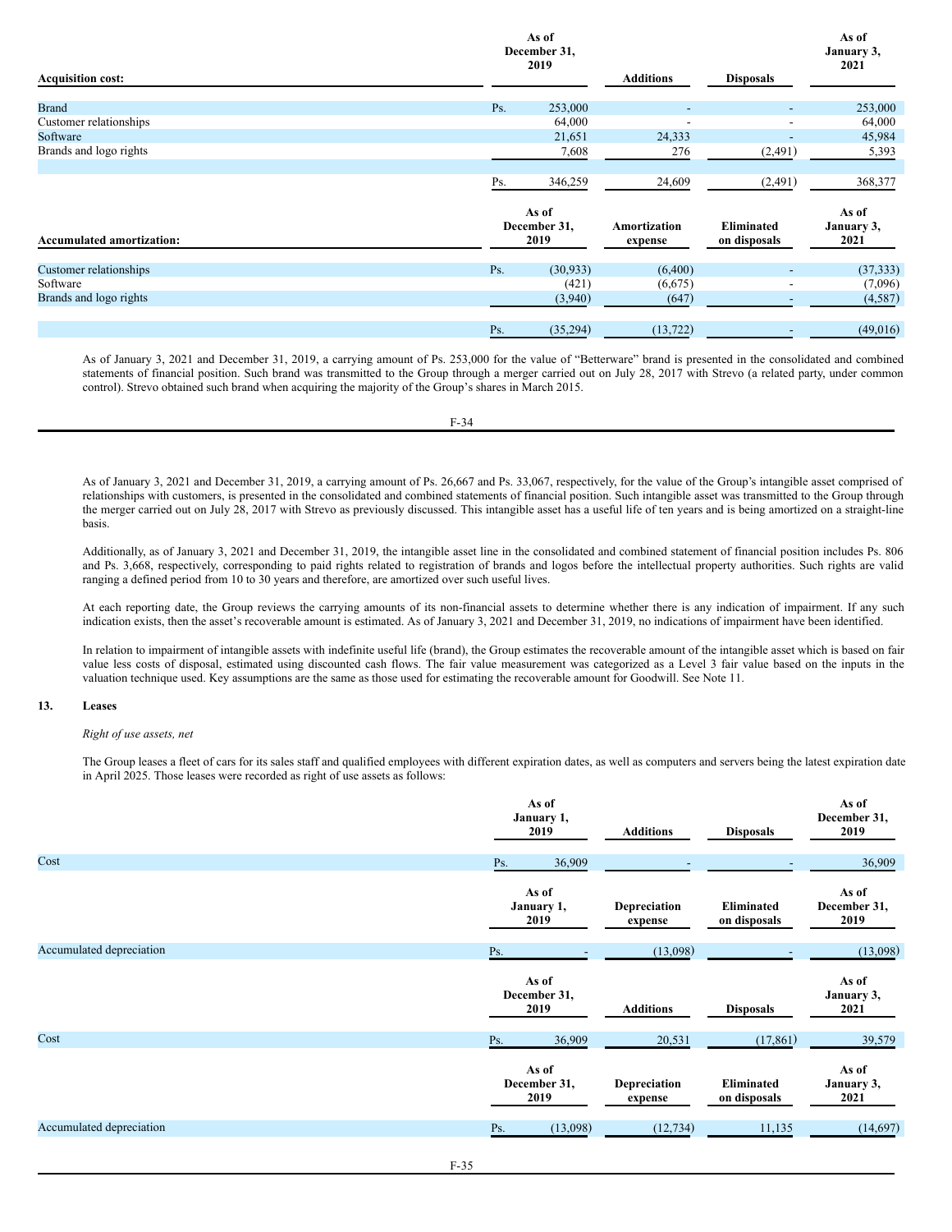| Acquisition cost: | | As of December 31, 2019 | Additions | Disposals | As of January 3, 2021 |
|---|---|---|---|---|---|
| Brand | Ps. | 253,000 | - | - | 253,000 |
| Customer relationships | | 64,000 | - | - | 64,000 |
| Software | | 21,651 | 24,333 | - | 45,984 |
| Brands and logo rights | | 7,608 | 276 | (2,491) | 5,393 |
| | Ps. | 346,259 | 24,609 | (2,491) | 368,377 |

| Accumulated amortization: | | As of December 31, 2019 | Amortization expense | Eliminated on disposals | As of January 3, 2021 |
|---|---|---|---|---|---|
| Customer relationships | Ps. | (30,933) | (6,400) | - | (37,333) |
| Software | | (421) | (6,675) | - | (7,096) |
| Brands and logo rights | | (3,940) | (647) | - | (4,587) |
| | Ps. | (35,294) | (13,722) | - | (49,016) |

As of January 3, 2021 and December 31, 2019, a carrying amount of Ps. 253,000 for the value of "Betterware" brand is presented in the consolidated and combined statements of financial position. Such brand was transmitted to the Group through a merger carried out on July 28, 2017 with Strevo (a related party, under common control). Strevo obtained such brand when acquiring the majority of the Group's shares in March 2015.

As of January 3, 2021 and December 31, 2019, a carrying amount of Ps. 26,667 and Ps. 33,067, respectively, for the value of the Group's intangible asset comprised of relationships with customers, is presented in the consolidated and combined statements of financial position. Such intangible asset was transmitted to the Group through the merger carried out on July 28, 2017 with Strevo as previously discussed. This intangible asset has a useful life of ten years and is being amortized on a straight-line basis.

Additionally, as of January 3, 2021 and December 31, 2019, the intangible asset line in the consolidated and combined statement of financial position includes Ps. 806 and Ps. 3,668, respectively, corresponding to paid rights related to registration of brands and logos before the intellectual property authorities. Such rights are valid ranging a defined period from 10 to 30 years and therefore, are amortized over such useful lives.

At each reporting date, the Group reviews the carrying amounts of its non-financial assets to determine whether there is any indication of impairment. If any such indication exists, then the asset's recoverable amount is estimated. As of January 3, 2021 and December 31, 2019, no indications of impairment have been identified.

In relation to impairment of intangible assets with indefinite useful life (brand), the Group estimates the recoverable amount of the intangible asset which is based on fair value less costs of disposal, estimated using discounted cash flows. The fair value measurement was categorized as a Level 3 fair value based on the inputs in the valuation technique used. Key assumptions are the same as those used for estimating the recoverable amount for Goodwill. See Note 11.

## 13. Leases

*Right of use assets, net*

The Group leases a fleet of cars for its sales staff and qualified employees with different expiration dates, as well as computers and servers being the latest expiration date in April 2025. Those leases were recorded as right of use assets as follows:

| | | As of January 1, 2019 | Additions | Disposals | As of December 31, 2019 |
|---|---|---|---|---|---|
| Cost | Ps. | 36,909 | - | - | 36,909 |

| | | As of January 1, 2019 | Depreciation expense | Eliminated on disposals | As of December 31, 2019 |
|---|---|---|---|---|---|
| Accumulated depreciation | Ps. | - | (13,098) | - | (13,098) |

| | | As of December 31, 2019 | Additions | Disposals | As of January 3, 2021 |
|---|---|---|---|---|---|
| Cost | Ps. | 36,909 | 20,531 | (17,861) | 39,579 |

| | | As of December 31, 2019 | Depreciation expense | Eliminated on disposals | As of January 3, 2021 |
|---|---|---|---|---|---|
| Accumulated depreciation | Ps. | (13,098) | (12,734) | 11,135 | (14,697) |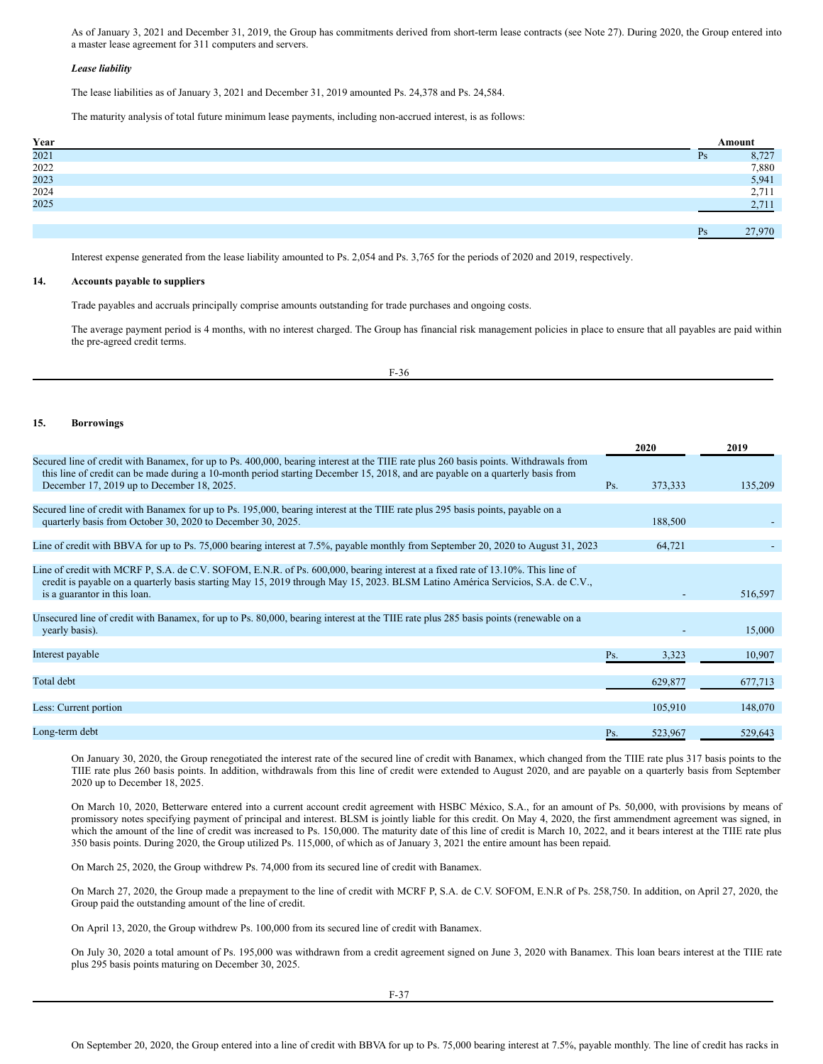As of January 3, 2021 and December 31, 2019, the Group has commitments derived from short-term lease contracts (see Note 27). During 2020, the Group entered into a master lease agreement for 311 computers and servers.

***Lease liability***

The lease liabilities as of January 3, 2021 and December 31, 2019 amounted Ps. 24,378 and Ps. 24,584.

The maturity analysis of total future minimum lease payments, including non-accrued interest, is as follows:

| Year | | Amount |
|---|---|---|
| 2021 | Ps | 8,727 |
| 2022 | | 7,880 |
| 2023 | | 5,941 |
| 2024 | | 2,711 |
| 2025 | | 2,711 |
| | Ps | 27,970 |

Interest expense generated from the lease liability amounted to Ps. 2,054 and Ps. 3,765 for the periods of 2020 and 2019, respectively.

## 14. Accounts payable to suppliers

Trade payables and accruals principally comprise amounts outstanding for trade purchases and ongoing costs.

The average payment period is 4 months, with no interest charged. The Group has financial risk management policies in place to ensure that all payables are paid within the pre-agreed credit terms.

## 15. Borrowings

| | | 2020 | 2019 |
|---|---|---|---|
| Secured line of credit with Banamex, for up to Ps. 400,000, bearing interest at the TIIE rate plus 260 basis points. Withdrawals from this line of credit can be made during a 10-month period starting December 15, 2018, and are payable on a quarterly basis from December 17, 2019 up to December 18, 2025. | Ps. | 373,333 | 135,209 |
| Secured line of credit with Banamex for up to Ps. 195,000, bearing interest at the TIIE rate plus 295 basis points, payable on a quarterly basis from October 30, 2020 to December 30, 2025. | | 188,500 | - |
| Line of credit with BBVA for up to Ps. 75,000 bearing interest at 7.5%, payable monthly from September 20, 2020 to August 31, 2023 | | 64,721 | - |
| Line of credit with MCRF P, S.A. de C.V. SOFOM, E.N.R. of Ps. 600,000, bearing interest at a fixed rate of 13.10%. This line of credit is payable on a quarterly basis starting May 15, 2019 through May 15, 2023. BLSM Latino América Servicios, S.A. de C.V., is a guarantor in this loan. | | - | 516,597 |
| Unsecured line of credit with Banamex, for up to Ps. 80,000, bearing interest at the TIIE rate plus 285 basis points (renewable on a yearly basis). | | - | 15,000 |
| Interest payable | Ps. | 3,323 | 10,907 |
| Total debt | | 629,877 | 677,713 |
| Less: Current portion | | 105,910 | 148,070 |
| Long-term debt | Ps. | 523,967 | 529,643 |

On January 30, 2020, the Group renegotiated the interest rate of the secured line of credit with Banamex, which changed from the TIIE rate plus 317 basis points to the TIIE rate plus 260 basis points. In addition, withdrawals from this line of credit were extended to August 2020, and are payable on a quarterly basis from September 2020 up to December 18, 2025.

On March 10, 2020, Betterware entered into a current account credit agreement with HSBC México, S.A., for an amount of Ps. 50,000, with provisions by means of promissory notes specifying payment of principal and interest. BLSM is jointly liable for this credit. On May 4, 2020, the first ammendment agreement was signed, in which the amount of the line of credit was increased to Ps. 150,000. The maturity date of this line of credit is March 10, 2022, and it bears interest at the TIIE rate plus 350 basis points. During 2020, the Group utilized Ps. 115,000, of which as of January 3, 2021 the entire amount has been repaid.

On March 25, 2020, the Group withdrew Ps. 74,000 from its secured line of credit with Banamex.

On March 27, 2020, the Group made a prepayment to the line of credit with MCRF P, S.A. de C.V. SOFOM, E.N.R of Ps. 258,750. In addition, on April 27, 2020, the Group paid the outstanding amount of the line of credit.

On April 13, 2020, the Group withdrew Ps. 100,000 from its secured line of credit with Banamex.

On July 30, 2020 a total amount of Ps. 195,000 was withdrawn from a credit agreement signed on June 3, 2020 with Banamex. This loan bears interest at the TIIE rate plus 295 basis points maturing on December 30, 2025.

On September 20, 2020, the Group entered into a line of credit with BBVA for up to Ps. 75,000 bearing interest at 7.5%, payable monthly. The line of credit has racks in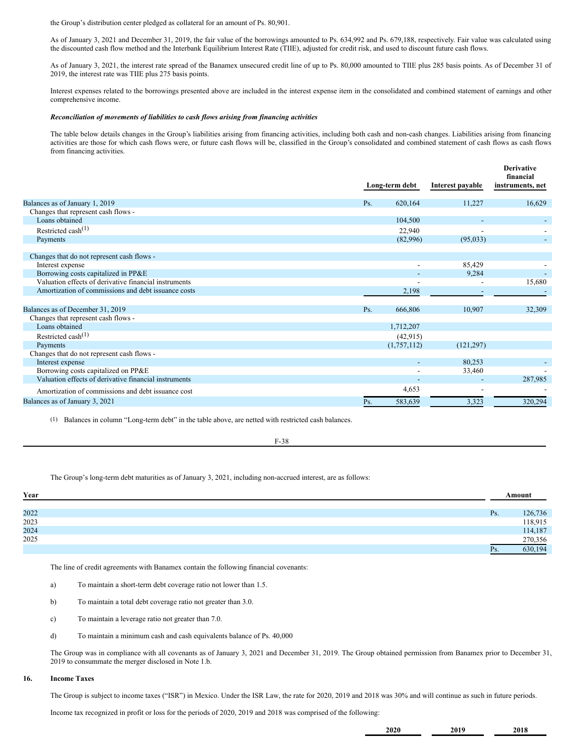the Group's distribution center pledged as collateral for an amount of Ps. 80,901.

As of January 3, 2021 and December 31, 2019, the fair value of the borrowings amounted to Ps. 634,992 and Ps. 679,188, respectively. Fair value was calculated using the discounted cash flow method and the Interbank Equilibrium Interest Rate (TIIE), adjusted for credit risk, and used to discount future cash flows.

As of January 3, 2021, the interest rate spread of the Banamex unsecured credit line of up to Ps. 80,000 amounted to TIIE plus 285 basis points. As of December 31 of 2019, the interest rate was TIIE plus 275 basis points.

Interest expenses related to the borrowings presented above are included in the interest expense item in the consolidated and combined statement of earnings and other comprehensive income.

***Reconciliation of movements of liabilities to cash flows arising from financing activities***

The table below details changes in the Group's liabilities arising from financing activities, including both cash and non-cash changes. Liabilities arising from financing activities are those for which cash flows were, or future cash flows will be, classified in the Group's consolidated and combined statement of cash flows as cash flows from financing activities.

| | Long-term debt | Interest payable | Derivative financial instruments, net |
|---|---|---|---|
| Balances as of January 1, 2019 | Ps. 620,164 | 11,227 | 16,629 |
| Changes that represent cash flows - | | | |
| Loans obtained | 104,500 | - | - |
| Restricted cash[(1)] | 22,940 | - | - |
| Payments | (82,996) | (95,033) | - |
| Changes that do not represent cash flows - | | | |
| Interest expense | - | 85,429 | - |
| Borrowing costs capitalized in PP&E | - | 9,284 | - |
| Valuation effects of derivative financial instruments | - | - | 15,680 |
| Amortization of commissions and debt issuance costs | 2,198 | - | - |
| Balances as of December 31, 2019 | Ps. 666,806 | 10,907 | 32,309 |
| Changes that represent cash flows - | | | |
| Loans obtained | 1,712,207 | | |
| Restricted cash[(1)] | (42,915) | | |
| Payments | (1,757,112) | (121,297) | |
| Changes that do not represent cash flows - | | | |
| Interest expense | - | 80,253 | - |
| Borrowing costs capitalized on PP&E | - | 33,460 | - |
| Valuation effects of derivative financial instruments | - | - | 287,985 |
| Amortization of commissions and debt issuance cost | 4,653 | - | - |
| Balances as of January 3, 2021 | Ps. 583,639 | 3,323 | 320,294 |

(1) Balances in column "Long-term debt" in the table above, are netted with restricted cash balances.

The Group's long-term debt maturities as of January 3, 2021, including non-accrued interest, are as follows:

| Year | Amount |
|---|---|
| 2022 | Ps. 126,736 |
| 2023 | 118,915 |
| 2024 | 114,187 |
| 2025 | 270,356 |
| | Ps. 630,194 |

The line of credit agreements with Banamex contain the following financial covenants:

a) To maintain a short-term debt coverage ratio not lower than 1.5.

b) To maintain a total debt coverage ratio not greater than 3.0.

c) To maintain a leverage ratio not greater than 7.0.

d) To maintain a minimum cash and cash equivalents balance of Ps. 40,000

The Group was in compliance with all covenants as of January 3, 2021 and December 31, 2019. The Group obtained permission from Banamex prior to December 31, 2019 to consummate the merger disclosed in Note 1.b.

## 16. Income Taxes

The Group is subject to income taxes ("ISR") in Mexico. Under the ISR Law, the rate for 2020, 2019 and 2018 was 30% and will continue as such in future periods.

Income tax recognized in profit or loss for the periods of 2020, 2019 and 2018 was comprised of the following:

| 2020 | 2019 | 2018 |
|---|---|---|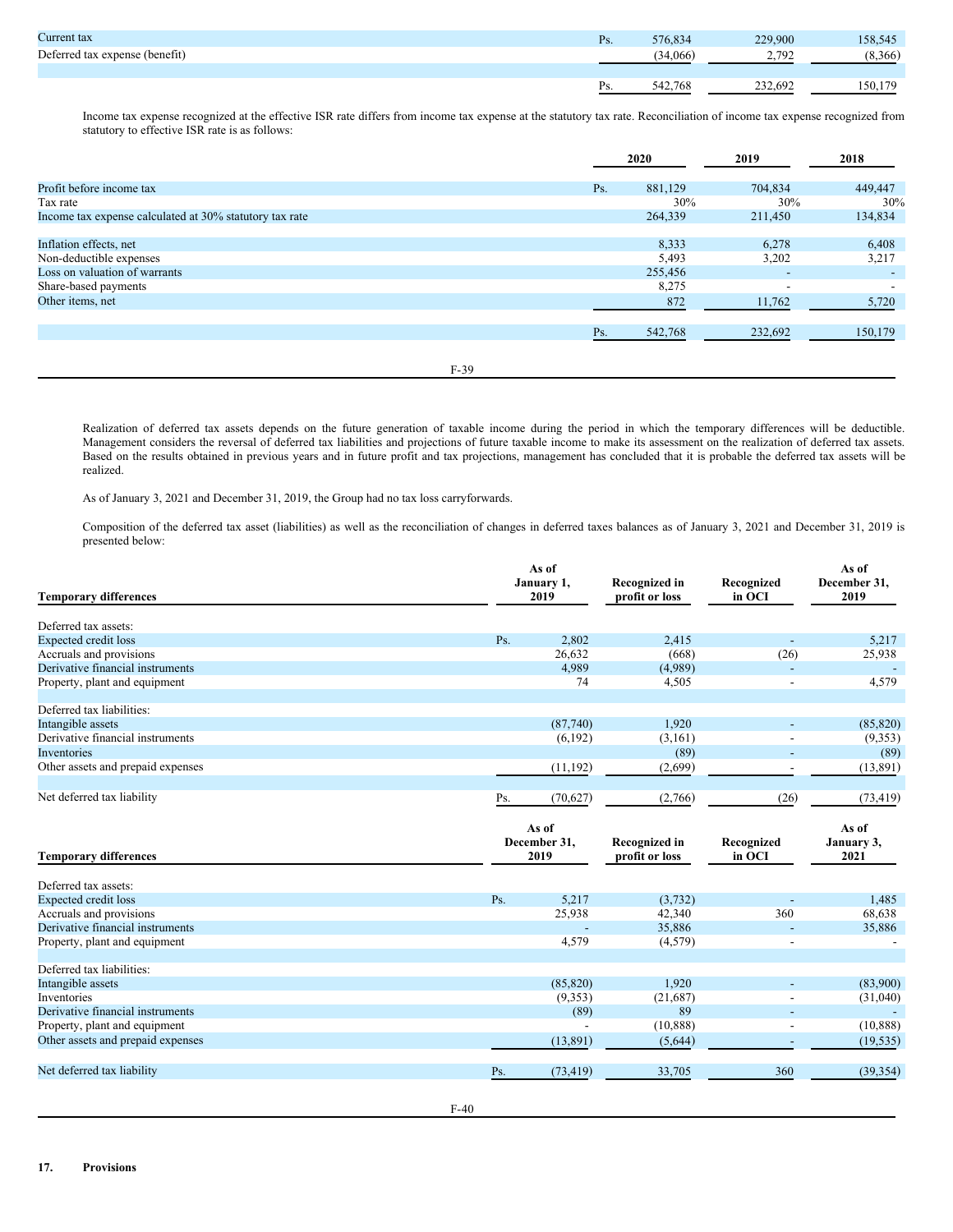| | | | | |
|---|---|---|---|---|
| Current tax | Ps. | 576,834 | 229,900 | 158,545 |
| Deferred tax expense (benefit) | | (34,066) | 2,792 | (8,366) |
| | | | | |
| | Ps. | 542,768 | 232,692 | 150,179 |

Income tax expense recognized at the effective ISR rate differs from income tax expense at the statutory tax rate. Reconciliation of income tax expense recognized from statutory to effective ISR rate is as follows:

| | | 2020 | 2019 | 2018 |
|---|---|---|---|---|
| Profit before income tax | Ps. | 881,129 | 704,834 | 449,447 |
| Tax rate | | 30% | 30% | 30% |
| Income tax expense calculated at 30% statutory tax rate | | 264,339 | 211,450 | 134,834 |
| | | | | |
| Inflation effects, net | | 8,333 | 6,278 | 6,408 |
| Non-deductible expenses | | 5,493 | 3,202 | 3,217 |
| Loss on valuation of warrants | | 255,456 | - | - |
| Share-based payments | | 8,275 | - | - |
| Other items, net | | 872 | 11,762 | 5,720 |
| | | | | |
| | Ps. | 542,768 | 232,692 | 150,179 |

Realization of deferred tax assets depends on the future generation of taxable income during the period in which the temporary differences will be deductible. Management considers the reversal of deferred tax liabilities and projections of future taxable income to make its assessment on the realization of deferred tax assets. Based on the results obtained in previous years and in future profit and tax projections, management has concluded that it is probable the deferred tax assets will be realized.

As of January 3, 2021 and December 31, 2019, the Group had no tax loss carryforwards.

Composition of the deferred tax asset (liabilities) as well as the reconciliation of changes in deferred taxes balances as of January 3, 2021 and December 31, 2019 is presented below:

| Temporary differences | | As of January 1, 2019 | Recognized in profit or loss | Recognized in OCI | As of December 31, 2019 |
|---|---|---|---|---|---|
| Deferred tax assets: | | | | | |
| Expected credit loss | Ps. | 2,802 | 2,415 | - | 5,217 |
| Accruals and provisions | | 26,632 | (668) | (26) | 25,938 |
| Derivative financial instruments | | 4,989 | (4,989) | - | - |
| Property, plant and equipment | | 74 | 4,505 | - | 4,579 |
| | | | | | |
| Deferred tax liabilities: | | | | | |
| Intangible assets | | (87,740) | 1,920 | - | (85,820) |
| Derivative financial instruments | | (6,192) | (3,161) | - | (9,353) |
| Inventories | | | (89) | - | (89) |
| Other assets and prepaid expenses | | (11,192) | (2,699) | - | (13,891) |
| | | | | | |
| Net deferred tax liability | Ps. | (70,627) | (2,766) | (26) | (73,419) |

| Temporary differences | | As of December 31, 2019 | Recognized in profit or loss | Recognized in OCI | As of January 3, 2021 |
|---|---|---|---|---|---|
| Deferred tax assets: | | | | | |
| Expected credit loss | Ps. | 5,217 | (3,732) | - | 1,485 |
| Accruals and provisions | | 25,938 | 42,340 | 360 | 68,638 |
| Derivative financial instruments | | - | 35,886 | - | 35,886 |
| Property, plant and equipment | | 4,579 | (4,579) | - | - |
| | | | | | |
| Deferred tax liabilities: | | | | | |
| Intangible assets | | (85,820) | 1,920 | - | (83,900) |
| Inventories | | (9,353) | (21,687) | - | (31,040) |
| Derivative financial instruments | | (89) | 89 | - | - |
| Property, plant and equipment | | - | (10,888) | - | (10,888) |
| Other assets and prepaid expenses | | (13,891) | (5,644) | - | (19,535) |
| | | | | | |
| Net deferred tax liability | Ps. | (73,419) | 33,705 | 360 | (39,354) |

## 17. Provisions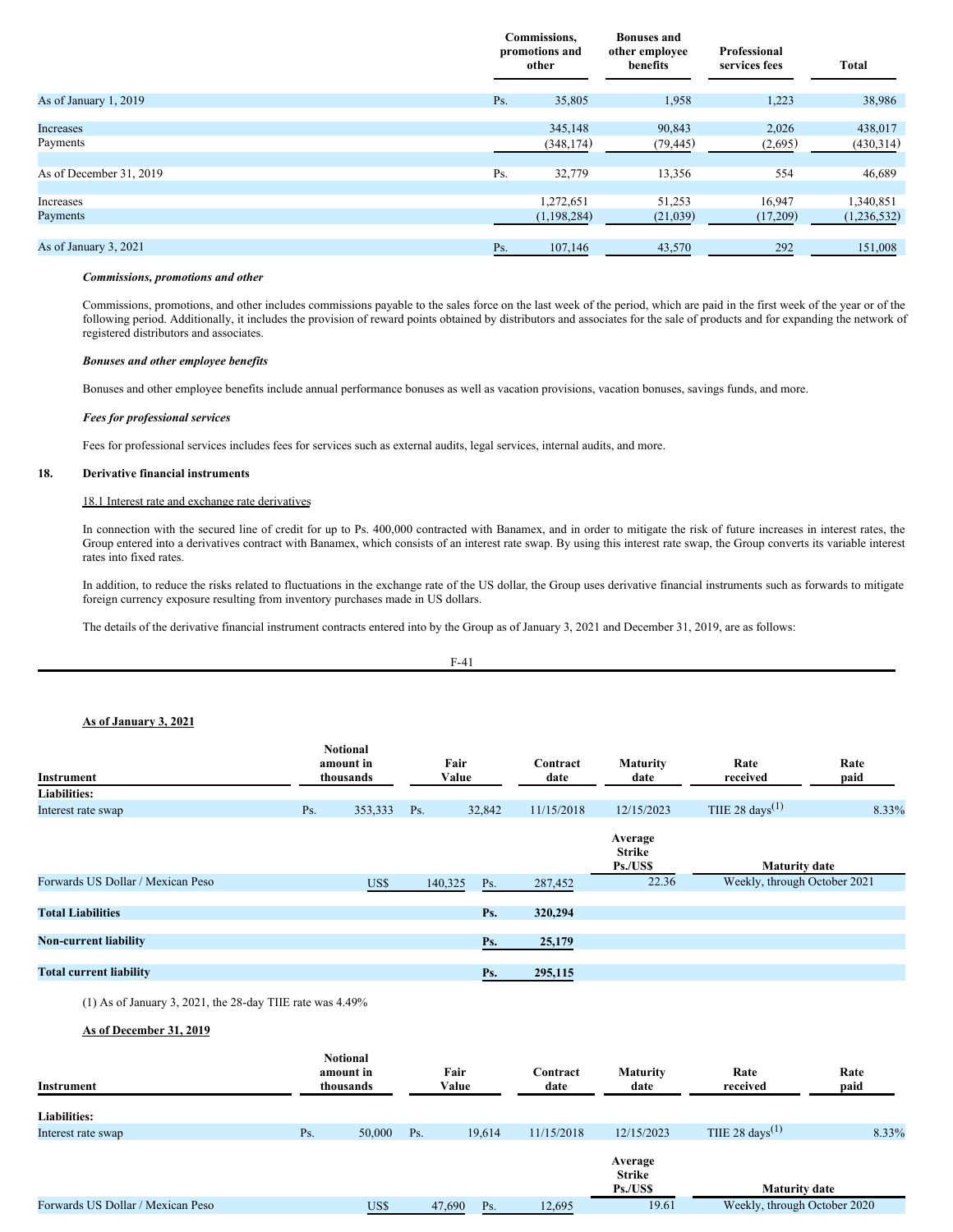| | | Commissions, promotions and other | Bonuses and other employee benefits | Professional services fees | Total |
|---|---|---|---|---|---|
| As of January 1, 2019 | Ps. | 35,805 | 1,958 | 1,223 | 38,986 |
| Increases | | 345,148 | 90,843 | 2,026 | 438,017 |
| Payments | | (348,174) | (79,445) | (2,695) | (430,314) |
| As of December 31, 2019 | Ps. | 32,779 | 13,356 | 554 | 46,689 |
| Increases | | 1,272,651 | 51,253 | 16,947 | 1,340,851 |
| Payments | | (1,198,284) | (21,039) | (17,209) | (1,236,532) |
| As of January 3, 2021 | Ps. | 107,146 | 43,570 | 292 | 151,008 |

***Commissions, promotions and other***

Commissions, promotions, and other includes commissions payable to the sales force on the last week of the period, which are paid in the first week of the year or of the following period. Additionally, it includes the provision of reward points obtained by distributors and associates for the sale of products and for expanding the network of registered distributors and associates.

***Bonuses and other employee benefits***

Bonuses and other employee benefits include annual performance bonuses as well as vacation provisions, vacation bonuses, savings funds, and more.

***Fees for professional services***

Fees for professional services includes fees for services such as external audits, legal services, internal audits, and more.

## 18. Derivative financial instruments

18.1 Interest rate and exchange rate derivatives

In connection with the secured line of credit for up to Ps. 400,000 contracted with Banamex, and in order to mitigate the risk of future increases in interest rates, the Group entered into a derivatives contract with Banamex, which consists of an interest rate swap. By using this interest rate swap, the Group converts its variable interest rates into fixed rates.

In addition, to reduce the risks related to fluctuations in the exchange rate of the US dollar, the Group uses derivative financial instruments such as forwards to mitigate foreign currency exposure resulting from inventory purchases made in US dollars.

The details of the derivative financial instrument contracts entered into by the Group as of January 3, 2021 and December 31, 2019, are as follows:

**As of January 3, 2021**

| Instrument | | Notional amount in thousands | | Fair Value | Contract date | Maturity date | Rate received | Rate paid |
|---|---|---|---|---|---|---|---|---|
| **Liabilities:** | | | | | | | | |
| Interest rate swap | Ps. | 353,333 | Ps. | 32,842 | 11/15/2018 | 12/15/2023 | TIIE 28 days(1) | 8.33% |
| | | | | | | Average Strike Ps./US$ | Maturity date | |
| Forwards US Dollar / Mexican Peso | US$ | 140,325 | Ps. | 287,452 | | 22.36 | Weekly, through October 2021 | |
| **Total Liabilities** | | | **Ps.** | **320,294** | | | | |
| **Non-current liability** | | | **Ps.** | **25,179** | | | | |
| **Total current liability** | | | **Ps.** | **295,115** | | | | |

(1) As of January 3, 2021, the 28-day TIIE rate was 4.49%

**As of December 31, 2019**

| Instrument | | Notional amount in thousands | | Fair Value | Contract date | Maturity date | Rate received | Rate paid |
|---|---|---|---|---|---|---|---|---|
| **Liabilities:** | | | | | | | | |
| Interest rate swap | Ps. | 50,000 | Ps. | 19,614 | 11/15/2018 | 12/15/2023 | TIIE 28 days(1) | 8.33% |
| | | | | | | Average Strike Ps./US$ | Maturity date | |
| Forwards US Dollar / Mexican Peso | US$ | 47,690 | Ps. | 12,695 | | 19.61 | Weekly, through October 2020 | |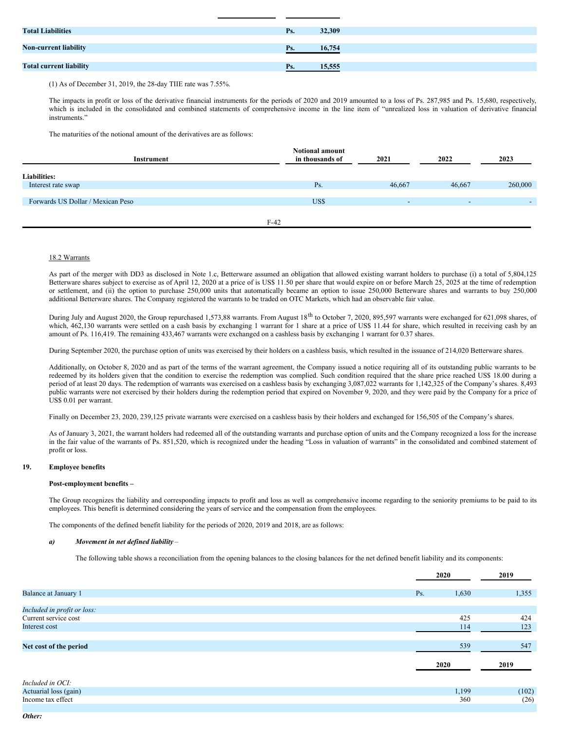| | | |
|---|---|---|
| **Total Liabilities** | Ps. | 32,309 |
| **Non-current liability** | Ps. | 16,754 |
| **Total current liability** | Ps. | 15,555 |

(1) As of December 31, 2019, the 28-day TIIE rate was 7.55%.

The impacts in profit or loss of the derivative financial instruments for the periods of 2020 and 2019 amounted to a loss of Ps. 287,985 and Ps. 15,680, respectively, which is included in the consolidated and combined statements of comprehensive income in the line item of "unrealized loss in valuation of derivative financial instruments."

The maturities of the notional amount of the derivatives are as follows:

| Instrument | Notional amount in thousands of | 2021 | 2022 | 2023 |
|---|---|---|---|---|
| **Liabilities:** | | | | |
| Interest rate swap | Ps. | 46,667 | 46,667 | 260,000 |
| Forwards US Dollar / Mexican Peso | US$ | - | - | - |

18.2 Warrants

As part of the merger with DD3 as disclosed in Note 1.c, Betterware assumed an obligation that allowed existing warrant holders to purchase (i) a total of 5,804,125 Betterware shares subject to exercise as of April 12, 2020 at a price of is US$ 11.50 per share that would expire on or before March 25, 2025 at the time of redemption or settlement, and (ii) the option to purchase 250,000 units that automatically became an option to issue 250,000 Betterware shares and warrants to buy 250,000 additional Betterware shares. The Company registered the warrants to be traded on OTC Markets, which had an observable fair value.

During July and August 2020, the Group repurchased 1,573,88 warrants. From August 18th to October 7, 2020, 895,597 warrants were exchanged for 621,098 shares, of which, 462,130 warrants were settled on a cash basis by exchanging 1 warrant for 1 share at a price of US$ 11.44 for share, which resulted in receiving cash by an amount of Ps. 116,419. The remaining 433,467 warrants were exchanged on a cashless basis by exchanging 1 warrant for 0.37 shares.

During September 2020, the purchase option of units was exercised by their holders on a cashless basis, which resulted in the issuance of 214,020 Betterware shares.

Additionally, on October 8, 2020 and as part of the terms of the warrant agreement, the Company issued a notice requiring all of its outstanding public warrants to be redeemed by its holders given that the condition to exercise the redemption was complied. Such condition required that the share price reached US$ 18.00 during a period of at least 20 days. The redemption of warrants was exercised on a cashless basis by exchanging 3,087,022 warrants for 1,142,325 of the Company's shares. 8,493 public warrants were not exercised by their holders during the redemption period that expired on November 9, 2020, and they were paid by the Company for a price of US$ 0.01 per warrant.

Finally on December 23, 2020, 239,125 private warrants were exercised on a cashless basis by their holders and exchanged for 156,505 of the Company's shares.

As of January 3, 2021, the warrant holders had redeemed all of the outstanding warrants and purchase option of units and the Company recognized a loss for the increase in the fair value of the warrants of Ps. 851,520, which is recognized under the heading "Loss in valuation of warrants" in the consolidated and combined statement of profit or loss.

## 19. Employee benefits

**Post-employment benefits –**

The Group recognizes the liability and corresponding impacts to profit and loss as well as comprehensive income regarding to the seniority premiums to be paid to its employees. This benefit is determined considering the years of service and the compensation from the employees.

The components of the defined benefit liability for the periods of 2020, 2019 and 2018, are as follows:

***a) Movement in net defined liability*** –

The following table shows a reconciliation from the opening balances to the closing balances for the net defined benefit liability and its components:

| | | 2020 | 2019 |
|---|---|---|---|
| Balance at January 1 | Ps. | 1,630 | 1,355 |
| *Included in profit or loss:* | | | |
| Current service cost | | 425 | 424 |
| Interest cost | | 114 | 123 |
| **Net cost of the period** | | 539 | 547 |

| | 2020 | 2019 |
|---|---|---|
| *Included in OCI:* | | |
| Actuarial loss (gain) | 1,199 | (102) |
| Income tax effect | 360 | (26) |
| ***Other:*** | | |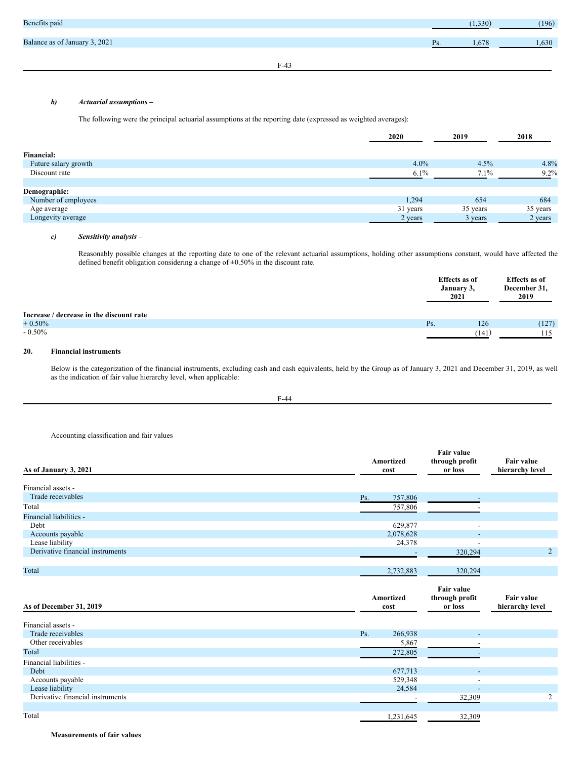| | | |
|---|---|---|
| Benefits paid | (1,330) | (196) |
| Balance as of January 3, 2021 | Ps. 1,678 | 1,630 |

***b) Actuarial assumptions –***

The following were the principal actuarial assumptions at the reporting date (expressed as weighted averages):

| | 2020 | 2019 | 2018 |
|---|---|---|---|
| **Financial:** | | | |
| Future salary growth | 4.0% | 4.5% | 4.8% |
| Discount rate | 6.1% | 7.1% | 9.2% |
| **Demographic:** | | | |
| Number of employees | 1,294 | 654 | 684 |
| Age average | 31 years | 35 years | 35 years |
| Longevity average | 2 years | 3 years | 2 years |

***c) Sensitivity analysis –***

Reasonably possible changes at the reporting date to one of the relevant actuarial assumptions, holding other assumptions constant, would have affected the defined benefit obligation considering a change of ±0.50% in the discount rate.

| | Effects as of January 3, 2021 | Effects as of December 31, 2019 |
|---|---|---|
| **Increase / decrease in the discount rate** | | |
| + 0.50% | Ps. 126 | (127) |
| - 0.50% | (141) | 115 |

## 20. Financial instruments

Below is the categorization of the financial instruments, excluding cash and cash equivalents, held by the Group as of January 3, 2021 and December 31, 2019, as well as the indication of fair value hierarchy level, when applicable:

Accounting classification and fair values

| As of January 3, 2021 | Amortized cost | Fair value through profit or loss | Fair value hierarchy level |
|---|---|---|---|
| Financial assets - | | | |
| Trade receivables | Ps. 757,806 | - | |
| Total | 757,806 | - | |
| Financial liabilities - | | | |
| Debt | 629,877 | - | |
| Accounts payable | 2,078,628 | - | |
| Lease liability | 24,378 | - | |
| Derivative financial instruments | - | 320,294 | 2 |
| Total | 2,732,883 | 320,294 | |

| As of December 31, 2019 | Amortized cost | Fair value through profit or loss | Fair value hierarchy level |
|---|---|---|---|
| Financial assets - | | | |
| Trade receivables | Ps. 266,938 | - | |
| Other receivables | 5,867 | - | |
| Total | 272,805 | - | |
| Financial liabilities - | | | |
| Debt | 677,713 | - | |
| Accounts payable | 529,348 | - | |
| Lease liability | 24,584 | - | |
| Derivative financial instruments | - | 32,309 | 2 |
| Total | 1,231,645 | 32,309 | |

**Measurements of fair values**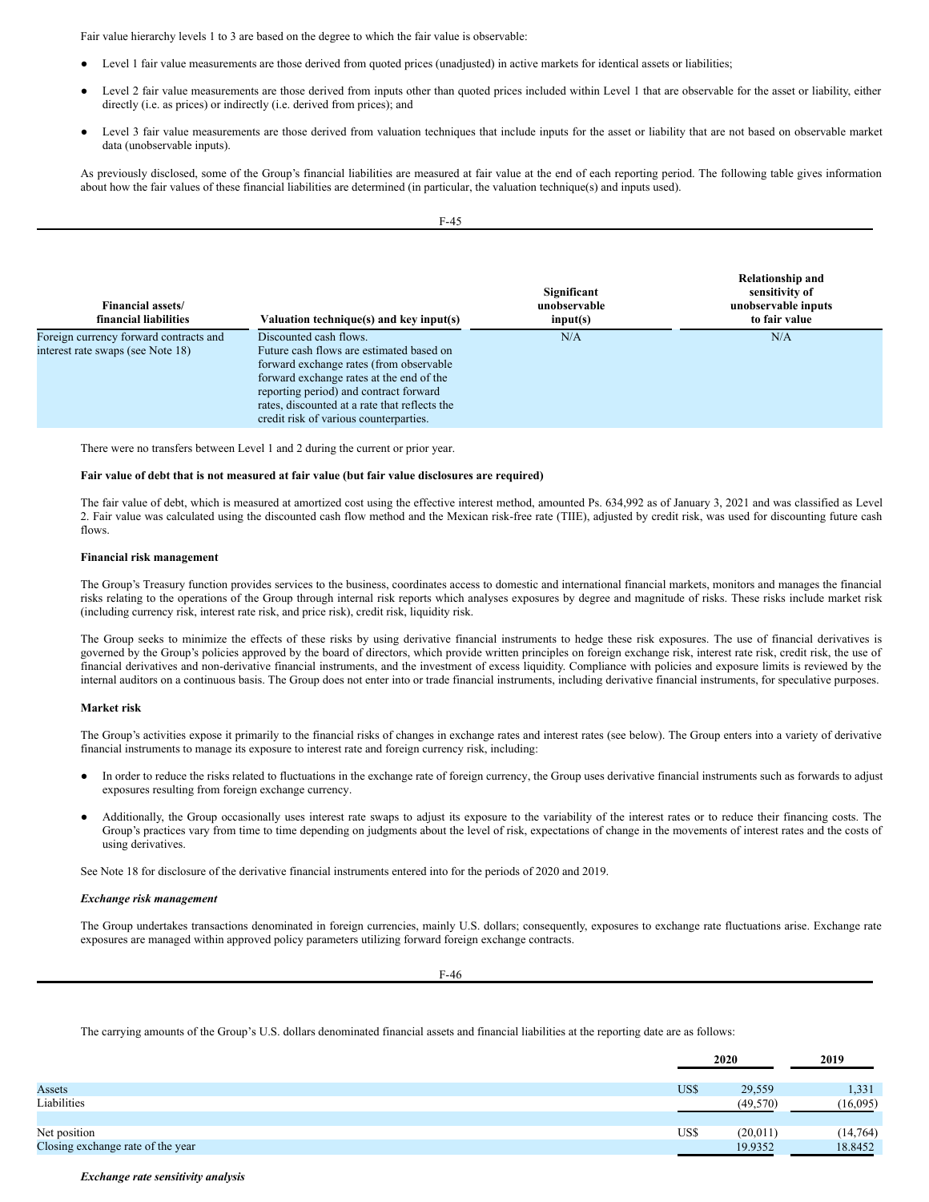Fair value hierarchy levels 1 to 3 are based on the degree to which the fair value is observable:

- Level 1 fair value measurements are those derived from quoted prices (unadjusted) in active markets for identical assets or liabilities;
- Level 2 fair value measurements are those derived from inputs other than quoted prices included within Level 1 that are observable for the asset or liability, either directly (i.e. as prices) or indirectly (i.e. derived from prices); and
- Level 3 fair value measurements are those derived from valuation techniques that include inputs for the asset or liability that are not based on observable market data (unobservable inputs).

As previously disclosed, some of the Group's financial liabilities are measured at fair value at the end of each reporting period. The following table gives information about how the fair values of these financial liabilities are determined (in particular, the valuation technique(s) and inputs used).

| Financial assets/ financial liabilities | Valuation technique(s) and key input(s) | Significant unobservable input(s) | Relationship and sensitivity of unobservable inputs to fair value |
|---|---|---|---|
| Foreign currency forward contracts and interest rate swaps (see Note 18) | Discounted cash flows. Future cash flows are estimated based on forward exchange rates (from observable forward exchange rates at the end of the reporting period) and contract forward rates, discounted at a rate that reflects the credit risk of various counterparties. | N/A | N/A |

There were no transfers between Level 1 and 2 during the current or prior year.

**Fair value of debt that is not measured at fair value (but fair value disclosures are required)**

The fair value of debt, which is measured at amortized cost using the effective interest method, amounted Ps. 634,992 as of January 3, 2021 and was classified as Level 2. Fair value was calculated using the discounted cash flow method and the Mexican risk-free rate (TIIE), adjusted by credit risk, was used for discounting future cash flows.

**Financial risk management**

The Group's Treasury function provides services to the business, coordinates access to domestic and international financial markets, monitors and manages the financial risks relating to the operations of the Group through internal risk reports which analyses exposures by degree and magnitude of risks. These risks include market risk (including currency risk, interest rate risk, and price risk), credit risk, liquidity risk.

The Group seeks to minimize the effects of these risks by using derivative financial instruments to hedge these risk exposures. The use of financial derivatives is governed by the Group's policies approved by the board of directors, which provide written principles on foreign exchange risk, interest rate risk, credit risk, the use of financial derivatives and non-derivative financial instruments, and the investment of excess liquidity. Compliance with policies and exposure limits is reviewed by the internal auditors on a continuous basis. The Group does not enter into or trade financial instruments, including derivative financial instruments, for speculative purposes.

**Market risk**

The Group's activities expose it primarily to the financial risks of changes in exchange rates and interest rates (see below). The Group enters into a variety of derivative financial instruments to manage its exposure to interest rate and foreign currency risk, including:

- In order to reduce the risks related to fluctuations in the exchange rate of foreign currency, the Group uses derivative financial instruments such as forwards to adjust exposures resulting from foreign exchange currency.
- Additionally, the Group occasionally uses interest rate swaps to adjust its exposure to the variability of the interest rates or to reduce their financing costs. The Group's practices vary from time to time depending on judgments about the level of risk, expectations of change in the movements of interest rates and the costs of using derivatives.

See Note 18 for disclosure of the derivative financial instruments entered into for the periods of 2020 and 2019.

***Exchange risk management***

The Group undertakes transactions denominated in foreign currencies, mainly U.S. dollars; consequently, exposures to exchange rate fluctuations arise. Exchange rate exposures are managed within approved policy parameters utilizing forward foreign exchange contracts.

The carrying amounts of the Group's U.S. dollars denominated financial assets and financial liabilities at the reporting date are as follows:

| | 2020 | 2019 |
|---|---|---|
| Assets | US$ 29,559 | 1,331 |
| Liabilities | (49,570) | (16,095) |
| Net position | US$ (20,011) | (14,764) |
| Closing exchange rate of the year | 19.9352 | 18.8452 |

***Exchange rate sensitivity analysis***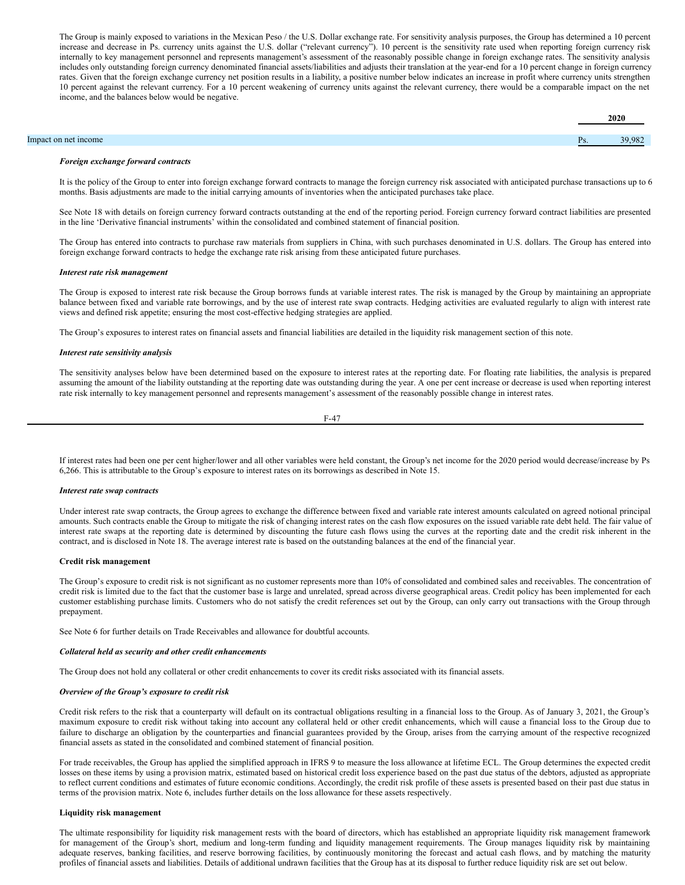The Group is mainly exposed to variations in the Mexican Peso / the U.S. Dollar exchange rate. For sensitivity analysis purposes, the Group has determined a 10 percent increase and decrease in Ps. currency units against the U.S. dollar ("relevant currency"). 10 percent is the sensitivity rate used when reporting foreign currency risk internally to key management personnel and represents management's assessment of the reasonably possible change in foreign exchange rates. The sensitivity analysis includes only outstanding foreign currency denominated financial assets/liabilities and adjusts their translation at the year-end for a 10 percent change in foreign currency rates. Given that the foreign exchange currency net position results in a liability, a positive number below indicates an increase in profit where currency units strengthen 10 percent against the relevant currency. For a 10 percent weakening of currency units against the relevant currency, there would be a comparable impact on the net income, and the balances below would be negative.

| | 2020 |
|---|---|
| Impact on net income | Ps. 39,982 |

***Foreign exchange forward contracts***

It is the policy of the Group to enter into foreign exchange forward contracts to manage the foreign currency risk associated with anticipated purchase transactions up to 6 months. Basis adjustments are made to the initial carrying amounts of inventories when the anticipated purchases take place.

See Note 18 with details on foreign currency forward contracts outstanding at the end of the reporting period. Foreign currency forward contract liabilities are presented in the line 'Derivative financial instruments' within the consolidated and combined statement of financial position.

The Group has entered into contracts to purchase raw materials from suppliers in China, with such purchases denominated in U.S. dollars. The Group has entered into foreign exchange forward contracts to hedge the exchange rate risk arising from these anticipated future purchases.

***Interest rate risk management***

The Group is exposed to interest rate risk because the Group borrows funds at variable interest rates. The risk is managed by the Group by maintaining an appropriate balance between fixed and variable rate borrowings, and by the use of interest rate swap contracts. Hedging activities are evaluated regularly to align with interest rate views and defined risk appetite; ensuring the most cost-effective hedging strategies are applied.

The Group's exposures to interest rates on financial assets and financial liabilities are detailed in the liquidity risk management section of this note.

***Interest rate sensitivity analysis***

The sensitivity analyses below have been determined based on the exposure to interest rates at the reporting date. For floating rate liabilities, the analysis is prepared assuming the amount of the liability outstanding at the reporting date was outstanding during the year. A one per cent increase or decrease is used when reporting interest rate risk internally to key management personnel and represents management's assessment of the reasonably possible change in interest rates.

If interest rates had been one per cent higher/lower and all other variables were held constant, the Group's net income for the 2020 period would decrease/increase by Ps 6,266. This is attributable to the Group's exposure to interest rates on its borrowings as described in Note 15.

***Interest rate swap contracts***

Under interest rate swap contracts, the Group agrees to exchange the difference between fixed and variable rate interest amounts calculated on agreed notional principal amounts. Such contracts enable the Group to mitigate the risk of changing interest rates on the cash flow exposures on the issued variable rate debt held. The fair value of interest rate swaps at the reporting date is determined by discounting the future cash flows using the curves at the reporting date and the credit risk inherent in the contract, and is disclosed in Note 18. The average interest rate is based on the outstanding balances at the end of the financial year.

**Credit risk management**

The Group's exposure to credit risk is not significant as no customer represents more than 10% of consolidated and combined sales and receivables. The concentration of credit risk is limited due to the fact that the customer base is large and unrelated, spread across diverse geographical areas. Credit policy has been implemented for each customer establishing purchase limits. Customers who do not satisfy the credit references set out by the Group, can only carry out transactions with the Group through prepayment.

See Note 6 for further details on Trade Receivables and allowance for doubtful accounts.

***Collateral held as security and other credit enhancements***

The Group does not hold any collateral or other credit enhancements to cover its credit risks associated with its financial assets.

***Overview of the Group's exposure to credit risk***

Credit risk refers to the risk that a counterparty will default on its contractual obligations resulting in a financial loss to the Group. As of January 3, 2021, the Group's maximum exposure to credit risk without taking into account any collateral held or other credit enhancements, which will cause a financial loss to the Group due to failure to discharge an obligation by the counterparties and financial guarantees provided by the Group, arises from the carrying amount of the respective recognized financial assets as stated in the consolidated and combined statement of financial position.

For trade receivables, the Group has applied the simplified approach in IFRS 9 to measure the loss allowance at lifetime ECL. The Group determines the expected credit losses on these items by using a provision matrix, estimated based on historical credit loss experience based on the past due status of the debtors, adjusted as appropriate to reflect current conditions and estimates of future economic conditions. Accordingly, the credit risk profile of these assets is presented based on their past due status in terms of the provision matrix. Note 6, includes further details on the loss allowance for these assets respectively.

**Liquidity risk management**

The ultimate responsibility for liquidity risk management rests with the board of directors, which has established an appropriate liquidity risk management framework for management of the Group's short, medium and long-term funding and liquidity management requirements. The Group manages liquidity risk by maintaining adequate reserves, banking facilities, and reserve borrowing facilities, by continuously monitoring the forecast and actual cash flows, and by matching the maturity profiles of financial assets and liabilities. Details of additional undrawn facilities that the Group has at its disposal to further reduce liquidity risk are set out below.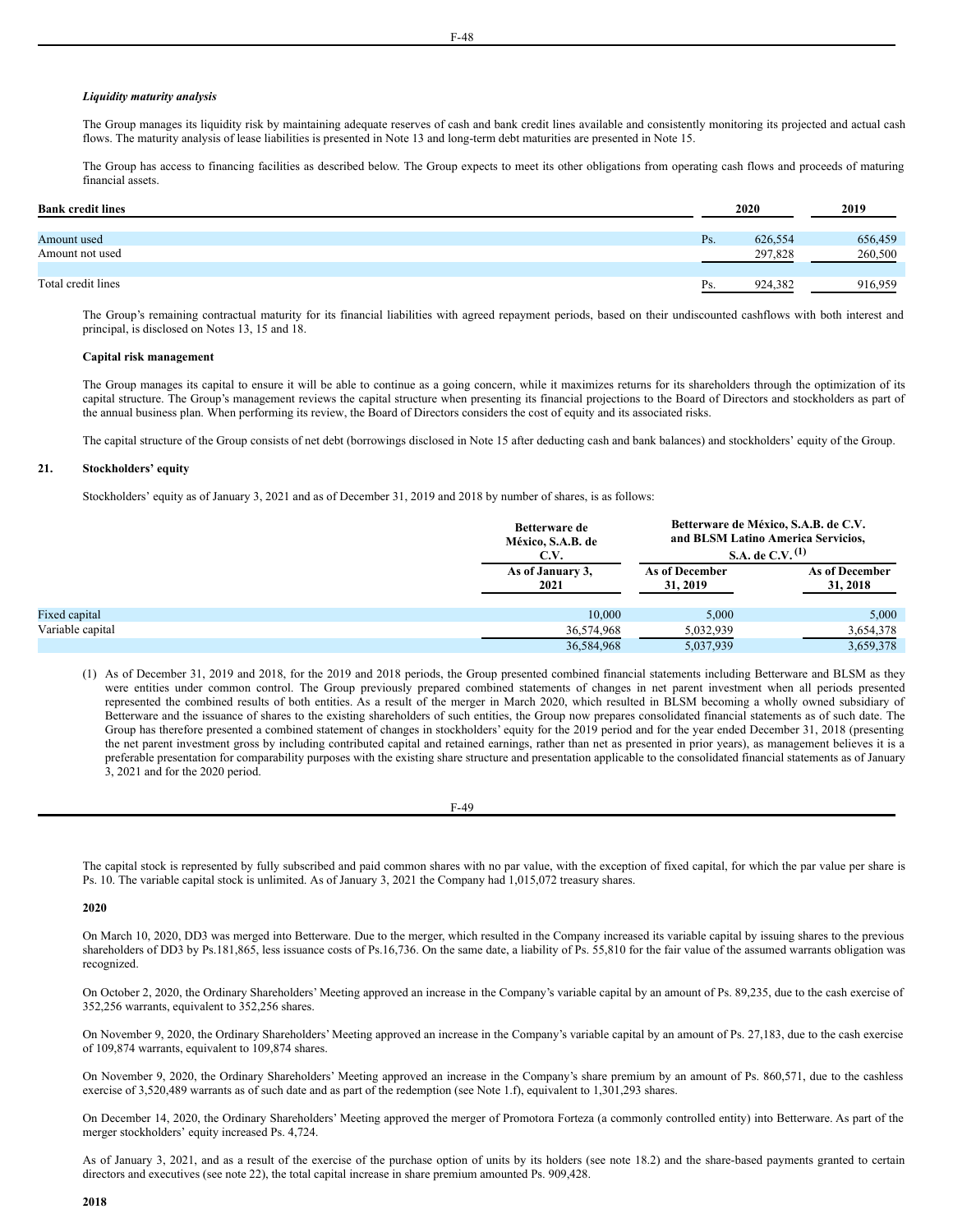***Liquidity maturity analysis***

The Group manages its liquidity risk by maintaining adequate reserves of cash and bank credit lines available and consistently monitoring its projected and actual cash flows. The maturity analysis of lease liabilities is presented in Note 13 and long-term debt maturities are presented in Note 15.

The Group has access to financing facilities as described below. The Group expects to meet its other obligations from operating cash flows and proceeds of maturing financial assets.

| Bank credit lines | 2020 | 2019 |
|---|---|---|
| Amount used | Ps. 626,554 | 656,459 |
| Amount not used | 297,828 | 260,500 |
| Total credit lines | Ps. 924,382 | 916,959 |

The Group's remaining contractual maturity for its financial liabilities with agreed repayment periods, based on their undiscounted cashflows with both interest and principal, is disclosed on Notes 13, 15 and 18.

**Capital risk management**

The Group manages its capital to ensure it will be able to continue as a going concern, while it maximizes returns for its shareholders through the optimization of its capital structure. The Group's management reviews the capital structure when presenting its financial projections to the Board of Directors and stockholders as part of the annual business plan. When performing its review, the Board of Directors considers the cost of equity and its associated risks.

The capital structure of the Group consists of net debt (borrowings disclosed in Note 15 after deducting cash and bank balances) and stockholders' equity of the Group.

## 21. Stockholders' equity

Stockholders' equity as of January 3, 2021 and as of December 31, 2019 and 2018 by number of shares, is as follows:

| | Betterware de México, S.A.B. de C.V. | Betterware de México, S.A.B. de C.V. and BLSM Latino America Servicios, S.A. de C.V. (1) | |
|---|---|---|---|
| | As of January 3, 2021 | As of December 31, 2019 | As of December 31, 2018 |
| Fixed capital | 10,000 | 5,000 | 5,000 |
| Variable capital | 36,574,968 | 5,032,939 | 3,654,378 |
| | 36,584,968 | 5,037,939 | 3,659,378 |

(1) As of December 31, 2019 and 2018, for the 2019 and 2018 periods, the Group presented combined financial statements including Betterware and BLSM as they were entities under common control. The Group previously prepared combined statements of changes in net parent investment when all periods presented represented the combined results of both entities. As a result of the merger in March 2020, which resulted in BLSM becoming a wholly owned subsidiary of Betterware and the issuance of shares to the existing shareholders of such entities, the Group now prepares consolidated financial statements as of such date. The Group has therefore presented a combined statement of changes in stockholders' equity for the 2019 period and for the year ended December 31, 2018 (presenting the net parent investment gross by including contributed capital and retained earnings, rather than net as presented in prior years), as management believes it is a preferable presentation for comparability purposes with the existing share structure and presentation applicable to the consolidated financial statements as of January 3, 2021 and for the 2020 period.

The capital stock is represented by fully subscribed and paid common shares with no par value, with the exception of fixed capital, for which the par value per share is Ps. 10. The variable capital stock is unlimited. As of January 3, 2021 the Company had 1,015,072 treasury shares.

**2020**

On March 10, 2020, DD3 was merged into Betterware. Due to the merger, which resulted in the Company increased its variable capital by issuing shares to the previous shareholders of DD3 by Ps.181,865, less issuance costs of Ps.16,736. On the same date, a liability of Ps. 55,810 for the fair value of the assumed warrants obligation was recognized.

On October 2, 2020, the Ordinary Shareholders' Meeting approved an increase in the Company's variable capital by an amount of Ps. 89,235, due to the cash exercise of 352,256 warrants, equivalent to 352,256 shares.

On November 9, 2020, the Ordinary Shareholders' Meeting approved an increase in the Company's variable capital by an amount of Ps. 27,183, due to the cash exercise of 109,874 warrants, equivalent to 109,874 shares.

On November 9, 2020, the Ordinary Shareholders' Meeting approved an increase in the Company's share premium by an amount of Ps. 860,571, due to the cashless exercise of 3,520,489 warrants as of such date and as part of the redemption (see Note 1.f), equivalent to 1,301,293 shares.

On December 14, 2020, the Ordinary Shareholders' Meeting approved the merger of Promotora Forteza (a commonly controlled entity) into Betterware. As part of the merger stockholders' equity increased Ps. 4,724.

As of January 3, 2021, and as a result of the exercise of the purchase option of units by its holders (see note 18.2) and the share-based payments granted to certain directors and executives (see note 22), the total capital increase in share premium amounted Ps. 909,428.

**2018**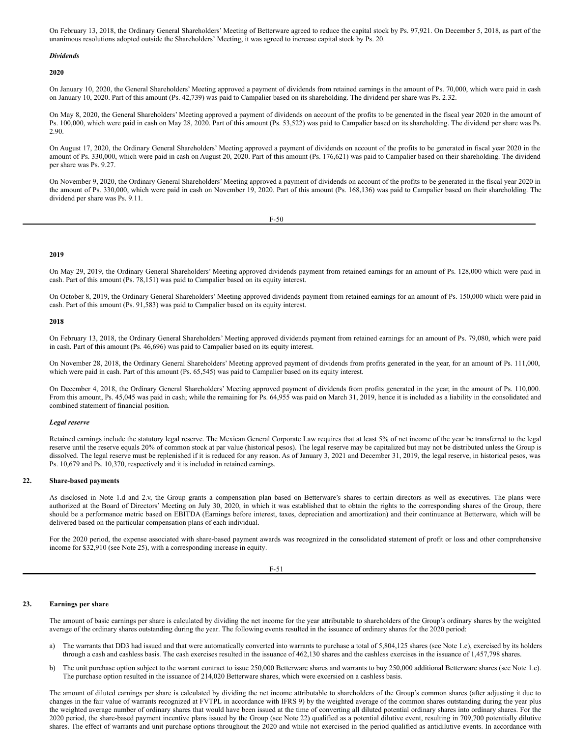On February 13, 2018, the Ordinary General Shareholders' Meeting of Betterware agreed to reduce the capital stock by Ps. 97,921. On December 5, 2018, as part of the unanimous resolutions adopted outside the Shareholders' Meeting, it was agreed to increase capital stock by Ps. 20.

***Dividends***

**2020**

On January 10, 2020, the General Shareholders' Meeting approved a payment of dividends from retained earnings in the amount of Ps. 70,000, which were paid in cash on January 10, 2020. Part of this amount (Ps. 42,739) was paid to Campalier based on its shareholding. The dividend per share was Ps. 2.32.

On May 8, 2020, the General Shareholders' Meeting approved a payment of dividends on account of the profits to be generated in the fiscal year 2020 in the amount of Ps. 100,000, which were paid in cash on May 28, 2020. Part of this amount (Ps. 53,522) was paid to Campalier based on its shareholding. The dividend per share was Ps. 2.90.

On August 17, 2020, the Ordinary General Shareholders' Meeting approved a payment of dividends on account of the profits to be generated in fiscal year 2020 in the amount of Ps. 330,000, which were paid in cash on August 20, 2020. Part of this amount (Ps. 176,621) was paid to Campalier based on their shareholding. The dividend per share was Ps. 9.27.

On November 9, 2020, the Ordinary General Shareholders' Meeting approved a payment of dividends on account of the profits to be generated in the fiscal year 2020 in the amount of Ps. 330,000, which were paid in cash on November 19, 2020. Part of this amount (Ps. 168,136) was paid to Campalier based on their shareholding. The dividend per share was Ps. 9.11.

**2019**

On May 29, 2019, the Ordinary General Shareholders' Meeting approved dividends payment from retained earnings for an amount of Ps. 128,000 which were paid in cash. Part of this amount (Ps. 78,151) was paid to Campalier based on its equity interest.

On October 8, 2019, the Ordinary General Shareholders' Meeting approved dividends payment from retained earnings for an amount of Ps. 150,000 which were paid in cash. Part of this amount (Ps. 91,583) was paid to Campalier based on its equity interest.

**2018**

On February 13, 2018, the Ordinary General Shareholders' Meeting approved dividends payment from retained earnings for an amount of Ps. 79,080, which were paid in cash. Part of this amount (Ps. 46,696) was paid to Campalier based on its equity interest.

On November 28, 2018, the Ordinary General Shareholders' Meeting approved payment of dividends from profits generated in the year, for an amount of Ps. 111,000, which were paid in cash. Part of this amount (Ps. 65,545) was paid to Campalier based on its equity interest.

On December 4, 2018, the Ordinary General Shareholders' Meeting approved payment of dividends from profits generated in the year, in the amount of Ps. 110,000. From this amount, Ps. 45,045 was paid in cash; while the remaining for Ps. 64,955 was paid on March 31, 2019, hence it is included as a liability in the consolidated and combined statement of financial position.

***Legal reserve***

Retained earnings include the statutory legal reserve. The Mexican General Corporate Law requires that at least 5% of net income of the year be transferred to the legal reserve until the reserve equals 20% of common stock at par value (historical pesos). The legal reserve may be capitalized but may not be distributed unless the Group is dissolved. The legal reserve must be replenished if it is reduced for any reason. As of January 3, 2021 and December 31, 2019, the legal reserve, in historical pesos, was Ps. 10,679 and Ps. 10,370, respectively and it is included in retained earnings.

## 22. Share-based payments

As disclosed in Note 1.d and 2.v, the Group grants a compensation plan based on Betterware's shares to certain directors as well as executives. The plans were authorized at the Board of Directors' Meeting on July 30, 2020, in which it was established that to obtain the rights to the corresponding shares of the Group, there should be a performance metric based on EBITDA (Earnings before interest, taxes, depreciation and amortization) and their continuance at Betterware, which will be delivered based on the particular compensation plans of each individual.

For the 2020 period, the expense associated with share-based payment awards was recognized in the consolidated statement of profit or loss and other comprehensive income for $32,910 (see Note 25), with a corresponding increase in equity.

## 23. Earnings per share

The amount of basic earnings per share is calculated by dividing the net income for the year attributable to shareholders of the Group's ordinary shares by the weighted average of the ordinary shares outstanding during the year. The following events resulted in the issuance of ordinary shares for the 2020 period:

a) The warrants that DD3 had issued and that were automatically converted into warrants to purchase a total of 5,804,125 shares (see Note 1.c), exercised by its holders through a cash and cashless basis. The cash exercises resulted in the issuance of 462,130 shares and the cashless exercises in the issuance of 1,457,798 shares.

b) The unit purchase option subject to the warrant contract to issue 250,000 Betterware shares and warrants to buy 250,000 additional Betterware shares (see Note 1.c). The purchase option resulted in the issuance of 214,020 Betterware shares, which were excersied on a cashless basis.

The amount of diluted earnings per share is calculated by dividing the net income attributable to shareholders of the Group's common shares (after adjusting it due to changes in the fair value of warrants recognized at FVTPL in accordance with IFRS 9) by the weighted average of the common shares outstanding during the year plus the weighted average number of ordinary shares that would have been issued at the time of converting all diluted potential ordinary shares into ordinary shares. For the 2020 period, the share-based payment incentive plans issued by the Group (see Note 22) qualified as a potential dilutive event, resulting in 709,700 potentially dilutive shares. The effect of warrants and unit purchase options throughout the 2020 and while not exercised in the period qualified as antidilutive events. In accordance with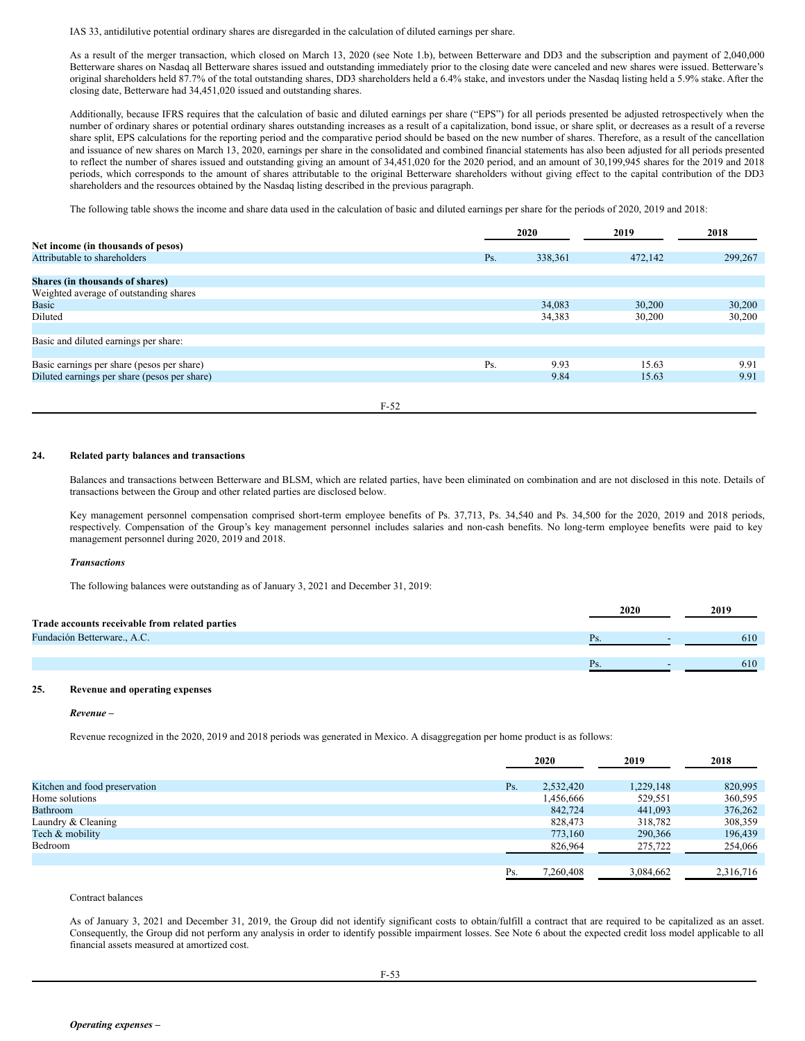IAS 33, antidilutive potential ordinary shares are disregarded in the calculation of diluted earnings per share.

As a result of the merger transaction, which closed on March 13, 2020 (see Note 1.b), between Betterware and DD3 and the subscription and payment of 2,040,000 Betterware shares on Nasdaq all Betterware shares issued and outstanding immediately prior to the closing date were canceled and new shares were issued. Betterware's original shareholders held 87.7% of the total outstanding shares, DD3 shareholders held a 6.4% stake, and investors under the Nasdaq listing held a 5.9% stake. After the closing date, Betterware had 34,451,020 issued and outstanding shares.

Additionally, because IFRS requires that the calculation of basic and diluted earnings per share ("EPS") for all periods presented be adjusted retrospectively when the number of ordinary shares or potential ordinary shares outstanding increases as a result of a capitalization, bond issue, or share split, or decreases as a result of a reverse share split, EPS calculations for the reporting period and the comparative period should be based on the new number of shares. Therefore, as a result of the cancellation and issuance of new shares on March 13, 2020, earnings per share in the consolidated and combined financial statements has also been adjusted for all periods presented to reflect the number of shares issued and outstanding giving an amount of 34,451,020 for the 2020 period, and an amount of 30,199,945 shares for the 2019 and 2018 periods, which corresponds to the amount of shares attributable to the original Betterware shareholders without giving effect to the capital contribution of the DD3 shareholders and the resources obtained by the Nasdaq listing described in the previous paragraph.

The following table shows the income and share data used in the calculation of basic and diluted earnings per share for the periods of 2020, 2019 and 2018:

| | | 2020 | 2019 | 2018 |
|---|---|---|---|---|
| **Net income (in thousands of pesos)** | | | | |
| Attributable to shareholders | Ps. | 338,361 | 472,142 | 299,267 |
| | | | | |
| **Shares (in thousands of shares)** | | | | |
| Weighted average of outstanding shares | | | | |
| Basic | | 34,083 | 30,200 | 30,200 |
| Diluted | | 34,383 | 30,200 | 30,200 |
| | | | | |
| Basic and diluted earnings per share: | | | | |
| | | | | |
| Basic earnings per share (pesos per share) | Ps. | 9.93 | 15.63 | 9.91 |
| Diluted earnings per share (pesos per share) | | 9.84 | 15.63 | 9.91 |

## 24. Related party balances and transactions

Balances and transactions between Betterware and BLSM, which are related parties, have been eliminated on combination and are not disclosed in this note. Details of transactions between the Group and other related parties are disclosed below.

Key management personnel compensation comprised short-term employee benefits of Ps. 37,713, Ps. 34,540 and Ps. 34,500 for the 2020, 2019 and 2018 periods, respectively. Compensation of the Group's key management personnel includes salaries and non-cash benefits. No long-term employee benefits were paid to key management personnel during 2020, 2019 and 2018.

***Transactions***

The following balances were outstanding as of January 3, 2021 and December 31, 2019:

| | | 2020 | 2019 |
|---|---|---|---|
| **Trade accounts receivable from related parties** | | | |
| Fundación Betterware., A.C. | Ps. | - | 610 |
| | | | |
| | Ps. | - | 610 |

## 25. Revenue and operating expenses

***Revenue –***

Revenue recognized in the 2020, 2019 and 2018 periods was generated in Mexico. A disaggregation per home product is as follows:

| | | 2020 | 2019 | 2018 |
|---|---|---|---|---|
| Kitchen and food preservation | Ps. | 2,532,420 | 1,229,148 | 820,995 |
| Home solutions | | 1,456,666 | 529,551 | 360,595 |
| Bathroom | | 842,724 | 441,093 | 376,262 |
| Laundry & Cleaning | | 828,473 | 318,782 | 308,359 |
| Tech & mobility | | 773,160 | 290,366 | 196,439 |
| Bedroom | | 826,964 | 275,722 | 254,066 |
| | | | | |
| | Ps. | 7,260,408 | 3,084,662 | 2,316,716 |

Contract balances

As of January 3, 2021 and December 31, 2019, the Group did not identify significant costs to obtain/fulfill a contract that are required to be capitalized as an asset. Consequently, the Group did not perform any analysis in order to identify possible impairment losses. See Note 6 about the expected credit loss model applicable to all financial assets measured at amortized cost.

***Operating expenses –***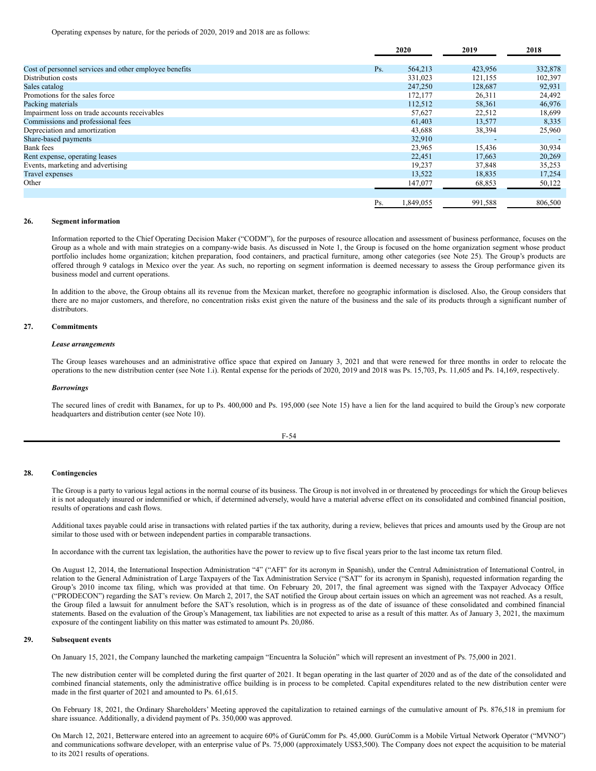Operating expenses by nature, for the periods of 2020, 2019 and 2018 are as follows:

| | | 2020 | 2019 | 2018 |
|---|---|---|---|---|
| Cost of personnel services and other employee benefits | Ps. | 564,213 | 423,956 | 332,878 |
| Distribution costs | | 331,023 | 121,155 | 102,397 |
| Sales catalog | | 247,250 | 128,687 | 92,931 |
| Promotions for the sales force | | 172,177 | 26,311 | 24,492 |
| Packing materials | | 112,512 | 58,361 | 46,976 |
| Impairment loss on trade accounts receivables | | 57,627 | 22,512 | 18,699 |
| Commissions and professional fees | | 61,403 | 13,577 | 8,335 |
| Depreciation and amortization | | 43,688 | 38,394 | 25,960 |
| Share-based payments | | 32,910 | - | - |
| Bank fees | | 23,965 | 15,436 | 30,934 |
| Rent expense, operating leases | | 22,451 | 17,663 | 20,269 |
| Events, marketing and advertising | | 19,237 | 37,848 | 35,253 |
| Travel expenses | | 13,522 | 18,835 | 17,254 |
| Other | | 147,077 | 68,853 | 50,122 |
| | Ps. | 1,849,055 | 991,588 | 806,500 |

## 26. Segment information

Information reported to the Chief Operating Decision Maker ("CODM"), for the purposes of resource allocation and assessment of business performance, focuses on the Group as a whole and with main strategies on a company-wide basis. As discussed in Note 1, the Group is focused on the home organization segment whose product portfolio includes home organization; kitchen preparation, food containers, and practical furniture, among other categories (see Note 25). The Group's products are offered through 9 catalogs in Mexico over the year. As such, no reporting on segment information is deemed necessary to assess the Group performance given its business model and current operations.

In addition to the above, the Group obtains all its revenue from the Mexican market, therefore no geographic information is disclosed. Also, the Group considers that there are no major customers, and therefore, no concentration risks exist given the nature of the business and the sale of its products through a significant number of distributors.

## 27. Commitments

### *Lease arrangements*

The Group leases warehouses and an administrative office space that expired on January 3, 2021 and that were renewed for three months in order to relocate the operations to the new distribution center (see Note 1.i). Rental expense for the periods of 2020, 2019 and 2018 was Ps. 15,703, Ps. 11,605 and Ps. 14,169, respectively.

### *Borrowings*

The secured lines of credit with Banamex, for up to Ps. 400,000 and Ps. 195,000 (see Note 15) have a lien for the land acquired to build the Group's new corporate headquarters and distribution center (see Note 10).

## 28. Contingencies

The Group is a party to various legal actions in the normal course of its business. The Group is not involved in or threatened by proceedings for which the Group believes it is not adequately insured or indemnified or which, if determined adversely, would have a material adverse effect on its consolidated and combined financial position, results of operations and cash flows.

Additional taxes payable could arise in transactions with related parties if the tax authority, during a review, believes that prices and amounts used by the Group are not similar to those used with or between independent parties in comparable transactions.

In accordance with the current tax legislation, the authorities have the power to review up to five fiscal years prior to the last income tax return filed.

On August 12, 2014, the International Inspection Administration "4" ("AFI" for its acronym in Spanish), under the Central Administration of International Control, in relation to the General Administration of Large Taxpayers of the Tax Administration Service ("SAT" for its acronym in Spanish), requested information regarding the Group's 2010 income tax filing, which was provided at that time. On February 20, 2017, the final agreement was signed with the Taxpayer Advocacy Office ("PRODECON") regarding the SAT's review. On March 2, 2017, the SAT notified the Group about certain issues on which an agreement was not reached. As a result, the Group filed a lawsuit for annulment before the SAT's resolution, which is in progress as of the date of issuance of these consolidated and combined financial statements. Based on the evaluation of the Group's Management, tax liabilities are not expected to arise as a result of this matter. As of January 3, 2021, the maximum exposure of the contingent liability on this matter was estimated to amount Ps. 20,086.

## 29. Subsequent events

On January 15, 2021, the Company launched the marketing campaign "Encuentra la Solución" which will represent an investment of Ps. 75,000 in 2021.

The new distribution center will be completed during the first quarter of 2021. It began operating in the last quarter of 2020 and as of the date of the consolidated and combined financial statements, only the administrative office building is in process to be completed. Capital expenditures related to the new distribution center were made in the first quarter of 2021 and amounted to Ps. 61,615.

On February 18, 2021, the Ordinary Shareholders' Meeting approved the capitalization to retained earnings of the cumulative amount of Ps. 876,518 in premium for share issuance. Additionally, a dividend payment of Ps. 350,000 was approved.

On March 12, 2021, Betterware entered into an agreement to acquire 60% of GurúComm for Ps. 45,000. GurúComm is a Mobile Virtual Network Operator ("MVNO") and communications software developer, with an enterprise value of Ps. 75,000 (approximately US$3,500). The Company does not expect the acquisition to be material to its 2021 results of operations.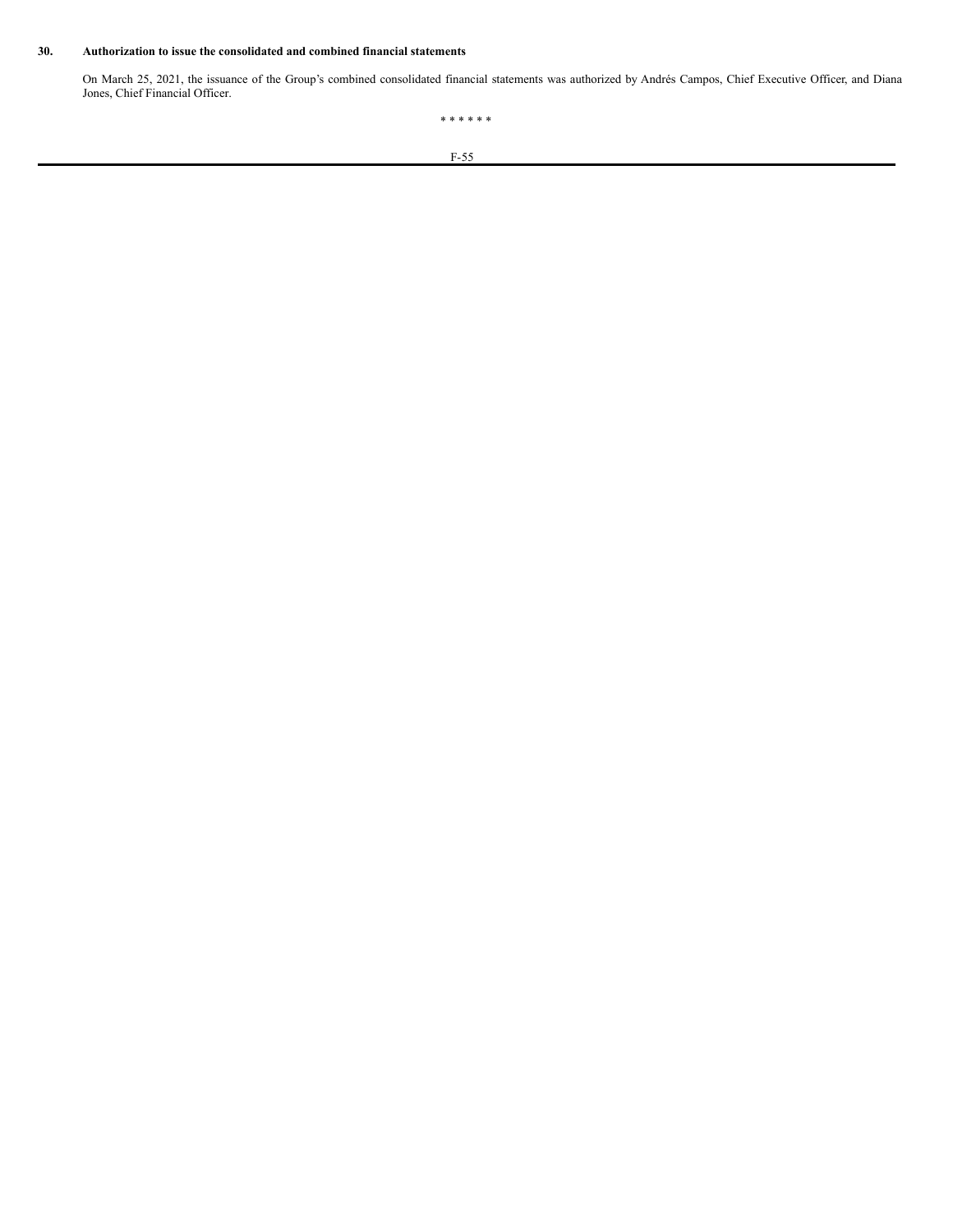## 30. Authorization to issue the consolidated and combined financial statements

On March 25, 2021, the issuance of the Group's combined consolidated financial statements was authorized by Andrés Campos, Chief Executive Officer, and Diana Jones, Chief Financial Officer.

\* \* \* \* \* \*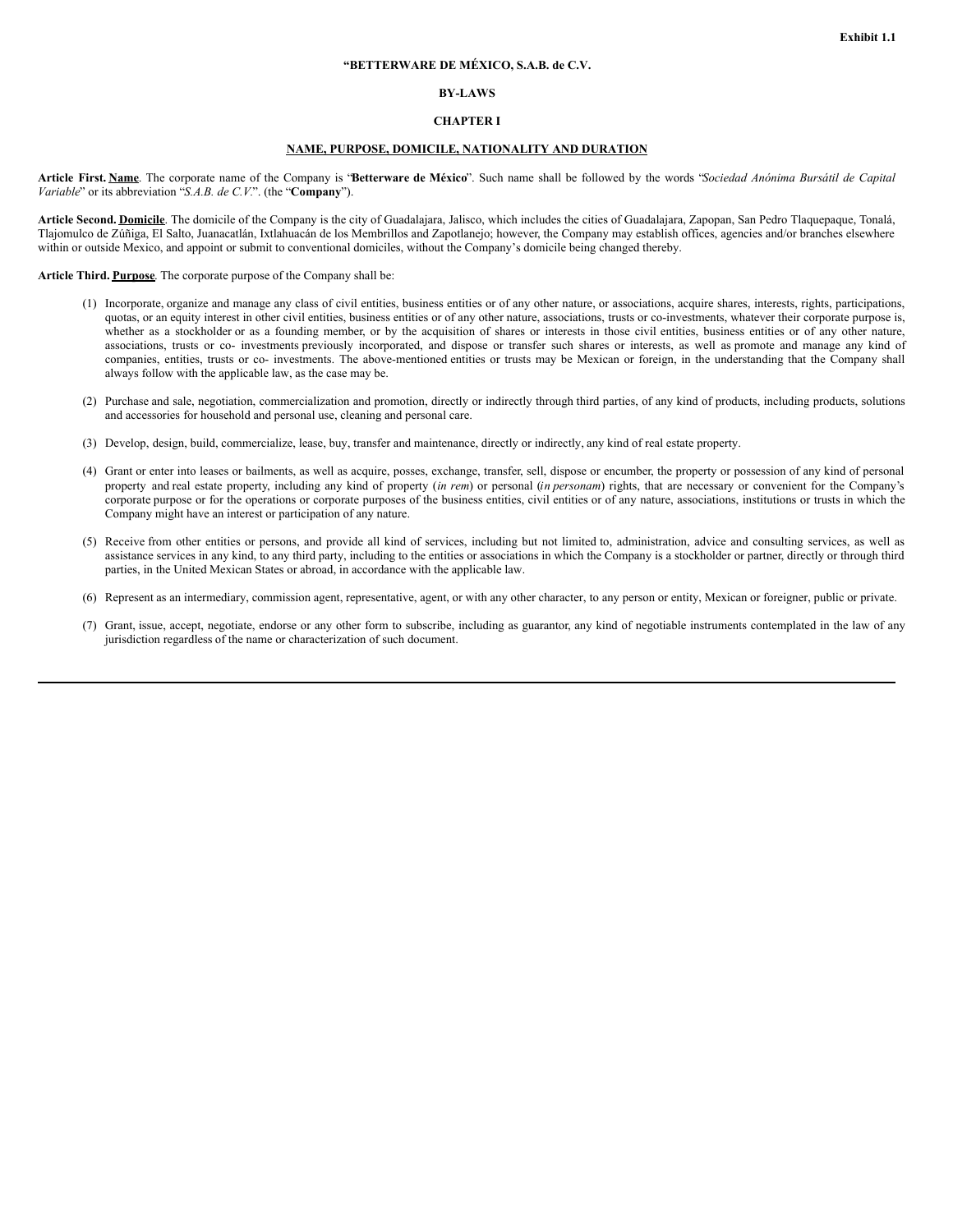Exhibit 1.1

**“BETTERWARE DE MÉXICO, S.A.B. de C.V.**

**BY-LAWS**

**CHAPTER I**

**NAME, PURPOSE, DOMICILE, NATIONALITY AND DURATION**

**Article First. Name**. The corporate name of the Company is “**Betterware de México**”. Such name shall be followed by the words “*Sociedad Anónima Bursátil de Capital Variable*” or its abbreviation “*S.A.B. de C.V.*”. (the “**Company**”).

**Article Second. Domicile**. The domicile of the Company is the city of Guadalajara, Jalisco, which includes the cities of Guadalajara, Zapopan, San Pedro Tlaquepaque, Tonalá, Tlajomulco de Zúñiga, El Salto, Juanacatlán, Ixtlahuacán de los Membrillos and Zapotlanejo; however, the Company may establish offices, agencies and/or branches elsewhere within or outside Mexico, and appoint or submit to conventional domiciles, without the Company’s domicile being changed thereby.

**Article Third. Purpose**. The corporate purpose of the Company shall be:

(1) Incorporate, organize and manage any class of civil entities, business entities or of any other nature, or associations, acquire shares, interests, rights, participations, quotas, or an equity interest in other civil entities, business entities or of any other nature, associations, trusts or co-investments, whatever their corporate purpose is, whether as a stockholder or as a founding member, or by the acquisition of shares or interests in those civil entities, business entities or of any other nature, associations, trusts or co- investments previously incorporated, and dispose or transfer such shares or interests, as well as promote and manage any kind of companies, entities, trusts or co- investments. The above-mentioned entities or trusts may be Mexican or foreign, in the understanding that the Company shall always follow with the applicable law, as the case may be.

(2) Purchase and sale, negotiation, commercialization and promotion, directly or indirectly through third parties, of any kind of products, including products, solutions and accessories for household and personal use, cleaning and personal care.

(3) Develop, design, build, commercialize, lease, buy, transfer and maintenance, directly or indirectly, any kind of real estate property.

(4) Grant or enter into leases or bailments, as well as acquire, posses, exchange, transfer, sell, dispose or encumber, the property or possession of any kind of personal property and real estate property, including any kind of property (*in rem*) or personal (*in personam*) rights, that are necessary or convenient for the Company’s corporate purpose or for the operations or corporate purposes of the business entities, civil entities or of any nature, associations, institutions or trusts in which the Company might have an interest or participation of any nature.

(5) Receive from other entities or persons, and provide all kind of services, including but not limited to, administration, advice and consulting services, as well as assistance services in any kind, to any third party, including to the entities or associations in which the Company is a stockholder or partner, directly or through third parties, in the United Mexican States or abroad, in accordance with the applicable law.

(6) Represent as an intermediary, commission agent, representative, agent, or with any other character, to any person or entity, Mexican or foreigner, public or private.

(7) Grant, issue, accept, negotiate, endorse or any other form to subscribe, including as guarantor, any kind of negotiable instruments contemplated in the law of any jurisdiction regardless of the name or characterization of such document.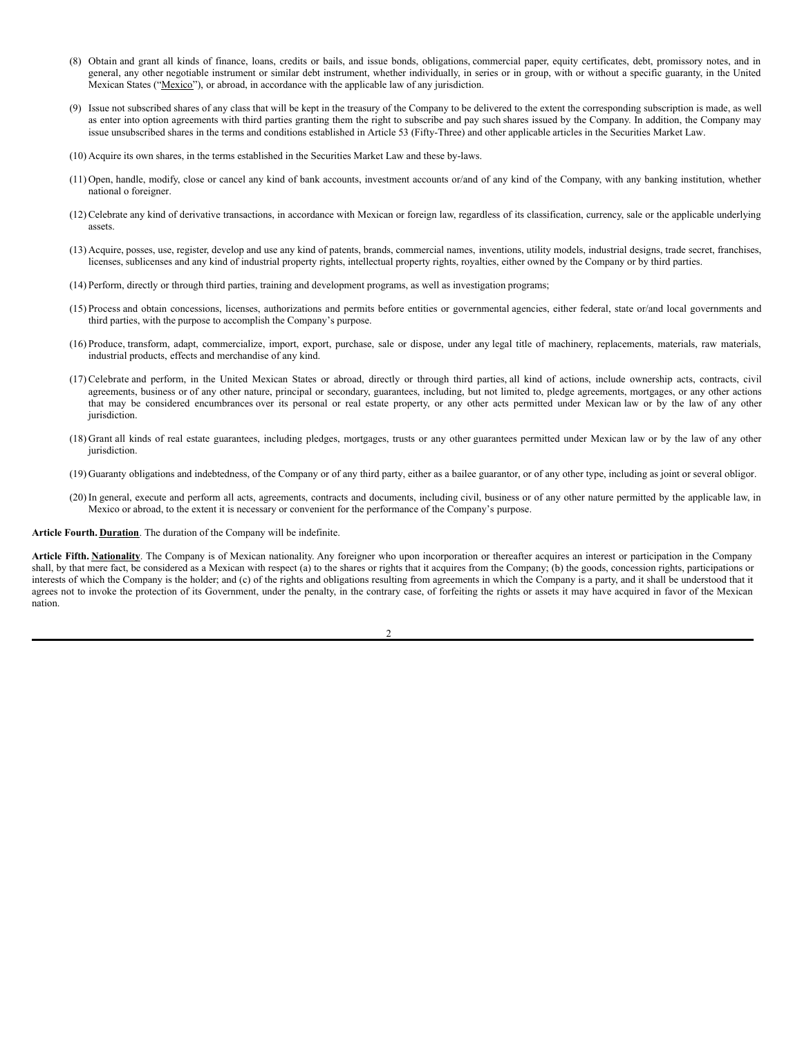(8) Obtain and grant all kinds of finance, loans, credits or bails, and issue bonds, obligations, commercial paper, equity certificates, debt, promissory notes, and in general, any other negotiable instrument or similar debt instrument, whether individually, in series or in group, with or without a specific guaranty, in the United Mexican States ("Mexico"), or abroad, in accordance with the applicable law of any jurisdiction.

(9) Issue not subscribed shares of any class that will be kept in the treasury of the Company to be delivered to the extent the corresponding subscription is made, as well as enter into option agreements with third parties granting them the right to subscribe and pay such shares issued by the Company. In addition, the Company may issue unsubscribed shares in the terms and conditions established in Article 53 (Fifty-Three) and other applicable articles in the Securities Market Law.

(10) Acquire its own shares, in the terms established in the Securities Market Law and these by-laws.

(11) Open, handle, modify, close or cancel any kind of bank accounts, investment accounts or/and of any kind of the Company, with any banking institution, whether national o foreigner.

(12) Celebrate any kind of derivative transactions, in accordance with Mexican or foreign law, regardless of its classification, currency, sale or the applicable underlying assets.

(13) Acquire, posses, use, register, develop and use any kind of patents, brands, commercial names, inventions, utility models, industrial designs, trade secret, franchises, licenses, sublicenses and any kind of industrial property rights, intellectual property rights, royalties, either owned by the Company or by third parties.

(14) Perform, directly or through third parties, training and development programs, as well as investigation programs;

(15) Process and obtain concessions, licenses, authorizations and permits before entities or governmental agencies, either federal, state or/and local governments and third parties, with the purpose to accomplish the Company's purpose.

(16) Produce, transform, adapt, commercialize, import, export, purchase, sale or dispose, under any legal title of machinery, replacements, materials, raw materials, industrial products, effects and merchandise of any kind.

(17) Celebrate and perform, in the United Mexican States or abroad, directly or through third parties, all kind of actions, include ownership acts, contracts, civil agreements, business or of any other nature, principal or secondary, guarantees, including, but not limited to, pledge agreements, mortgages, or any other actions that may be considered encumbrances over its personal or real estate property, or any other acts permitted under Mexican law or by the law of any other jurisdiction.

(18) Grant all kinds of real estate guarantees, including pledges, mortgages, trusts or any other guarantees permitted under Mexican law or by the law of any other jurisdiction.

(19) Guaranty obligations and indebtedness, of the Company or of any third party, either as a bailee guarantor, or of any other type, including as joint or several obligor.

(20) In general, execute and perform all acts, agreements, contracts and documents, including civil, business or of any other nature permitted by the applicable law, in Mexico or abroad, to the extent it is necessary or convenient for the performance of the Company's purpose.

**Article Fourth. Duration**. The duration of the Company will be indefinite.

**Article Fifth. Nationality**. The Company is of Mexican nationality. Any foreigner who upon incorporation or thereafter acquires an interest or participation in the Company shall, by that mere fact, be considered as a Mexican with respect (a) to the shares or rights that it acquires from the Company; (b) the goods, concession rights, participations or interests of which the Company is the holder; and (c) of the rights and obligations resulting from agreements in which the Company is a party, and it shall be understood that it agrees not to invoke the protection of its Government, under the penalty, in the contrary case, of forfeiting the rights or assets it may have acquired in favor of the Mexican nation.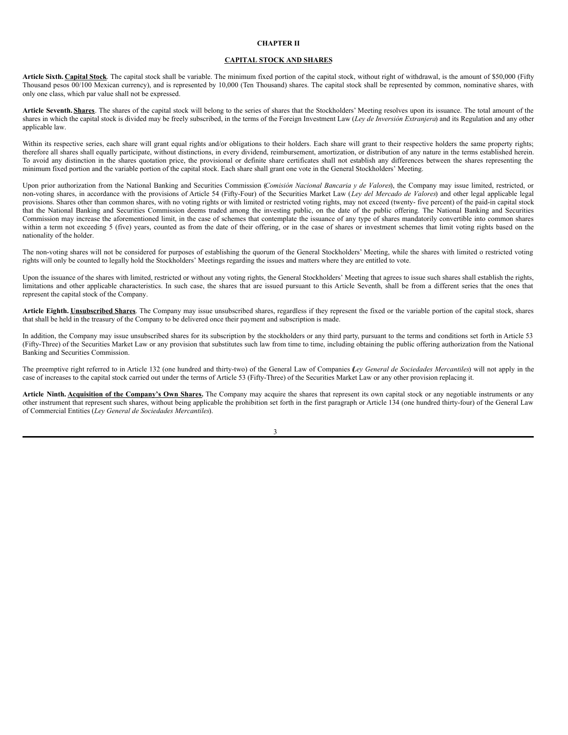## CHAPTER II

## CAPITAL STOCK AND SHARES

**Article Sixth. Capital Stock**. The capital stock shall be variable. The minimum fixed portion of the capital stock, without right of withdrawal, is the amount of $50,000 (Fifty Thousand pesos 00/100 Mexican currency), and is represented by 10,000 (Ten Thousand) shares. The capital stock shall be represented by common, nominative shares, with only one class, which par value shall not be expressed.

**Article Seventh. Shares**. The shares of the capital stock will belong to the series of shares that the Stockholders' Meeting resolves upon its issuance. The total amount of the shares in which the capital stock is divided may be freely subscribed, in the terms of the Foreign Investment Law (*Ley de Inversión Extranjera*) and its Regulation and any other applicable law.

Within its respective series, each share will grant equal rights and/or obligations to their holders. Each share will grant to their respective holders the same property rights; therefore all shares shall equally participate, without distinctions, in every dividend, reimbursement, amortization, or distribution of any nature in the terms established herein. To avoid any distinction in the shares quotation price, the provisional or definite share certificates shall not establish any differences between the shares representing the minimum fixed portion and the variable portion of the capital stock. Each share shall grant one vote in the General Stockholders' Meeting.

Upon prior authorization from the National Banking and Securities Commission (*Comisión Nacional Bancaria y de Valores*), the Company may issue limited, restricted, or non-voting shares, in accordance with the provisions of Article 54 (Fifty-Four) of the Securities Market Law (*Ley del Mercado de Valores*) and other legal applicable legal provisions. Shares other than common shares, with no voting rights or with limited or restricted voting rights, may not exceed (twenty- five percent) of the paid-in capital stock that the National Banking and Securities Commission deems traded among the investing public, on the date of the public offering. The National Banking and Securities Commission may increase the aforementioned limit, in the case of schemes that contemplate the issuance of any type of shares mandatorily convertible into common shares within a term not exceeding 5 (five) years, counted as from the date of their offering, or in the case of shares or investment schemes that limit voting rights based on the nationality of the holder.

The non-voting shares will not be considered for purposes of establishing the quorum of the General Stockholders' Meeting, while the shares with limited o restricted voting rights will only be counted to legally hold the Stockholders' Meetings regarding the issues and matters where they are entitled to vote.

Upon the issuance of the shares with limited, restricted or without any voting rights, the General Stockholders' Meeting that agrees to issue such shares shall establish the rights, limitations and other applicable characteristics. In such case, the shares that are issued pursuant to this Article Seventh, shall be from a different series that the ones that represent the capital stock of the Company.

**Article Eighth. Unsubscribed Shares**. The Company may issue unsubscribed shares, regardless if they represent the fixed or the variable portion of the capital stock, shares that shall be held in the treasury of the Company to be delivered once their payment and subscription is made.

In addition, the Company may issue unsubscribed shares for its subscription by the stockholders or any third party, pursuant to the terms and conditions set forth in Article 53 (Fifty-Three) of the Securities Market Law or any provision that substitutes such law from time to time, including obtaining the public offering authorization from the National Banking and Securities Commission.

The preemptive right referred to in Article 132 (one hundred and thirty-two) of the General Law of Companies (*Ley General de Sociedades Mercantiles*) will not apply in the case of increases to the capital stock carried out under the terms of Article 53 (Fifty-Three) of the Securities Market Law or any other provision replacing it.

**Article Ninth. Acquisition of the Company's Own Shares.** The Company may acquire the shares that represent its own capital stock or any negotiable instruments or any other instrument that represent such shares, without being applicable the prohibition set forth in the first paragraph or Article 134 (one hundred thirty-four) of the General Law of Commercial Entities (*Ley General de Sociedades Mercantiles*).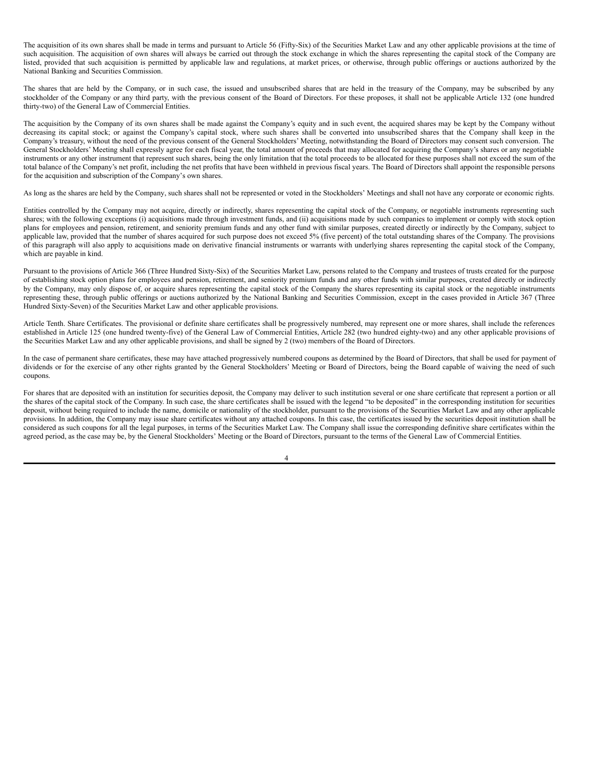The acquisition of its own shares shall be made in terms and pursuant to Article 56 (Fifty-Six) of the Securities Market Law and any other applicable provisions at the time of such acquisition. The acquisition of own shares will always be carried out through the stock exchange in which the shares representing the capital stock of the Company are listed, provided that such acquisition is permitted by applicable law and regulations, at market prices, or otherwise, through public offerings or auctions authorized by the National Banking and Securities Commission.

The shares that are held by the Company, or in such case, the issued and unsubscribed shares that are held in the treasury of the Company, may be subscribed by any stockholder of the Company or any third party, with the previous consent of the Board of Directors. For these proposes, it shall not be applicable Article 132 (one hundred thirty-two) of the General Law of Commercial Entities.

The acquisition by the Company of its own shares shall be made against the Company's equity and in such event, the acquired shares may be kept by the Company without decreasing its capital stock; or against the Company's capital stock, where such shares shall be converted into unsubscribed shares that the Company shall keep in the Company's treasury, without the need of the previous consent of the General Stockholders' Meeting, notwithstanding the Board of Directors may consent such conversion. The General Stockholders' Meeting shall expressly agree for each fiscal year, the total amount of proceeds that may allocated for acquiring the Company's shares or any negotiable instruments or any other instrument that represent such shares, being the only limitation that the total proceeds to be allocated for these purposes shall not exceed the sum of the total balance of the Company's net profit, including the net profits that have been withheld in previous fiscal years. The Board of Directors shall appoint the responsible persons for the acquisition and subscription of the Company's own shares.

As long as the shares are held by the Company, such shares shall not be represented or voted in the Stockholders' Meetings and shall not have any corporate or economic rights.

Entities controlled by the Company may not acquire, directly or indirectly, shares representing the capital stock of the Company, or negotiable instruments representing such shares; with the following exceptions (i) acquisitions made through investment funds, and (ii) acquisitions made by such companies to implement or comply with stock option plans for employees and pension, retirement, and seniority premium funds and any other fund with similar purposes, created directly or indirectly by the Company, subject to applicable law, provided that the number of shares acquired for such purpose does not exceed 5% (five percent) of the total outstanding shares of the Company. The provisions of this paragraph will also apply to acquisitions made on derivative financial instruments or warrants with underlying shares representing the capital stock of the Company, which are payable in kind.

Pursuant to the provisions of Article 366 (Three Hundred Sixty-Six) of the Securities Market Law, persons related to the Company and trustees of trusts created for the purpose of establishing stock option plans for employees and pension, retirement, and seniority premium funds and any other funds with similar purposes, created directly or indirectly by the Company, may only dispose of, or acquire shares representing the capital stock of the Company the shares representing its capital stock or the negotiable instruments representing these, through public offerings or auctions authorized by the National Banking and Securities Commission, except in the cases provided in Article 367 (Three Hundred Sixty-Seven) of the Securities Market Law and other applicable provisions.

Article Tenth. Share Certificates. The provisional or definite share certificates shall be progressively numbered, may represent one or more shares, shall include the references established in Article 125 (one hundred twenty-five) of the General Law of Commercial Entities, Article 282 (two hundred eighty-two) and any other applicable provisions of the Securities Market Law and any other applicable provisions, and shall be signed by 2 (two) members of the Board of Directors.

In the case of permanent share certificates, these may have attached progressively numbered coupons as determined by the Board of Directors, that shall be used for payment of dividends or for the exercise of any other rights granted by the General Stockholders' Meeting or Board of Directors, being the Board capable of waiving the need of such coupons.

For shares that are deposited with an institution for securities deposit, the Company may deliver to such institution several or one share certificate that represent a portion or all the shares of the capital stock of the Company. In such case, the share certificates shall be issued with the legend "to be deposited" in the corresponding institution for securities deposit, without being required to include the name, domicile or nationality of the stockholder, pursuant to the provisions of the Securities Market Law and any other applicable provisions. In addition, the Company may issue share certificates without any attached coupons. In this case, the certificates issued by the securities deposit institution shall be considered as such coupons for all the legal purposes, in terms of the Securities Market Law. The Company shall issue the corresponding definitive share certificates within the agreed period, as the case may be, by the General Stockholders' Meeting or the Board of Directors, pursuant to the terms of the General Law of Commercial Entities.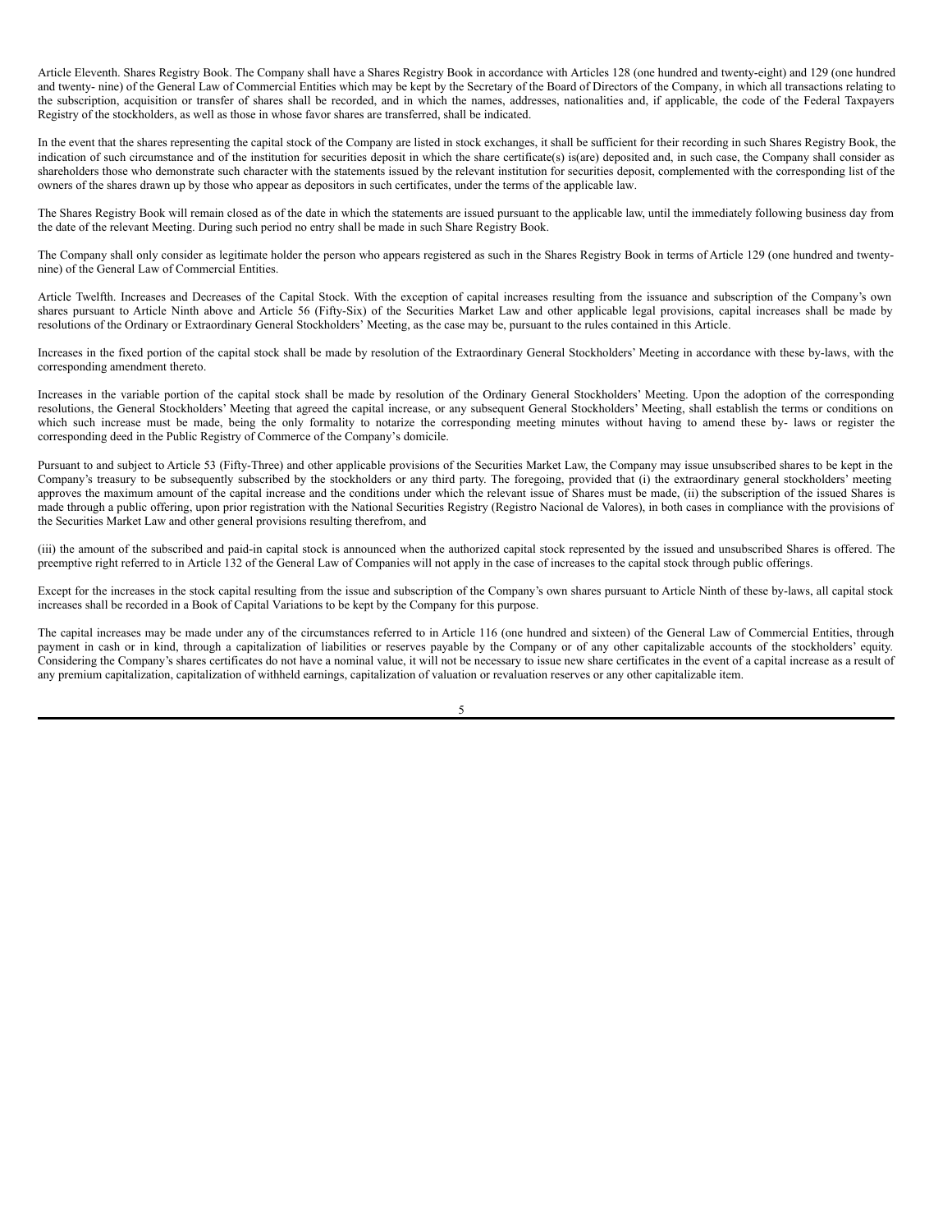Article Eleventh. Shares Registry Book. The Company shall have a Shares Registry Book in accordance with Articles 128 (one hundred and twenty-eight) and 129 (one hundred and twenty- nine) of the General Law of Commercial Entities which may be kept by the Secretary of the Board of Directors of the Company, in which all transactions relating to the subscription, acquisition or transfer of shares shall be recorded, and in which the names, addresses, nationalities and, if applicable, the code of the Federal Taxpayers Registry of the stockholders, as well as those in whose favor shares are transferred, shall be indicated.

In the event that the shares representing the capital stock of the Company are listed in stock exchanges, it shall be sufficient for their recording in such Shares Registry Book, the indication of such circumstance and of the institution for securities deposit in which the share certificate(s) is(are) deposited and, in such case, the Company shall consider as shareholders those who demonstrate such character with the statements issued by the relevant institution for securities deposit, complemented with the corresponding list of the owners of the shares drawn up by those who appear as depositors in such certificates, under the terms of the applicable law.

The Shares Registry Book will remain closed as of the date in which the statements are issued pursuant to the applicable law, until the immediately following business day from the date of the relevant Meeting. During such period no entry shall be made in such Share Registry Book.

The Company shall only consider as legitimate holder the person who appears registered as such in the Shares Registry Book in terms of Article 129 (one hundred and twenty-nine) of the General Law of Commercial Entities.

Article Twelfth. Increases and Decreases of the Capital Stock. With the exception of capital increases resulting from the issuance and subscription of the Company's own shares pursuant to Article Ninth above and Article 56 (Fifty-Six) of the Securities Market Law and other applicable legal provisions, capital increases shall be made by resolutions of the Ordinary or Extraordinary General Stockholders' Meeting, as the case may be, pursuant to the rules contained in this Article.

Increases in the fixed portion of the capital stock shall be made by resolution of the Extraordinary General Stockholders' Meeting in accordance with these by-laws, with the corresponding amendment thereto.

Increases in the variable portion of the capital stock shall be made by resolution of the Ordinary General Stockholders' Meeting. Upon the adoption of the corresponding resolutions, the General Stockholders' Meeting that agreed the capital increase, or any subsequent General Stockholders' Meeting, shall establish the terms or conditions on which such increase must be made, being the only formality to notarize the corresponding meeting minutes without having to amend these by- laws or register the corresponding deed in the Public Registry of Commerce of the Company's domicile.

Pursuant to and subject to Article 53 (Fifty-Three) and other applicable provisions of the Securities Market Law, the Company may issue unsubscribed shares to be kept in the Company's treasury to be subsequently subscribed by the stockholders or any third party. The foregoing, provided that (i) the extraordinary general stockholders' meeting approves the maximum amount of the capital increase and the conditions under which the relevant issue of Shares must be made, (ii) the subscription of the issued Shares is made through a public offering, upon prior registration with the National Securities Registry (Registro Nacional de Valores), in both cases in compliance with the provisions of the Securities Market Law and other general provisions resulting therefrom, and

(iii) the amount of the subscribed and paid-in capital stock is announced when the authorized capital stock represented by the issued and unsubscribed Shares is offered. The preemptive right referred to in Article 132 of the General Law of Companies will not apply in the case of increases to the capital stock through public offerings.

Except for the increases in the stock capital resulting from the issue and subscription of the Company's own shares pursuant to Article Ninth of these by-laws, all capital stock increases shall be recorded in a Book of Capital Variations to be kept by the Company for this purpose.

The capital increases may be made under any of the circumstances referred to in Article 116 (one hundred and sixteen) of the General Law of Commercial Entities, through payment in cash or in kind, through a capitalization of liabilities or reserves payable by the Company or of any other capitalizable accounts of the stockholders' equity. Considering the Company's shares certificates do not have a nominal value, it will not be necessary to issue new share certificates in the event of a capital increase as a result of any premium capitalization, capitalization of withheld earnings, capitalization of valuation or revaluation reserves or any other capitalizable item.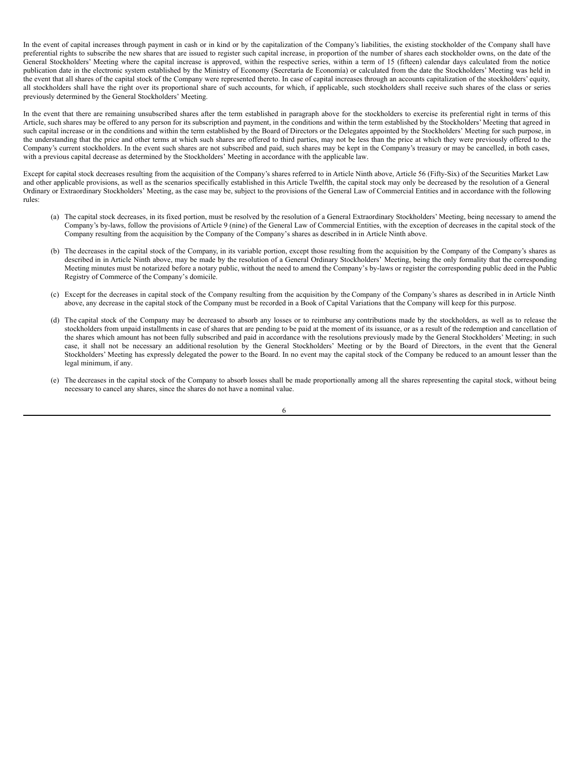In the event of capital increases through payment in cash or in kind or by the capitalization of the Company's liabilities, the existing stockholder of the Company shall have preferential rights to subscribe the new shares that are issued to register such capital increase, in proportion of the number of shares each stockholder owns, on the date of the General Stockholders' Meeting where the capital increase is approved, within the respective series, within a term of 15 (fifteen) calendar days calculated from the notice publication date in the electronic system established by the Ministry of Economy (Secretaría de Economía) or calculated from the date the Stockholders' Meeting was held in the event that all shares of the capital stock of the Company were represented thereto. In case of capital increases through an accounts capitalization of the stockholders' equity, all stockholders shall have the right over its proportional share of such accounts, for which, if applicable, such stockholders shall receive such shares of the class or series previously determined by the General Stockholders' Meeting.

In the event that there are remaining unsubscribed shares after the term established in paragraph above for the stockholders to exercise its preferential right in terms of this Article, such shares may be offered to any person for its subscription and payment, in the conditions and within the term established by the Stockholders' Meeting that agreed in such capital increase or in the conditions and within the term established by the Board of Directors or the Delegates appointed by the Stockholders' Meeting for such purpose, in the understanding that the price and other terms at which such shares are offered to third parties, may not be less than the price at which they were previously offered to the Company's current stockholders. In the event such shares are not subscribed and paid, such shares may be kept in the Company's treasury or may be cancelled, in both cases, with a previous capital decrease as determined by the Stockholders' Meeting in accordance with the applicable law.

Except for capital stock decreases resulting from the acquisition of the Company's shares referred to in Article Ninth above, Article 56 (Fifty-Six) of the Securities Market Law and other applicable provisions, as well as the scenarios specifically established in this Article Twelfth, the capital stock may only be decreased by the resolution of a General Ordinary or Extraordinary Stockholders' Meeting, as the case may be, subject to the provisions of the General Law of Commercial Entities and in accordance with the following rules:

(a) The capital stock decreases, in its fixed portion, must be resolved by the resolution of a General Extraordinary Stockholders' Meeting, being necessary to amend the Company's by-laws, follow the provisions of Article 9 (nine) of the General Law of Commercial Entities, with the exception of decreases in the capital stock of the Company resulting from the acquisition by the Company of the Company's shares as described in in Article Ninth above.

(b) The decreases in the capital stock of the Company, in its variable portion, except those resulting from the acquisition by the Company of the Company's shares as described in in Article Ninth above, may be made by the resolution of a General Ordinary Stockholders' Meeting, being the only formality that the corresponding Meeting minutes must be notarized before a notary public, without the need to amend the Company's by-laws or register the corresponding public deed in the Public Registry of Commerce of the Company's domicile.

(c) Except for the decreases in capital stock of the Company resulting from the acquisition by the Company of the Company's shares as described in in Article Ninth above, any decrease in the capital stock of the Company must be recorded in a Book of Capital Variations that the Company will keep for this purpose.

(d) The capital stock of the Company may be decreased to absorb any losses or to reimburse any contributions made by the stockholders, as well as to release the stockholders from unpaid installments in case of shares that are pending to be paid at the moment of its issuance, or as a result of the redemption and cancellation of the shares which amount has not been fully subscribed and paid in accordance with the resolutions previously made by the General Stockholders' Meeting; in such case, it shall not be necessary an additional resolution by the General Stockholders' Meeting or by the Board of Directors, in the event that the General Stockholders' Meeting has expressly delegated the power to the Board. In no event may the capital stock of the Company be reduced to an amount lesser than the legal minimum, if any.

(e) The decreases in the capital stock of the Company to absorb losses shall be made proportionally among all the shares representing the capital stock, without being necessary to cancel any shares, since the shares do not have a nominal value.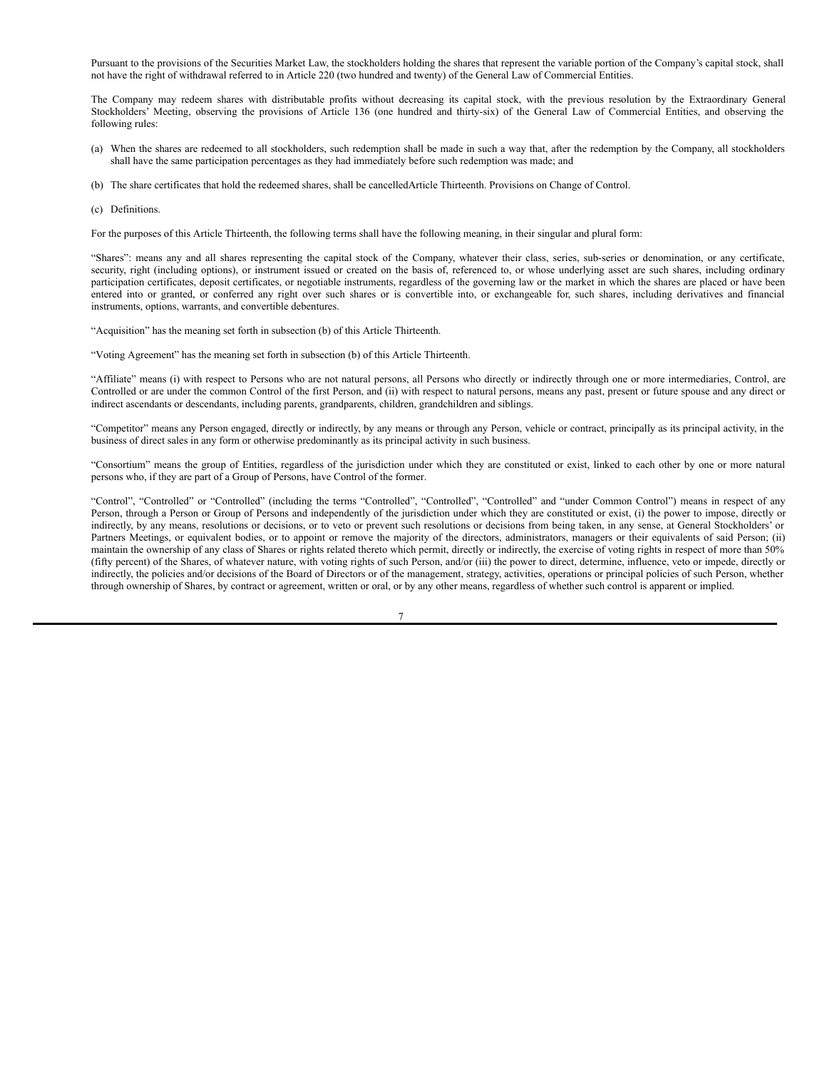Pursuant to the provisions of the Securities Market Law, the stockholders holding the shares that represent the variable portion of the Company's capital stock, shall not have the right of withdrawal referred to in Article 220 (two hundred and twenty) of the General Law of Commercial Entities.

The Company may redeem shares with distributable profits without decreasing its capital stock, with the previous resolution by the Extraordinary General Stockholders' Meeting, observing the provisions of Article 136 (one hundred and thirty-six) of the General Law of Commercial Entities, and observing the following rules:

(a) When the shares are redeemed to all stockholders, such redemption shall be made in such a way that, after the redemption by the Company, all stockholders shall have the same participation percentages as they had immediately before such redemption was made; and

(b) The share certificates that hold the redeemed shares, shall be cancelledArticle Thirteenth. Provisions on Change of Control.

(c) Definitions.

For the purposes of this Article Thirteenth, the following terms shall have the following meaning, in their singular and plural form:

"Shares": means any and all shares representing the capital stock of the Company, whatever their class, series, sub-series or denomination, or any certificate, security, right (including options), or instrument issued or created on the basis of, referenced to, or whose underlying asset are such shares, including ordinary participation certificates, deposit certificates, or negotiable instruments, regardless of the governing law or the market in which the shares are placed or have been entered into or granted, or conferred any right over such shares or is convertible into, or exchangeable for, such shares, including derivatives and financial instruments, options, warrants, and convertible debentures.

"Acquisition" has the meaning set forth in subsection (b) of this Article Thirteenth.

"Voting Agreement" has the meaning set forth in subsection (b) of this Article Thirteenth.

"Affiliate" means (i) with respect to Persons who are not natural persons, all Persons who directly or indirectly through one or more intermediaries, Control, are Controlled or are under the common Control of the first Person, and (ii) with respect to natural persons, means any past, present or future spouse and any direct or indirect ascendants or descendants, including parents, grandparents, children, grandchildren and siblings.

"Competitor" means any Person engaged, directly or indirectly, by any means or through any Person, vehicle or contract, principally as its principal activity, in the business of direct sales in any form or otherwise predominantly as its principal activity in such business.

"Consortium" means the group of Entities, regardless of the jurisdiction under which they are constituted or exist, linked to each other by one or more natural persons who, if they are part of a Group of Persons, have Control of the former.

"Control", "Controlled" or "Controlled" (including the terms "Controlled", "Controlled", "Controlled" and "under Common Control") means in respect of any Person, through a Person or Group of Persons and independently of the jurisdiction under which they are constituted or exist, (i) the power to impose, directly or indirectly, by any means, resolutions or decisions, or to veto or prevent such resolutions or decisions from being taken, in any sense, at General Stockholders' or Partners Meetings, or equivalent bodies, or to appoint or remove the majority of the directors, administrators, managers or their equivalents of said Person; (ii) maintain the ownership of any class of Shares or rights related thereto which permit, directly or indirectly, the exercise of voting rights in respect of more than 50% (fifty percent) of the Shares, of whatever nature, with voting rights of such Person, and/or (iii) the power to direct, determine, influence, veto or impede, directly or indirectly, the policies and/or decisions of the Board of Directors or of the management, strategy, activities, operations or principal policies of such Person, whether through ownership of Shares, by contract or agreement, written or oral, or by any other means, regardless of whether such control is apparent or implied.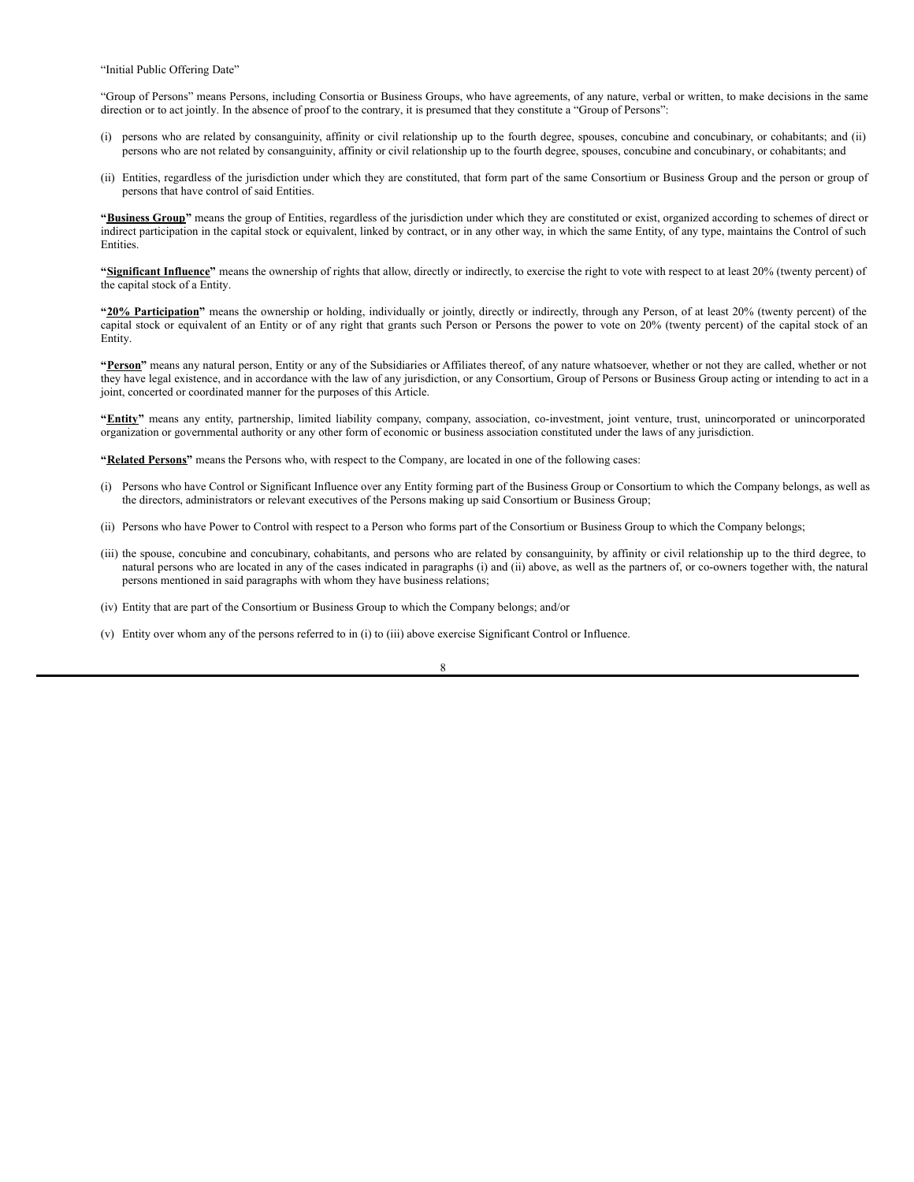"Initial Public Offering Date"

"Group of Persons" means Persons, including Consortia or Business Groups, who have agreements, of any nature, verbal or written, to make decisions in the same direction or to act jointly. In the absence of proof to the contrary, it is presumed that they constitute a "Group of Persons":

(i) persons who are related by consanguinity, affinity or civil relationship up to the fourth degree, spouses, concubine and concubinary, or cohabitants; and (ii) persons who are not related by consanguinity, affinity or civil relationship up to the fourth degree, spouses, concubine and concubinary, or cohabitants; and

(ii) Entities, regardless of the jurisdiction under which they are constituted, that form part of the same Consortium or Business Group and the person or group of persons that have control of said Entities.

**"<u>Business Group</u>"** means the group of Entities, regardless of the jurisdiction under which they are constituted or exist, organized according to schemes of direct or indirect participation in the capital stock or equivalent, linked by contract, or in any other way, in which the same Entity, of any type, maintains the Control of such Entities.

**"<u>Significant Influence</u>"** means the ownership of rights that allow, directly or indirectly, to exercise the right to vote with respect to at least 20% (twenty percent) of the capital stock of a Entity.

**"<u>20% Participation</u>"** means the ownership or holding, individually or jointly, directly or indirectly, through any Person, of at least 20% (twenty percent) of the capital stock or equivalent of an Entity or of any right that grants such Person or Persons the power to vote on 20% (twenty percent) of the capital stock of an Entity.

**"<u>Person</u>"** means any natural person, Entity or any of the Subsidiaries or Affiliates thereof, of any nature whatsoever, whether or not they are called, whether or not they have legal existence, and in accordance with the law of any jurisdiction, or any Consortium, Group of Persons or Business Group acting or intending to act in a joint, concerted or coordinated manner for the purposes of this Article.

**"<u>Entity</u>"** means any entity, partnership, limited liability company, company, association, co-investment, joint venture, trust, unincorporated or unincorporated organization or governmental authority or any other form of economic or business association constituted under the laws of any jurisdiction.

**"<u>Related Persons</u>"** means the Persons who, with respect to the Company, are located in one of the following cases:

(i) Persons who have Control or Significant Influence over any Entity forming part of the Business Group or Consortium to which the Company belongs, as well as the directors, administrators or relevant executives of the Persons making up said Consortium or Business Group;

(ii) Persons who have Power to Control with respect to a Person who forms part of the Consortium or Business Group to which the Company belongs;

(iii) the spouse, concubine and concubinary, cohabitants, and persons who are related by consanguinity, by affinity or civil relationship up to the third degree, to natural persons who are located in any of the cases indicated in paragraphs (i) and (ii) above, as well as the partners of, or co-owners together with, the natural persons mentioned in said paragraphs with whom they have business relations;

(iv) Entity that are part of the Consortium or Business Group to which the Company belongs; and/or

(v) Entity over whom any of the persons referred to in (i) to (iii) above exercise Significant Control or Influence.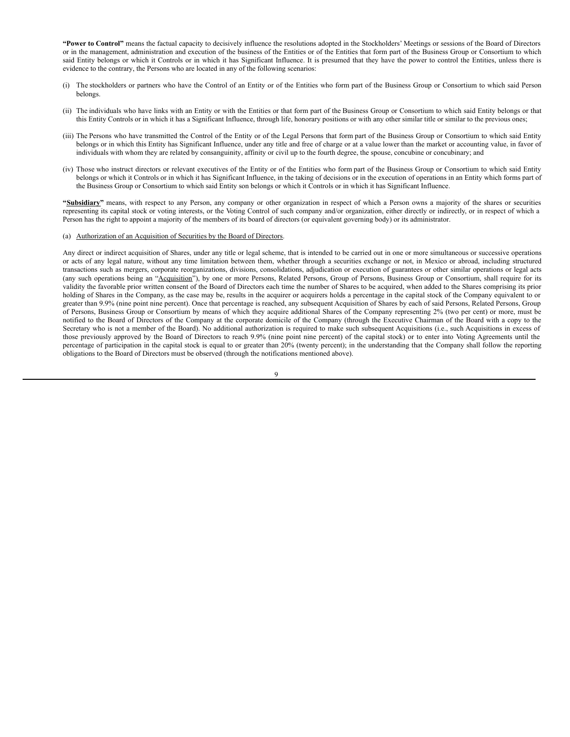**"Power to Control"** means the factual capacity to decisively influence the resolutions adopted in the Stockholders' Meetings or sessions of the Board of Directors or in the management, administration and execution of the business of the Entities or of the Entities that form part of the Business Group or Consortium to which said Entity belongs or which it Controls or in which it has Significant Influence. It is presumed that they have the power to control the Entities, unless there is evidence to the contrary, the Persons who are located in any of the following scenarios:

(i) The stockholders or partners who have the Control of an Entity or of the Entities who form part of the Business Group or Consortium to which said Person belongs.

(ii) The individuals who have links with an Entity or with the Entities or that form part of the Business Group or Consortium to which said Entity belongs or that this Entity Controls or in which it has a Significant Influence, through life, honorary positions or with any other similar title or similar to the previous ones;

(iii) The Persons who have transmitted the Control of the Entity or of the Legal Persons that form part of the Business Group or Consortium to which said Entity belongs or in which this Entity has Significant Influence, under any title and free of charge or at a value lower than the market or accounting value, in favor of individuals with whom they are related by consanguinity, affinity or civil up to the fourth degree, the spouse, concubine or concubinary; and

(iv) Those who instruct directors or relevant executives of the Entity or of the Entities who form part of the Business Group or Consortium to which said Entity belongs or which it Controls or in which it has Significant Influence, in the taking of decisions or in the execution of operations in an Entity which forms part of the Business Group or Consortium to which said Entity son belongs or which it Controls or in which it has Significant Influence.

**"<u>Subsidiary</u>"** means, with respect to any Person, any company or other organization in respect of which a Person owns a majority of the shares or securities representing its capital stock or voting interests, or the Voting Control of such company and/or organization, either directly or indirectly, or in respect of which a Person has the right to appoint a majority of the members of its board of directors (or equivalent governing body) or its administrator.

(a) <u>Authorization of an Acquisition of Securities by the Board of Directors</u>.

Any direct or indirect acquisition of Shares, under any title or legal scheme, that is intended to be carried out in one or more simultaneous or successive operations or acts of any legal nature, without any time limitation between them, whether through a securities exchange or not, in Mexico or abroad, including structured transactions such as mergers, corporate reorganizations, divisions, consolidations, adjudication or execution of guarantees or other similar operations or legal acts (any such operations being an "<u>Acquisition</u>"), by one or more Persons, Related Persons, Group of Persons, Business Group or Consortium, shall require for its validity the favorable prior written consent of the Board of Directors each time the number of Shares to be acquired, when added to the Shares comprising its prior holding of Shares in the Company, as the case may be, results in the acquirer or acquirers holds a percentage in the capital stock of the Company equivalent to or greater than 9.9% (nine point nine percent). Once that percentage is reached, any subsequent Acquisition of Shares by each of said Persons, Related Persons, Group of Persons, Business Group or Consortium by means of which they acquire additional Shares of the Company representing 2% (two per cent) or more, must be notified to the Board of Directors of the Company at the corporate domicile of the Company (through the Executive Chairman of the Board with a copy to the Secretary who is not a member of the Board). No additional authorization is required to make such subsequent Acquisitions (i.e., such Acquisitions in excess of those previously approved by the Board of Directors to reach 9.9% (nine point nine percent) of the capital stock) or to enter into Voting Agreements until the percentage of participation in the capital stock is equal to or greater than 20% (twenty percent); in the understanding that the Company shall follow the reporting obligations to the Board of Directors must be observed (through the notifications mentioned above).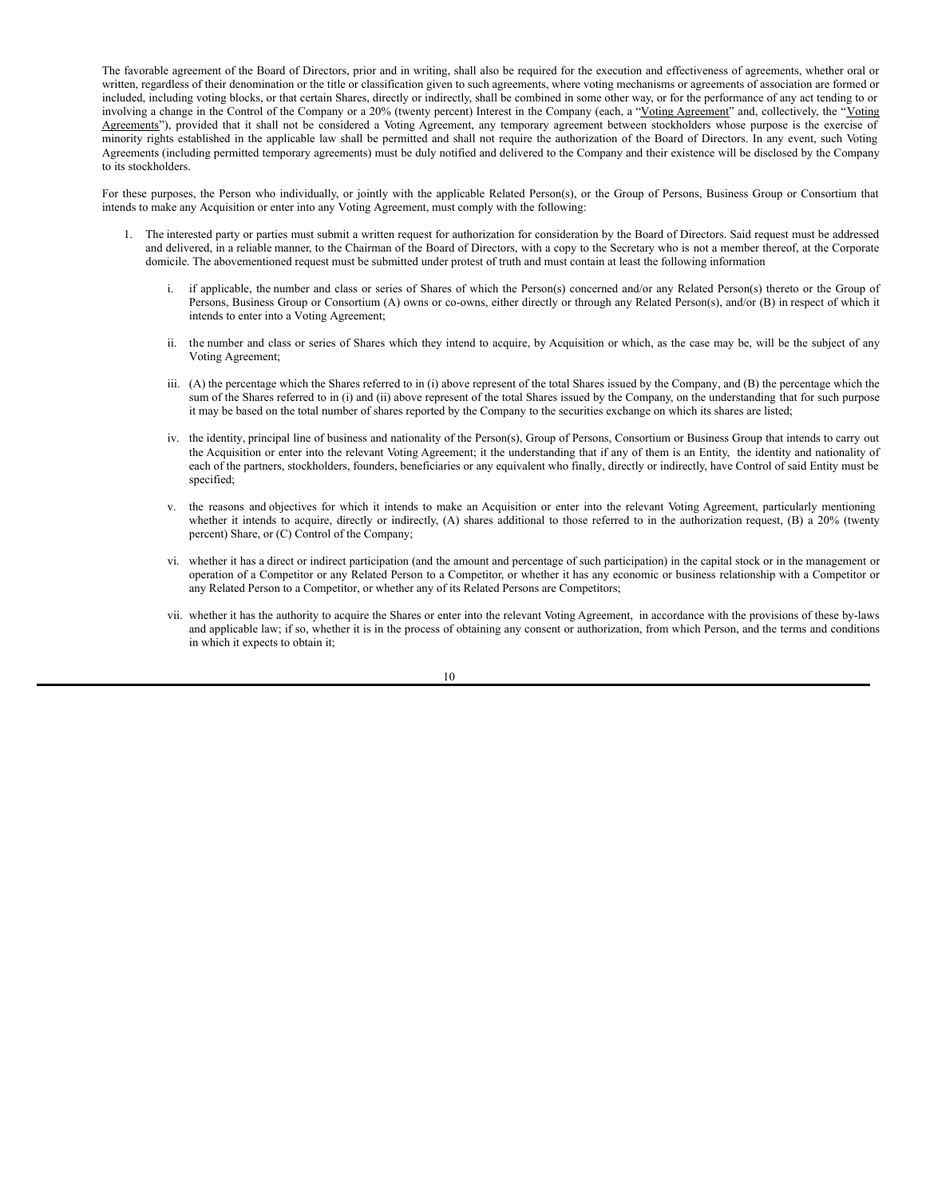The favorable agreement of the Board of Directors, prior and in writing, shall also be required for the execution and effectiveness of agreements, whether oral or written, regardless of their denomination or the title or classification given to such agreements, where voting mechanisms or agreements of association are formed or included, including voting blocks, or that certain Shares, directly or indirectly, shall be combined in some other way, or for the performance of any act tending to or involving a change in the Control of the Company or a 20% (twenty percent) Interest in the Company (each, a "Voting Agreement" and, collectively, the "Voting Agreements"), provided that it shall not be considered a Voting Agreement, any temporary agreement between stockholders whose purpose is the exercise of minority rights established in the applicable law shall be permitted and shall not require the authorization of the Board of Directors. In any event, such Voting Agreements (including permitted temporary agreements) must be duly notified and delivered to the Company and their existence will be disclosed by the Company to its stockholders.

For these purposes, the Person who individually, or jointly with the applicable Related Person(s), or the Group of Persons, Business Group or Consortium that intends to make any Acquisition or enter into any Voting Agreement, must comply with the following:

1. The interested party or parties must submit a written request for authorization for consideration by the Board of Directors. Said request must be addressed and delivered, in a reliable manner, to the Chairman of the Board of Directors, with a copy to the Secretary who is not a member thereof, at the Corporate domicile. The abovementioned request must be submitted under protest of truth and must contain at least the following information

    i. if applicable, the number and class or series of Shares of which the Person(s) concerned and/or any Related Person(s) thereto or the Group of Persons, Business Group or Consortium (A) owns or co-owns, either directly or through any Related Person(s), and/or (B) in respect of which it intends to enter into a Voting Agreement;

    ii. the number and class or series of Shares which they intend to acquire, by Acquisition or which, as the case may be, will be the subject of any Voting Agreement;

    iii. (A) the percentage which the Shares referred to in (i) above represent of the total Shares issued by the Company, and (B) the percentage which the sum of the Shares referred to in (i) and (ii) above represent of the total Shares issued by the Company, on the understanding that for such purpose it may be based on the total number of shares reported by the Company to the securities exchange on which its shares are listed;

    iv. the identity, principal line of business and nationality of the Person(s), Group of Persons, Consortium or Business Group that intends to carry out the Acquisition or enter into the relevant Voting Agreement; it the understanding that if any of them is an Entity, the identity and nationality of each of the partners, stockholders, founders, beneficiaries or any equivalent who finally, directly or indirectly, have Control of said Entity must be specified;

    v. the reasons and objectives for which it intends to make an Acquisition or enter into the relevant Voting Agreement, particularly mentioning whether it intends to acquire, directly or indirectly, (A) shares additional to those referred to in the authorization request, (B) a 20% (twenty percent) Share, or (C) Control of the Company;

    vi. whether it has a direct or indirect participation (and the amount and percentage of such participation) in the capital stock or in the management or operation of a Competitor or any Related Person to a Competitor, or whether it has any economic or business relationship with a Competitor or any Related Person to a Competitor, or whether any of its Related Persons are Competitors;

    vii. whether it has the authority to acquire the Shares or enter into the relevant Voting Agreement, in accordance with the provisions of these by-laws and applicable law; if so, whether it is in the process of obtaining any consent or authorization, from which Person, and the terms and conditions in which it expects to obtain it;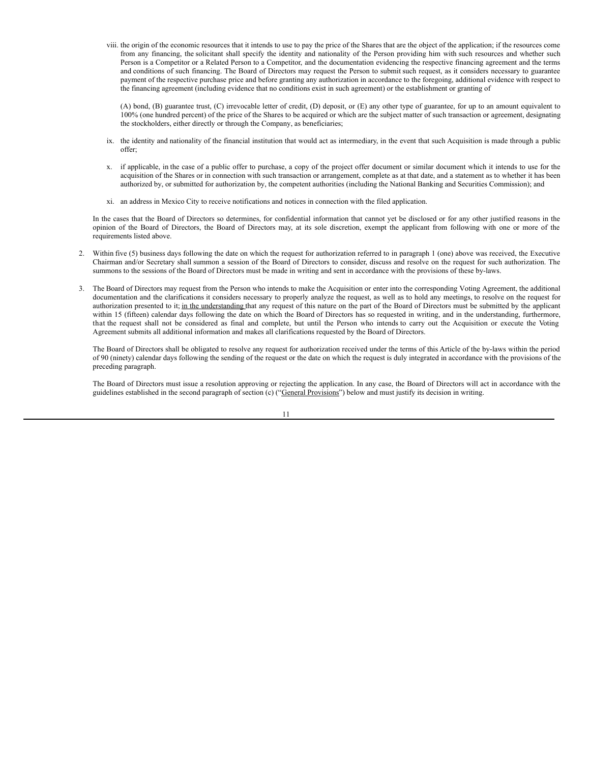viii. the origin of the economic resources that it intends to use to pay the price of the Shares that are the object of the application; if the resources come from any financing, the solicitant shall specify the identity and nationality of the Person providing him with such resources and whether such Person is a Competitor or a Related Person to a Competitor, and the documentation evidencing the respective financing agreement and the terms and conditions of such financing. The Board of Directors may request the Person to submit such request, as it considers necessary to guarantee payment of the respective purchase price and before granting any authorization in accordance to the foregoing, additional evidence with respect to the financing agreement (including evidence that no conditions exist in such agreement) or the establishment or granting of

(A) bond, (B) guarantee trust, (C) irrevocable letter of credit, (D) deposit, or (E) any other type of guarantee, for up to an amount equivalent to 100% (one hundred percent) of the price of the Shares to be acquired or which are the subject matter of such transaction or agreement, designating the stockholders, either directly or through the Company, as beneficiaries;

ix. the identity and nationality of the financial institution that would act as intermediary, in the event that such Acquisition is made through a public offer;

x. if applicable, in the case of a public offer to purchase, a copy of the project offer document or similar document which it intends to use for the acquisition of the Shares or in connection with such transaction or arrangement, complete as at that date, and a statement as to whether it has been authorized by, or submitted for authorization by, the competent authorities (including the National Banking and Securities Commission); and

xi. an address in Mexico City to receive notifications and notices in connection with the filed application.

In the cases that the Board of Directors so determines, for confidential information that cannot yet be disclosed or for any other justified reasons in the opinion of the Board of Directors, the Board of Directors may, at its sole discretion, exempt the applicant from following with one or more of the requirements listed above.

2. Within five (5) business days following the date on which the request for authorization referred to in paragraph 1 (one) above was received, the Executive Chairman and/or Secretary shall summon a session of the Board of Directors to consider, discuss and resolve on the request for such authorization. The summons to the sessions of the Board of Directors must be made in writing and sent in accordance with the provisions of these by-laws.

3. The Board of Directors may request from the Person who intends to make the Acquisition or enter into the corresponding Voting Agreement, the additional documentation and the clarifications it considers necessary to properly analyze the request, as well as to hold any meetings, to resolve on the request for authorization presented to it; in the understanding that any request of this nature on the part of the Board of Directors must be submitted by the applicant within 15 (fifteen) calendar days following the date on which the Board of Directors has so requested in writing, and in the understanding, furthermore, that the request shall not be considered as final and complete, but until the Person who intends to carry out the Acquisition or execute the Voting Agreement submits all additional information and makes all clarifications requested by the Board of Directors.

   The Board of Directors shall be obligated to resolve any request for authorization received under the terms of this Article of the by-laws within the period of 90 (ninety) calendar days following the sending of the request or the date on which the request is duly integrated in accordance with the provisions of the preceding paragraph.

   The Board of Directors must issue a resolution approving or rejecting the application. In any case, the Board of Directors will act in accordance with the guidelines established in the second paragraph of section (c) ("General Provisions") below and must justify its decision in writing.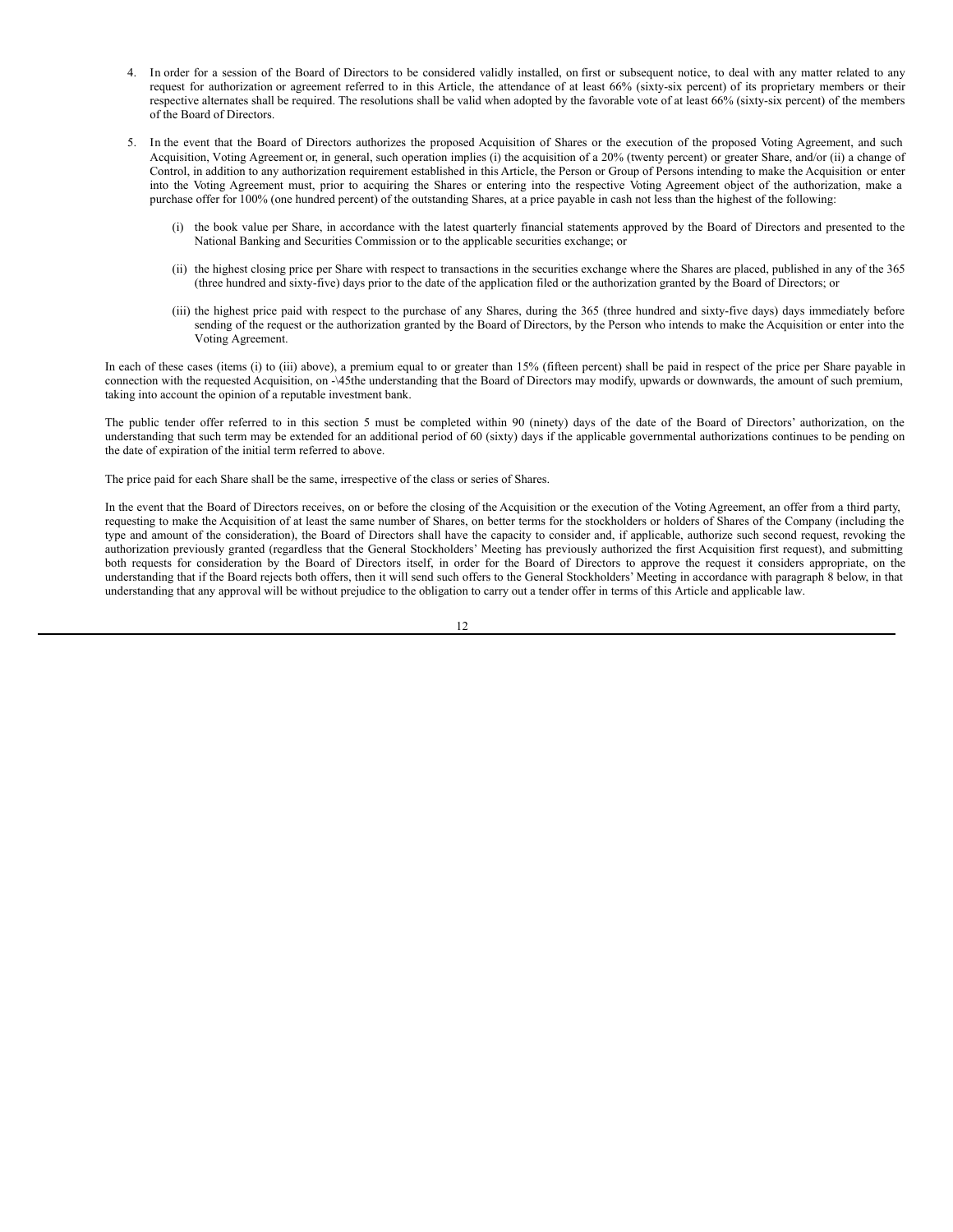4. In order for a session of the Board of Directors to be considered validly installed, on first or subsequent notice, to deal with any matter related to any request for authorization or agreement referred to in this Article, the attendance of at least 66% (sixty-six percent) of its proprietary members or their respective alternates shall be required. The resolutions shall be valid when adopted by the favorable vote of at least 66% (sixty-six percent) of the members of the Board of Directors.

5. In the event that the Board of Directors authorizes the proposed Acquisition of Shares or the execution of the proposed Voting Agreement, and such Acquisition, Voting Agreement or, in general, such operation implies (i) the acquisition of a 20% (twenty percent) or greater Share, and/or (ii) a change of Control, in addition to any authorization requirement established in this Article, the Person or Group of Persons intending to make the Acquisition or enter into the Voting Agreement must, prior to acquiring the Shares or entering into the respective Voting Agreement object of the authorization, make a purchase offer for 100% (one hundred percent) of the outstanding Shares, at a price payable in cash not less than the highest of the following:

   (i) the book value per Share, in accordance with the latest quarterly financial statements approved by the Board of Directors and presented to the National Banking and Securities Commission or to the applicable securities exchange; or

   (ii) the highest closing price per Share with respect to transactions in the securities exchange where the Shares are placed, published in any of the 365 (three hundred and sixty-five) days prior to the date of the application filed or the authorization granted by the Board of Directors; or

   (iii) the highest price paid with respect to the purchase of any Shares, during the 365 (three hundred and sixty-five days) days immediately before sending of the request or the authorization granted by the Board of Directors, by the Person who intends to make the Acquisition or enter into the Voting Agreement.

In each of these cases (items (i) to (iii) above), a premium equal to or greater than 15% (fifteen percent) shall be paid in respect of the price per Share payable in connection with the requested Acquisition, on -\45the understanding that the Board of Directors may modify, upwards or downwards, the amount of such premium, taking into account the opinion of a reputable investment bank.

The public tender offer referred to in this section 5 must be completed within 90 (ninety) days of the date of the Board of Directors' authorization, on the understanding that such term may be extended for an additional period of 60 (sixty) days if the applicable governmental authorizations continues to be pending on the date of expiration of the initial term referred to above.

The price paid for each Share shall be the same, irrespective of the class or series of Shares.

In the event that the Board of Directors receives, on or before the closing of the Acquisition or the execution of the Voting Agreement, an offer from a third party, requesting to make the Acquisition of at least the same number of Shares, on better terms for the stockholders or holders of Shares of the Company (including the type and amount of the consideration), the Board of Directors shall have the capacity to consider and, if applicable, authorize such second request, revoking the authorization previously granted (regardless that the General Stockholders' Meeting has previously authorized the first Acquisition first request), and submitting both requests for consideration by the Board of Directors itself, in order for the Board of Directors to approve the request it considers appropriate, on the understanding that if the Board rejects both offers, then it will send such offers to the General Stockholders' Meeting in accordance with paragraph 8 below, in that understanding that any approval will be without prejudice to the obligation to carry out a tender offer in terms of this Article and applicable law.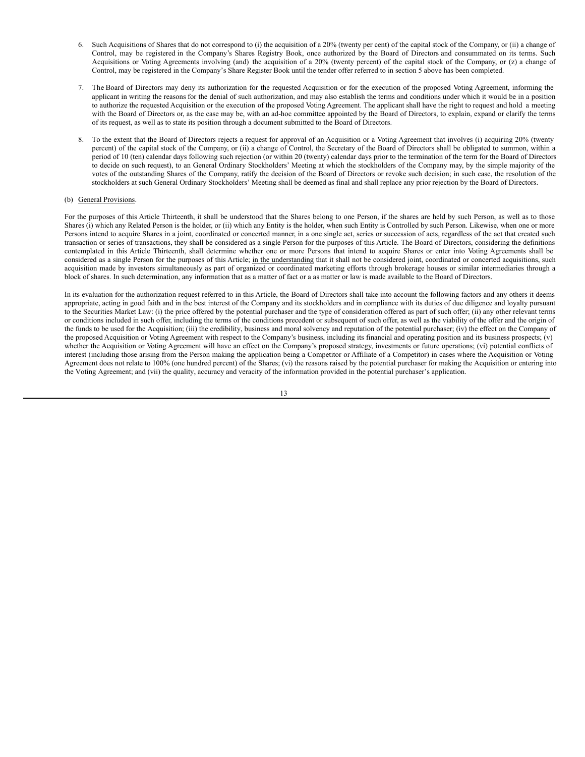6. Such Acquisitions of Shares that do not correspond to (i) the acquisition of a 20% (twenty per cent) of the capital stock of the Company, or (ii) a change of Control, may be registered in the Company's Shares Registry Book, once authorized by the Board of Directors and consummated on its terms. Such Acquisitions or Voting Agreements involving (and) the acquisition of a 20% (twenty percent) of the capital stock of the Company, or (z) a change of Control, may be registered in the Company's Share Register Book until the tender offer referred to in section 5 above has been completed.

7. The Board of Directors may deny its authorization for the requested Acquisition or for the execution of the proposed Voting Agreement, informing the applicant in writing the reasons for the denial of such authorization, and may also establish the terms and conditions under which it would be in a position to authorize the requested Acquisition or the execution of the proposed Voting Agreement. The applicant shall have the right to request and hold a meeting with the Board of Directors or, as the case may be, with an ad-hoc committee appointed by the Board of Directors, to explain, expand or clarify the terms of its request, as well as to state its position through a document submitted to the Board of Directors.

8. To the extent that the Board of Directors rejects a request for approval of an Acquisition or a Voting Agreement that involves (i) acquiring 20% (twenty percent) of the capital stock of the Company, or (ii) a change of Control, the Secretary of the Board of Directors shall be obligated to summon, within a period of 10 (ten) calendar days following such rejection (or within 20 (twenty) calendar days prior to the termination of the term for the Board of Directors to decide on such request), to an General Ordinary Stockholders' Meeting at which the stockholders of the Company may, by the simple majority of the votes of the outstanding Shares of the Company, ratify the decision of the Board of Directors or revoke such decision; in such case, the resolution of the stockholders at such General Ordinary Stockholders' Meeting shall be deemed as final and shall replace any prior rejection by the Board of Directors.

(b) General Provisions.

For the purposes of this Article Thirteenth, it shall be understood that the Shares belong to one Person, if the shares are held by such Person, as well as to those Shares (i) which any Related Person is the holder, or (ii) which any Entity is the holder, when such Entity is Controlled by such Person. Likewise, when one or more Persons intend to acquire Shares in a joint, coordinated or concerted manner, in a one single act, series or succession of acts, regardless of the act that created such transaction or series of transactions, they shall be considered as a single Person for the purposes of this Article. The Board of Directors, considering the definitions contemplated in this Article Thirteenth, shall determine whether one or more Persons that intend to acquire Shares or enter into Voting Agreements shall be considered as a single Person for the purposes of this Article; in the understanding that it shall not be considered joint, coordinated or concerted acquisitions, such acquisition made by investors simultaneously as part of organized or coordinated marketing efforts through brokerage houses or similar intermediaries through a block of shares. In such determination, any information that as a matter of fact or a as matter or law is made available to the Board of Directors.

In its evaluation for the authorization request referred to in this Article, the Board of Directors shall take into account the following factors and any others it deems appropriate, acting in good faith and in the best interest of the Company and its stockholders and in compliance with its duties of due diligence and loyalty pursuant to the Securities Market Law: (i) the price offered by the potential purchaser and the type of consideration offered as part of such offer; (ii) any other relevant terms or conditions included in such offer, including the terms of the conditions precedent or subsequent of such offer, as well as the viability of the offer and the origin of the funds to be used for the Acquisition; (iii) the credibility, business and moral solvency and reputation of the potential purchaser; (iv) the effect on the Company of the proposed Acquisition or Voting Agreement with respect to the Company's business, including its financial and operating position and its business prospects; (v) whether the Acquisition or Voting Agreement will have an effect on the Company's proposed strategy, investments or future operations; (vi) potential conflicts of interest (including those arising from the Person making the application being a Competitor or Affiliate of a Competitor) in cases where the Acquisition or Voting Agreement does not relate to 100% (one hundred percent) of the Shares; (vi) the reasons raised by the potential purchaser for making the Acquisition or entering into the Voting Agreement; and (vii) the quality, accuracy and veracity of the information provided in the potential purchaser's application.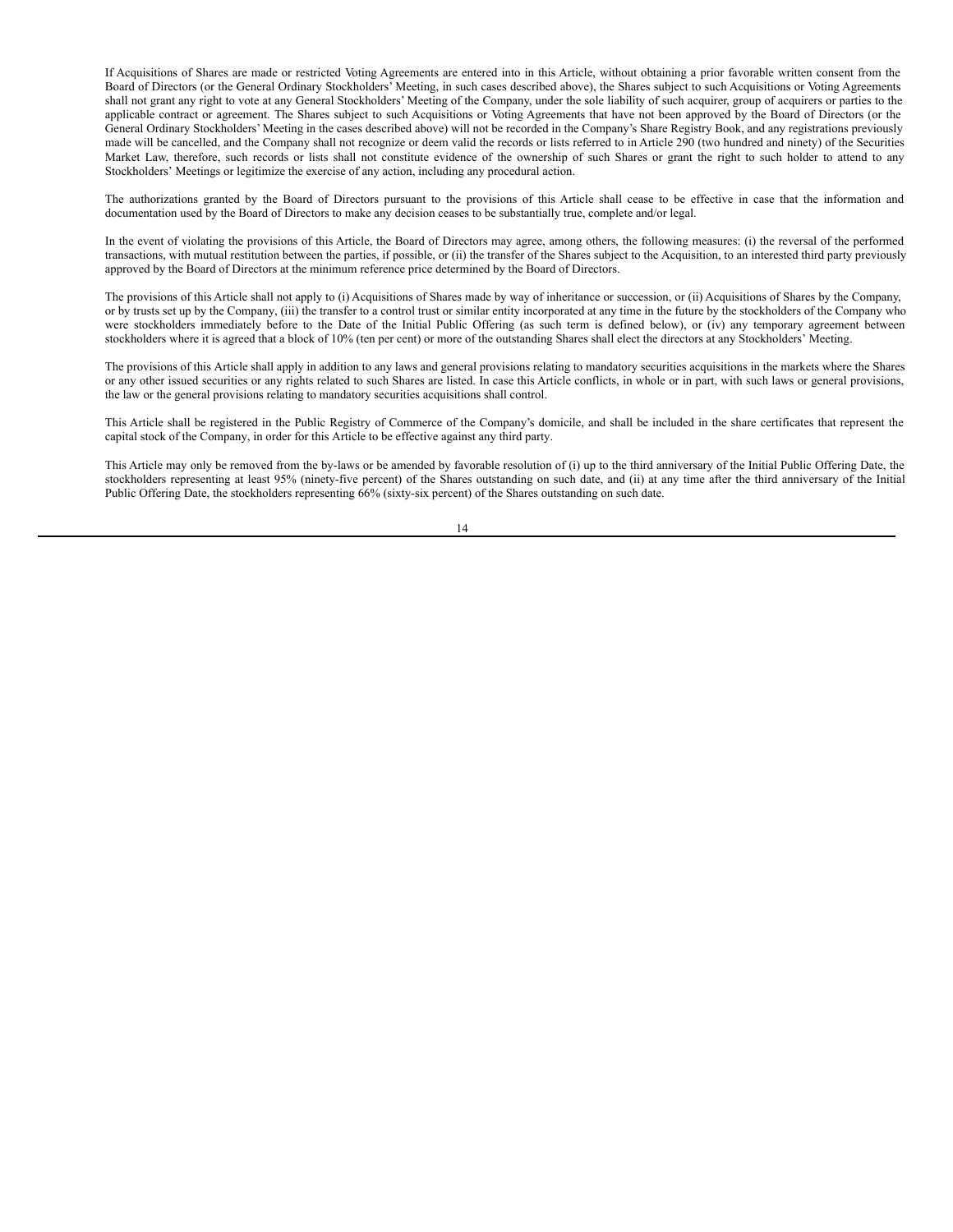If Acquisitions of Shares are made or restricted Voting Agreements are entered into in this Article, without obtaining a prior favorable written consent from the Board of Directors (or the General Ordinary Stockholders' Meeting, in such cases described above), the Shares subject to such Acquisitions or Voting Agreements shall not grant any right to vote at any General Stockholders' Meeting of the Company, under the sole liability of such acquirer, group of acquirers or parties to the applicable contract or agreement. The Shares subject to such Acquisitions or Voting Agreements that have not been approved by the Board of Directors (or the General Ordinary Stockholders' Meeting in the cases described above) will not be recorded in the Company's Share Registry Book, and any registrations previously made will be cancelled, and the Company shall not recognize or deem valid the records or lists referred to in Article 290 (two hundred and ninety) of the Securities Market Law, therefore, such records or lists shall not constitute evidence of the ownership of such Shares or grant the right to such holder to attend to any Stockholders' Meetings or legitimize the exercise of any action, including any procedural action.

The authorizations granted by the Board of Directors pursuant to the provisions of this Article shall cease to be effective in case that the information and documentation used by the Board of Directors to make any decision ceases to be substantially true, complete and/or legal.

In the event of violating the provisions of this Article, the Board of Directors may agree, among others, the following measures: (i) the reversal of the performed transactions, with mutual restitution between the parties, if possible, or (ii) the transfer of the Shares subject to the Acquisition, to an interested third party previously approved by the Board of Directors at the minimum reference price determined by the Board of Directors.

The provisions of this Article shall not apply to (i) Acquisitions of Shares made by way of inheritance or succession, or (ii) Acquisitions of Shares by the Company, or by trusts set up by the Company, (iii) the transfer to a control trust or similar entity incorporated at any time in the future by the stockholders of the Company who were stockholders immediately before to the Date of the Initial Public Offering (as such term is defined below), or (iv) any temporary agreement between stockholders where it is agreed that a block of 10% (ten per cent) or more of the outstanding Shares shall elect the directors at any Stockholders' Meeting.

The provisions of this Article shall apply in addition to any laws and general provisions relating to mandatory securities acquisitions in the markets where the Shares or any other issued securities or any rights related to such Shares are listed. In case this Article conflicts, in whole or in part, with such laws or general provisions, the law or the general provisions relating to mandatory securities acquisitions shall control.

This Article shall be registered in the Public Registry of Commerce of the Company's domicile, and shall be included in the share certificates that represent the capital stock of the Company, in order for this Article to be effective against any third party.

This Article may only be removed from the by-laws or be amended by favorable resolution of (i) up to the third anniversary of the Initial Public Offering Date, the stockholders representing at least 95% (ninety-five percent) of the Shares outstanding on such date, and (ii) at any time after the third anniversary of the Initial Public Offering Date, the stockholders representing 66% (sixty-six percent) of the Shares outstanding on such date.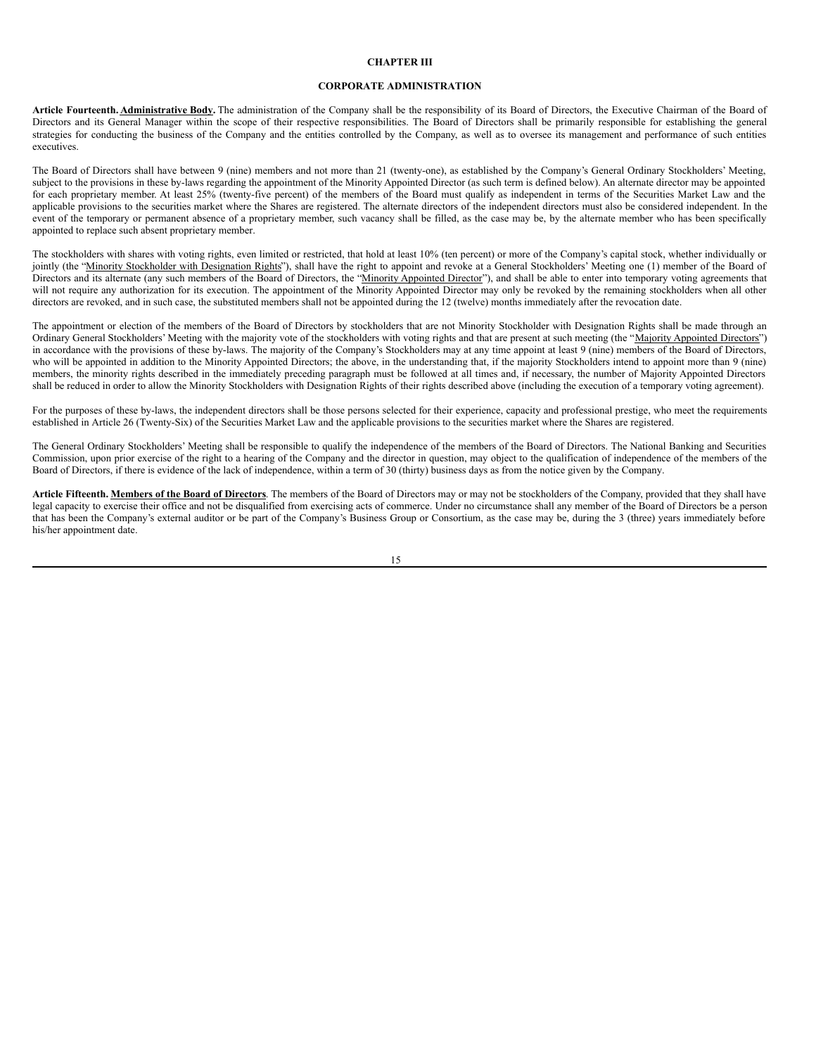# CHAPTER III

## CORPORATE ADMINISTRATION

**Article Fourteenth. <u>Administrative Body</u>.** The administration of the Company shall be the responsibility of its Board of Directors, the Executive Chairman of the Board of Directors and its General Manager within the scope of their respective responsibilities. The Board of Directors shall be primarily responsible for establishing the general strategies for conducting the business of the Company and the entities controlled by the Company, as well as to oversee its management and performance of such entities executives.

The Board of Directors shall have between 9 (nine) members and not more than 21 (twenty-one), as established by the Company's General Ordinary Stockholders' Meeting, subject to the provisions in these by-laws regarding the appointment of the Minority Appointed Director (as such term is defined below). An alternate director may be appointed for each proprietary member. At least 25% (twenty-five percent) of the members of the Board must qualify as independent in terms of the Securities Market Law and the applicable provisions to the securities market where the Shares are registered. The alternate directors of the independent directors must also be considered independent. In the event of the temporary or permanent absence of a proprietary member, such vacancy shall be filled, as the case may be, by the alternate member who has been specifically appointed to replace such absent proprietary member.

The stockholders with shares with voting rights, even limited or restricted, that hold at least 10% (ten percent) or more of the Company's capital stock, whether individually or jointly (the "<u>Minority Stockholder with Designation Rights</u>"), shall have the right to appoint and revoke at a General Stockholders' Meeting one (1) member of the Board of Directors and its alternate (any such members of the Board of Directors, the "<u>Minority Appointed Director</u>"), and shall be able to enter into temporary voting agreements that will not require any authorization for its execution. The appointment of the Minority Appointed Director may only be revoked by the remaining stockholders when all other directors are revoked, and in such case, the substituted members shall not be appointed during the 12 (twelve) months immediately after the revocation date.

The appointment or election of the members of the Board of Directors by stockholders that are not Minority Stockholder with Designation Rights shall be made through an Ordinary General Stockholders' Meeting with the majority vote of the stockholders with voting rights and that are present at such meeting (the "<u>Majority Appointed Directors</u>") in accordance with the provisions of these by-laws. The majority of the Company's Stockholders may at any time appoint at least 9 (nine) members of the Board of Directors, who will be appointed in addition to the Minority Appointed Directors; the above, in the understanding that, if the majority Stockholders intend to appoint more than 9 (nine) members, the minority rights described in the immediately preceding paragraph must be followed at all times and, if necessary, the number of Majority Appointed Directors shall be reduced in order to allow the Minority Stockholders with Designation Rights of their rights described above (including the execution of a temporary voting agreement).

For the purposes of these by-laws, the independent directors shall be those persons selected for their experience, capacity and professional prestige, who meet the requirements established in Article 26 (Twenty-Six) of the Securities Market Law and the applicable provisions to the securities market where the Shares are registered.

The General Ordinary Stockholders' Meeting shall be responsible to qualify the independence of the members of the Board of Directors. The National Banking and Securities Commission, upon prior exercise of the right to a hearing of the Company and the director in question, may object to the qualification of independence of the members of the Board of Directors, if there is evidence of the lack of independence, within a term of 30 (thirty) business days as from the notice given by the Company.

**Article Fifteenth. <u>Members of the Board of Directors</u>**. The members of the Board of Directors may or may not be stockholders of the Company, provided that they shall have legal capacity to exercise their office and not be disqualified from exercising acts of commerce. Under no circumstance shall any member of the Board of Directors be a person that has been the Company's external auditor or be part of the Company's Business Group or Consortium, as the case may be, during the 3 (three) years immediately before his/her appointment date.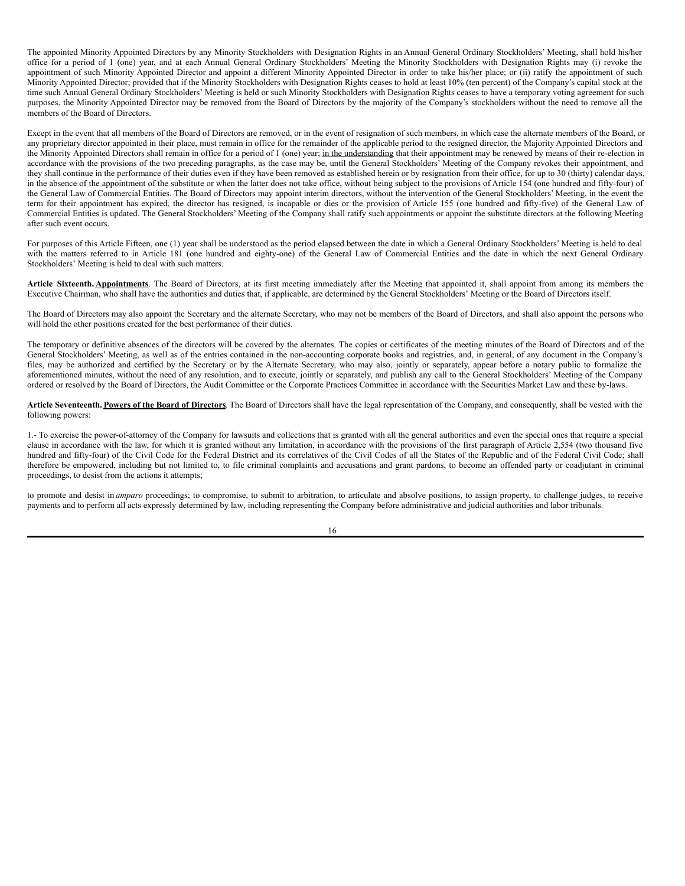The appointed Minority Appointed Directors by any Minority Stockholders with Designation Rights in an Annual General Ordinary Stockholders' Meeting, shall hold his/her office for a period of 1 (one) year, and at each Annual General Ordinary Stockholders' Meeting the Minority Stockholders with Designation Rights may (i) revoke the appointment of such Minority Appointed Director and appoint a different Minority Appointed Director in order to take his/her place; or (ii) ratify the appointment of such Minority Appointed Director; provided that if the Minority Stockholders with Designation Rights ceases to hold at least 10% (ten percent) of the Company's capital stock at the time such Annual General Ordinary Stockholders' Meeting is held or such Minority Stockholders with Designation Rights ceases to have a temporary voting agreement for such purposes, the Minority Appointed Director may be removed from the Board of Directors by the majority of the Company's stockholders without the need to remove all the members of the Board of Directors.

Except in the event that all members of the Board of Directors are removed, or in the event of resignation of such members, in which case the alternate members of the Board, or any proprietary director appointed in their place, must remain in office for the remainder of the applicable period to the resigned director, the Majority Appointed Directors and the Minority Appointed Directors shall remain in office for a period of 1 (one) year; <u>in the understanding</u> that their appointment may be renewed by means of their re-election in accordance with the provisions of the two preceding paragraphs, as the case may be, until the General Stockholders' Meeting of the Company revokes their appointment, and they shall continue in the performance of their duties even if they have been removed as established herein or by resignation from their office, for up to 30 (thirty) calendar days, in the absence of the appointment of the substitute or when the latter does not take office, without being subject to the provisions of Article 154 (one hundred and fifty-four) of the General Law of Commercial Entities. The Board of Directors may appoint interim directors, without the intervention of the General Stockholders' Meeting, in the event the term for their appointment has expired, the director has resigned, is incapable or dies or the provision of Article 155 (one hundred and fifty-five) of the General Law of Commercial Entities is updated. The General Stockholders' Meeting of the Company shall ratify such appointments or appoint the substitute directors at the following Meeting after such event occurs.

For purposes of this Article Fifteen, one (1) year shall be understood as the period elapsed between the date in which a General Ordinary Stockholders' Meeting is held to deal with the matters referred to in Article 181 (one hundred and eighty-one) of the General Law of Commercial Entities and the date in which the next General Ordinary Stockholders' Meeting is held to deal with such matters.

**Article Sixteenth. <u>Appointments</u>**. The Board of Directors, at its first meeting immediately after the Meeting that appointed it, shall appoint from among its members the Executive Chairman, who shall have the authorities and duties that, if applicable, are determined by the General Stockholders' Meeting or the Board of Directors itself.

The Board of Directors may also appoint the Secretary and the alternate Secretary, who may not be members of the Board of Directors, and shall also appoint the persons who will hold the other positions created for the best performance of their duties.

The temporary or definitive absences of the directors will be covered by the alternates. The copies or certificates of the meeting minutes of the Board of Directors and of the General Stockholders' Meeting, as well as of the entries contained in the non-accounting corporate books and registries, and, in general, of any document in the Company's files, may be authorized and certified by the Secretary or by the Alternate Secretary, who may also, jointly or separately, appear before a notary public to formalize the aforementioned minutes, without the need of any resolution, and to execute, jointly or separately, and publish any call to the General Stockholders' Meeting of the Company ordered or resolved by the Board of Directors, the Audit Committee or the Corporate Practices Committee in accordance with the Securities Market Law and these by-laws.

**Article Seventeenth. <u>Powers of the Board of Directors</u>**. The Board of Directors shall have the legal representation of the Company, and consequently, shall be vested with the following powers:

1.- To exercise the power-of-attorney of the Company for lawsuits and collections that is granted with all the general authorities and even the special ones that require a special clause in accordance with the law, for which it is granted without any limitation, in accordance with the provisions of the first paragraph of Article 2,554 (two thousand five hundred and fifty-four) of the Civil Code for the Federal District and its correlatives of the Civil Codes of all the States of the Republic and of the Federal Civil Code; shall therefore be empowered, including but not limited to, to file criminal complaints and accusations and grant pardons, to become an offended party or coadjutant in criminal proceedings, to desist from the actions it attempts;

to promote and desist in *amparo* proceedings; to compromise, to submit to arbitration, to articulate and absolve positions, to assign property, to challenge judges, to receive payments and to perform all acts expressly determined by law, including representing the Company before administrative and judicial authorities and labor tribunals.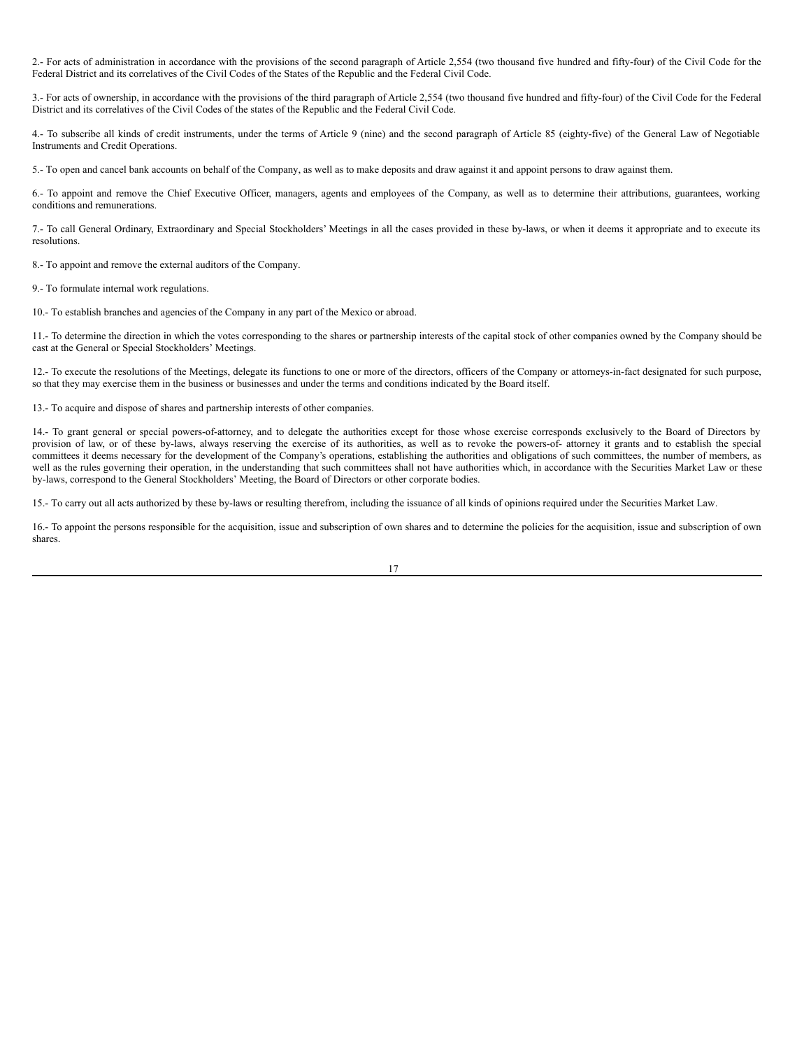2.- For acts of administration in accordance with the provisions of the second paragraph of Article 2,554 (two thousand five hundred and fifty-four) of the Civil Code for the Federal District and its correlatives of the Civil Codes of the States of the Republic and the Federal Civil Code.

3.- For acts of ownership, in accordance with the provisions of the third paragraph of Article 2,554 (two thousand five hundred and fifty-four) of the Civil Code for the Federal District and its correlatives of the Civil Codes of the states of the Republic and the Federal Civil Code.

4.- To subscribe all kinds of credit instruments, under the terms of Article 9 (nine) and the second paragraph of Article 85 (eighty-five) of the General Law of Negotiable Instruments and Credit Operations.

5.- To open and cancel bank accounts on behalf of the Company, as well as to make deposits and draw against it and appoint persons to draw against them.

6.- To appoint and remove the Chief Executive Officer, managers, agents and employees of the Company, as well as to determine their attributions, guarantees, working conditions and remunerations.

7.- To call General Ordinary, Extraordinary and Special Stockholders' Meetings in all the cases provided in these by-laws, or when it deems it appropriate and to execute its resolutions.

8.- To appoint and remove the external auditors of the Company.

9.- To formulate internal work regulations.

10.- To establish branches and agencies of the Company in any part of the Mexico or abroad.

11.- To determine the direction in which the votes corresponding to the shares or partnership interests of the capital stock of other companies owned by the Company should be cast at the General or Special Stockholders' Meetings.

12.- To execute the resolutions of the Meetings, delegate its functions to one or more of the directors, officers of the Company or attorneys-in-fact designated for such purpose, so that they may exercise them in the business or businesses and under the terms and conditions indicated by the Board itself.

13.- To acquire and dispose of shares and partnership interests of other companies.

14.- To grant general or special powers-of-attorney, and to delegate the authorities except for those whose exercise corresponds exclusively to the Board of Directors by provision of law, or of these by-laws, always reserving the exercise of its authorities, as well as to revoke the powers-of- attorney it grants and to establish the special committees it deems necessary for the development of the Company's operations, establishing the authorities and obligations of such committees, the number of members, as well as the rules governing their operation, in the understanding that such committees shall not have authorities which, in accordance with the Securities Market Law or these by-laws, correspond to the General Stockholders' Meeting, the Board of Directors or other corporate bodies.

15.- To carry out all acts authorized by these by-laws or resulting therefrom, including the issuance of all kinds of opinions required under the Securities Market Law.

16.- To appoint the persons responsible for the acquisition, issue and subscription of own shares and to determine the policies for the acquisition, issue and subscription of own shares.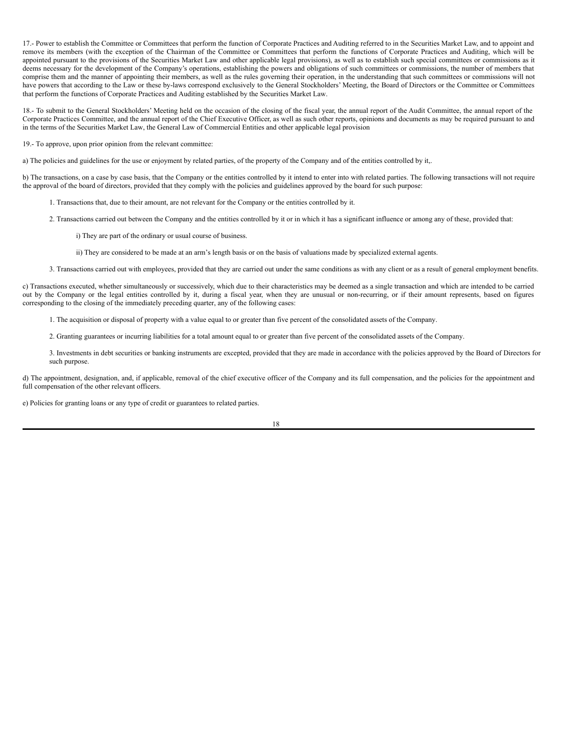17.- Power to establish the Committee or Committees that perform the function of Corporate Practices and Auditing referred to in the Securities Market Law, and to appoint and remove its members (with the exception of the Chairman of the Committee or Committees that perform the functions of Corporate Practices and Auditing, which will be appointed pursuant to the provisions of the Securities Market Law and other applicable legal provisions), as well as to establish such special committees or commissions as it deems necessary for the development of the Company's operations, establishing the powers and obligations of such committees or commissions, the number of members that comprise them and the manner of appointing their members, as well as the rules governing their operation, in the understanding that such committees or commissions will not have powers that according to the Law or these by-laws correspond exclusively to the General Stockholders' Meeting, the Board of Directors or the Committee or Committees that perform the functions of Corporate Practices and Auditing established by the Securities Market Law.

18.- To submit to the General Stockholders' Meeting held on the occasion of the closing of the fiscal year, the annual report of the Audit Committee, the annual report of the Corporate Practices Committee, and the annual report of the Chief Executive Officer, as well as such other reports, opinions and documents as may be required pursuant to and in the terms of the Securities Market Law, the General Law of Commercial Entities and other applicable legal provision

19.- To approve, upon prior opinion from the relevant committee:

a) The policies and guidelines for the use or enjoyment by related parties, of the property of the Company and of the entities controlled by it,.

b) The transactions, on a case by case basis, that the Company or the entities controlled by it intend to enter into with related parties. The following transactions will not require the approval of the board of directors, provided that they comply with the policies and guidelines approved by the board for such purpose:

1. Transactions that, due to their amount, are not relevant for the Company or the entities controlled by it.

2. Transactions carried out between the Company and the entities controlled by it or in which it has a significant influence or among any of these, provided that:

i) They are part of the ordinary or usual course of business.

ii) They are considered to be made at an arm's length basis or on the basis of valuations made by specialized external agents.

3. Transactions carried out with employees, provided that they are carried out under the same conditions as with any client or as a result of general employment benefits.

c) Transactions executed, whether simultaneously or successively, which due to their characteristics may be deemed as a single transaction and which are intended to be carried out by the Company or the legal entities controlled by it, during a fiscal year, when they are unusual or non-recurring, or if their amount represents, based on figures corresponding to the closing of the immediately preceding quarter, any of the following cases:

1. The acquisition or disposal of property with a value equal to or greater than five percent of the consolidated assets of the Company.

2. Granting guarantees or incurring liabilities for a total amount equal to or greater than five percent of the consolidated assets of the Company.

3. Investments in debt securities or banking instruments are excepted, provided that they are made in accordance with the policies approved by the Board of Directors for such purpose.

d) The appointment, designation, and, if applicable, removal of the chief executive officer of the Company and its full compensation, and the policies for the appointment and full compensation of the other relevant officers.

e) Policies for granting loans or any type of credit or guarantees to related parties.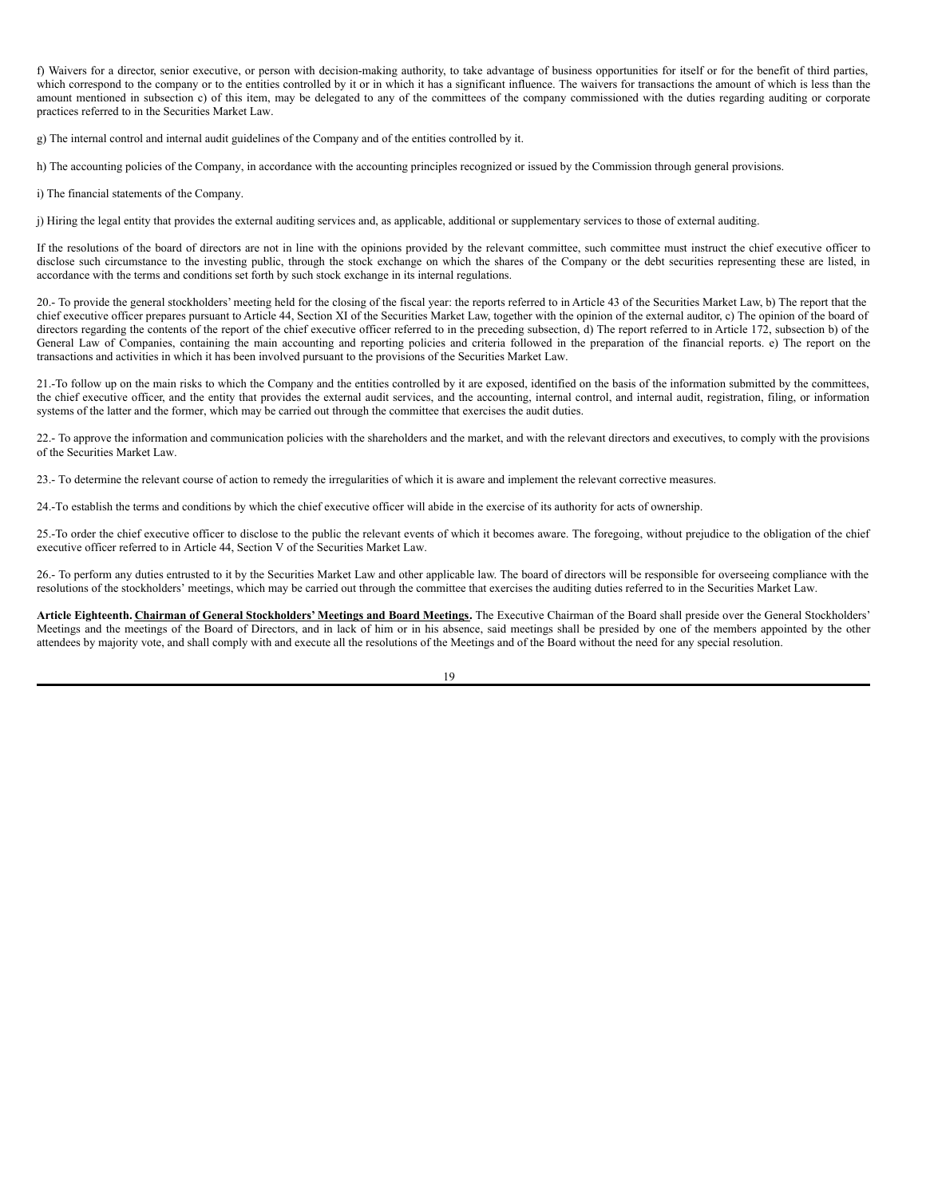f) Waivers for a director, senior executive, or person with decision-making authority, to take advantage of business opportunities for itself or for the benefit of third parties, which correspond to the company or to the entities controlled by it or in which it has a significant influence. The waivers for transactions the amount of which is less than the amount mentioned in subsection c) of this item, may be delegated to any of the committees of the company commissioned with the duties regarding auditing or corporate practices referred to in the Securities Market Law.

g) The internal control and internal audit guidelines of the Company and of the entities controlled by it.

h) The accounting policies of the Company, in accordance with the accounting principles recognized or issued by the Commission through general provisions.

i) The financial statements of the Company.

j) Hiring the legal entity that provides the external auditing services and, as applicable, additional or supplementary services to those of external auditing.

If the resolutions of the board of directors are not in line with the opinions provided by the relevant committee, such committee must instruct the chief executive officer to disclose such circumstance to the investing public, through the stock exchange on which the shares of the Company or the debt securities representing these are listed, in accordance with the terms and conditions set forth by such stock exchange in its internal regulations.

20.- To provide the general stockholders' meeting held for the closing of the fiscal year: the reports referred to in Article 43 of the Securities Market Law, b) The report that the chief executive officer prepares pursuant to Article 44, Section XI of the Securities Market Law, together with the opinion of the external auditor, c) The opinion of the board of directors regarding the contents of the report of the chief executive officer referred to in the preceding subsection, d) The report referred to in Article 172, subsection b) of the General Law of Companies, containing the main accounting and reporting policies and criteria followed in the preparation of the financial reports. e) The report on the transactions and activities in which it has been involved pursuant to the provisions of the Securities Market Law.

21.-To follow up on the main risks to which the Company and the entities controlled by it are exposed, identified on the basis of the information submitted by the committees, the chief executive officer, and the entity that provides the external audit services, and the accounting, internal control, and internal audit, registration, filing, or information systems of the latter and the former, which may be carried out through the committee that exercises the audit duties.

22.- To approve the information and communication policies with the shareholders and the market, and with the relevant directors and executives, to comply with the provisions of the Securities Market Law.

23.- To determine the relevant course of action to remedy the irregularities of which it is aware and implement the relevant corrective measures.

24.-To establish the terms and conditions by which the chief executive officer will abide in the exercise of its authority for acts of ownership.

25.-To order the chief executive officer to disclose to the public the relevant events of which it becomes aware. The foregoing, without prejudice to the obligation of the chief executive officer referred to in Article 44, Section V of the Securities Market Law.

26.- To perform any duties entrusted to it by the Securities Market Law and other applicable law. The board of directors will be responsible for overseeing compliance with the resolutions of the stockholders' meetings, which may be carried out through the committee that exercises the auditing duties referred to in the Securities Market Law.

**Article Eighteenth. Chairman of General Stockholders' Meetings and Board Meetings.** The Executive Chairman of the Board shall preside over the General Stockholders' Meetings and the meetings of the Board of Directors, and in lack of him or in his absence, said meetings shall be presided by one of the members appointed by the other attendees by majority vote, and shall comply with and execute all the resolutions of the Meetings and of the Board without the need for any special resolution.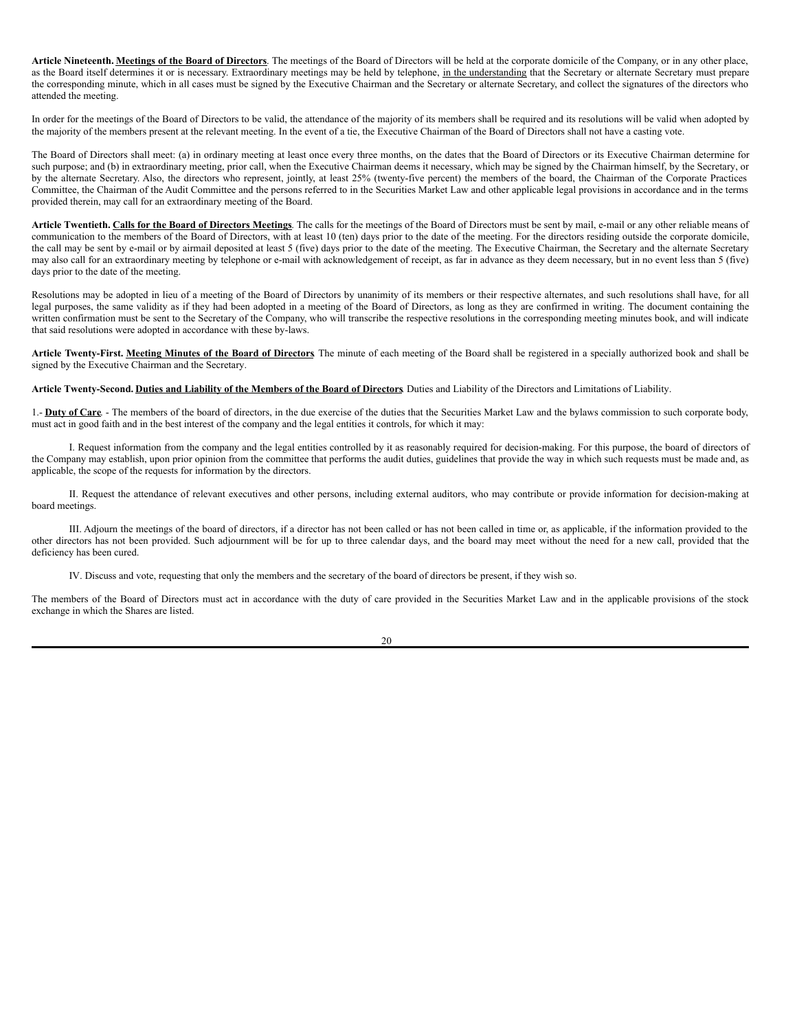**Article Nineteenth. Meetings of the Board of Directors**. The meetings of the Board of Directors will be held at the corporate domicile of the Company, or in any other place, as the Board itself determines it or is necessary. Extraordinary meetings may be held by telephone, in the understanding that the Secretary or alternate Secretary must prepare the corresponding minute, which in all cases must be signed by the Executive Chairman and the Secretary or alternate Secretary, and collect the signatures of the directors who attended the meeting.

In order for the meetings of the Board of Directors to be valid, the attendance of the majority of its members shall be required and its resolutions will be valid when adopted by the majority of the members present at the relevant meeting. In the event of a tie, the Executive Chairman of the Board of Directors shall not have a casting vote.

The Board of Directors shall meet: (a) in ordinary meeting at least once every three months, on the dates that the Board of Directors or its Executive Chairman determine for such purpose; and (b) in extraordinary meeting, prior call, when the Executive Chairman deems it necessary, which may be signed by the Chairman himself, by the Secretary, or by the alternate Secretary. Also, the directors who represent, jointly, at least 25% (twenty-five percent) the members of the board, the Chairman of the Corporate Practices Committee, the Chairman of the Audit Committee and the persons referred to in the Securities Market Law and other applicable legal provisions in accordance and in the terms provided therein, may call for an extraordinary meeting of the Board.

**Article Twentieth. Calls for the Board of Directors Meetings**. The calls for the meetings of the Board of Directors must be sent by mail, e-mail or any other reliable means of communication to the members of the Board of Directors, with at least 10 (ten) days prior to the date of the meeting. For the directors residing outside the corporate domicile, the call may be sent by e-mail or by airmail deposited at least 5 (five) days prior to the date of the meeting. The Executive Chairman, the Secretary and the alternate Secretary may also call for an extraordinary meeting by telephone or e-mail with acknowledgement of receipt, as far in advance as they deem necessary, but in no event less than 5 (five) days prior to the date of the meeting.

Resolutions may be adopted in lieu of a meeting of the Board of Directors by unanimity of its members or their respective alternates, and such resolutions shall have, for all legal purposes, the same validity as if they had been adopted in a meeting of the Board of Directors, as long as they are confirmed in writing. The document containing the written confirmation must be sent to the Secretary of the Company, who will transcribe the respective resolutions in the corresponding meeting minutes book, and will indicate that said resolutions were adopted in accordance with these by-laws.

**Article Twenty-First. Meeting Minutes of the Board of Directors**. The minute of each meeting of the Board shall be registered in a specially authorized book and shall be signed by the Executive Chairman and the Secretary.

**Article Twenty-Second. Duties and Liability of the Members of the Board of Directors**. Duties and Liability of the Directors and Limitations of Liability.

1.- **Duty of Care**. - The members of the board of directors, in the due exercise of the duties that the Securities Market Law and the bylaws commission to such corporate body, must act in good faith and in the best interest of the company and the legal entities it controls, for which it may:

I. Request information from the company and the legal entities controlled by it as reasonably required for decision-making. For this purpose, the board of directors of the Company may establish, upon prior opinion from the committee that performs the audit duties, guidelines that provide the way in which such requests must be made and, as applicable, the scope of the requests for information by the directors.

II. Request the attendance of relevant executives and other persons, including external auditors, who may contribute or provide information for decision-making at board meetings.

III. Adjourn the meetings of the board of directors, if a director has not been called or has not been called in time or, as applicable, if the information provided to the other directors has not been provided. Such adjournment will be for up to three calendar days, and the board may meet without the need for a new call, provided that the deficiency has been cured.

IV. Discuss and vote, requesting that only the members and the secretary of the board of directors be present, if they wish so.

The members of the Board of Directors must act in accordance with the duty of care provided in the Securities Market Law and in the applicable provisions of the stock exchange in which the Shares are listed.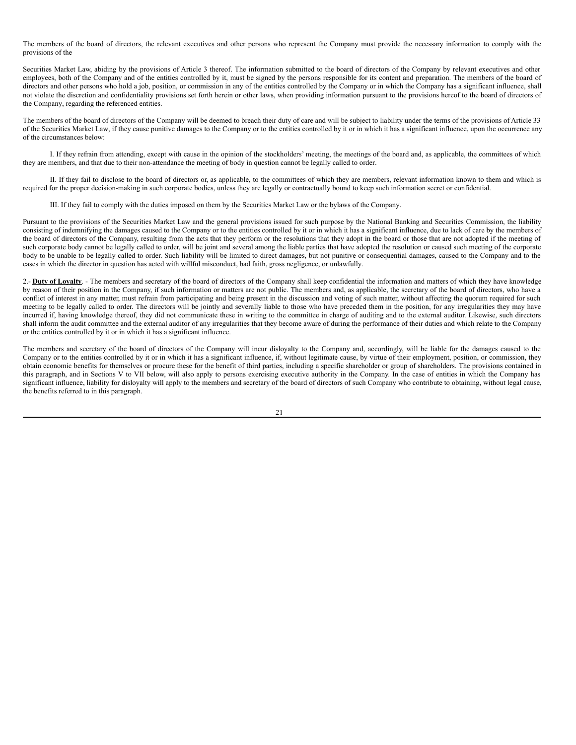The members of the board of directors, the relevant executives and other persons who represent the Company must provide the necessary information to comply with the provisions of the

Securities Market Law, abiding by the provisions of Article 3 thereof. The information submitted to the board of directors of the Company by relevant executives and other employees, both of the Company and of the entities controlled by it, must be signed by the persons responsible for its content and preparation. The members of the board of directors and other persons who hold a job, position, or commission in any of the entities controlled by the Company or in which the Company has a significant influence, shall not violate the discretion and confidentiality provisions set forth herein or other laws, when providing information pursuant to the provisions hereof to the board of directors of the Company, regarding the referenced entities.

The members of the board of directors of the Company will be deemed to breach their duty of care and will be subject to liability under the terms of the provisions of Article 33 of the Securities Market Law, if they cause punitive damages to the Company or to the entities controlled by it or in which it has a significant influence, upon the occurrence any of the circumstances below:

I. If they refrain from attending, except with cause in the opinion of the stockholders' meeting, the meetings of the board and, as applicable, the committees of which they are members, and that due to their non-attendance the meeting of body in question cannot be legally called to order.

II. If they fail to disclose to the board of directors or, as applicable, to the committees of which they are members, relevant information known to them and which is required for the proper decision-making in such corporate bodies, unless they are legally or contractually bound to keep such information secret or confidential.

III. If they fail to comply with the duties imposed on them by the Securities Market Law or the bylaws of the Company.

Pursuant to the provisions of the Securities Market Law and the general provisions issued for such purpose by the National Banking and Securities Commission, the liability consisting of indemnifying the damages caused to the Company or to the entities controlled by it or in which it has a significant influence, due to lack of care by the members of the board of directors of the Company, resulting from the acts that they perform or the resolutions that they adopt in the board or those that are not adopted if the meeting of such corporate body cannot be legally called to order, will be joint and several among the liable parties that have adopted the resolution or caused such meeting of the corporate body to be unable to be legally called to order. Such liability will be limited to direct damages, but not punitive or consequential damages, caused to the Company and to the cases in which the director in question has acted with willful misconduct, bad faith, gross negligence, or unlawfully.

2.- **Duty of Loyalty**. - The members and secretary of the board of directors of the Company shall keep confidential the information and matters of which they have knowledge by reason of their position in the Company, if such information or matters are not public. The members and, as applicable, the secretary of the board of directors, who have a conflict of interest in any matter, must refrain from participating and being present in the discussion and voting of such matter, without affecting the quorum required for such meeting to be legally called to order. The directors will be jointly and severally liable to those who have preceded them in the position, for any irregularities they may have incurred if, having knowledge thereof, they did not communicate these in writing to the committee in charge of auditing and to the external auditor. Likewise, such directors shall inform the audit committee and the external auditor of any irregularities that they become aware of during the performance of their duties and which relate to the Company or the entities controlled by it or in which it has a significant influence.

The members and secretary of the board of directors of the Company will incur disloyalty to the Company and, accordingly, will be liable for the damages caused to the Company or to the entities controlled by it or in which it has a significant influence, if, without legitimate cause, by virtue of their employment, position, or commission, they obtain economic benefits for themselves or procure these for the benefit of third parties, including a specific shareholder or group of shareholders. The provisions contained in this paragraph, and in Sections V to VII below, will also apply to persons exercising executive authority in the Company. In the case of entities in which the Company has significant influence, liability for disloyalty will apply to the members and secretary of the board of directors of such Company who contribute to obtaining, without legal cause, the benefits referred to in this paragraph.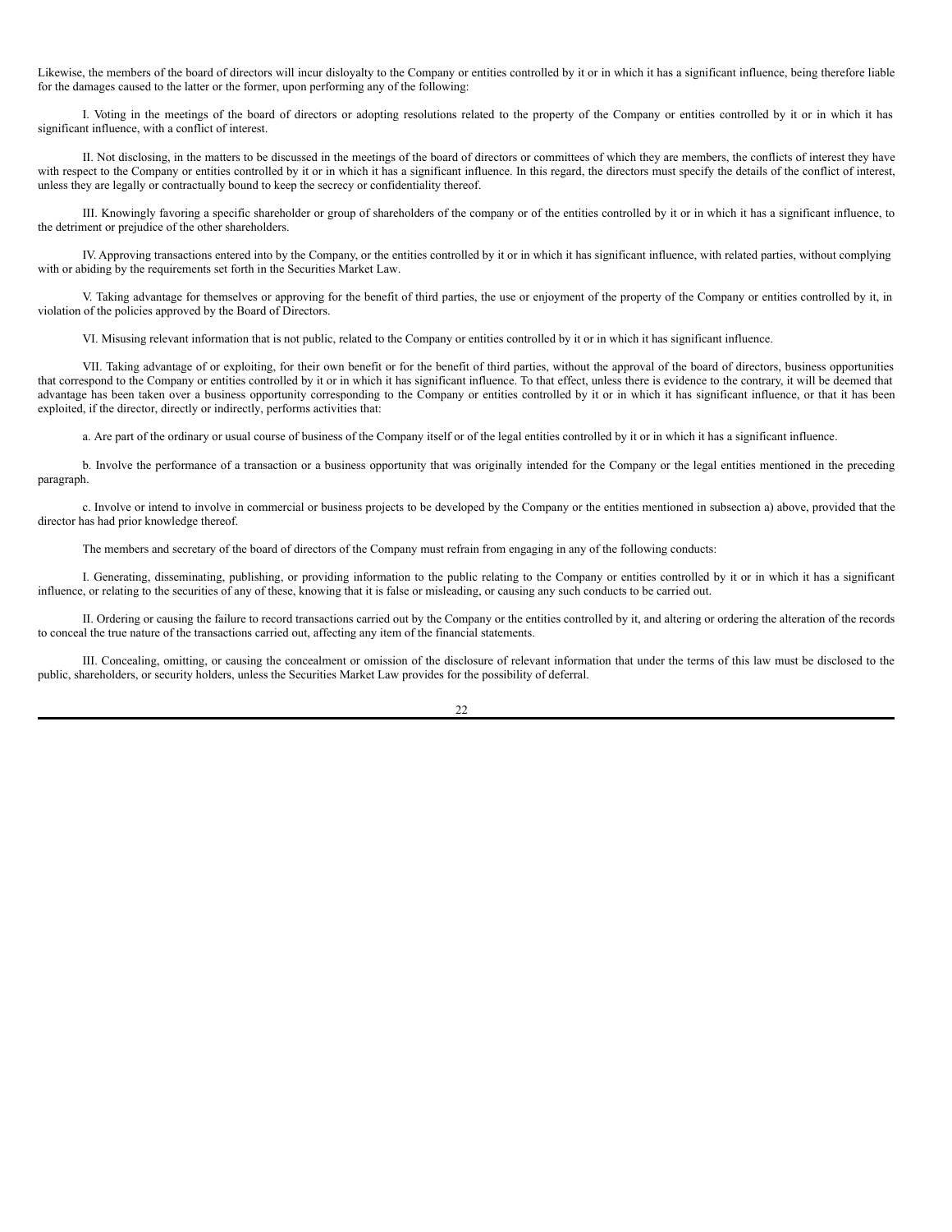Likewise, the members of the board of directors will incur disloyalty to the Company or entities controlled by it or in which it has a significant influence, being therefore liable for the damages caused to the latter or the former, upon performing any of the following:

I. Voting in the meetings of the board of directors or adopting resolutions related to the property of the Company or entities controlled by it or in which it has significant influence, with a conflict of interest.

II. Not disclosing, in the matters to be discussed in the meetings of the board of directors or committees of which they are members, the conflicts of interest they have with respect to the Company or entities controlled by it or in which it has a significant influence. In this regard, the directors must specify the details of the conflict of interest, unless they are legally or contractually bound to keep the secrecy or confidentiality thereof.

III. Knowingly favoring a specific shareholder or group of shareholders of the company or of the entities controlled by it or in which it has a significant influence, to the detriment or prejudice of the other shareholders.

IV. Approving transactions entered into by the Company, or the entities controlled by it or in which it has significant influence, with related parties, without complying with or abiding by the requirements set forth in the Securities Market Law.

V. Taking advantage for themselves or approving for the benefit of third parties, the use or enjoyment of the property of the Company or entities controlled by it, in violation of the policies approved by the Board of Directors.

VI. Misusing relevant information that is not public, related to the Company or entities controlled by it or in which it has significant influence.

VII. Taking advantage of or exploiting, for their own benefit or for the benefit of third parties, without the approval of the board of directors, business opportunities that correspond to the Company or entities controlled by it or in which it has significant influence. To that effect, unless there is evidence to the contrary, it will be deemed that advantage has been taken over a business opportunity corresponding to the Company or entities controlled by it or in which it has significant influence, or that it has been exploited, if the director, directly or indirectly, performs activities that:

a. Are part of the ordinary or usual course of business of the Company itself or of the legal entities controlled by it or in which it has a significant influence.

b. Involve the performance of a transaction or a business opportunity that was originally intended for the Company or the legal entities mentioned in the preceding paragraph.

c. Involve or intend to involve in commercial or business projects to be developed by the Company or the entities mentioned in subsection a) above, provided that the director has had prior knowledge thereof.

The members and secretary of the board of directors of the Company must refrain from engaging in any of the following conducts:

I. Generating, disseminating, publishing, or providing information to the public relating to the Company or entities controlled by it or in which it has a significant influence, or relating to the securities of any of these, knowing that it is false or misleading, or causing any such conducts to be carried out.

II. Ordering or causing the failure to record transactions carried out by the Company or the entities controlled by it, and altering or ordering the alteration of the records to conceal the true nature of the transactions carried out, affecting any item of the financial statements.

III. Concealing, omitting, or causing the concealment or omission of the disclosure of relevant information that under the terms of this law must be disclosed to the public, shareholders, or security holders, unless the Securities Market Law provides for the possibility of deferral.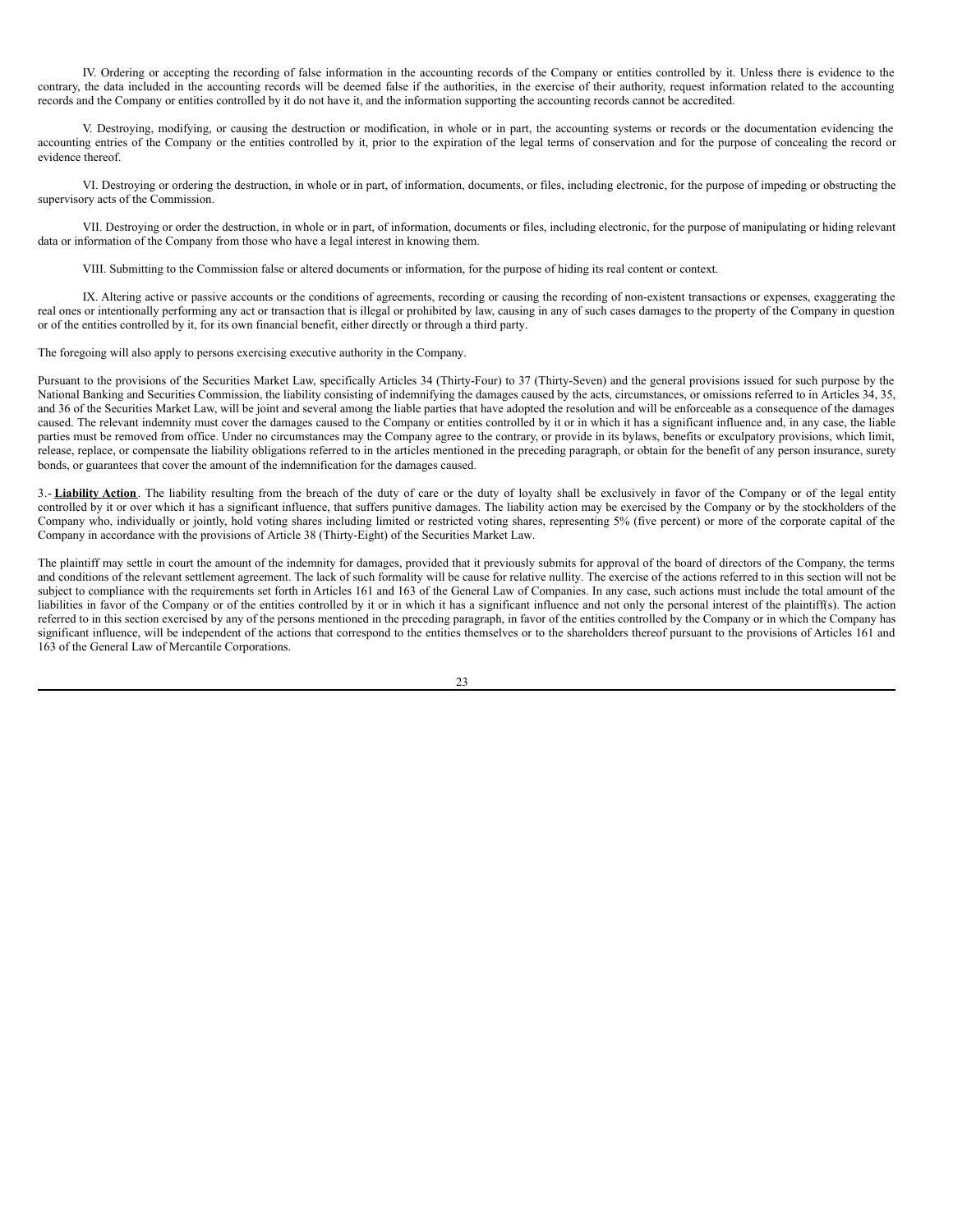IV. Ordering or accepting the recording of false information in the accounting records of the Company or entities controlled by it. Unless there is evidence to the contrary, the data included in the accounting records will be deemed false if the authorities, in the exercise of their authority, request information related to the accounting records and the Company or entities controlled by it do not have it, and the information supporting the accounting records cannot be accredited.

V. Destroying, modifying, or causing the destruction or modification, in whole or in part, the accounting systems or records or the documentation evidencing the accounting entries of the Company or the entities controlled by it, prior to the expiration of the legal terms of conservation and for the purpose of concealing the record or evidence thereof.

VI. Destroying or ordering the destruction, in whole or in part, of information, documents, or files, including electronic, for the purpose of impeding or obstructing the supervisory acts of the Commission.

VII. Destroying or order the destruction, in whole or in part, of information, documents or files, including electronic, for the purpose of manipulating or hiding relevant data or information of the Company from those who have a legal interest in knowing them.

VIII. Submitting to the Commission false or altered documents or information, for the purpose of hiding its real content or context.

IX. Altering active or passive accounts or the conditions of agreements, recording or causing the recording of non-existent transactions or expenses, exaggerating the real ones or intentionally performing any act or transaction that is illegal or prohibited by law, causing in any of such cases damages to the property of the Company in question or of the entities controlled by it, for its own financial benefit, either directly or through a third party.

The foregoing will also apply to persons exercising executive authority in the Company.

Pursuant to the provisions of the Securities Market Law, specifically Articles 34 (Thirty-Four) to 37 (Thirty-Seven) and the general provisions issued for such purpose by the National Banking and Securities Commission, the liability consisting of indemnifying the damages caused by the acts, circumstances, or omissions referred to in Articles 34, 35, and 36 of the Securities Market Law, will be joint and several among the liable parties that have adopted the resolution and will be enforceable as a consequence of the damages caused. The relevant indemnity must cover the damages caused to the Company or entities controlled by it or in which it has a significant influence and, in any case, the liable parties must be removed from office. Under no circumstances may the Company agree to the contrary, or provide in its bylaws, benefits or exculpatory provisions, which limit, release, replace, or compensate the liability obligations referred to in the articles mentioned in the preceding paragraph, or obtain for the benefit of any person insurance, surety bonds, or guarantees that cover the amount of the indemnification for the damages caused.

3.- **Liability Action**. The liability resulting from the breach of the duty of care or the duty of loyalty shall be exclusively in favor of the Company or of the legal entity controlled by it or over which it has a significant influence, that suffers punitive damages. The liability action may be exercised by the Company or by the stockholders of the Company who, individually or jointly, hold voting shares including limited or restricted voting shares, representing 5% (five percent) or more of the corporate capital of the Company in accordance with the provisions of Article 38 (Thirty-Eight) of the Securities Market Law.

The plaintiff may settle in court the amount of the indemnity for damages, provided that it previously submits for approval of the board of directors of the Company, the terms and conditions of the relevant settlement agreement. The lack of such formality will be cause for relative nullity. The exercise of the actions referred to in this section will not be subject to compliance with the requirements set forth in Articles 161 and 163 of the General Law of Companies. In any case, such actions must include the total amount of the liabilities in favor of the Company or of the entities controlled by it or in which it has a significant influence and not only the personal interest of the plaintiff(s). The action referred to in this section exercised by any of the persons mentioned in the preceding paragraph, in favor of the entities controlled by the Company or in which the Company has significant influence, will be independent of the actions that correspond to the entities themselves or to the shareholders thereof pursuant to the provisions of Articles 161 and 163 of the General Law of Mercantile Corporations.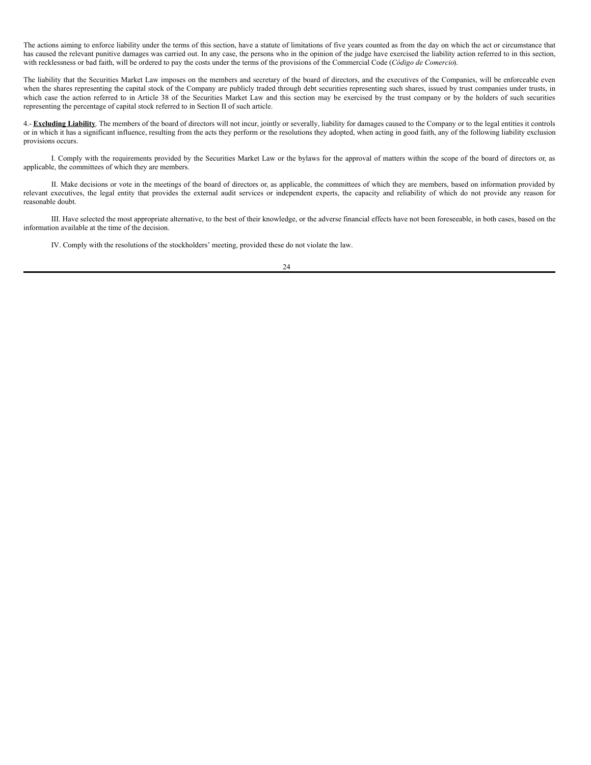The actions aiming to enforce liability under the terms of this section, have a statute of limitations of five years counted as from the day on which the act or circumstance that has caused the relevant punitive damages was carried out. In any case, the persons who in the opinion of the judge have exercised the liability action referred to in this section, with recklessness or bad faith, will be ordered to pay the costs under the terms of the provisions of the Commercial Code (*Código de Comercio*).

The liability that the Securities Market Law imposes on the members and secretary of the board of directors, and the executives of the Companies, will be enforceable even when the shares representing the capital stock of the Company are publicly traded through debt securities representing such shares, issued by trust companies under trusts, in which case the action referred to in Article 38 of the Securities Market Law and this section may be exercised by the trust company or by the holders of such securities representing the percentage of capital stock referred to in Section II of such article.

4.- **Excluding Liability**. The members of the board of directors will not incur, jointly or severally, liability for damages caused to the Company or to the legal entities it controls or in which it has a significant influence, resulting from the acts they perform or the resolutions they adopted, when acting in good faith, any of the following liability exclusion provisions occurs.

I. Comply with the requirements provided by the Securities Market Law or the bylaws for the approval of matters within the scope of the board of directors or, as applicable, the committees of which they are members.

II. Make decisions or vote in the meetings of the board of directors or, as applicable, the committees of which they are members, based on information provided by relevant executives, the legal entity that provides the external audit services or independent experts, the capacity and reliability of which do not provide any reason for reasonable doubt.

III. Have selected the most appropriate alternative, to the best of their knowledge, or the adverse financial effects have not been foreseeable, in both cases, based on the information available at the time of the decision.

IV. Comply with the resolutions of the stockholders' meeting, provided these do not violate the law.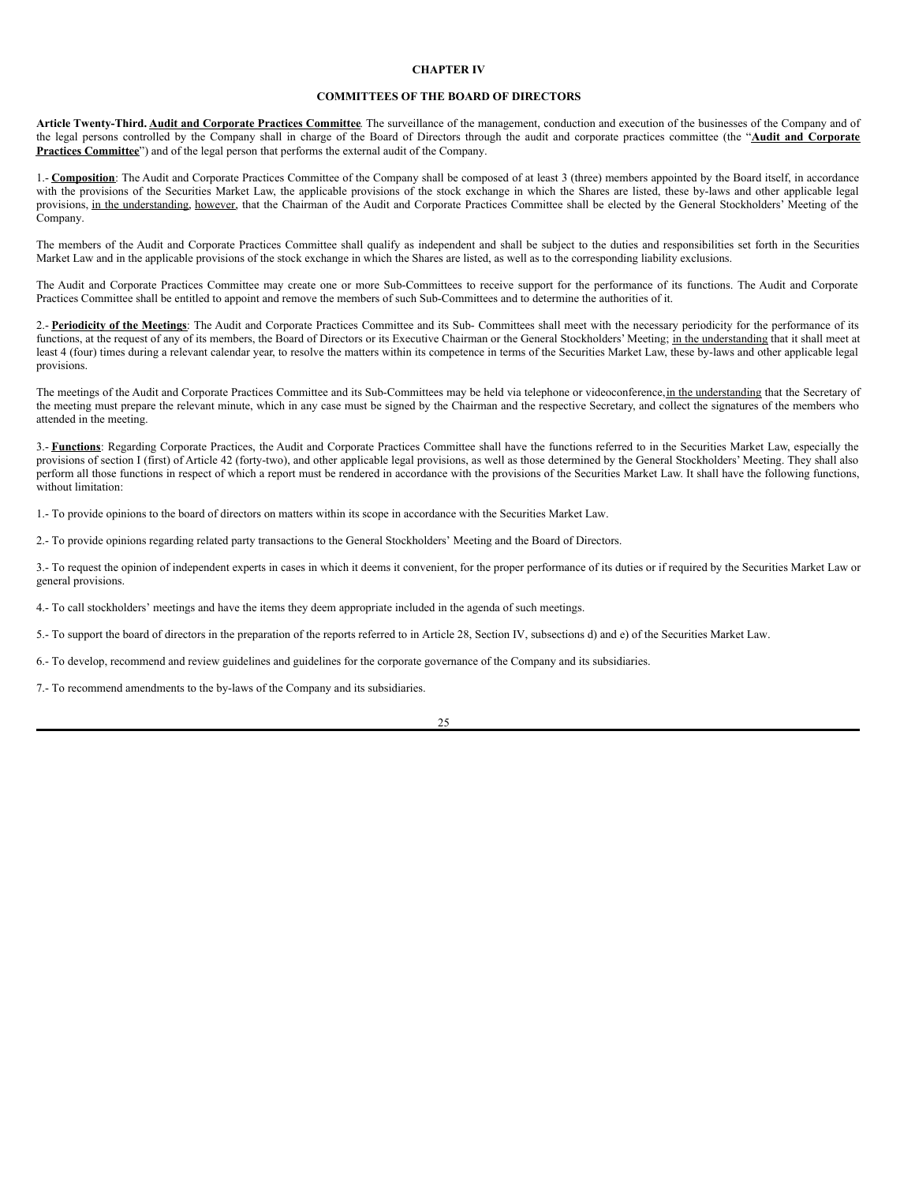## CHAPTER IV

## COMMITTEES OF THE BOARD OF DIRECTORS

**Article Twenty-Third. Audit and Corporate Practices Committee**. The surveillance of the management, conduction and execution of the businesses of the Company and of the legal persons controlled by the Company shall in charge of the Board of Directors through the audit and corporate practices committee (the "**Audit and Corporate Practices Committee**") and of the legal person that performs the external audit of the Company.

1.- **Composition**: The Audit and Corporate Practices Committee of the Company shall be composed of at least 3 (three) members appointed by the Board itself, in accordance with the provisions of the Securities Market Law, the applicable provisions of the stock exchange in which the Shares are listed, these by-laws and other applicable legal provisions, in the understanding, however, that the Chairman of the Audit and Corporate Practices Committee shall be elected by the General Stockholders' Meeting of the Company.

The members of the Audit and Corporate Practices Committee shall qualify as independent and shall be subject to the duties and responsibilities set forth in the Securities Market Law and in the applicable provisions of the stock exchange in which the Shares are listed, as well as to the corresponding liability exclusions.

The Audit and Corporate Practices Committee may create one or more Sub-Committees to receive support for the performance of its functions. The Audit and Corporate Practices Committee shall be entitled to appoint and remove the members of such Sub-Committees and to determine the authorities of it.

2.- **Periodicity of the Meetings**: The Audit and Corporate Practices Committee and its Sub- Committees shall meet with the necessary periodicity for the performance of its functions, at the request of any of its members, the Board of Directors or its Executive Chairman or the General Stockholders' Meeting; in the understanding that it shall meet at least 4 (four) times during a relevant calendar year, to resolve the matters within its competence in terms of the Securities Market Law, these by-laws and other applicable legal provisions.

The meetings of the Audit and Corporate Practices Committee and its Sub-Committees may be held via telephone or videoconference, in the understanding that the Secretary of the meeting must prepare the relevant minute, which in any case must be signed by the Chairman and the respective Secretary, and collect the signatures of the members who attended in the meeting.

3.- **Functions**: Regarding Corporate Practices, the Audit and Corporate Practices Committee shall have the functions referred to in the Securities Market Law, especially the provisions of section I (first) of Article 42 (forty-two), and other applicable legal provisions, as well as those determined by the General Stockholders' Meeting. They shall also perform all those functions in respect of which a report must be rendered in accordance with the provisions of the Securities Market Law. It shall have the following functions, without limitation:

1.- To provide opinions to the board of directors on matters within its scope in accordance with the Securities Market Law.

2.- To provide opinions regarding related party transactions to the General Stockholders' Meeting and the Board of Directors.

3.- To request the opinion of independent experts in cases in which it deems it convenient, for the proper performance of its duties or if required by the Securities Market Law or general provisions.

4.- To call stockholders' meetings and have the items they deem appropriate included in the agenda of such meetings.

5.- To support the board of directors in the preparation of the reports referred to in Article 28, Section IV, subsections d) and e) of the Securities Market Law.

6.- To develop, recommend and review guidelines and guidelines for the corporate governance of the Company and its subsidiaries.

7.- To recommend amendments to the by-laws of the Company and its subsidiaries.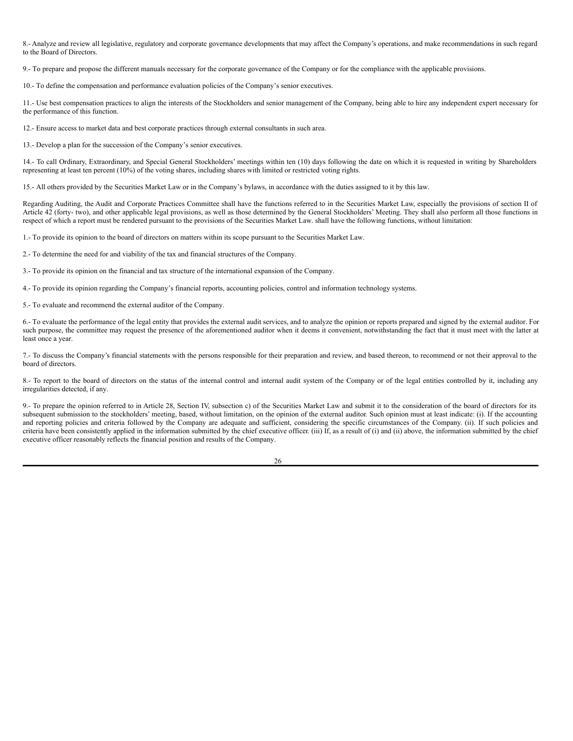8.- Analyze and review all legislative, regulatory and corporate governance developments that may affect the Company's operations, and make recommendations in such regard to the Board of Directors.

9.- To prepare and propose the different manuals necessary for the corporate governance of the Company or for the compliance with the applicable provisions.

10.- To define the compensation and performance evaluation policies of the Company's senior executives.

11.- Use best compensation practices to align the interests of the Stockholders and senior management of the Company, being able to hire any independent expert necessary for the performance of this function.

12.- Ensure access to market data and best corporate practices through external consultants in such area.

13.- Develop a plan for the succession of the Company's senior executives.

14.- To call Ordinary, Extraordinary, and Special General Stockholders' meetings within ten (10) days following the date on which it is requested in writing by Shareholders representing at least ten percent (10%) of the voting shares, including shares with limited or restricted voting rights.

15.- All others provided by the Securities Market Law or in the Company's bylaws, in accordance with the duties assigned to it by this law.

Regarding Auditing, the Audit and Corporate Practices Committee shall have the functions referred to in the Securities Market Law, especially the provisions of section II of Article 42 (forty- two), and other applicable legal provisions, as well as those determined by the General Stockholders' Meeting. They shall also perform all those functions in respect of which a report must be rendered pursuant to the provisions of the Securities Market Law. shall have the following functions, without limitation:

1.- To provide its opinion to the board of directors on matters within its scope pursuant to the Securities Market Law.

2.- To determine the need for and viability of the tax and financial structures of the Company.

3.- To provide its opinion on the financial and tax structure of the international expansion of the Company.

4.- To provide its opinion regarding the Company's financial reports, accounting policies, control and information technology systems.

5.- To evaluate and recommend the external auditor of the Company.

6.- To evaluate the performance of the legal entity that provides the external audit services, and to analyze the opinion or reports prepared and signed by the external auditor. For such purpose, the committee may request the presence of the aforementioned auditor when it deems it convenient, notwithstanding the fact that it must meet with the latter at least once a year.

7.- To discuss the Company's financial statements with the persons responsible for their preparation and review, and based thereon, to recommend or not their approval to the board of directors.

8.- To report to the board of directors on the status of the internal control and internal audit system of the Company or of the legal entities controlled by it, including any irregularities detected, if any.

9.- To prepare the opinion referred to in Article 28, Section IV, subsection c) of the Securities Market Law and submit it to the consideration of the board of directors for its subsequent submission to the stockholders' meeting, based, without limitation, on the opinion of the external auditor. Such opinion must at least indicate: (i). If the accounting and reporting policies and criteria followed by the Company are adequate and sufficient, considering the specific circumstances of the Company. (ii). If such policies and criteria have been consistently applied in the information submitted by the chief executive officer. (iii) If, as a result of (i) and (ii) above, the information submitted by the chief executive officer reasonably reflects the financial position and results of the Company.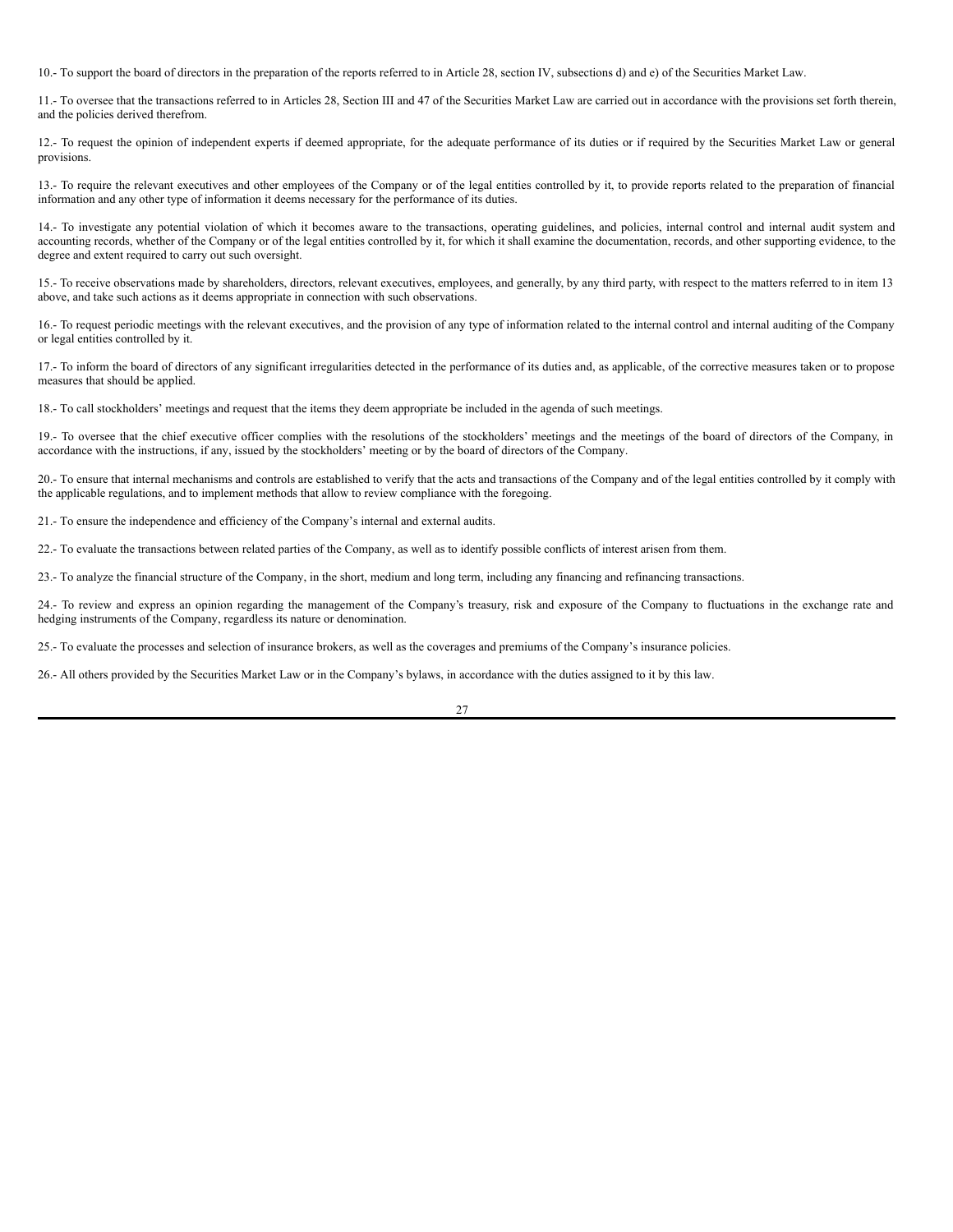10.- To support the board of directors in the preparation of the reports referred to in Article 28, section IV, subsections d) and e) of the Securities Market Law.

11.- To oversee that the transactions referred to in Articles 28, Section III and 47 of the Securities Market Law are carried out in accordance with the provisions set forth therein, and the policies derived therefrom.

12.- To request the opinion of independent experts if deemed appropriate, for the adequate performance of its duties or if required by the Securities Market Law or general provisions.

13.- To require the relevant executives and other employees of the Company or of the legal entities controlled by it, to provide reports related to the preparation of financial information and any other type of information it deems necessary for the performance of its duties.

14.- To investigate any potential violation of which it becomes aware to the transactions, operating guidelines, and policies, internal control and internal audit system and accounting records, whether of the Company or of the legal entities controlled by it, for which it shall examine the documentation, records, and other supporting evidence, to the degree and extent required to carry out such oversight.

15.- To receive observations made by shareholders, directors, relevant executives, employees, and generally, by any third party, with respect to the matters referred to in item 13 above, and take such actions as it deems appropriate in connection with such observations.

16.- To request periodic meetings with the relevant executives, and the provision of any type of information related to the internal control and internal auditing of the Company or legal entities controlled by it.

17.- To inform the board of directors of any significant irregularities detected in the performance of its duties and, as applicable, of the corrective measures taken or to propose measures that should be applied.

18.- To call stockholders' meetings and request that the items they deem appropriate be included in the agenda of such meetings.

19.- To oversee that the chief executive officer complies with the resolutions of the stockholders' meetings and the meetings of the board of directors of the Company, in accordance with the instructions, if any, issued by the stockholders' meeting or by the board of directors of the Company.

20.- To ensure that internal mechanisms and controls are established to verify that the acts and transactions of the Company and of the legal entities controlled by it comply with the applicable regulations, and to implement methods that allow to review compliance with the foregoing.

21.- To ensure the independence and efficiency of the Company's internal and external audits.

22.- To evaluate the transactions between related parties of the Company, as well as to identify possible conflicts of interest arisen from them.

23.- To analyze the financial structure of the Company, in the short, medium and long term, including any financing and refinancing transactions.

24.- To review and express an opinion regarding the management of the Company's treasury, risk and exposure of the Company to fluctuations in the exchange rate and hedging instruments of the Company, regardless its nature or denomination.

25.- To evaluate the processes and selection of insurance brokers, as well as the coverages and premiums of the Company's insurance policies.

26.- All others provided by the Securities Market Law or in the Company's bylaws, in accordance with the duties assigned to it by this law.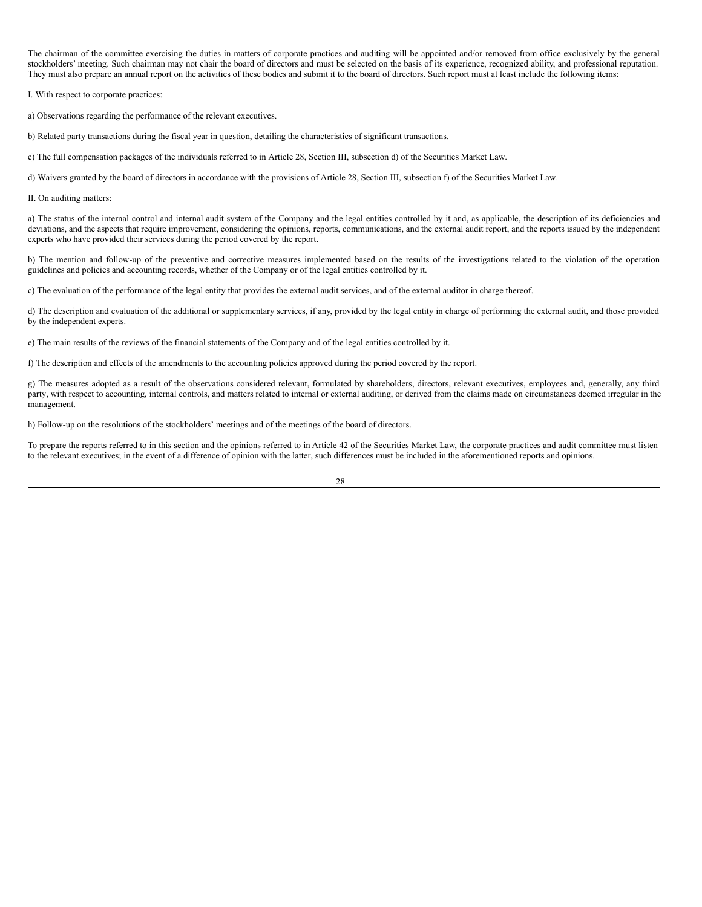The chairman of the committee exercising the duties in matters of corporate practices and auditing will be appointed and/or removed from office exclusively by the general stockholders' meeting. Such chairman may not chair the board of directors and must be selected on the basis of its experience, recognized ability, and professional reputation. They must also prepare an annual report on the activities of these bodies and submit it to the board of directors. Such report must at least include the following items:

I. With respect to corporate practices:

a) Observations regarding the performance of the relevant executives.

b) Related party transactions during the fiscal year in question, detailing the characteristics of significant transactions.

c) The full compensation packages of the individuals referred to in Article 28, Section III, subsection d) of the Securities Market Law.

d) Waivers granted by the board of directors in accordance with the provisions of Article 28, Section III, subsection f) of the Securities Market Law.

II. On auditing matters:

a) The status of the internal control and internal audit system of the Company and the legal entities controlled by it and, as applicable, the description of its deficiencies and deviations, and the aspects that require improvement, considering the opinions, reports, communications, and the external audit report, and the reports issued by the independent experts who have provided their services during the period covered by the report.

b) The mention and follow-up of the preventive and corrective measures implemented based on the results of the investigations related to the violation of the operation guidelines and policies and accounting records, whether of the Company or of the legal entities controlled by it.

c) The evaluation of the performance of the legal entity that provides the external audit services, and of the external auditor in charge thereof.

d) The description and evaluation of the additional or supplementary services, if any, provided by the legal entity in charge of performing the external audit, and those provided by the independent experts.

e) The main results of the reviews of the financial statements of the Company and of the legal entities controlled by it.

f) The description and effects of the amendments to the accounting policies approved during the period covered by the report.

g) The measures adopted as a result of the observations considered relevant, formulated by shareholders, directors, relevant executives, employees and, generally, any third party, with respect to accounting, internal controls, and matters related to internal or external auditing, or derived from the claims made on circumstances deemed irregular in the management.

h) Follow-up on the resolutions of the stockholders' meetings and of the meetings of the board of directors.

To prepare the reports referred to in this section and the opinions referred to in Article 42 of the Securities Market Law, the corporate practices and audit committee must listen to the relevant executives; in the event of a difference of opinion with the latter, such differences must be included in the aforementioned reports and opinions.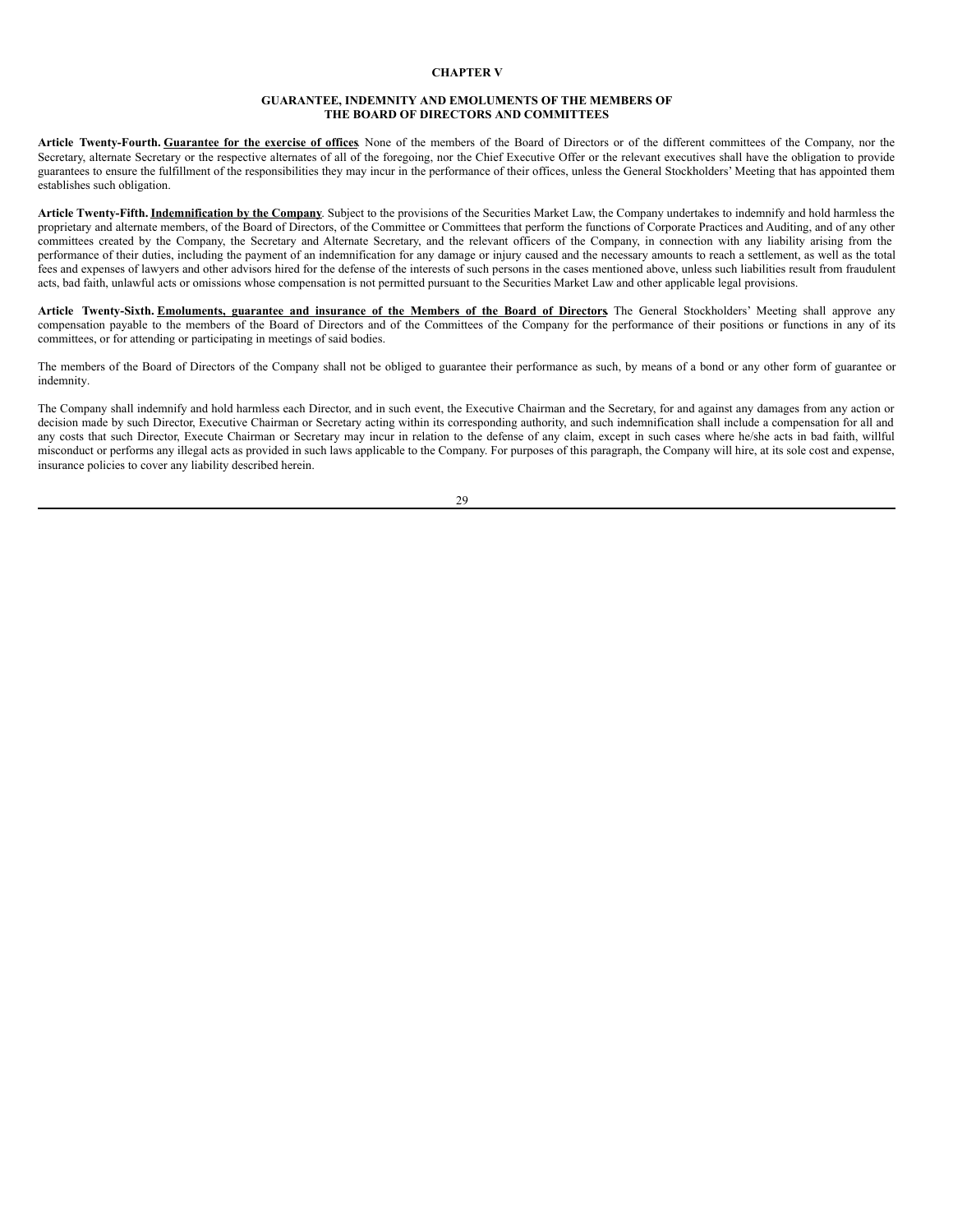## CHAPTER V

## GUARANTEE, INDEMNITY AND EMOLUMENTS OF THE MEMBERS OF THE BOARD OF DIRECTORS AND COMMITTEES

**Article Twenty-Fourth.** **Guarantee for the exercise of offices**. None of the members of the Board of Directors or of the different committees of the Company, nor the Secretary, alternate Secretary or the respective alternates of all of the foregoing, nor the Chief Executive Offer or the relevant executives shall have the obligation to provide guarantees to ensure the fulfillment of the responsibilities they may incur in the performance of their offices, unless the General Stockholders' Meeting that has appointed them establishes such obligation.

**Article Twenty-Fifth.** **Indemnification by the Company**. Subject to the provisions of the Securities Market Law, the Company undertakes to indemnify and hold harmless the proprietary and alternate members, of the Board of Directors, of the Committee or Committees that perform the functions of Corporate Practices and Auditing, and of any other committees created by the Company, the Secretary and Alternate Secretary, and the relevant officers of the Company, in connection with any liability arising from the performance of their duties, including the payment of an indemnification for any damage or injury caused and the necessary amounts to reach a settlement, as well as the total fees and expenses of lawyers and other advisors hired for the defense of the interests of such persons in the cases mentioned above, unless such liabilities result from fraudulent acts, bad faith, unlawful acts or omissions whose compensation is not permitted pursuant to the Securities Market Law and other applicable legal provisions.

**Article Twenty-Sixth.** **Emoluments, guarantee and insurance of the Members of the Board of Directors**. The General Stockholders' Meeting shall approve any compensation payable to the members of the Board of Directors and of the Committees of the Company for the performance of their positions or functions in any of its committees, or for attending or participating in meetings of said bodies.

The members of the Board of Directors of the Company shall not be obliged to guarantee their performance as such, by means of a bond or any other form of guarantee or indemnity.

The Company shall indemnify and hold harmless each Director, and in such event, the Executive Chairman and the Secretary, for and against any damages from any action or decision made by such Director, Executive Chairman or Secretary acting within its corresponding authority, and such indemnification shall include a compensation for all and any costs that such Director, Execute Chairman or Secretary may incur in relation to the defense of any claim, except in such cases where he/she acts in bad faith, willful misconduct or performs any illegal acts as provided in such laws applicable to the Company. For purposes of this paragraph, the Company will hire, at its sole cost and expense, insurance policies to cover any liability described herein.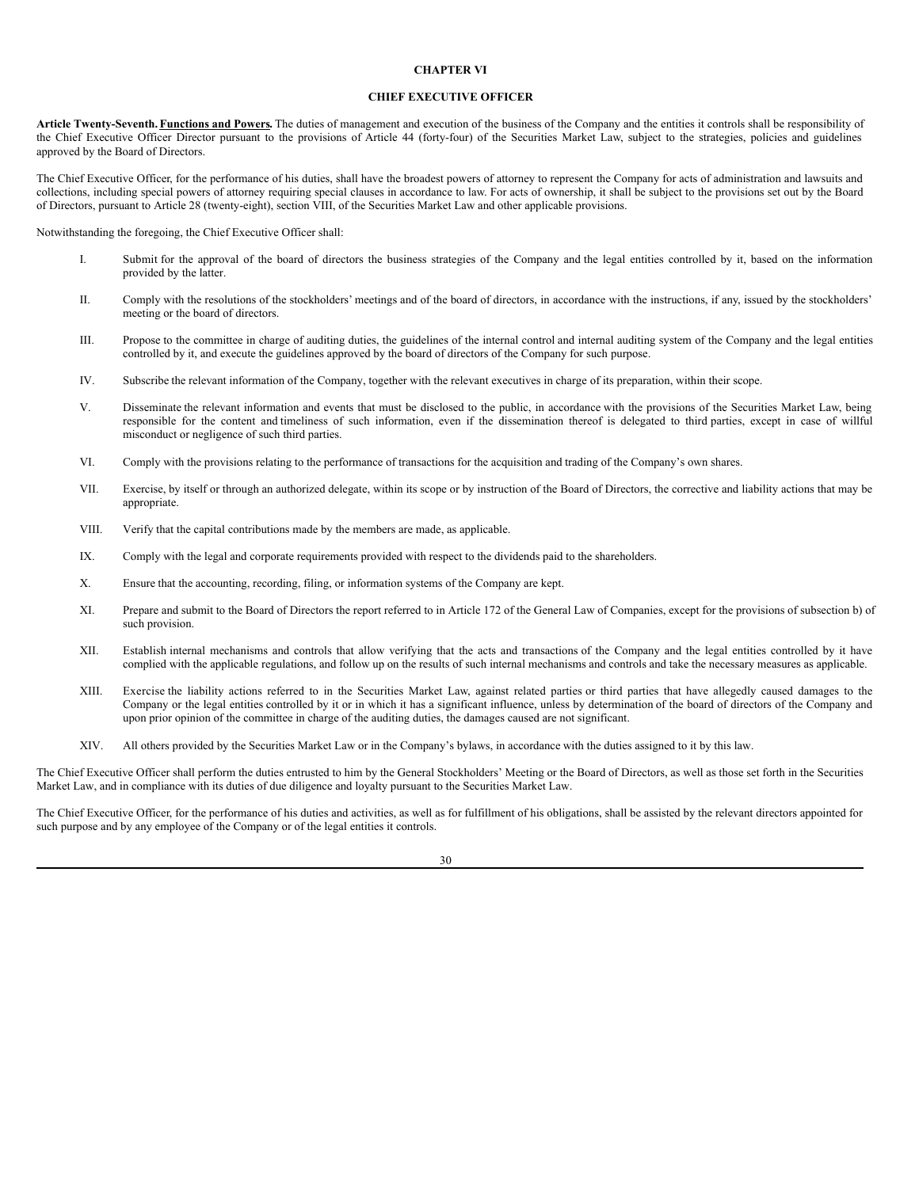## CHAPTER VI

## CHIEF EXECUTIVE OFFICER

**Article Twenty-Seventh. <u>Functions and Powers</u>.** The duties of management and execution of the business of the Company and the entities it controls shall be responsibility of the Chief Executive Officer Director pursuant to the provisions of Article 44 (forty-four) of the Securities Market Law, subject to the strategies, policies and guidelines approved by the Board of Directors.

The Chief Executive Officer, for the performance of his duties, shall have the broadest powers of attorney to represent the Company for acts of administration and lawsuits and collections, including special powers of attorney requiring special clauses in accordance to law. For acts of ownership, it shall be subject to the provisions set out by the Board of Directors, pursuant to Article 28 (twenty-eight), section VIII, of the Securities Market Law and other applicable provisions.

Notwithstanding the foregoing, the Chief Executive Officer shall:

I. Submit for the approval of the board of directors the business strategies of the Company and the legal entities controlled by it, based on the information provided by the latter.

II. Comply with the resolutions of the stockholders' meetings and of the board of directors, in accordance with the instructions, if any, issued by the stockholders' meeting or the board of directors.

III. Propose to the committee in charge of auditing duties, the guidelines of the internal control and internal auditing system of the Company and the legal entities controlled by it, and execute the guidelines approved by the board of directors of the Company for such purpose.

IV. Subscribe the relevant information of the Company, together with the relevant executives in charge of its preparation, within their scope.

V. Disseminate the relevant information and events that must be disclosed to the public, in accordance with the provisions of the Securities Market Law, being responsible for the content and timeliness of such information, even if the dissemination thereof is delegated to third parties, except in case of willful misconduct or negligence of such third parties.

VI. Comply with the provisions relating to the performance of transactions for the acquisition and trading of the Company's own shares.

VII. Exercise, by itself or through an authorized delegate, within its scope or by instruction of the Board of Directors, the corrective and liability actions that may be appropriate.

VIII. Verify that the capital contributions made by the members are made, as applicable.

IX. Comply with the legal and corporate requirements provided with respect to the dividends paid to the shareholders.

X. Ensure that the accounting, recording, filing, or information systems of the Company are kept.

XI. Prepare and submit to the Board of Directors the report referred to in Article 172 of the General Law of Companies, except for the provisions of subsection b) of such provision.

XII. Establish internal mechanisms and controls that allow verifying that the acts and transactions of the Company and the legal entities controlled by it have complied with the applicable regulations, and follow up on the results of such internal mechanisms and controls and take the necessary measures as applicable.

XIII. Exercise the liability actions referred to in the Securities Market Law, against related parties or third parties that have allegedly caused damages to the Company or the legal entities controlled by it or in which it has a significant influence, unless by determination of the board of directors of the Company and upon prior opinion of the committee in charge of the auditing duties, the damages caused are not significant.

XIV. All others provided by the Securities Market Law or in the Company's bylaws, in accordance with the duties assigned to it by this law.

The Chief Executive Officer shall perform the duties entrusted to him by the General Stockholders' Meeting or the Board of Directors, as well as those set forth in the Securities Market Law, and in compliance with its duties of due diligence and loyalty pursuant to the Securities Market Law.

The Chief Executive Officer, for the performance of his duties and activities, as well as for fulfillment of his obligations, shall be assisted by the relevant directors appointed for such purpose and by any employee of the Company or of the legal entities it controls.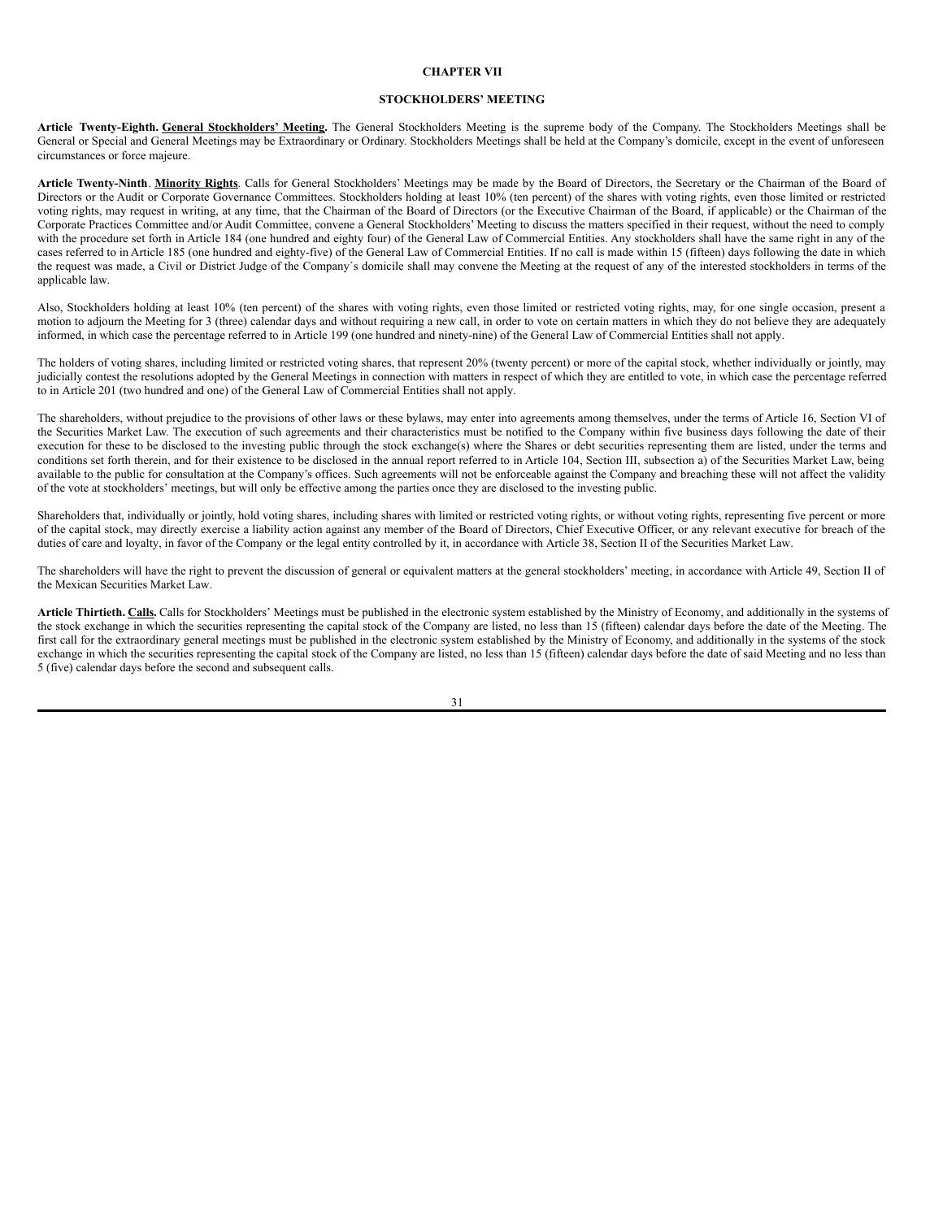## CHAPTER VII

## STOCKHOLDERS' MEETING

**Article Twenty-Eighth. General Stockholders' Meeting.** The General Stockholders Meeting is the supreme body of the Company. The Stockholders Meetings shall be General or Special and General Meetings may be Extraordinary or Ordinary. Stockholders Meetings shall be held at the Company's domicile, except in the event of unforeseen circumstances or force majeure.

**Article Twenty-Ninth**. **Minority Rights**. Calls for General Stockholders' Meetings may be made by the Board of Directors, the Secretary or the Chairman of the Board of Directors or the Audit or Corporate Governance Committees. Stockholders holding at least 10% (ten percent) of the shares with voting rights, even those limited or restricted voting rights, may request in writing, at any time, that the Chairman of the Board of Directors (or the Executive Chairman of the Board, if applicable) or the Chairman of the Corporate Practices Committee and/or Audit Committee, convene a General Stockholders' Meeting to discuss the matters specified in their request, without the need to comply with the procedure set forth in Article 184 (one hundred and eighty four) of the General Law of Commercial Entities. Any stockholders shall have the same right in any of the cases referred to in Article 185 (one hundred and eighty-five) of the General Law of Commercial Entities. If no call is made within 15 (fifteen) days following the date in which the request was made, a Civil or District Judge of the Company´s domicile shall may convene the Meeting at the request of any of the interested stockholders in terms of the applicable law.

Also, Stockholders holding at least 10% (ten percent) of the shares with voting rights, even those limited or restricted voting rights, may, for one single occasion, present a motion to adjourn the Meeting for 3 (three) calendar days and without requiring a new call, in order to vote on certain matters in which they do not believe they are adequately informed, in which case the percentage referred to in Article 199 (one hundred and ninety-nine) of the General Law of Commercial Entities shall not apply.

The holders of voting shares, including limited or restricted voting shares, that represent 20% (twenty percent) or more of the capital stock, whether individually or jointly, may judicially contest the resolutions adopted by the General Meetings in connection with matters in respect of which they are entitled to vote, in which case the percentage referred to in Article 201 (two hundred and one) of the General Law of Commercial Entities shall not apply.

The shareholders, without prejudice to the provisions of other laws or these bylaws, may enter into agreements among themselves, under the terms of Article 16, Section VI of the Securities Market Law. The execution of such agreements and their characteristics must be notified to the Company within five business days following the date of their execution for these to be disclosed to the investing public through the stock exchange(s) where the Shares or debt securities representing them are listed, under the terms and conditions set forth therein, and for their existence to be disclosed in the annual report referred to in Article 104, Section III, subsection a) of the Securities Market Law, being available to the public for consultation at the Company's offices. Such agreements will not be enforceable against the Company and breaching these will not affect the validity of the vote at stockholders' meetings, but will only be effective among the parties once they are disclosed to the investing public.

Shareholders that, individually or jointly, hold voting shares, including shares with limited or restricted voting rights, or without voting rights, representing five percent or more of the capital stock, may directly exercise a liability action against any member of the Board of Directors, Chief Executive Officer, or any relevant executive for breach of the duties of care and loyalty, in favor of the Company or the legal entity controlled by it, in accordance with Article 38, Section II of the Securities Market Law.

The shareholders will have the right to prevent the discussion of general or equivalent matters at the general stockholders' meeting, in accordance with Article 49, Section II of the Mexican Securities Market Law.

**Article Thirtieth. Calls.** Calls for Stockholders' Meetings must be published in the electronic system established by the Ministry of Economy, and additionally in the systems of the stock exchange in which the securities representing the capital stock of the Company are listed, no less than 15 (fifteen) calendar days before the date of the Meeting. The first call for the extraordinary general meetings must be published in the electronic system established by the Ministry of Economy, and additionally in the systems of the stock exchange in which the securities representing the capital stock of the Company are listed, no less than 15 (fifteen) calendar days before the date of said Meeting and no less than 5 (five) calendar days before the second and subsequent calls.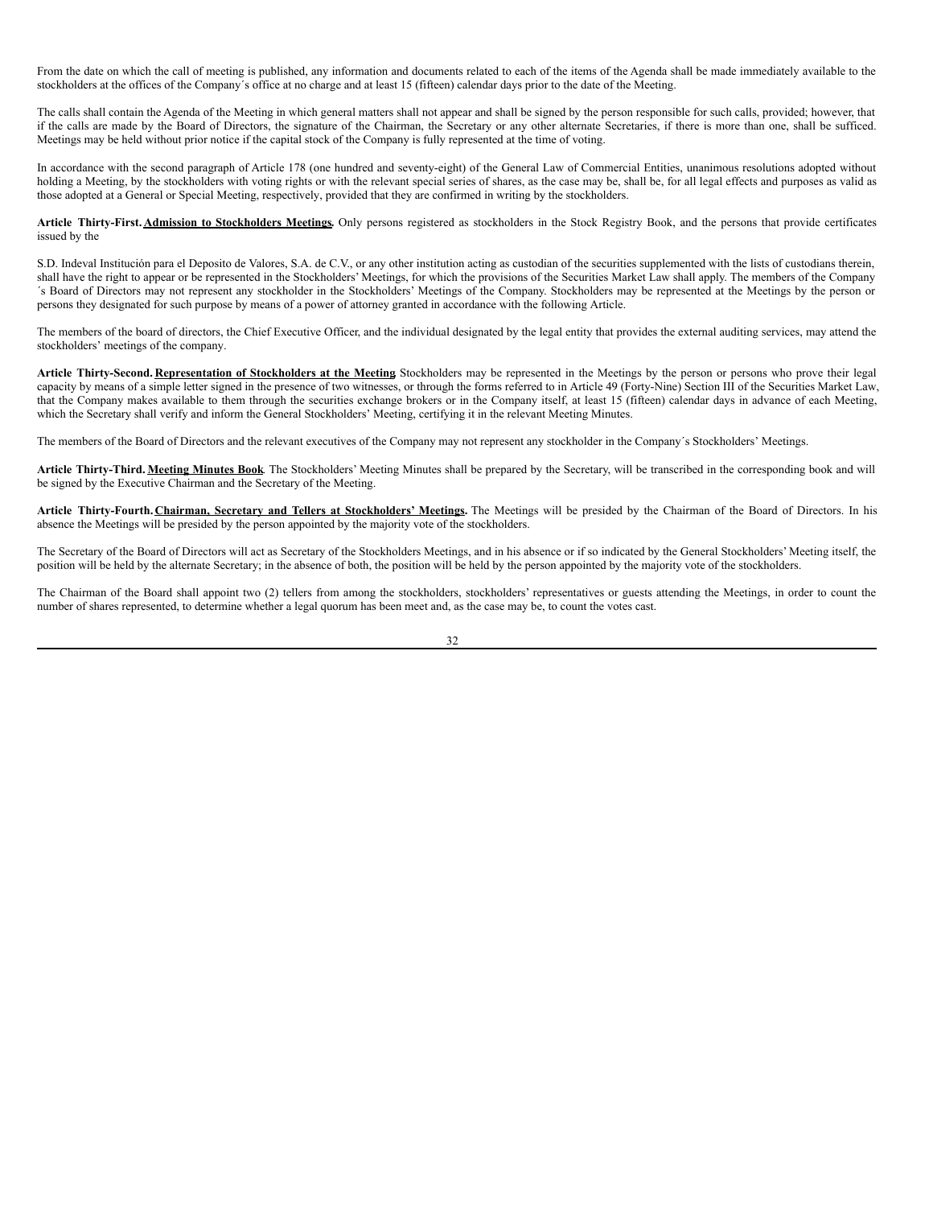From the date on which the call of meeting is published, any information and documents related to each of the items of the Agenda shall be made immediately available to the stockholders at the offices of the Company´s office at no charge and at least 15 (fifteen) calendar days prior to the date of the Meeting.

The calls shall contain the Agenda of the Meeting in which general matters shall not appear and shall be signed by the person responsible for such calls, provided; however, that if the calls are made by the Board of Directors, the signature of the Chairman, the Secretary or any other alternate Secretaries, if there is more than one, shall be sufficed. Meetings may be held without prior notice if the capital stock of the Company is fully represented at the time of voting.

In accordance with the second paragraph of Article 178 (one hundred and seventy-eight) of the General Law of Commercial Entities, unanimous resolutions adopted without holding a Meeting, by the stockholders with voting rights or with the relevant special series of shares, as the case may be, shall be, for all legal effects and purposes as valid as those adopted at a General or Special Meeting, respectively, provided that they are confirmed in writing by the stockholders.

**Article Thirty-First. <u>Admission to Stockholders Meetings</u>.** Only persons registered as stockholders in the Stock Registry Book, and the persons that provide certificates issued by the

S.D. Indeval Institución para el Deposito de Valores, S.A. de C.V., or any other institution acting as custodian of the securities supplemented with the lists of custodians therein, shall have the right to appear or be represented in the Stockholders' Meetings, for which the provisions of the Securities Market Law shall apply. The members of the Company ´s Board of Directors may not represent any stockholder in the Stockholders' Meetings of the Company. Stockholders may be represented at the Meetings by the person or persons they designated for such purpose by means of a power of attorney granted in accordance with the following Article.

The members of the board of directors, the Chief Executive Officer, and the individual designated by the legal entity that provides the external auditing services, may attend the stockholders' meetings of the company.

**Article Thirty-Second. <u>Representation of Stockholders at the Meeting</u>.** Stockholders may be represented in the Meetings by the person or persons who prove their legal capacity by means of a simple letter signed in the presence of two witnesses, or through the forms referred to in Article 49 (Forty-Nine) Section III of the Securities Market Law, that the Company makes available to them through the securities exchange brokers or in the Company itself, at least 15 (fifteen) calendar days in advance of each Meeting, which the Secretary shall verify and inform the General Stockholders' Meeting, certifying it in the relevant Meeting Minutes.

The members of the Board of Directors and the relevant executives of the Company may not represent any stockholder in the Company´s Stockholders' Meetings.

**Article Thirty-Third. <u>Meeting Minutes Book</u>.** The Stockholders' Meeting Minutes shall be prepared by the Secretary, will be transcribed in the corresponding book and will be signed by the Executive Chairman and the Secretary of the Meeting.

**Article Thirty-Fourth. <u>Chairman, Secretary and Tellers at Stockholders' Meetings</u>.** The Meetings will be presided by the Chairman of the Board of Directors. In his absence the Meetings will be presided by the person appointed by the majority vote of the stockholders.

The Secretary of the Board of Directors will act as Secretary of the Stockholders Meetings, and in his absence or if so indicated by the General Stockholders' Meeting itself, the position will be held by the alternate Secretary; in the absence of both, the position will be held by the person appointed by the majority vote of the stockholders.

The Chairman of the Board shall appoint two (2) tellers from among the stockholders, stockholders' representatives or guests attending the Meetings, in order to count the number of shares represented, to determine whether a legal quorum has been meet and, as the case may be, to count the votes cast.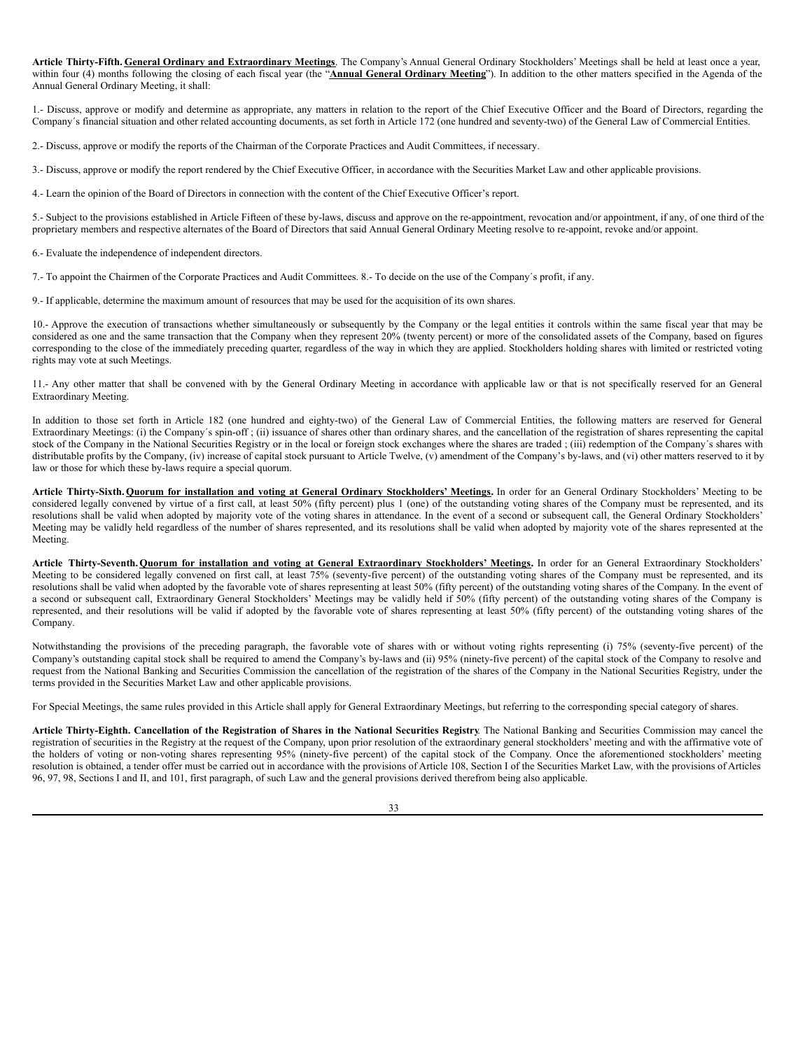**Article Thirty-Fifth.** **General Ordinary and Extraordinary Meetings**. The Company's Annual General Ordinary Stockholders' Meetings shall be held at least once a year, within four (4) months following the closing of each fiscal year (the "**Annual General Ordinary Meeting**"). In addition to the other matters specified in the Agenda of the Annual General Ordinary Meeting, it shall:

1.- Discuss, approve or modify and determine as appropriate, any matters in relation to the report of the Chief Executive Officer and the Board of Directors, regarding the Company´s financial situation and other related accounting documents, as set forth in Article 172 (one hundred and seventy-two) of the General Law of Commercial Entities.

2.- Discuss, approve or modify the reports of the Chairman of the Corporate Practices and Audit Committees, if necessary.

3.- Discuss, approve or modify the report rendered by the Chief Executive Officer, in accordance with the Securities Market Law and other applicable provisions.

4.- Learn the opinion of the Board of Directors in connection with the content of the Chief Executive Officer's report.

5.- Subject to the provisions established in Article Fifteen of these by-laws, discuss and approve on the re-appointment, revocation and/or appointment, if any, of one third of the proprietary members and respective alternates of the Board of Directors that said Annual General Ordinary Meeting resolve to re-appoint, revoke and/or appoint.

6.- Evaluate the independence of independent directors.

7.- To appoint the Chairmen of the Corporate Practices and Audit Committees. 8.- To decide on the use of the Company´s profit, if any.

9.- If applicable, determine the maximum amount of resources that may be used for the acquisition of its own shares.

10.- Approve the execution of transactions whether simultaneously or subsequently by the Company or the legal entities it controls within the same fiscal year that may be considered as one and the same transaction that the Company when they represent 20% (twenty percent) or more of the consolidated assets of the Company, based on figures corresponding to the close of the immediately preceding quarter, regardless of the way in which they are applied. Stockholders holding shares with limited or restricted voting rights may vote at such Meetings.

11.- Any other matter that shall be convened with by the General Ordinary Meeting in accordance with applicable law or that is not specifically reserved for an General Extraordinary Meeting.

In addition to those set forth in Article 182 (one hundred and eighty-two) of the General Law of Commercial Entities, the following matters are reserved for General Extraordinary Meetings: (i) the Company´s spin-off ; (ii) issuance of shares other than ordinary shares, and the cancellation of the registration of shares representing the capital stock of the Company in the National Securities Registry or in the local or foreign stock exchanges where the shares are traded ; (iii) redemption of the Company´s shares with distributable profits by the Company, (iv) increase of capital stock pursuant to Article Twelve, (v) amendment of the Company's by-laws, and (vi) other matters reserved to it by law or those for which these by-laws require a special quorum.

**Article Thirty-Sixth.** **Quorum for installation and voting at General Ordinary Stockholders' Meetings.** In order for an General Ordinary Stockholders' Meeting to be considered legally convened by virtue of a first call, at least 50% (fifty percent) plus 1 (one) of the outstanding voting shares of the Company must be represented, and its resolutions shall be valid when adopted by majority vote of the voting shares in attendance. In the event of a second or subsequent call, the General Ordinary Stockholders' Meeting may be validly held regardless of the number of shares represented, and its resolutions shall be valid when adopted by majority vote of the shares represented at the Meeting.

**Article Thirty-Seventh.** **Quorum for installation and voting at General Extraordinary Stockholders' Meetings.** In order for an General Extraordinary Stockholders' Meeting to be considered legally convened on first call, at least 75% (seventy-five percent) of the outstanding voting shares of the Company must be represented, and its resolutions shall be valid when adopted by the favorable vote of shares representing at least 50% (fifty percent) of the outstanding voting shares of the Company. In the event of a second or subsequent call, Extraordinary General Stockholders' Meetings may be validly held if 50% (fifty percent) of the outstanding voting shares of the Company is represented, and their resolutions will be valid if adopted by the favorable vote of shares representing at least 50% (fifty percent) of the outstanding voting shares of the Company.

Notwithstanding the provisions of the preceding paragraph, the favorable vote of shares with or without voting rights representing (i) 75% (seventy-five percent) of the Company's outstanding capital stock shall be required to amend the Company's by-laws and (ii) 95% (ninety-five percent) of the capital stock of the Company to resolve and request from the National Banking and Securities Commission the cancellation of the registration of the shares of the Company in the National Securities Registry, under the terms provided in the Securities Market Law and other applicable provisions.

For Special Meetings, the same rules provided in this Article shall apply for General Extraordinary Meetings, but referring to the corresponding special category of shares.

**Article Thirty-Eighth. Cancellation of the Registration of Shares in the National Securities Registry**. The National Banking and Securities Commission may cancel the registration of securities in the Registry at the request of the Company, upon prior resolution of the extraordinary general stockholders' meeting and with the affirmative vote of the holders of voting or non-voting shares representing 95% (ninety-five percent) of the capital stock of the Company. Once the aforementioned stockholders' meeting resolution is obtained, a tender offer must be carried out in accordance with the provisions of Article 108, Section I of the Securities Market Law, with the provisions of Articles 96, 97, 98, Sections I and II, and 101, first paragraph, of such Law and the general provisions derived therefrom being also applicable.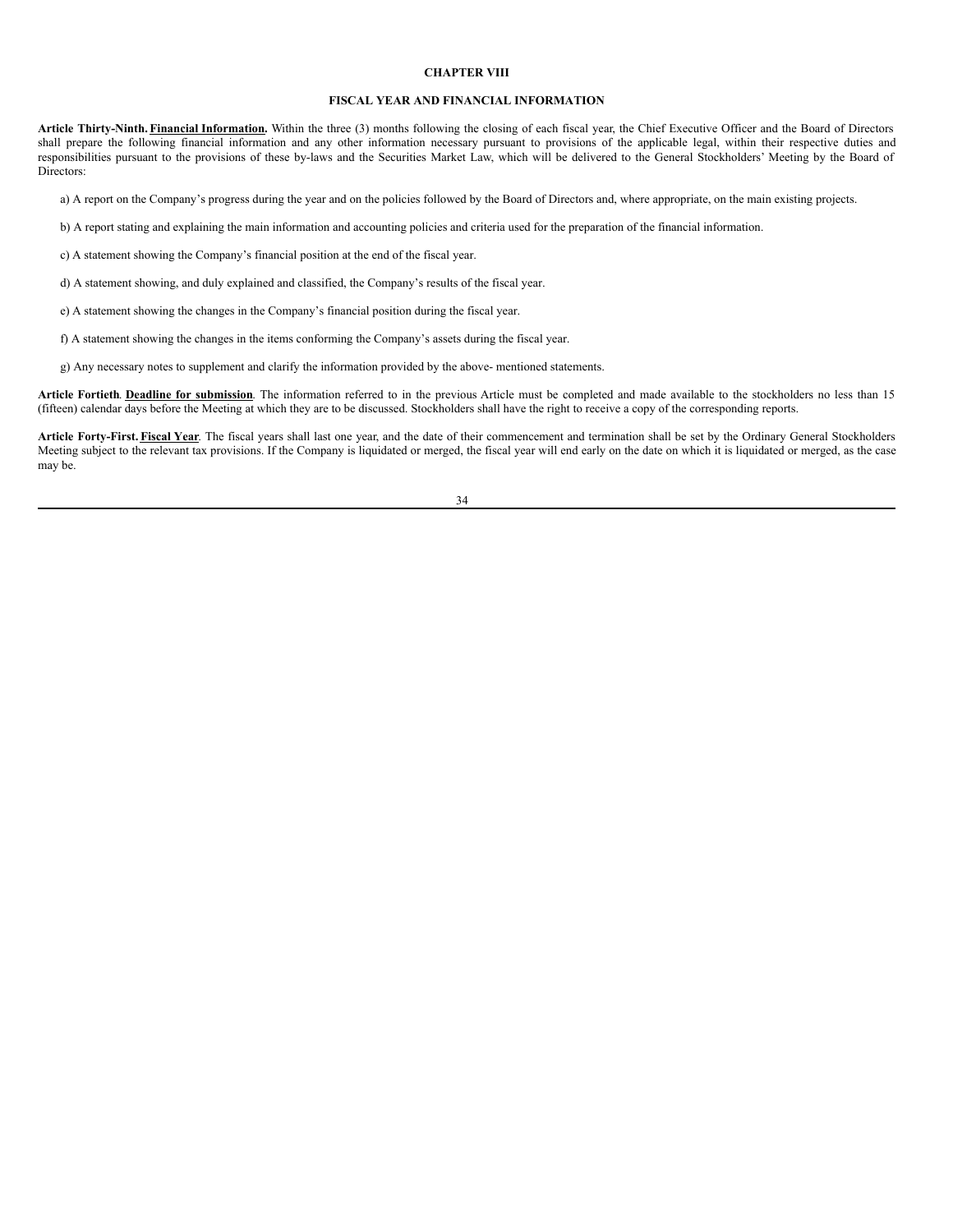## CHAPTER VIII

## FISCAL YEAR AND FINANCIAL INFORMATION

**Article Thirty-Ninth. Financial Information.** Within the three (3) months following the closing of each fiscal year, the Chief Executive Officer and the Board of Directors shall prepare the following financial information and any other information necessary pursuant to provisions of the applicable legal, within their respective duties and responsibilities pursuant to the provisions of these by-laws and the Securities Market Law, which will be delivered to the General Stockholders' Meeting by the Board of Directors:

a) A report on the Company's progress during the year and on the policies followed by the Board of Directors and, where appropriate, on the main existing projects.

b) A report stating and explaining the main information and accounting policies and criteria used for the preparation of the financial information.

c) A statement showing the Company's financial position at the end of the fiscal year.

d) A statement showing, and duly explained and classified, the Company's results of the fiscal year.

e) A statement showing the changes in the Company's financial position during the fiscal year.

f) A statement showing the changes in the items conforming the Company's assets during the fiscal year.

g) Any necessary notes to supplement and clarify the information provided by the above- mentioned statements.

**Article Fortieth**. **Deadline for submission**. The information referred to in the previous Article must be completed and made available to the stockholders no less than 15 (fifteen) calendar days before the Meeting at which they are to be discussed. Stockholders shall have the right to receive a copy of the corresponding reports.

**Article Forty-First. Fiscal Year**. The fiscal years shall last one year, and the date of their commencement and termination shall be set by the Ordinary General Stockholders Meeting subject to the relevant tax provisions. If the Company is liquidated or merged, the fiscal year will end early on the date on which it is liquidated or merged, as the case may be.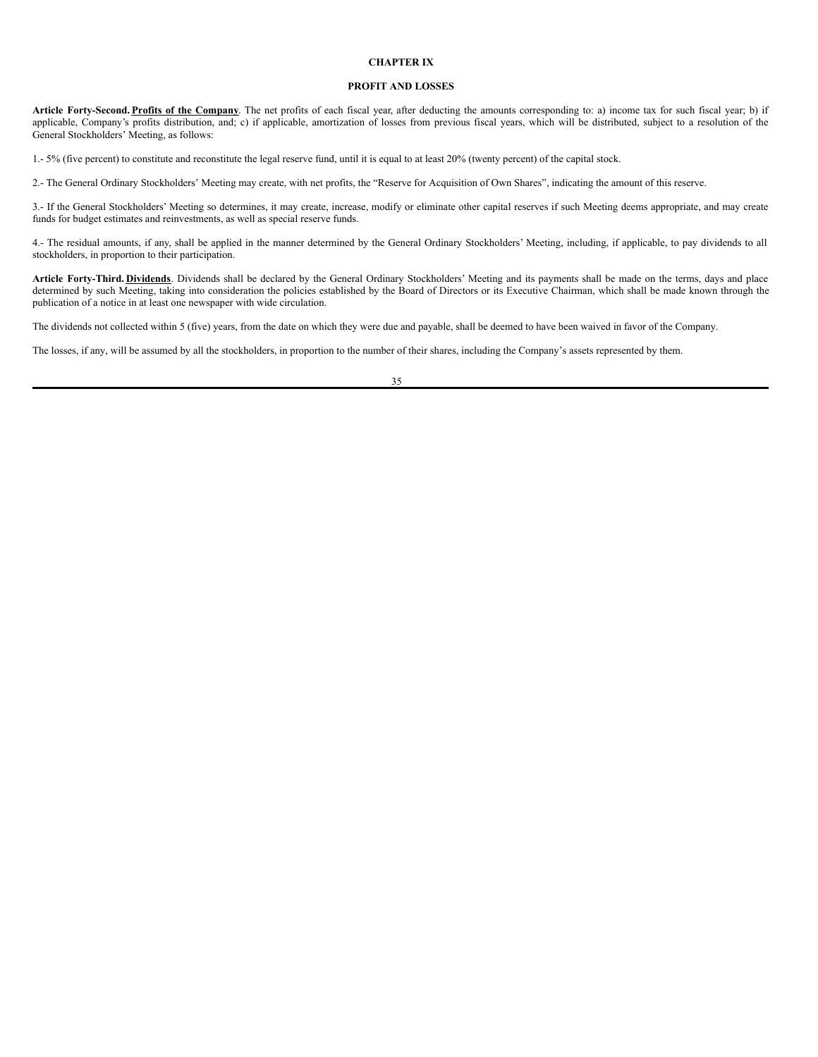## CHAPTER IX

## PROFIT AND LOSSES

**Article Forty-Second.** **Profits of the Company**. The net profits of each fiscal year, after deducting the amounts corresponding to: a) income tax for such fiscal year; b) if applicable, Company's profits distribution, and; c) if applicable, amortization of losses from previous fiscal years, which will be distributed, subject to a resolution of the General Stockholders' Meeting, as follows:

1.- 5% (five percent) to constitute and reconstitute the legal reserve fund, until it is equal to at least 20% (twenty percent) of the capital stock.

2.- The General Ordinary Stockholders' Meeting may create, with net profits, the "Reserve for Acquisition of Own Shares", indicating the amount of this reserve.

3.- If the General Stockholders' Meeting so determines, it may create, increase, modify or eliminate other capital reserves if such Meeting deems appropriate, and may create funds for budget estimates and reinvestments, as well as special reserve funds.

4.- The residual amounts, if any, shall be applied in the manner determined by the General Ordinary Stockholders' Meeting, including, if applicable, to pay dividends to all stockholders, in proportion to their participation.

**Article Forty-Third.** **Dividends**. Dividends shall be declared by the General Ordinary Stockholders' Meeting and its payments shall be made on the terms, days and place determined by such Meeting, taking into consideration the policies established by the Board of Directors or its Executive Chairman, which shall be made known through the publication of a notice in at least one newspaper with wide circulation.

The dividends not collected within 5 (five) years, from the date on which they were due and payable, shall be deemed to have been waived in favor of the Company.

The losses, if any, will be assumed by all the stockholders, in proportion to the number of their shares, including the Company's assets represented by them.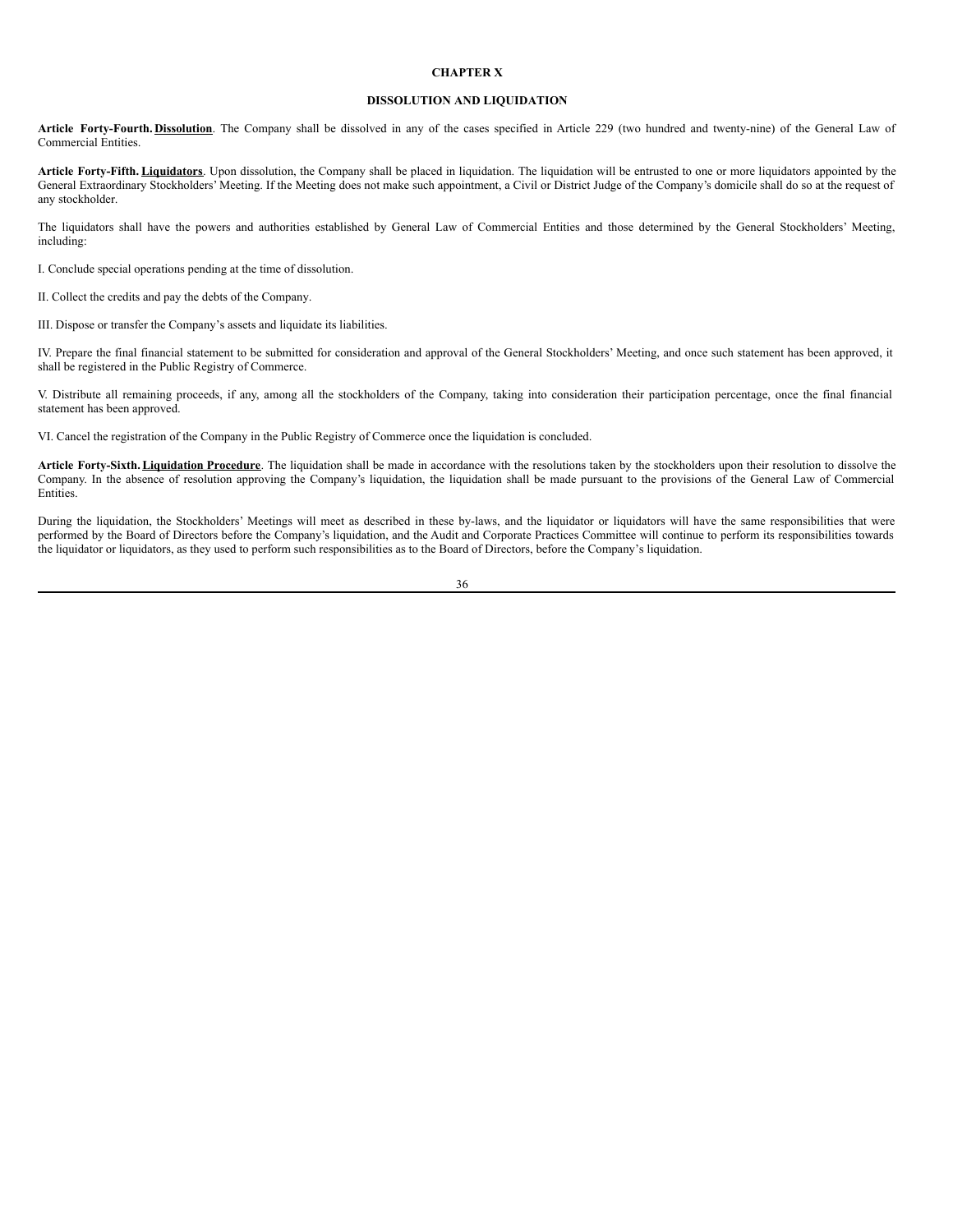# CHAPTER X

## DISSOLUTION AND LIQUIDATION

**Article Forty-Fourth.** **<u>Dissolution</u>**. The Company shall be dissolved in any of the cases specified in Article 229 (two hundred and twenty-nine) of the General Law of Commercial Entities.

**Article Forty-Fifth.** **<u>Liquidators</u>**. Upon dissolution, the Company shall be placed in liquidation. The liquidation will be entrusted to one or more liquidators appointed by the General Extraordinary Stockholders' Meeting. If the Meeting does not make such appointment, a Civil or District Judge of the Company's domicile shall do so at the request of any stockholder.

The liquidators shall have the powers and authorities established by General Law of Commercial Entities and those determined by the General Stockholders' Meeting, including:

I. Conclude special operations pending at the time of dissolution.

II. Collect the credits and pay the debts of the Company.

III. Dispose or transfer the Company's assets and liquidate its liabilities.

IV. Prepare the final financial statement to be submitted for consideration and approval of the General Stockholders' Meeting, and once such statement has been approved, it shall be registered in the Public Registry of Commerce.

V. Distribute all remaining proceeds, if any, among all the stockholders of the Company, taking into consideration their participation percentage, once the final financial statement has been approved.

VI. Cancel the registration of the Company in the Public Registry of Commerce once the liquidation is concluded.

**Article Forty-Sixth.** **<u>Liquidation Procedure</u>**. The liquidation shall be made in accordance with the resolutions taken by the stockholders upon their resolution to dissolve the Company. In the absence of resolution approving the Company's liquidation, the liquidation shall be made pursuant to the provisions of the General Law of Commercial Entities.

During the liquidation, the Stockholders' Meetings will meet as described in these by-laws, and the liquidator or liquidators will have the same responsibilities that were performed by the Board of Directors before the Company's liquidation, and the Audit and Corporate Practices Committee will continue to perform its responsibilities towards the liquidator or liquidators, as they used to perform such responsibilities as to the Board of Directors, before the Company's liquidation.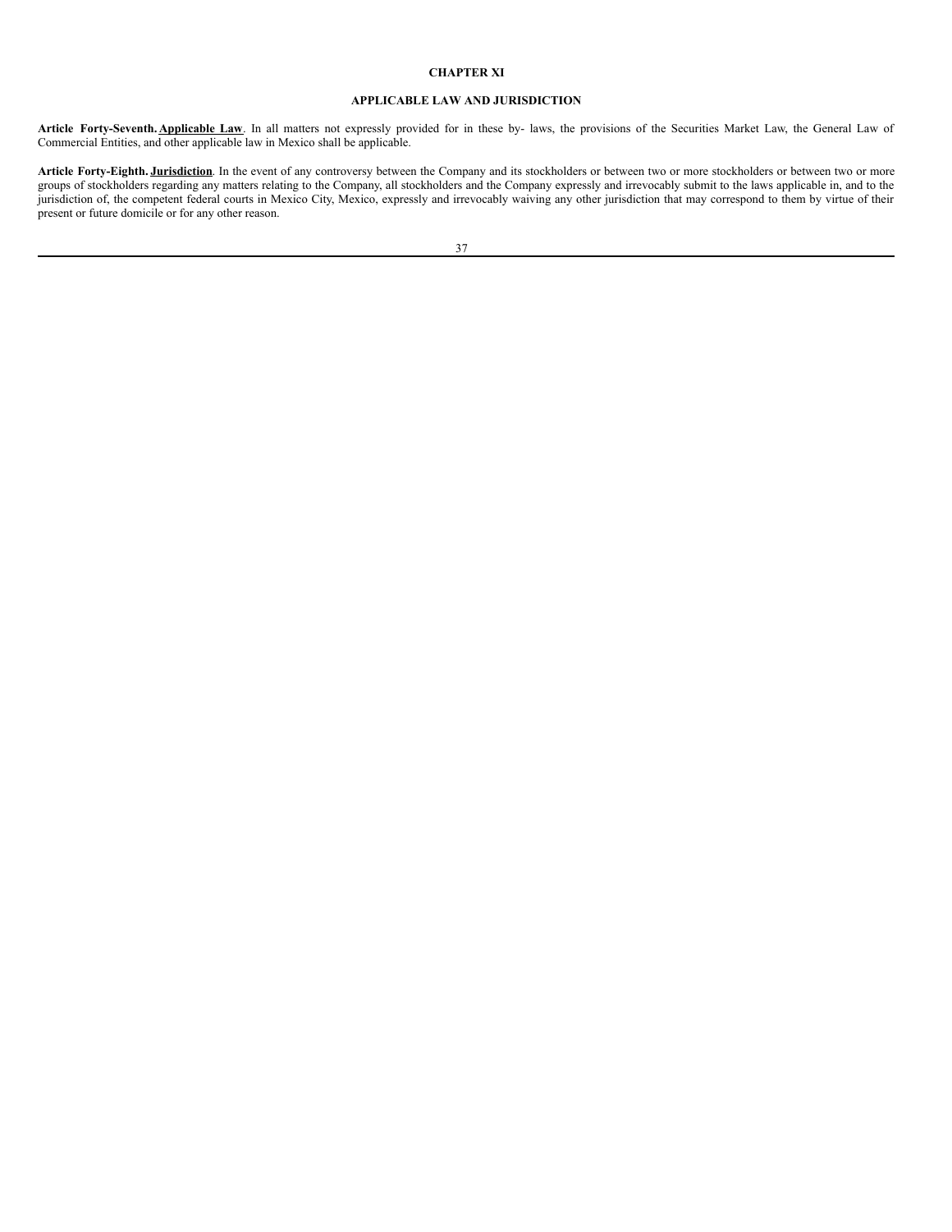# CHAPTER XI

## APPLICABLE LAW AND JURISDICTION

**Article Forty-Seventh.** **Applicable Law**. In all matters not expressly provided for in these by- laws, the provisions of the Securities Market Law, the General Law of Commercial Entities, and other applicable law in Mexico shall be applicable.

**Article Forty-Eighth.** **Jurisdiction**. In the event of any controversy between the Company and its stockholders or between two or more stockholders or between two or more groups of stockholders regarding any matters relating to the Company, all stockholders and the Company expressly and irrevocably submit to the laws applicable in, and to the jurisdiction of, the competent federal courts in Mexico City, Mexico, expressly and irrevocably waiving any other jurisdiction that may correspond to them by virtue of their present or future domicile or for any other reason.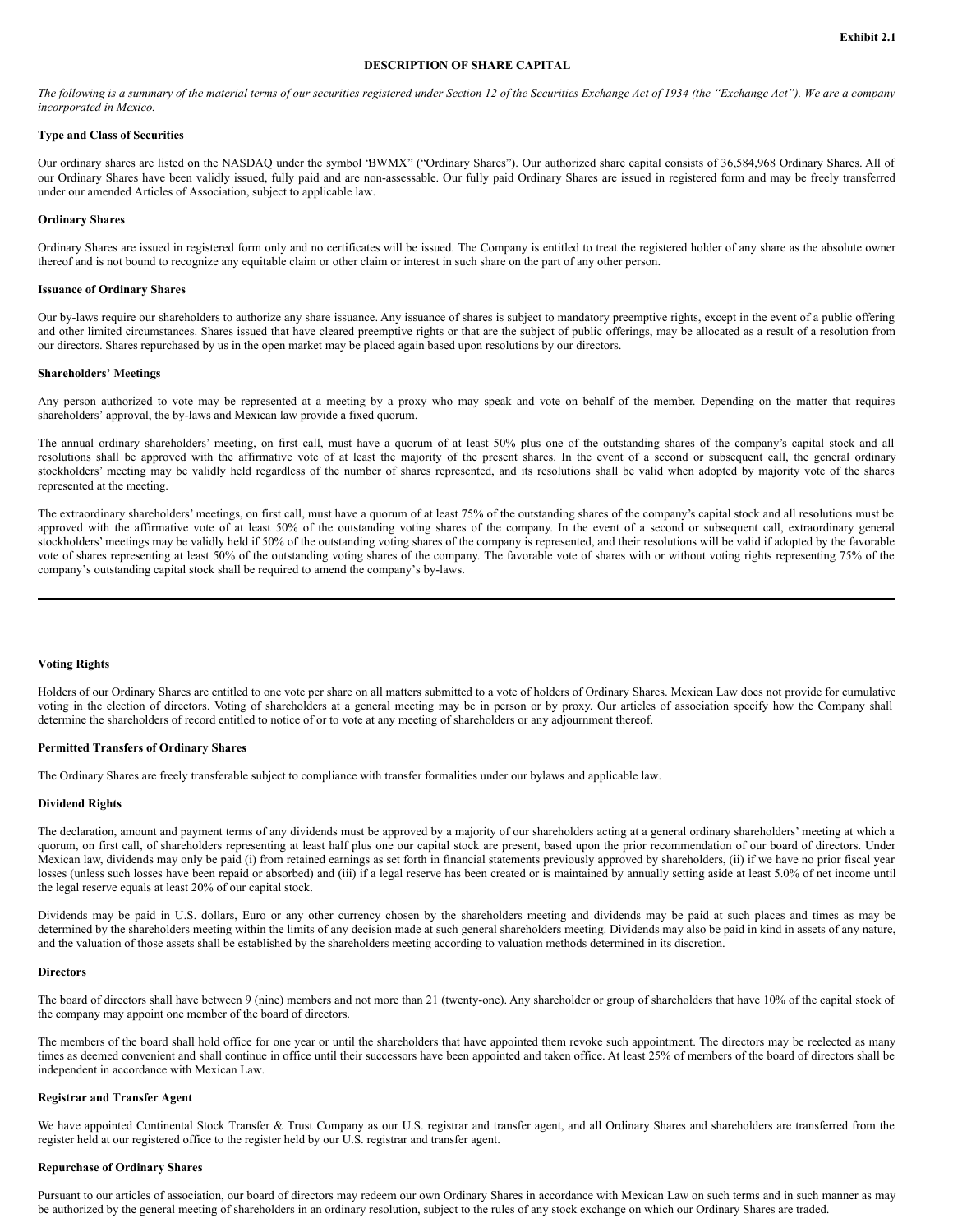Exhibit 2.1

# DESCRIPTION OF SHARE CAPITAL

*The following is a summary of the material terms of our securities registered under Section 12 of the Securities Exchange Act of 1934 (the "Exchange Act"). We are a company incorporated in Mexico.*

**Type and Class of Securities**

Our ordinary shares are listed on the NASDAQ under the symbol "BWMX" ("Ordinary Shares"). Our authorized share capital consists of 36,584,968 Ordinary Shares. All of our Ordinary Shares have been validly issued, fully paid and are non-assessable. Our fully paid Ordinary Shares are issued in registered form and may be freely transferred under our amended Articles of Association, subject to applicable law.

**Ordinary Shares**

Ordinary Shares are issued in registered form only and no certificates will be issued. The Company is entitled to treat the registered holder of any share as the absolute owner thereof and is not bound to recognize any equitable claim or other claim or interest in such share on the part of any other person.

**Issuance of Ordinary Shares**

Our by-laws require our shareholders to authorize any share issuance. Any issuance of shares is subject to mandatory preemptive rights, except in the event of a public offering and other limited circumstances. Shares issued that have cleared preemptive rights or that are the subject of public offerings, may be allocated as a result of a resolution from our directors. Shares repurchased by us in the open market may be placed again based upon resolutions by our directors.

**Shareholders' Meetings**

Any person authorized to vote may be represented at a meeting by a proxy who may speak and vote on behalf of the member. Depending on the matter that requires shareholders' approval, the by-laws and Mexican law provide a fixed quorum.

The annual ordinary shareholders' meeting, on first call, must have a quorum of at least 50% plus one of the outstanding shares of the company's capital stock and all resolutions shall be approved with the affirmative vote of at least the majority of the present shares. In the event of a second or subsequent call, the general ordinary stockholders' meeting may be validly held regardless of the number of shares represented, and its resolutions shall be valid when adopted by majority vote of the shares represented at the meeting.

The extraordinary shareholders' meetings, on first call, must have a quorum of at least 75% of the outstanding shares of the company's capital stock and all resolutions must be approved with the affirmative vote of at least 50% of the outstanding voting shares of the company. In the event of a second or subsequent call, extraordinary general stockholders' meetings may be validly held if 50% of the outstanding voting shares of the company is represented, and their resolutions will be valid if adopted by the favorable vote of shares representing at least 50% of the outstanding voting shares of the company. The favorable vote of shares with or without voting rights representing 75% of the company's outstanding capital stock shall be required to amend the company's by-laws.

---

**Voting Rights**

Holders of our Ordinary Shares are entitled to one vote per share on all matters submitted to a vote of holders of Ordinary Shares. Mexican Law does not provide for cumulative voting in the election of directors. Voting of shareholders at a general meeting may be in person or by proxy. Our articles of association specify how the Company shall determine the shareholders of record entitled to notice of or to vote at any meeting of shareholders or any adjournment thereof.

**Permitted Transfers of Ordinary Shares**

The Ordinary Shares are freely transferable subject to compliance with transfer formalities under our bylaws and applicable law.

**Dividend Rights**

The declaration, amount and payment terms of any dividends must be approved by a majority of our shareholders acting at a general ordinary shareholders' meeting at which a quorum, on first call, of shareholders representing at least half plus one our capital stock are present, based upon the prior recommendation of our board of directors. Under Mexican law, dividends may only be paid (i) from retained earnings as set forth in financial statements previously approved by shareholders, (ii) if we have no prior fiscal year losses (unless such losses have been repaid or absorbed) and (iii) if a legal reserve has been created or is maintained by annually setting aside at least 5.0% of net income until the legal reserve equals at least 20% of our capital stock.

Dividends may be paid in U.S. dollars, Euro or any other currency chosen by the shareholders meeting and dividends may be paid at such places and times as may be determined by the shareholders meeting within the limits of any decision made at such general shareholders meeting. Dividends may also be paid in kind in assets of any nature, and the valuation of those assets shall be established by the shareholders meeting according to valuation methods determined in its discretion.

**Directors**

The board of directors shall have between 9 (nine) members and not more than 21 (twenty-one). Any shareholder or group of shareholders that have 10% of the capital stock of the company may appoint one member of the board of directors.

The members of the board shall hold office for one year or until the shareholders that have appointed them revoke such appointment. The directors may be reelected as many times as deemed convenient and shall continue in office until their successors have been appointed and taken office. At least 25% of members of the board of directors shall be independent in accordance with Mexican Law.

**Registrar and Transfer Agent**

We have appointed Continental Stock Transfer & Trust Company as our U.S. registrar and transfer agent, and all Ordinary Shares and shareholders are transferred from the register held at our registered office to the register held by our U.S. registrar and transfer agent.

**Repurchase of Ordinary Shares**

Pursuant to our articles of association, our board of directors may redeem our own Ordinary Shares in accordance with Mexican Law on such terms and in such manner as may be authorized by the general meeting of shareholders in an ordinary resolution, subject to the rules of any stock exchange on which our Ordinary Shares are traded.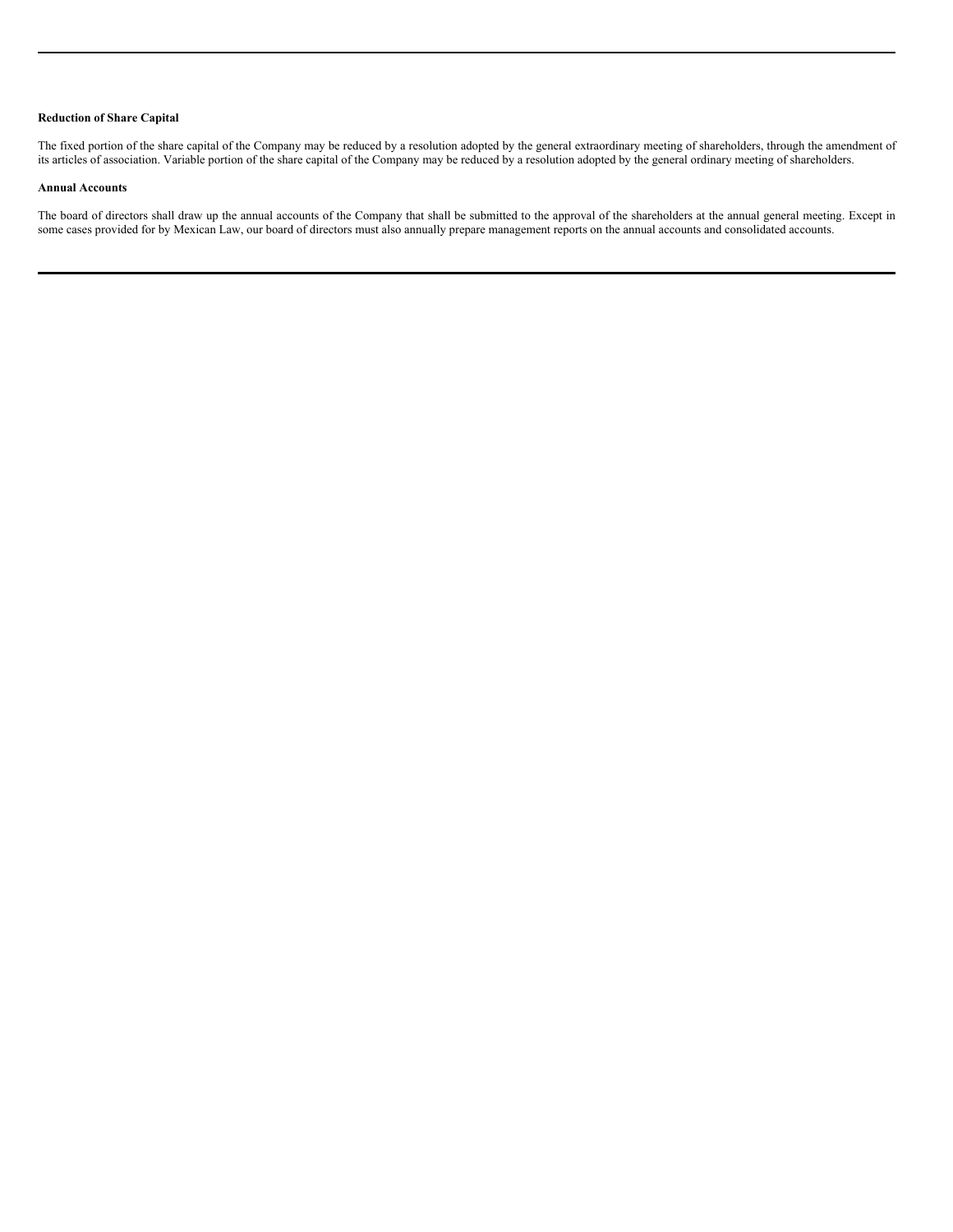**Reduction of Share Capital**

The fixed portion of the share capital of the Company may be reduced by a resolution adopted by the general extraordinary meeting of shareholders, through the amendment of its articles of association. Variable portion of the share capital of the Company may be reduced by a resolution adopted by the general ordinary meeting of shareholders.

**Annual Accounts**

The board of directors shall draw up the annual accounts of the Company that shall be submitted to the approval of the shareholders at the annual general meeting. Except in some cases provided for by Mexican Law, our board of directors must also annually prepare management reports on the annual accounts and consolidated accounts.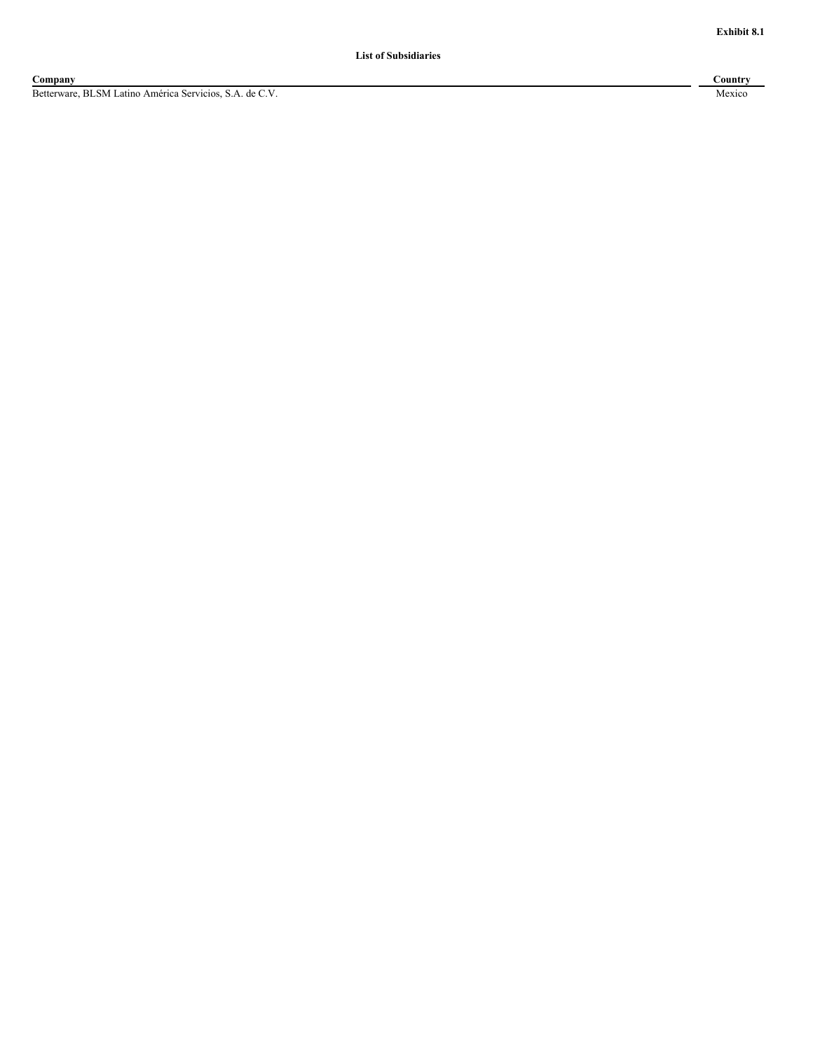**Exhibit 8.1**

**List of Subsidiaries**

| Company | Country |
| --- | --- |
| Betterware, BLSM Latino América Servicios, S.A. de C.V. | Mexico |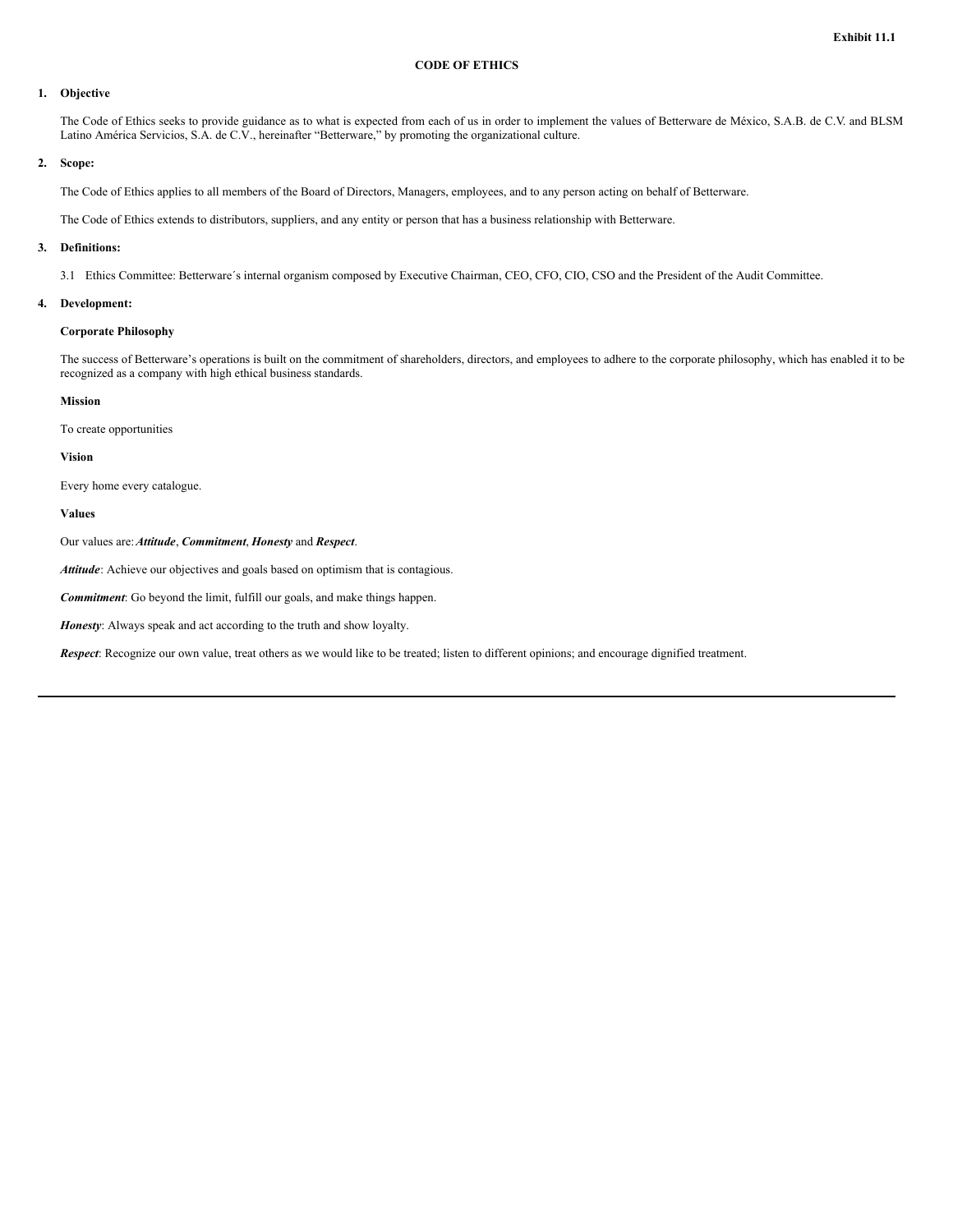**Exhibit 11.1**

# CODE OF ETHICS

## 1. Objective

The Code of Ethics seeks to provide guidance as to what is expected from each of us in order to implement the values of Betterware de México, S.A.B. de C.V. and BLSM Latino América Servicios, S.A. de C.V., hereinafter "Betterware," by promoting the organizational culture.

## 2. Scope:

The Code of Ethics applies to all members of the Board of Directors, Managers, employees, and to any person acting on behalf of Betterware.

The Code of Ethics extends to distributors, suppliers, and any entity or person that has a business relationship with Betterware.

## 3. Definitions:

3.1 Ethics Committee: Betterware´s internal organism composed by Executive Chairman, CEO, CFO, CIO, CSO and the President of the Audit Committee.

## 4. Development:

### Corporate Philosophy

The success of Betterware's operations is built on the commitment of shareholders, directors, and employees to adhere to the corporate philosophy, which has enabled it to be recognized as a company with high ethical business standards.

### Mission

To create opportunities

### Vision

Every home every catalogue.

### Values

Our values are: ***Attitude***, ***Commitment***, ***Honesty*** and ***Respect***.

***Attitude***: Achieve our objectives and goals based on optimism that is contagious.

***Commitment***: Go beyond the limit, fulfill our goals, and make things happen.

***Honesty***: Always speak and act according to the truth and show loyalty.

***Respect***: Recognize our own value, treat others as we would like to be treated; listen to different opinions; and encourage dignified treatment.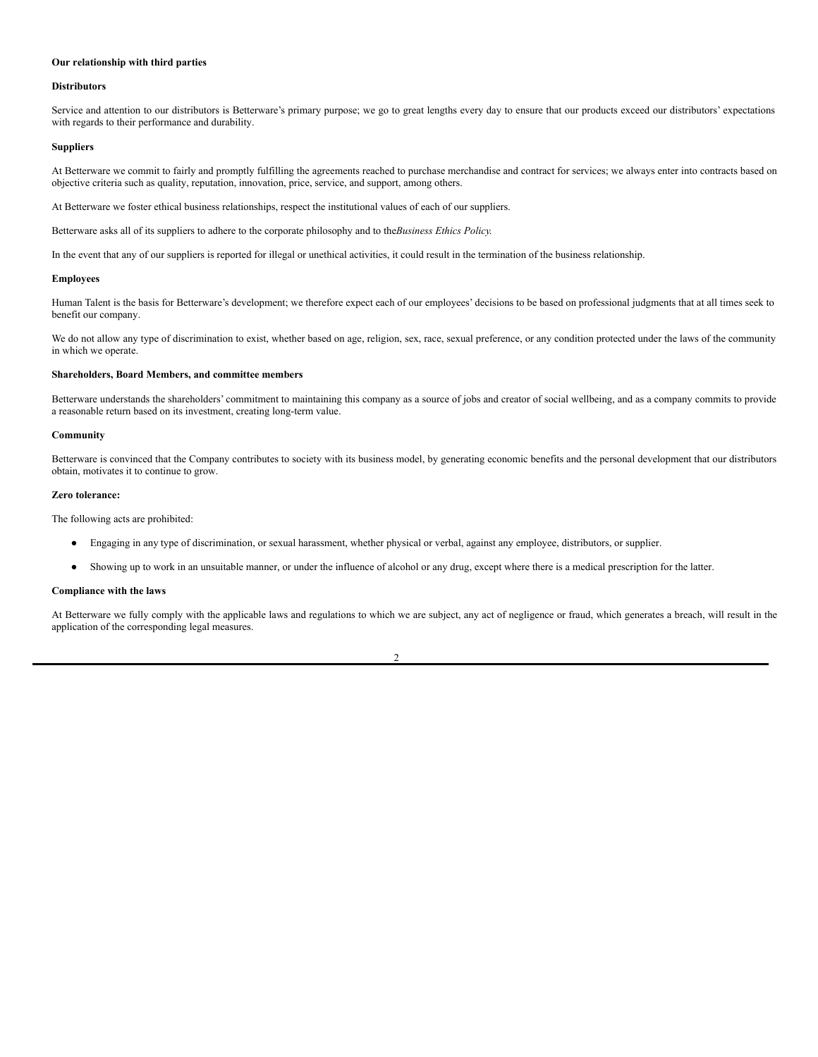**Our relationship with third parties**

**Distributors**

Service and attention to our distributors is Betterware's primary purpose; we go to great lengths every day to ensure that our products exceed our distributors' expectations with regards to their performance and durability.

**Suppliers**

At Betterware we commit to fairly and promptly fulfilling the agreements reached to purchase merchandise and contract for services; we always enter into contracts based on objective criteria such as quality, reputation, innovation, price, service, and support, among others.

At Betterware we foster ethical business relationships, respect the institutional values of each of our suppliers.

Betterware asks all of its suppliers to adhere to the corporate philosophy and to the*Business Ethics Policy.*

In the event that any of our suppliers is reported for illegal or unethical activities, it could result in the termination of the business relationship.

**Employees**

Human Talent is the basis for Betterware's development; we therefore expect each of our employees' decisions to be based on professional judgments that at all times seek to benefit our company.

We do not allow any type of discrimination to exist, whether based on age, religion, sex, race, sexual preference, or any condition protected under the laws of the community in which we operate.

**Shareholders, Board Members, and committee members**

Betterware understands the shareholders' commitment to maintaining this company as a source of jobs and creator of social wellbeing, and as a company commits to provide a reasonable return based on its investment, creating long-term value.

**Community**

Betterware is convinced that the Company contributes to society with its business model, by generating economic benefits and the personal development that our distributors obtain, motivates it to continue to grow.

**Zero tolerance:**

The following acts are prohibited:

- Engaging in any type of discrimination, or sexual harassment, whether physical or verbal, against any employee, distributors, or supplier.
- Showing up to work in an unsuitable manner, or under the influence of alcohol or any drug, except where there is a medical prescription for the latter.

**Compliance with the laws**

At Betterware we fully comply with the applicable laws and regulations to which we are subject, any act of negligence or fraud, which generates a breach, will result in the application of the corresponding legal measures.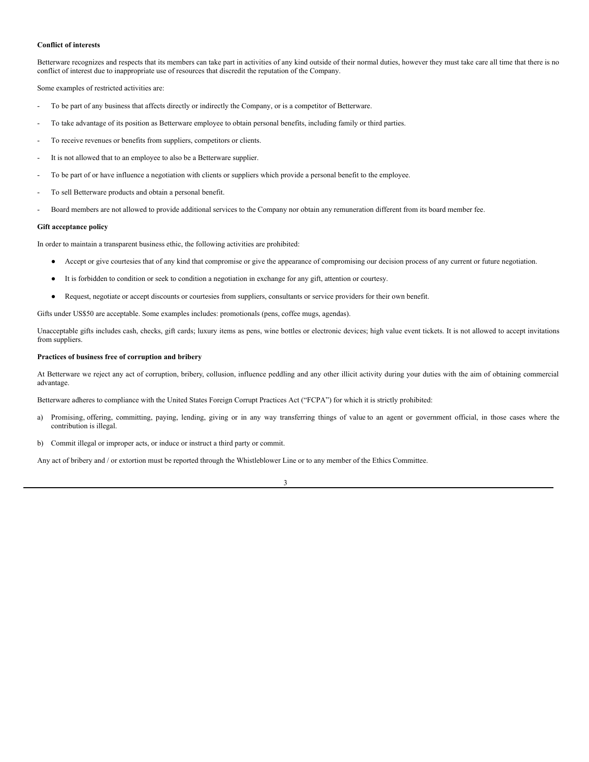**Conflict of interests**

Betterware recognizes and respects that its members can take part in activities of any kind outside of their normal duties, however they must take care all time that there is no conflict of interest due to inappropriate use of resources that discredit the reputation of the Company.

Some examples of restricted activities are:

- To be part of any business that affects directly or indirectly the Company, or is a competitor of Betterware.
- To take advantage of its position as Betterware employee to obtain personal benefits, including family or third parties.
- To receive revenues or benefits from suppliers, competitors or clients.
- It is not allowed that to an employee to also be a Betterware supplier.
- To be part of or have influence a negotiation with clients or suppliers which provide a personal benefit to the employee.
- To sell Betterware products and obtain a personal benefit.
- Board members are not allowed to provide additional services to the Company nor obtain any remuneration different from its board member fee.

**Gift acceptance policy**

In order to maintain a transparent business ethic, the following activities are prohibited:

- Accept or give courtesies that of any kind that compromise or give the appearance of compromising our decision process of any current or future negotiation.
- It is forbidden to condition or seek to condition a negotiation in exchange for any gift, attention or courtesy.
- Request, negotiate or accept discounts or courtesies from suppliers, consultants or service providers for their own benefit.

Gifts under US$50 are acceptable. Some examples includes: promotionals (pens, coffee mugs, agendas).

Unacceptable gifts includes cash, checks, gift cards; luxury items as pens, wine bottles or electronic devices; high value event tickets. It is not allowed to accept invitations from suppliers.

**Practices of business free of corruption and bribery**

At Betterware we reject any act of corruption, bribery, collusion, influence peddling and any other illicit activity during your duties with the aim of obtaining commercial advantage.

Betterware adheres to compliance with the United States Foreign Corrupt Practices Act ("FCPA") for which it is strictly prohibited:

a) Promising, offering, committing, paying, lending, giving or in any way transferring things of value to an agent or government official, in those cases where the contribution is illegal.

b) Commit illegal or improper acts, or induce or instruct a third party or commit.

Any act of bribery and / or extortion must be reported through the Whistleblower Line or to any member of the Ethics Committee.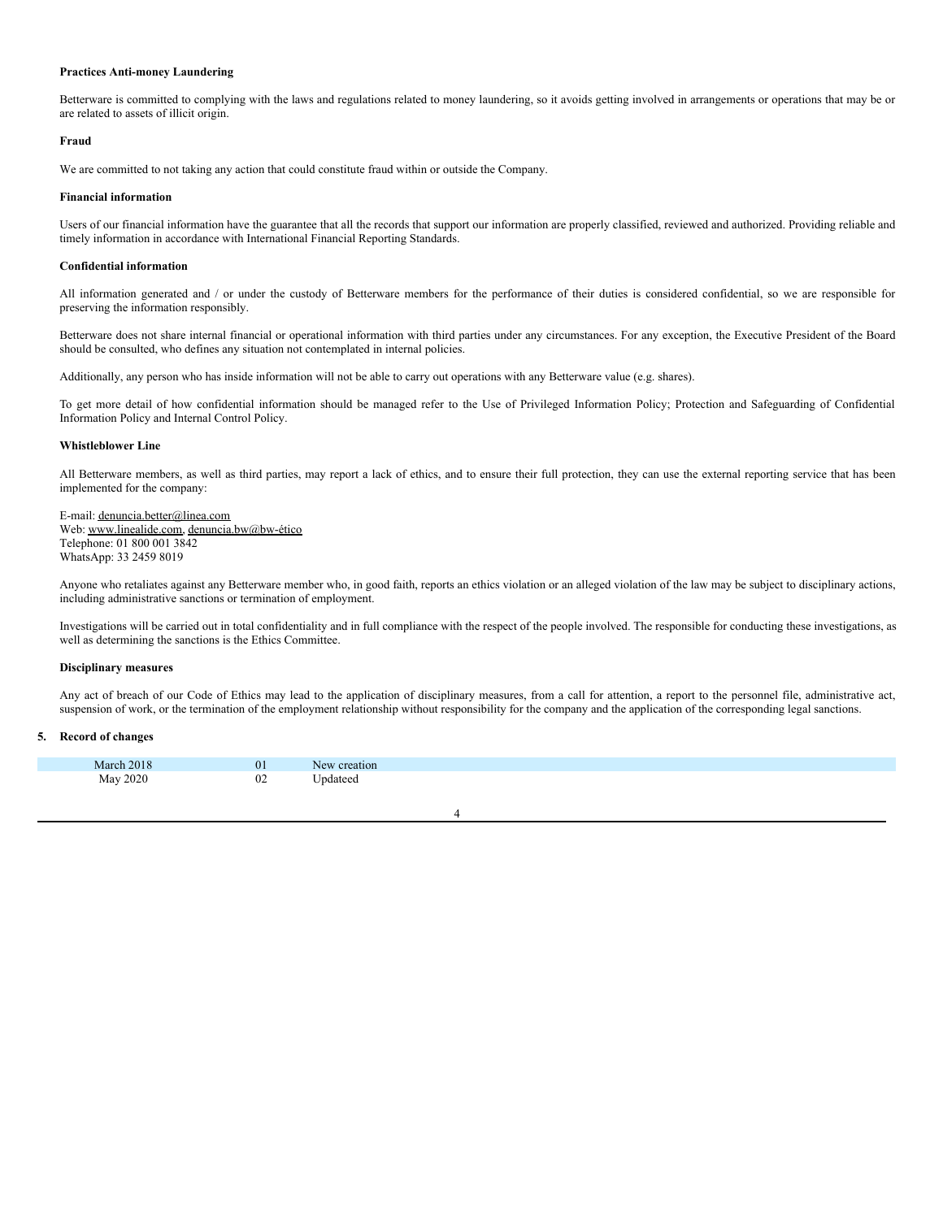**Practices Anti-money Laundering**

Betterware is committed to complying with the laws and regulations related to money laundering, so it avoids getting involved in arrangements or operations that may be or are related to assets of illicit origin.

**Fraud**

We are committed to not taking any action that could constitute fraud within or outside the Company.

**Financial information**

Users of our financial information have the guarantee that all the records that support our information are properly classified, reviewed and authorized. Providing reliable and timely information in accordance with International Financial Reporting Standards.

**Confidential information**

All information generated and / or under the custody of Betterware members for the performance of their duties is considered confidential, so we are responsible for preserving the information responsibly.

Betterware does not share internal financial or operational information with third parties under any circumstances. For any exception, the Executive President of the Board should be consulted, who defines any situation not contemplated in internal policies.

Additionally, any person who has inside information will not be able to carry out operations with any Betterware value (e.g. shares).

To get more detail of how confidential information should be managed refer to the Use of Privileged Information Policy; Protection and Safeguarding of Confidential Information Policy and Internal Control Policy.

**Whistleblower Line**

All Betterware members, as well as third parties, may report a lack of ethics, and to ensure their full protection, they can use the external reporting service that has been implemented for the company:

E-mail: denuncia.better@linea.com
Web: www.linealide.com, denuncia.bw@bw-ético
Telephone: 01 800 001 3842
WhatsApp: 33 2459 8019

Anyone who retaliates against any Betterware member who, in good faith, reports an ethics violation or an alleged violation of the law may be subject to disciplinary actions, including administrative sanctions or termination of employment.

Investigations will be carried out in total confidentiality and in full compliance with the respect of the people involved. The responsible for conducting these investigations, as well as determining the sanctions is the Ethics Committee.

**Disciplinary measures**

Any act of breach of our Code of Ethics may lead to the application of disciplinary measures, from a call for attention, a report to the personnel file, administrative act, suspension of work, or the termination of the employment relationship without responsibility for the company and the application of the corresponding legal sanctions.

**5. Record of changes**

| | | |
|---|---|---|
| March 2018 | 01 | New creation |
| May 2020 | 02 | Updateed |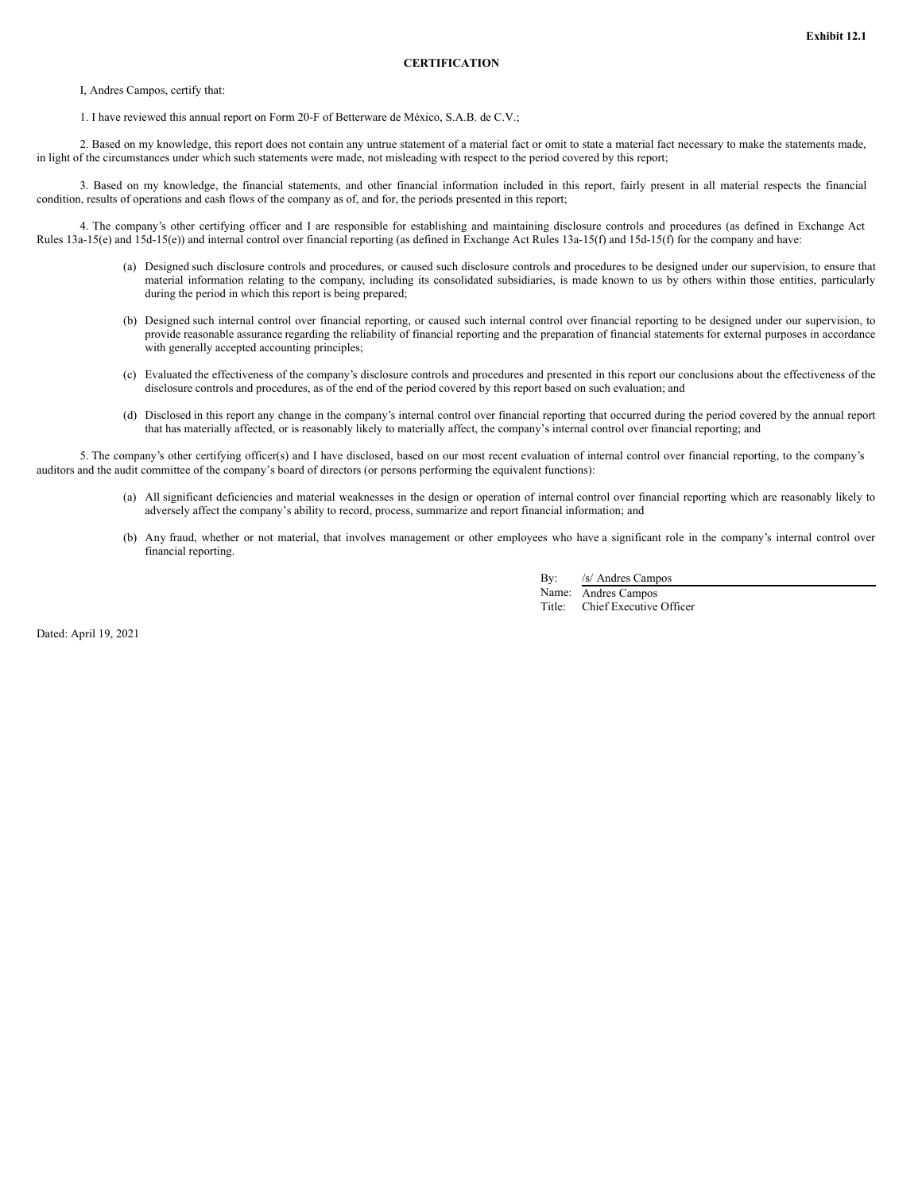**Exhibit 12.1**

**CERTIFICATION**

I, Andres Campos, certify that:

1. I have reviewed this annual report on Form 20-F of Betterware de México, S.A.B. de C.V.;

2. Based on my knowledge, this report does not contain any untrue statement of a material fact or omit to state a material fact necessary to make the statements made, in light of the circumstances under which such statements were made, not misleading with respect to the period covered by this report;

3. Based on my knowledge, the financial statements, and other financial information included in this report, fairly present in all material respects the financial condition, results of operations and cash flows of the company as of, and for, the periods presented in this report;

4. The company's other certifying officer and I are responsible for establishing and maintaining disclosure controls and procedures (as defined in Exchange Act Rules 13a-15(e) and 15d-15(e)) and internal control over financial reporting (as defined in Exchange Act Rules 13a-15(f) and 15d-15(f) for the company and have:

(a) Designed such disclosure controls and procedures, or caused such disclosure controls and procedures to be designed under our supervision, to ensure that material information relating to the company, including its consolidated subsidiaries, is made known to us by others within those entities, particularly during the period in which this report is being prepared;

(b) Designed such internal control over financial reporting, or caused such internal control over financial reporting to be designed under our supervision, to provide reasonable assurance regarding the reliability of financial reporting and the preparation of financial statements for external purposes in accordance with generally accepted accounting principles;

(c) Evaluated the effectiveness of the company's disclosure controls and procedures and presented in this report our conclusions about the effectiveness of the disclosure controls and procedures, as of the end of the period covered by this report based on such evaluation; and

(d) Disclosed in this report any change in the company's internal control over financial reporting that occurred during the period covered by the annual report that has materially affected, or is reasonably likely to materially affect, the company's internal control over financial reporting; and

5. The company's other certifying officer(s) and I have disclosed, based on our most recent evaluation of internal control over financial reporting, to the company's auditors and the audit committee of the company's board of directors (or persons performing the equivalent functions):

(a) All significant deficiencies and material weaknesses in the design or operation of internal control over financial reporting which are reasonably likely to adversely affect the company's ability to record, process, summarize and report financial information; and

(b) Any fraud, whether or not material, that involves management or other employees who have a significant role in the company's internal control over financial reporting.

By: /s/ Andres Campos
Name: Andres Campos
Title: Chief Executive Officer

Dated: April 19, 2021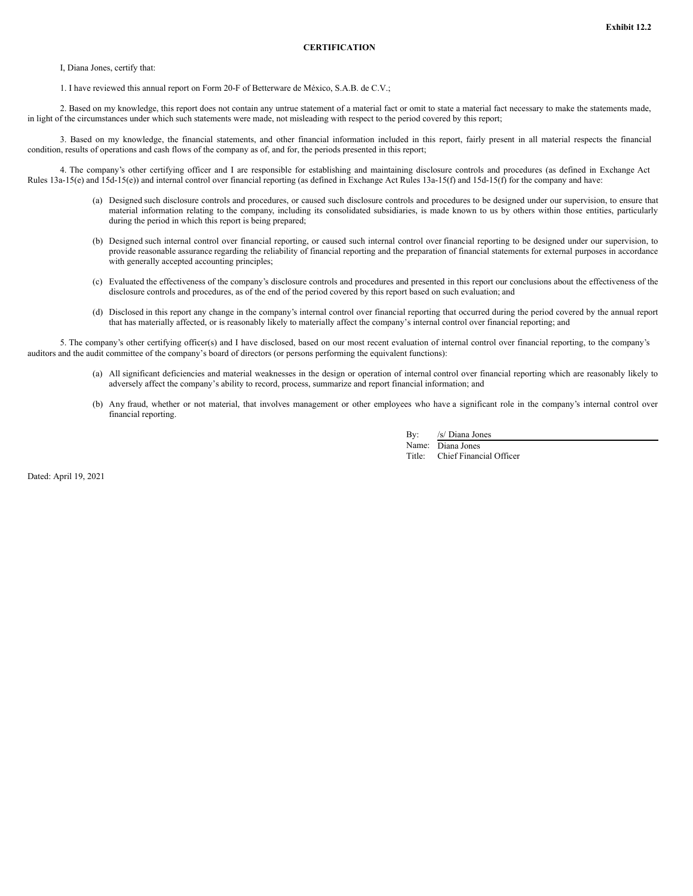**Exhibit 12.2**

**CERTIFICATION**

I, Diana Jones, certify that:

1. I have reviewed this annual report on Form 20-F of Betterware de México, S.A.B. de C.V.;

2. Based on my knowledge, this report does not contain any untrue statement of a material fact or omit to state a material fact necessary to make the statements made, in light of the circumstances under which such statements were made, not misleading with respect to the period covered by this report;

3. Based on my knowledge, the financial statements, and other financial information included in this report, fairly present in all material respects the financial condition, results of operations and cash flows of the company as of, and for, the periods presented in this report;

4. The company's other certifying officer and I are responsible for establishing and maintaining disclosure controls and procedures (as defined in Exchange Act Rules 13a-15(e) and 15d-15(e)) and internal control over financial reporting (as defined in Exchange Act Rules 13a-15(f) and 15d-15(f) for the company and have:

(a) Designed such disclosure controls and procedures, or caused such disclosure controls and procedures to be designed under our supervision, to ensure that material information relating to the company, including its consolidated subsidiaries, is made known to us by others within those entities, particularly during the period in which this report is being prepared;

(b) Designed such internal control over financial reporting, or caused such internal control over financial reporting to be designed under our supervision, to provide reasonable assurance regarding the reliability of financial reporting and the preparation of financial statements for external purposes in accordance with generally accepted accounting principles;

(c) Evaluated the effectiveness of the company's disclosure controls and procedures and presented in this report our conclusions about the effectiveness of the disclosure controls and procedures, as of the end of the period covered by this report based on such evaluation; and

(d) Disclosed in this report any change in the company's internal control over financial reporting that occurred during the period covered by the annual report that has materially affected, or is reasonably likely to materially affect the company's internal control over financial reporting; and

5. The company's other certifying officer(s) and I have disclosed, based on our most recent evaluation of internal control over financial reporting, to the company's auditors and the audit committee of the company's board of directors (or persons performing the equivalent functions):

(a) All significant deficiencies and material weaknesses in the design or operation of internal control over financial reporting which are reasonably likely to adversely affect the company's ability to record, process, summarize and report financial information; and

(b) Any fraud, whether or not material, that involves management or other employees who have a significant role in the company's internal control over financial reporting.

By: /s/ Diana Jones
Name: Diana Jones
Title: Chief Financial Officer

Dated: April 19, 2021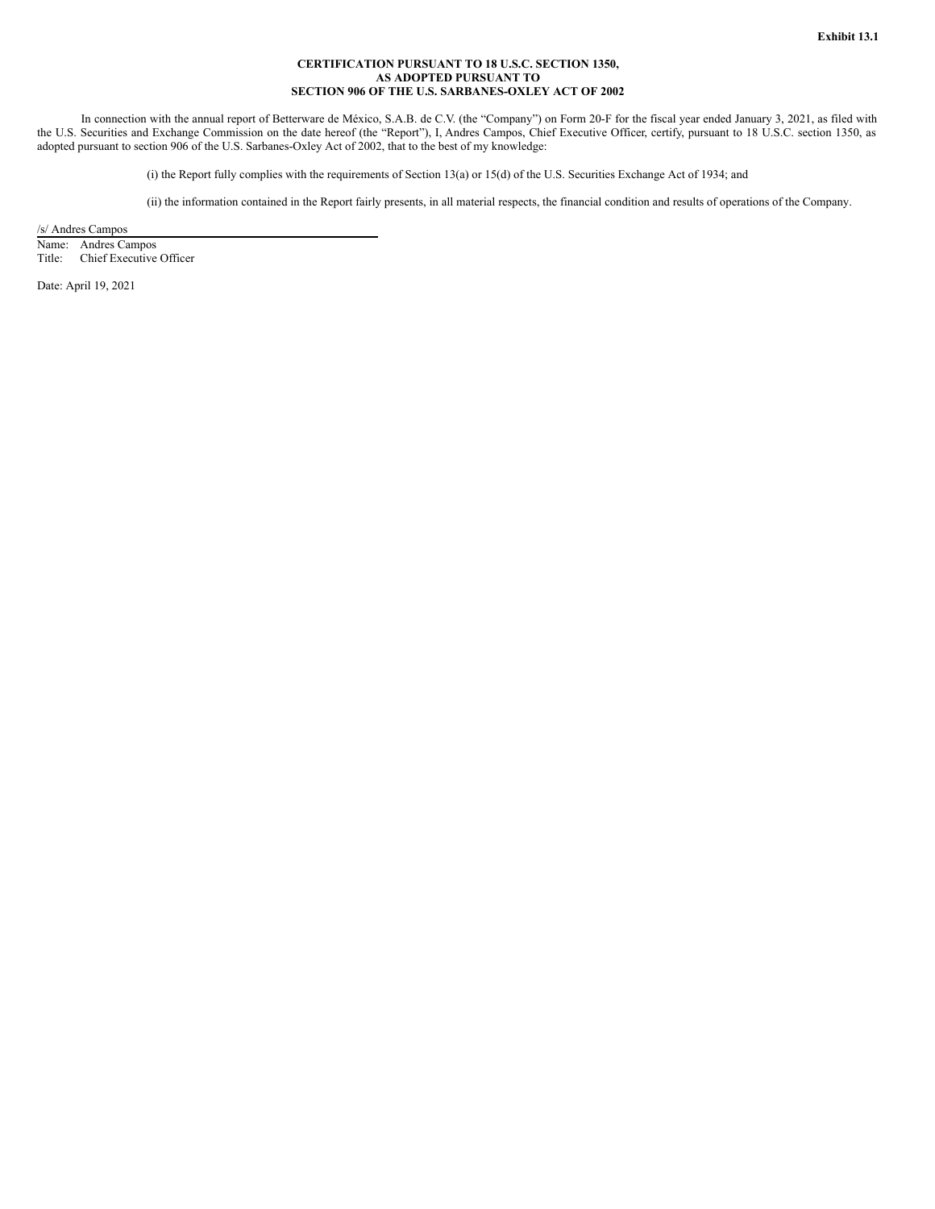**Exhibit 13.1**

**CERTIFICATION PURSUANT TO 18 U.S.C. SECTION 1350,
AS ADOPTED PURSUANT TO
SECTION 906 OF THE U.S. SARBANES-OXLEY ACT OF 2002**

In connection with the annual report of Betterware de México, S.A.B. de C.V. (the "Company") on Form 20-F for the fiscal year ended January 3, 2021, as filed with the U.S. Securities and Exchange Commission on the date hereof (the "Report"), I, Andres Campos, Chief Executive Officer, certify, pursuant to 18 U.S.C. section 1350, as adopted pursuant to section 906 of the U.S. Sarbanes-Oxley Act of 2002, that to the best of my knowledge:

(i) the Report fully complies with the requirements of Section 13(a) or 15(d) of the U.S. Securities Exchange Act of 1934; and

(ii) the information contained in the Report fairly presents, in all material respects, the financial condition and results of operations of the Company.

/s/ Andres Campos

Name: Andres Campos
Title: Chief Executive Officer

Date: April 19, 2021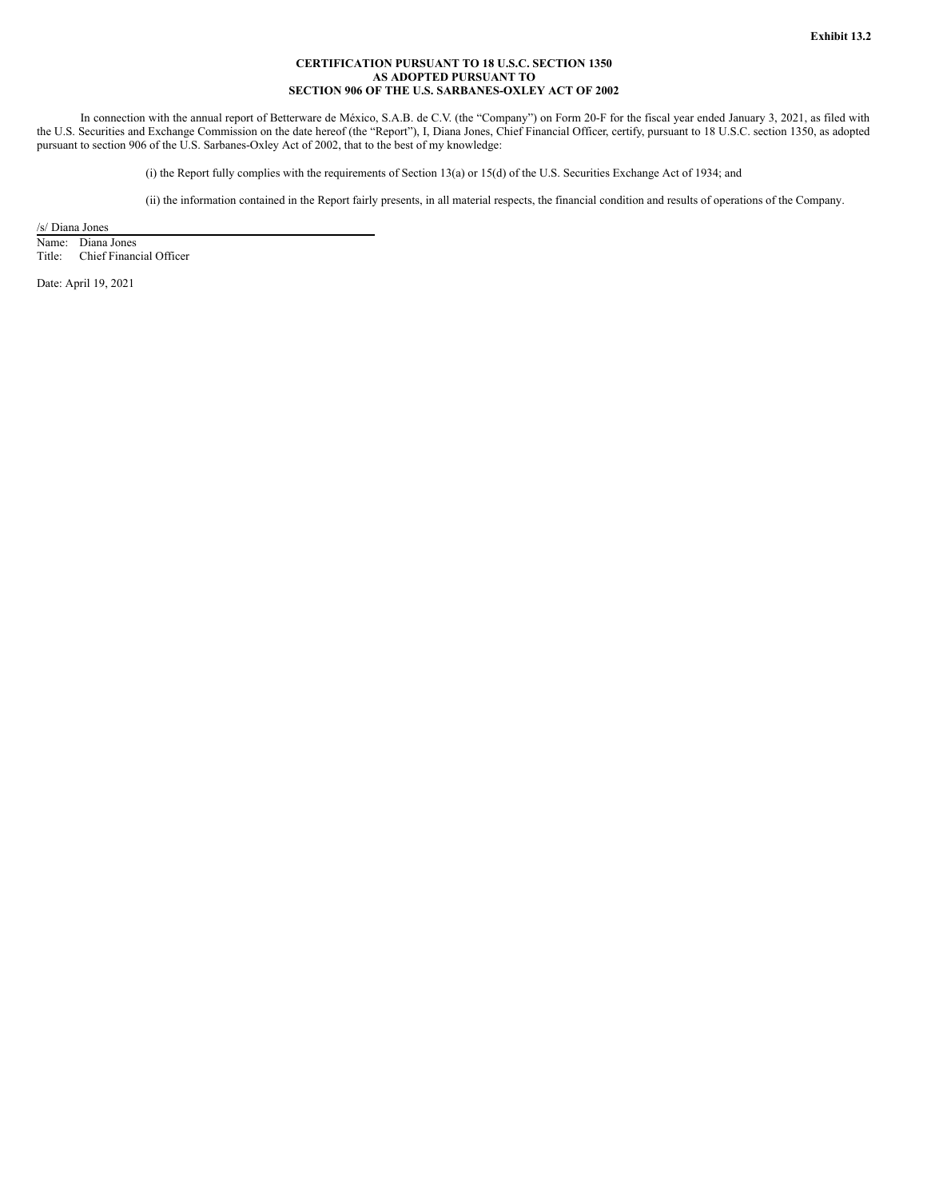**Exhibit 13.2**

**CERTIFICATION PURSUANT TO 18 U.S.C. SECTION 1350**
**AS ADOPTED PURSUANT TO**
**SECTION 906 OF THE U.S. SARBANES-OXLEY ACT OF 2002**

In connection with the annual report of Betterware de México, S.A.B. de C.V. (the "Company") on Form 20-F for the fiscal year ended January 3, 2021, as filed with the U.S. Securities and Exchange Commission on the date hereof (the "Report"), I, Diana Jones, Chief Financial Officer, certify, pursuant to 18 U.S.C. section 1350, as adopted pursuant to section 906 of the U.S. Sarbanes-Oxley Act of 2002, that to the best of my knowledge:

(i) the Report fully complies with the requirements of Section 13(a) or 15(d) of the U.S. Securities Exchange Act of 1934; and

(ii) the information contained in the Report fairly presents, in all material respects, the financial condition and results of operations of the Company.

/s/ Diana Jones

Name: Diana Jones
Title: Chief Financial Officer

Date: April 19, 2021